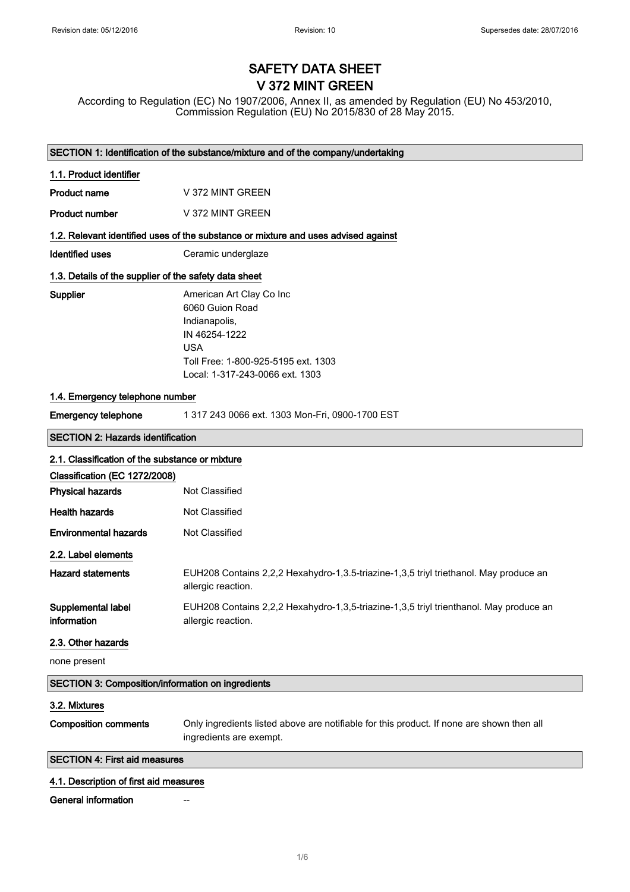# SAFETY DATA SHEET
# V 372 MINT GREEN

According to Regulation (EC) No 1907/2006, Annex II, as amended by Regulation (EU) No 453/2010, Commission Regulation (EU) No 2015/830 of 28 May 2015.

## SECTION 1: Identification of the substance/mixture and of the company/undertaking

### 1.1. Product identifier

**Product name** V 372 MINT GREEN

**Product number** V 372 MINT GREEN

### 1.2. Relevant identified uses of the substance or mixture and uses advised against

**Identified uses** Ceramic underglaze

### 1.3. Details of the supplier of the safety data sheet

**Supplier**
American Art Clay Co Inc
6060 Guion Road
Indianapolis,
IN 46254-1222
USA
Toll Free: 1-800-925-5195 ext. 1303
Local: 1-317-243-0066 ext. 1303

### 1.4. Emergency telephone number

**Emergency telephone** 1 317 243 0066 ext. 1303 Mon-Fri, 0900-1700 EST

## SECTION 2: Hazards identification

### 2.1. Classification of the substance or mixture

**Classification (EC 1272/2008)**

**Physical hazards** Not Classified

**Health hazards** Not Classified

**Environmental hazards** Not Classified

### 2.2. Label elements

**Hazard statements** EUH208 Contains 2,2,2 Hexahydro-1,3.5-triazine-1,3,5 triyl triethanol. May produce an allergic reaction.

**Supplemental label information** EUH208 Contains 2,2,2 Hexahydro-1,3,5-triazine-1,3,5 triyl trienthanol. May produce an allergic reaction.

### 2.3. Other hazards

none present

## SECTION 3: Composition/information on ingredients

### 3.2. Mixtures

**Composition comments** Only ingredients listed above are notifiable for this product. If none are shown then all ingredients are exempt.

## SECTION 4: First aid measures

### 4.1. Description of first aid measures

**General information** --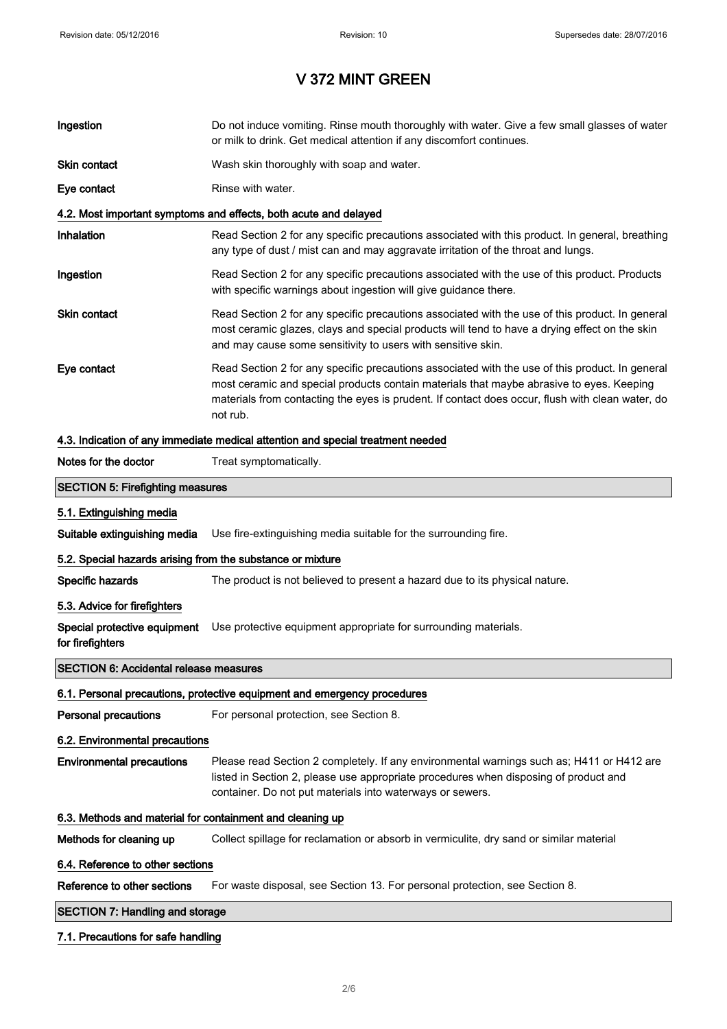# V 372 MINT GREEN

**Ingestion** Do not induce vomiting. Rinse mouth thoroughly with water. Give a few small glasses of water or milk to drink. Get medical attention if any discomfort continues.

**Skin contact** Wash skin thoroughly with soap and water.

**Eye contact** Rinse with water.

### 4.2. Most important symptoms and effects, both acute and delayed

**Inhalation** Read Section 2 for any specific precautions associated with this product. In general, breathing any type of dust / mist can and may aggravate irritation of the throat and lungs.

**Ingestion** Read Section 2 for any specific precautions associated with the use of this product. Products with specific warnings about ingestion will give guidance there.

**Skin contact** Read Section 2 for any specific precautions associated with the use of this product. In general most ceramic glazes, clays and special products will tend to have a drying effect on the skin and may cause some sensitivity to users with sensitive skin.

**Eye contact** Read Section 2 for any specific precautions associated with the use of this product. In general most ceramic and special products contain materials that maybe abrasive to eyes. Keeping materials from contacting the eyes is prudent. If contact does occur, flush with clean water, do not rub.

### 4.3. Indication of any immediate medical attention and special treatment needed

**Notes for the doctor** Treat symptomatically.

## SECTION 5: Firefighting measures

### 5.1. Extinguishing media

**Suitable extinguishing media** Use fire-extinguishing media suitable for the surrounding fire.

### 5.2. Special hazards arising from the substance or mixture

**Specific hazards** The product is not believed to present a hazard due to its physical nature.

### 5.3. Advice for firefighters

**Special protective equipment for firefighters** Use protective equipment appropriate for surrounding materials.

## SECTION 6: Accidental release measures

### 6.1. Personal precautions, protective equipment and emergency procedures

**Personal precautions** For personal protection, see Section 8.

### 6.2. Environmental precautions

**Environmental precautions** Please read Section 2 completely. If any environmental warnings such as; H411 or H412 are listed in Section 2, please use appropriate procedures when disposing of product and container. Do not put materials into waterways or sewers.

### 6.3. Methods and material for containment and cleaning up

**Methods for cleaning up** Collect spillage for reclamation or absorb in vermiculite, dry sand or similar material

### 6.4. Reference to other sections

**Reference to other sections** For waste disposal, see Section 13. For personal protection, see Section 8.

## SECTION 7: Handling and storage

### 7.1. Precautions for safe handling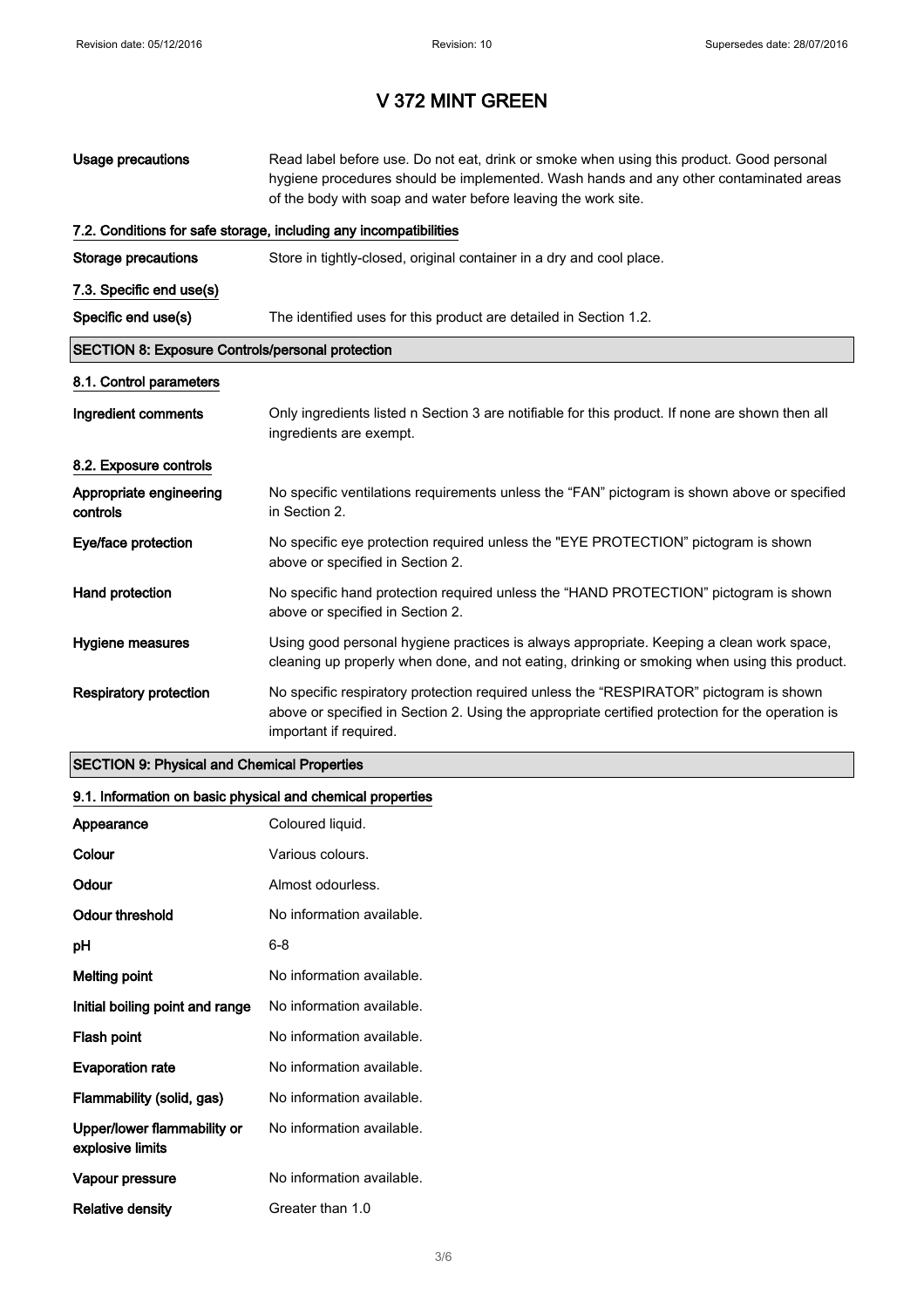# V 372 MINT GREEN

| | |
|---|---|
| **Usage precautions** | Read label before use. Do not eat, drink or smoke when using this product. Good personal hygiene procedures should be implemented. Wash hands and any other contaminated areas of the body with soap and water before leaving the work site. |

### 7.2. Conditions for safe storage, including any incompatibilities

| | |
|---|---|
| **Storage precautions** | Store in tightly-closed, original container in a dry and cool place. |

### 7.3. Specific end use(s)

| | |
|---|---|
| **Specific end use(s)** | The identified uses for this product are detailed in Section 1.2. |

## SECTION 8: Exposure Controls/personal protection

### 8.1. Control parameters

| | |
|---|---|
| **Ingredient comments** | Only ingredients listed n Section 3 are notifiable for this product. If none are shown then all ingredients are exempt. |

### 8.2. Exposure controls

| | |
|---|---|
| **Appropriate engineering controls** | No specific ventilations requirements unless the "FAN" pictogram is shown above or specified in Section 2. |
| **Eye/face protection** | No specific eye protection required unless the "EYE PROTECTION" pictogram is shown above or specified in Section 2. |
| **Hand protection** | No specific hand protection required unless the "HAND PROTECTION" pictogram is shown above or specified in Section 2. |
| **Hygiene measures** | Using good personal hygiene practices is always appropriate. Keeping a clean work space, cleaning up properly when done, and not eating, drinking or smoking when using this product. |
| **Respiratory protection** | No specific respiratory protection required unless the "RESPIRATOR" pictogram is shown above or specified in Section 2. Using the appropriate certified protection for the operation is important if required. |

## SECTION 9: Physical and Chemical Properties

### 9.1. Information on basic physical and chemical properties

| | |
|---|---|
| **Appearance** | Coloured liquid. |
| **Colour** | Various colours. |
| **Odour** | Almost odourless. |
| **Odour threshold** | No information available. |
| **pH** | 6-8 |
| **Melting point** | No information available. |
| **Initial boiling point and range** | No information available. |
| **Flash point** | No information available. |
| **Evaporation rate** | No information available. |
| **Flammability (solid, gas)** | No information available. |
| **Upper/lower flammability or explosive limits** | No information available. |
| **Vapour pressure** | No information available. |
| **Relative density** | Greater than 1.0 |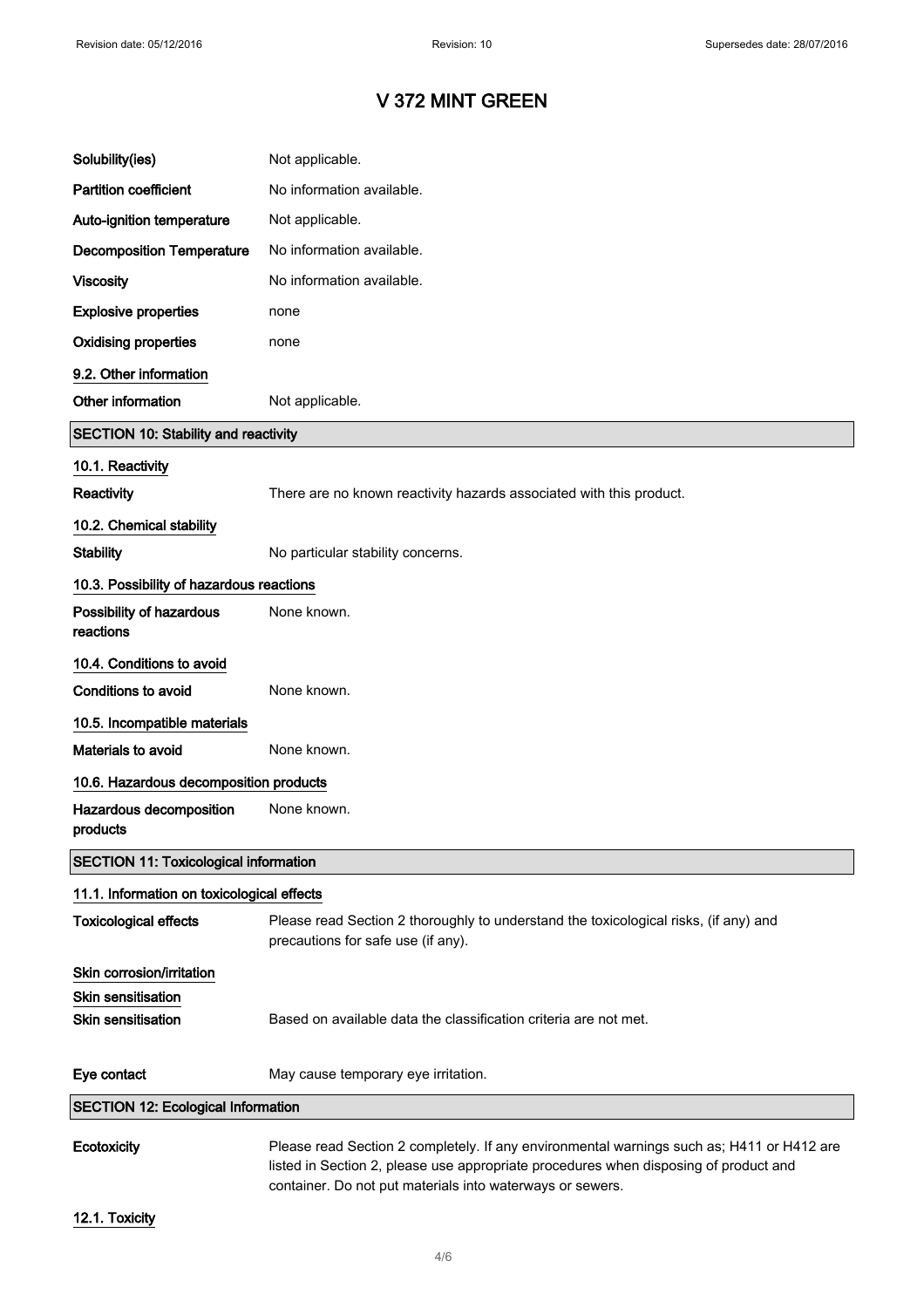# V 372 MINT GREEN

| | |
|---|---|
| **Solubility(ies)** | Not applicable. |
| **Partition coefficient** | No information available. |
| **Auto-ignition temperature** | Not applicable. |
| **Decomposition Temperature** | No information available. |
| **Viscosity** | No information available. |
| **Explosive properties** | none |
| **Oxidising properties** | none |

### 9.2. Other information

| | |
|---|---|
| **Other information** | Not applicable. |

## SECTION 10: Stability and reactivity

### 10.1. Reactivity

| | |
|---|---|
| **Reactivity** | There are no known reactivity hazards associated with this product. |

### 10.2. Chemical stability

| | |
|---|---|
| **Stability** | No particular stability concerns. |

### 10.3. Possibility of hazardous reactions

| | |
|---|---|
| **Possibility of hazardous reactions** | None known. |

### 10.4. Conditions to avoid

| | |
|---|---|
| **Conditions to avoid** | None known. |

### 10.5. Incompatible materials

| | |
|---|---|
| **Materials to avoid** | None known. |

### 10.6. Hazardous decomposition products

| | |
|---|---|
| **Hazardous decomposition products** | None known. |

## SECTION 11: Toxicological information

### 11.1. Information on toxicological effects

| | |
|---|---|
| **Toxicological effects** | Please read Section 2 thoroughly to understand the toxicological risks, (if any) and precautions for safe use (if any). |

**Skin corrosion/irritation**

**Skin sensitisation**

| | |
|---|---|
| **Skin sensitisation** | Based on available data the classification criteria are not met. |
| **Eye contact** | May cause temporary eye irritation. |

## SECTION 12: Ecological Information

| | |
|---|---|
| **Ecotoxicity** | Please read Section 2 completely. If any environmental warnings such as; H411 or H412 are listed in Section 2, please use appropriate procedures when disposing of product and container. Do not put materials into waterways or sewers. |

### 12.1. Toxicity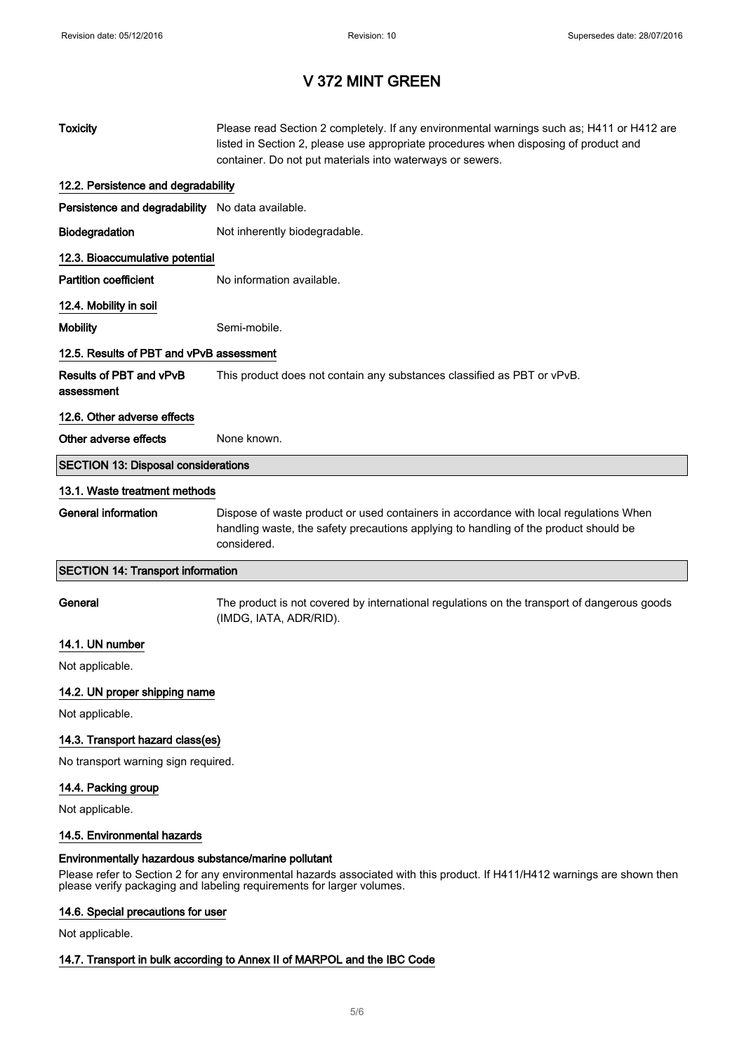# V 372 MINT GREEN

| | |
|---|---|
| **Toxicity** | Please read Section 2 completely. If any environmental warnings such as; H411 or H412 are listed in Section 2, please use appropriate procedures when disposing of product and container. Do not put materials into waterways or sewers. |

### 12.2. Persistence and degradability

| | |
|---|---|
| **Persistence and degradability** | No data available. |
| **Biodegradation** | Not inherently biodegradable. |

### 12.3. Bioaccumulative potential

| | |
|---|---|
| **Partition coefficient** | No information available. |

### 12.4. Mobility in soil

| | |
|---|---|
| **Mobility** | Semi-mobile. |

### 12.5. Results of PBT and vPvB assessment

| | |
|---|---|
| **Results of PBT and vPvB assessment** | This product does not contain any substances classified as PBT or vPvB. |

### 12.6. Other adverse effects

| | |
|---|---|
| **Other adverse effects** | None known. |

## SECTION 13: Disposal considerations

### 13.1. Waste treatment methods

| | |
|---|---|
| **General information** | Dispose of waste product or used containers in accordance with local regulations When handling waste, the safety precautions applying to handling of the product should be considered. |

## SECTION 14: Transport information

| | |
|---|---|
| **General** | The product is not covered by international regulations on the transport of dangerous goods (IMDG, IATA, ADR/RID). |

### 14.1. UN number

Not applicable.

### 14.2. UN proper shipping name

Not applicable.

### 14.3. Transport hazard class(es)

No transport warning sign required.

### 14.4. Packing group

Not applicable.

### 14.5. Environmental hazards

**Environmentally hazardous substance/marine pollutant**

Please refer to Section 2 for any environmental hazards associated with this product. If H411/H412 warnings are shown then please verify packaging and labeling requirements for larger volumes.

### 14.6. Special precautions for user

Not applicable.

### 14.7. Transport in bulk according to Annex II of MARPOL and the IBC Code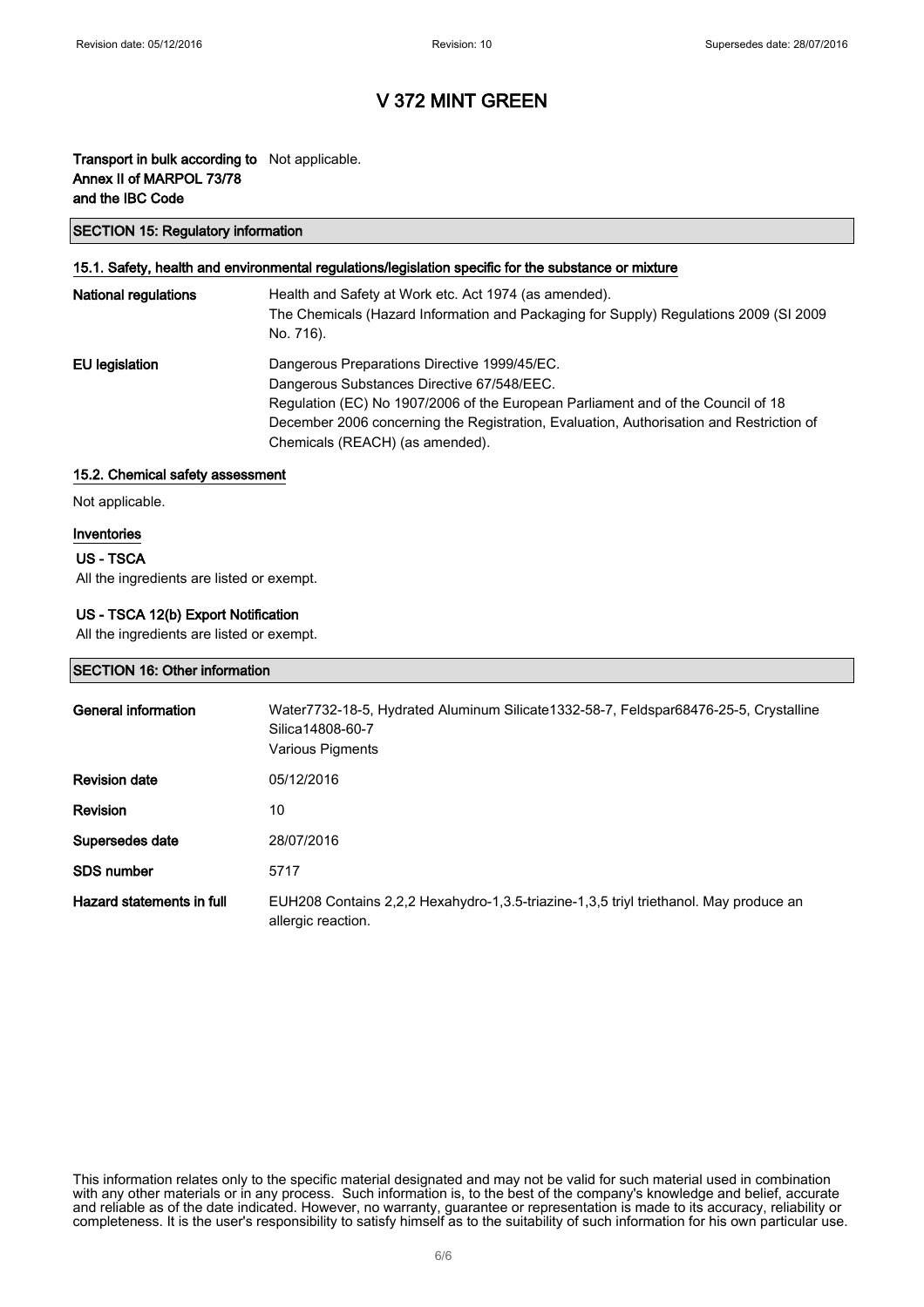# V 372 MINT GREEN

| | |
|---|---|
| **Transport in bulk according to Annex II of MARPOL 73/78 and the IBC Code** | Not applicable. |

## SECTION 15: Regulatory information

### 15.1. Safety, health and environmental regulations/legislation specific for the substance or mixture

| | |
|---|---|
| **National regulations** | Health and Safety at Work etc. Act 1974 (as amended).<br>The Chemicals (Hazard Information and Packaging for Supply) Regulations 2009 (SI 2009 No. 716). |
| **EU legislation** | Dangerous Preparations Directive 1999/45/EC.<br>Dangerous Substances Directive 67/548/EEC.<br>Regulation (EC) No 1907/2006 of the European Parliament and of the Council of 18 December 2006 concerning the Registration, Evaluation, Authorisation and Restriction of Chemicals (REACH) (as amended). |

### 15.2. Chemical safety assessment

Not applicable.

### Inventories

#### US - TSCA

All the ingredients are listed or exempt.

#### US - TSCA 12(b) Export Notification

All the ingredients are listed or exempt.

## SECTION 16: Other information

| | |
|---|---|
| **General information** | Water7732-18-5, Hydrated Aluminum Silicate1332-58-7, Feldspar68476-25-5, Crystalline Silica14808-60-7<br>Various Pigments |
| **Revision date** | 05/12/2016 |
| **Revision** | 10 |
| **Supersedes date** | 28/07/2016 |
| **SDS number** | 5717 |
| **Hazard statements in full** | EUH208 Contains 2,2,2 Hexahydro-1,3.5-triazine-1,3,5 triyl triethanol. May produce an allergic reaction. |

This information relates only to the specific material designated and may not be valid for such material used in combination with any other materials or in any process. Such information is, to the best of the company's knowledge and belief, accurate and reliable as of the date indicated. However, no warranty, guarantee or representation is made to its accuracy, reliability or completeness. It is the user's responsibility to satisfy himself as to the suitability of such information for his own particular use.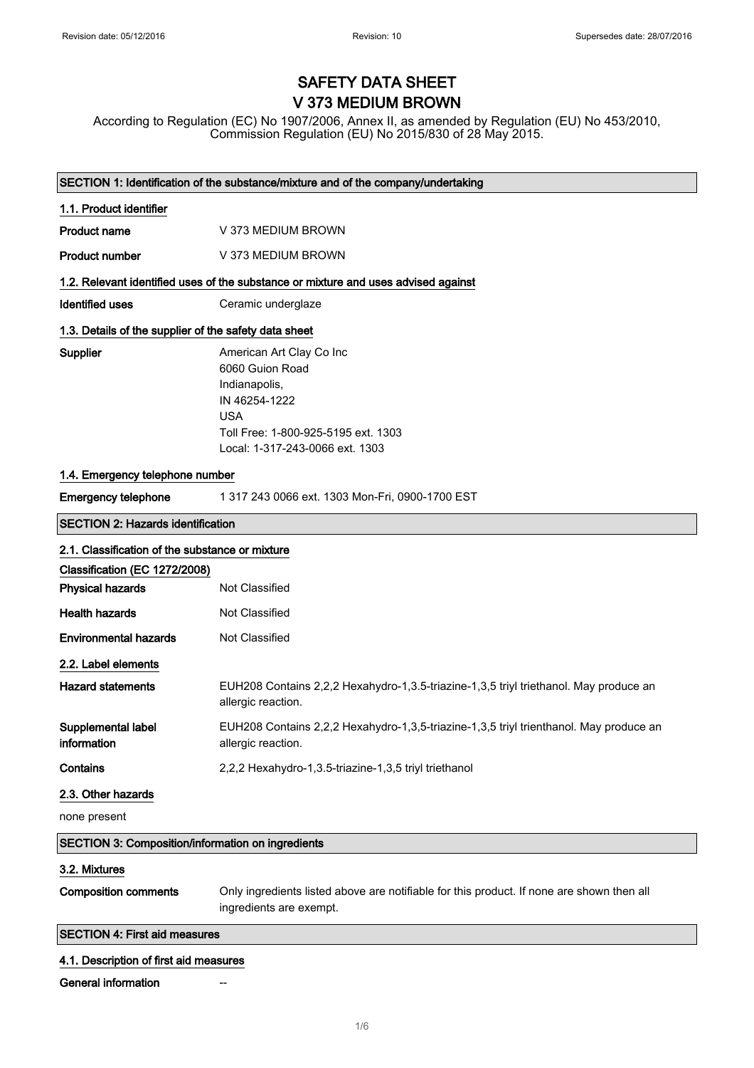# SAFETY DATA SHEET
# V 373 MEDIUM BROWN

According to Regulation (EC) No 1907/2006, Annex II, as amended by Regulation (EU) No 453/2010, Commission Regulation (EU) No 2015/830 of 28 May 2015.

## SECTION 1: Identification of the substance/mixture and of the company/undertaking

### 1.1. Product identifier

**Product name** V 373 MEDIUM BROWN

**Product number** V 373 MEDIUM BROWN

### 1.2. Relevant identified uses of the substance or mixture and uses advised against

**Identified uses** Ceramic underglaze

### 1.3. Details of the supplier of the safety data sheet

**Supplier**
American Art Clay Co Inc
6060 Guion Road
Indianapolis,
IN 46254-1222
USA
Toll Free: 1-800-925-5195 ext. 1303
Local: 1-317-243-0066 ext. 1303

### 1.4. Emergency telephone number

**Emergency telephone** 1 317 243 0066 ext. 1303 Mon-Fri, 0900-1700 EST

## SECTION 2: Hazards identification

### 2.1. Classification of the substance or mixture

**Classification (EC 1272/2008)**

**Physical hazards** Not Classified

**Health hazards** Not Classified

**Environmental hazards** Not Classified

### 2.2. Label elements

**Hazard statements** EUH208 Contains 2,2,2 Hexahydro-1,3.5-triazine-1,3,5 triyl triethanol. May produce an allergic reaction.

**Supplemental label information** EUH208 Contains 2,2,2 Hexahydro-1,3,5-triazine-1,3,5 triyl trienthanol. May produce an allergic reaction.

**Contains** 2,2,2 Hexahydro-1,3.5-triazine-1,3,5 triyl triethanol

### 2.3. Other hazards

none present

## SECTION 3: Composition/information on ingredients

### 3.2. Mixtures

**Composition comments** Only ingredients listed above are notifiable for this product. If none are shown then all ingredients are exempt.

## SECTION 4: First aid measures

### 4.1. Description of first aid measures

**General information** --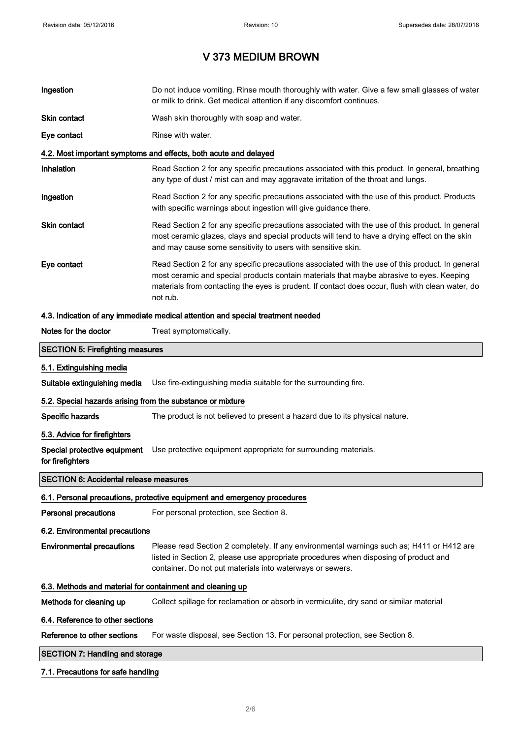# V 373 MEDIUM BROWN

| | |
|---|---|
| **Ingestion** | Do not induce vomiting. Rinse mouth thoroughly with water. Give a few small glasses of water or milk to drink. Get medical attention if any discomfort continues. |
| **Skin contact** | Wash skin thoroughly with soap and water. |
| **Eye contact** | Rinse with water. |

### 4.2. Most important symptoms and effects, both acute and delayed

| | |
|---|---|
| **Inhalation** | Read Section 2 for any specific precautions associated with this product. In general, breathing any type of dust / mist can and may aggravate irritation of the throat and lungs. |
| **Ingestion** | Read Section 2 for any specific precautions associated with the use of this product. Products with specific warnings about ingestion will give guidance there. |
| **Skin contact** | Read Section 2 for any specific precautions associated with the use of this product. In general most ceramic glazes, clays and special products will tend to have a drying effect on the skin and may cause some sensitivity to users with sensitive skin. |
| **Eye contact** | Read Section 2 for any specific precautions associated with the use of this product. In general most ceramic and special products contain materials that maybe abrasive to eyes. Keeping materials from contacting the eyes is prudent. If contact does occur, flush with clean water, do not rub. |

### 4.3. Indication of any immediate medical attention and special treatment needed

| | |
|---|---|
| **Notes for the doctor** | Treat symptomatically. |

## SECTION 5: Firefighting measures

### 5.1. Extinguishing media

| | |
|---|---|
| **Suitable extinguishing media** | Use fire-extinguishing media suitable for the surrounding fire. |

### 5.2. Special hazards arising from the substance or mixture

| | |
|---|---|
| **Specific hazards** | The product is not believed to present a hazard due to its physical nature. |

### 5.3. Advice for firefighters

| | |
|---|---|
| **Special protective equipment for firefighters** | Use protective equipment appropriate for surrounding materials. |

## SECTION 6: Accidental release measures

### 6.1. Personal precautions, protective equipment and emergency procedures

| | |
|---|---|
| **Personal precautions** | For personal protection, see Section 8. |

### 6.2. Environmental precautions

| | |
|---|---|
| **Environmental precautions** | Please read Section 2 completely. If any environmental warnings such as; H411 or H412 are listed in Section 2, please use appropriate procedures when disposing of product and container. Do not put materials into waterways or sewers. |

### 6.3. Methods and material for containment and cleaning up

| | |
|---|---|
| **Methods for cleaning up** | Collect spillage for reclamation or absorb in vermiculite, dry sand or similar material |

### 6.4. Reference to other sections

| | |
|---|---|
| **Reference to other sections** | For waste disposal, see Section 13. For personal protection, see Section 8. |

## SECTION 7: Handling and storage

### 7.1. Precautions for safe handling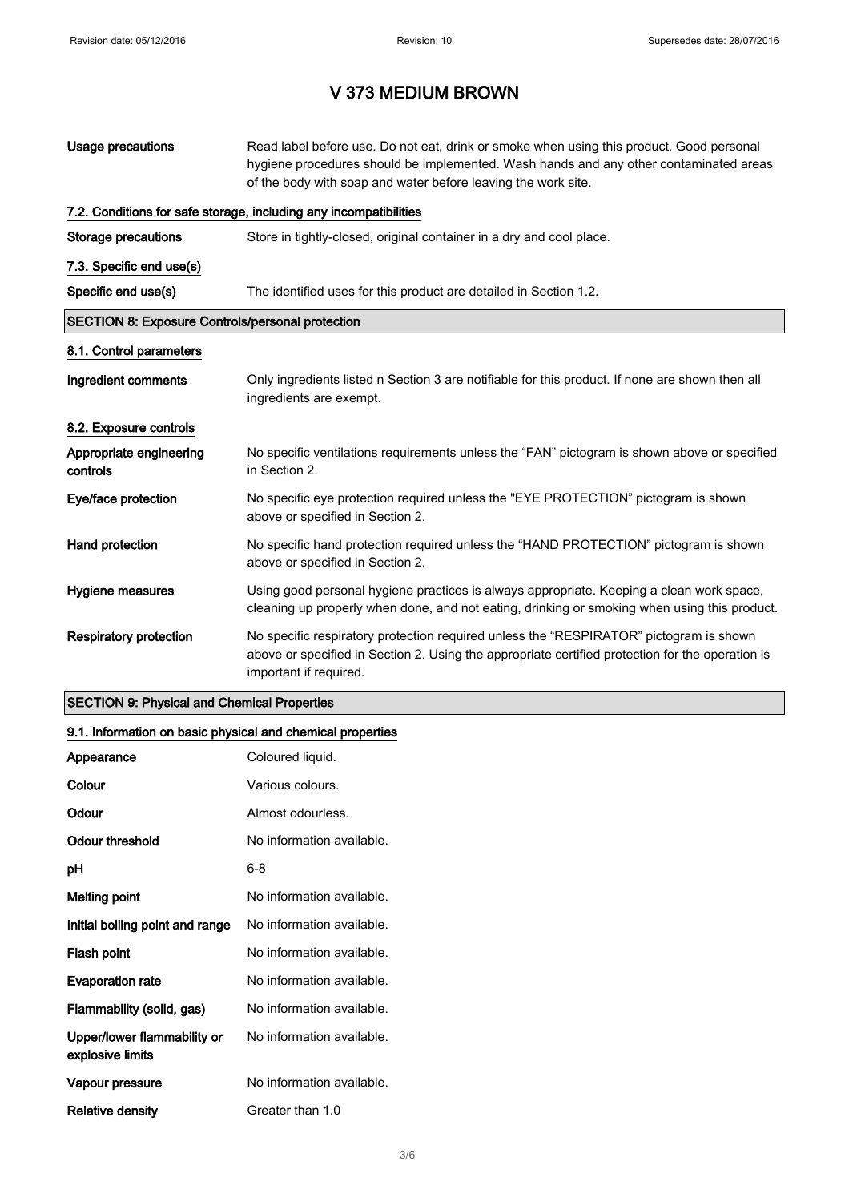# V 373 MEDIUM BROWN

| | |
|---|---|
| **Usage precautions** | Read label before use. Do not eat, drink or smoke when using this product. Good personal hygiene procedures should be implemented. Wash hands and any other contaminated areas of the body with soap and water before leaving the work site. |

### 7.2. Conditions for safe storage, including any incompatibilities

| | |
|---|---|
| **Storage precautions** | Store in tightly-closed, original container in a dry and cool place. |

### 7.3. Specific end use(s)

| | |
|---|---|
| **Specific end use(s)** | The identified uses for this product are detailed in Section 1.2. |

## SECTION 8: Exposure Controls/personal protection

### 8.1. Control parameters

| | |
|---|---|
| **Ingredient comments** | Only ingredients listed n Section 3 are notifiable for this product. If none are shown then all ingredients are exempt. |

### 8.2. Exposure controls

| | |
|---|---|
| **Appropriate engineering controls** | No specific ventilations requirements unless the "FAN" pictogram is shown above or specified in Section 2. |
| **Eye/face protection** | No specific eye protection required unless the "EYE PROTECTION" pictogram is shown above or specified in Section 2. |
| **Hand protection** | No specific hand protection required unless the "HAND PROTECTION" pictogram is shown above or specified in Section 2. |
| **Hygiene measures** | Using good personal hygiene practices is always appropriate. Keeping a clean work space, cleaning up properly when done, and not eating, drinking or smoking when using this product. |
| **Respiratory protection** | No specific respiratory protection required unless the "RESPIRATOR" pictogram is shown above or specified in Section 2. Using the appropriate certified protection for the operation is important if required. |

## SECTION 9: Physical and Chemical Properties

### 9.1. Information on basic physical and chemical properties

| | |
|---|---|
| **Appearance** | Coloured liquid. |
| **Colour** | Various colours. |
| **Odour** | Almost odourless. |
| **Odour threshold** | No information available. |
| **pH** | 6-8 |
| **Melting point** | No information available. |
| **Initial boiling point and range** | No information available. |
| **Flash point** | No information available. |
| **Evaporation rate** | No information available. |
| **Flammability (solid, gas)** | No information available. |
| **Upper/lower flammability or explosive limits** | No information available. |
| **Vapour pressure** | No information available. |
| **Relative density** | Greater than 1.0 |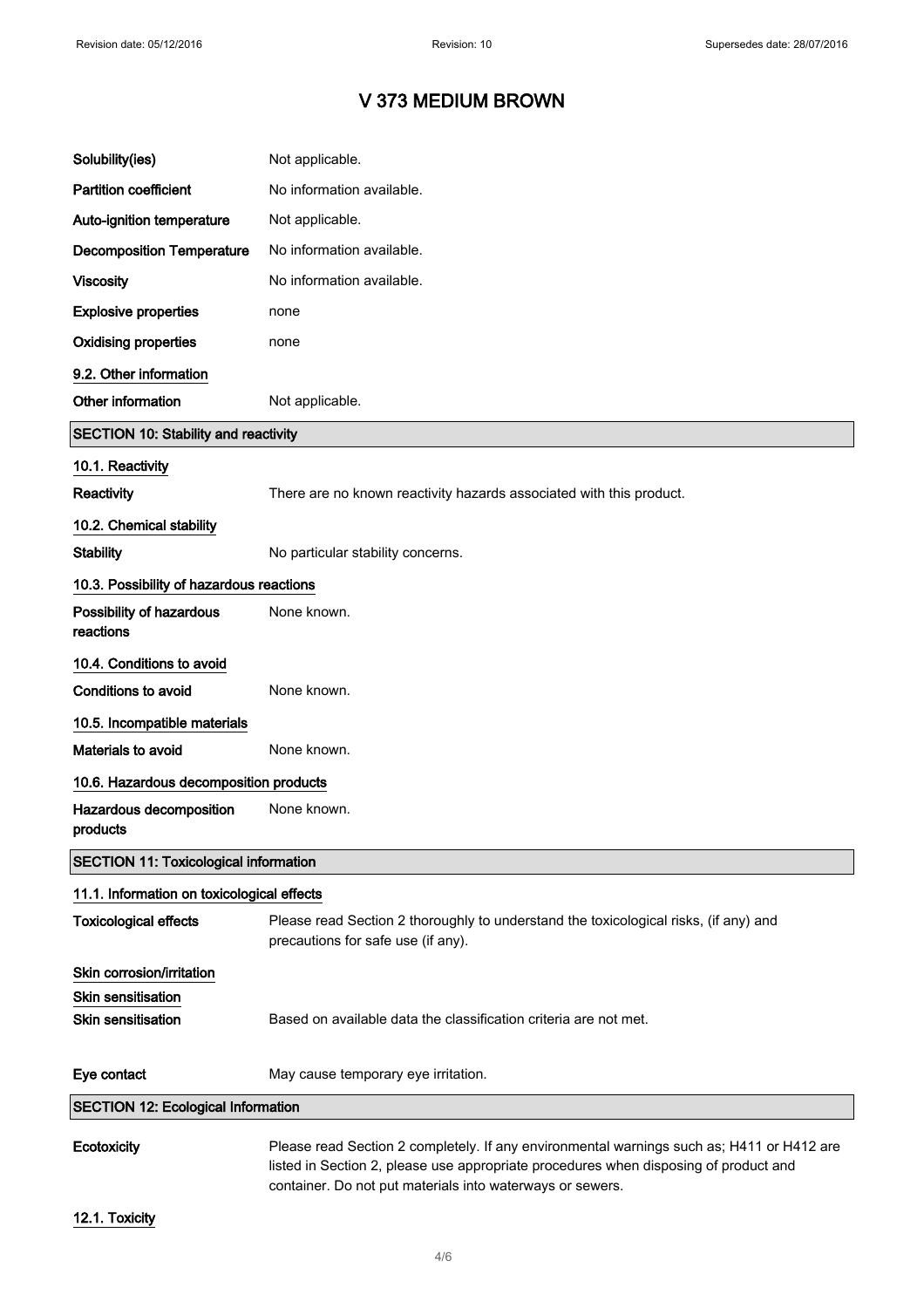# V 373 MEDIUM BROWN

| | |
|---|---|
| **Solubility(ies)** | Not applicable. |
| **Partition coefficient** | No information available. |
| **Auto-ignition temperature** | Not applicable. |
| **Decomposition Temperature** | No information available. |
| **Viscosity** | No information available. |
| **Explosive properties** | none |
| **Oxidising properties** | none |

### 9.2. Other information

| | |
|---|---|
| **Other information** | Not applicable. |

## SECTION 10: Stability and reactivity

### 10.1. Reactivity

**Reactivity** There are no known reactivity hazards associated with this product.

### 10.2. Chemical stability

**Stability** No particular stability concerns.

### 10.3. Possibility of hazardous reactions

**Possibility of hazardous reactions** None known.

### 10.4. Conditions to avoid

**Conditions to avoid** None known.

### 10.5. Incompatible materials

**Materials to avoid** None known.

### 10.6. Hazardous decomposition products

**Hazardous decomposition products** None known.

## SECTION 11: Toxicological information

### 11.1. Information on toxicological effects

**Toxicological effects** Please read Section 2 thoroughly to understand the toxicological risks, (if any) and precautions for safe use (if any).

**Skin corrosion/irritation**

**Skin sensitisation**

**Skin sensitisation** Based on available data the classification criteria are not met.

**Eye contact** May cause temporary eye irritation.

## SECTION 12: Ecological Information

**Ecotoxicity** Please read Section 2 completely. If any environmental warnings such as; H411 or H412 are listed in Section 2, please use appropriate procedures when disposing of product and container. Do not put materials into waterways or sewers.

### 12.1. Toxicity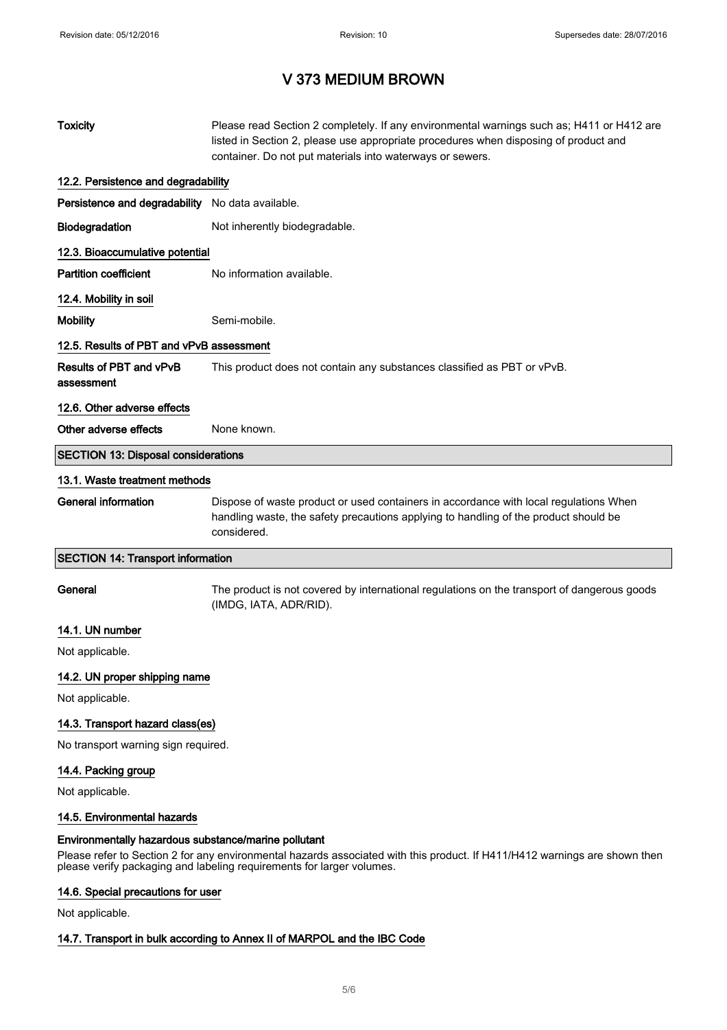# V 373 MEDIUM BROWN

**Toxicity** Please read Section 2 completely. If any environmental warnings such as; H411 or H412 are listed in Section 2, please use appropriate procedures when disposing of product and container. Do not put materials into waterways or sewers.

### 12.2. Persistence and degradability

**Persistence and degradability** No data available.

**Biodegradation** Not inherently biodegradable.

### 12.3. Bioaccumulative potential

**Partition coefficient** No information available.

### 12.4. Mobility in soil

**Mobility** Semi-mobile.

### 12.5. Results of PBT and vPvB assessment

**Results of PBT and vPvB assessment** This product does not contain any substances classified as PBT or vPvB.

### 12.6. Other adverse effects

**Other adverse effects** None known.

## SECTION 13: Disposal considerations

### 13.1. Waste treatment methods

**General information** Dispose of waste product or used containers in accordance with local regulations When handling waste, the safety precautions applying to handling of the product should be considered.

## SECTION 14: Transport information

**General** The product is not covered by international regulations on the transport of dangerous goods (IMDG, IATA, ADR/RID).

### 14.1. UN number

Not applicable.

### 14.2. UN proper shipping name

Not applicable.

### 14.3. Transport hazard class(es)

No transport warning sign required.

### 14.4. Packing group

Not applicable.

### 14.5. Environmental hazards

**Environmentally hazardous substance/marine pollutant**

Please refer to Section 2 for any environmental hazards associated with this product. If H411/H412 warnings are shown then please verify packaging and labeling requirements for larger volumes.

### 14.6. Special precautions for user

Not applicable.

### 14.7. Transport in bulk according to Annex II of MARPOL and the IBC Code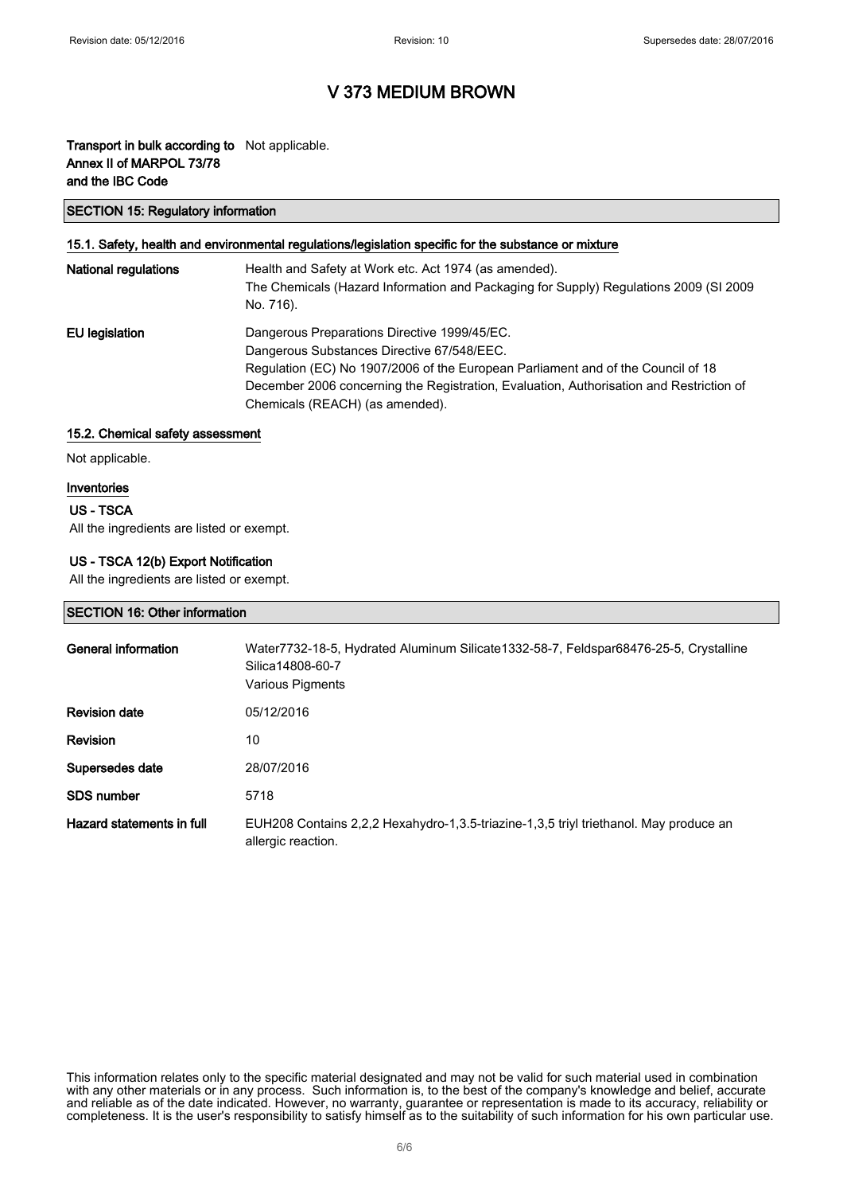# V 373 MEDIUM BROWN

**Transport in bulk according to Annex II of MARPOL 73/78 and the IBC Code** Not applicable.

## SECTION 15: Regulatory information

### 15.1. Safety, health and environmental regulations/legislation specific for the substance or mixture

**National regulations**
Health and Safety at Work etc. Act 1974 (as amended).
The Chemicals (Hazard Information and Packaging for Supply) Regulations 2009 (SI 2009 No. 716).

**EU legislation**
Dangerous Preparations Directive 1999/45/EC.
Dangerous Substances Directive 67/548/EEC.
Regulation (EC) No 1907/2006 of the European Parliament and of the Council of 18 December 2006 concerning the Registration, Evaluation, Authorisation and Restriction of Chemicals (REACH) (as amended).

### 15.2. Chemical safety assessment

Not applicable.

### Inventories

**US - TSCA**

All the ingredients are listed or exempt.

**US - TSCA 12(b) Export Notification**

All the ingredients are listed or exempt.

## SECTION 16: Other information

**General information**
Water7732-18-5, Hydrated Aluminum Silicate1332-58-7, Feldspar68476-25-5, Crystalline Silica14808-60-7
Various Pigments

**Revision date** 05/12/2016

**Revision** 10

**Supersedes date** 28/07/2016

**SDS number** 5718

**Hazard statements in full** EUH208 Contains 2,2,2 Hexahydro-1,3.5-triazine-1,3,5 triyl triethanol. May produce an allergic reaction.

This information relates only to the specific material designated and may not be valid for such material used in combination with any other materials or in any process. Such information is, to the best of the company's knowledge and belief, accurate and reliable as of the date indicated. However, no warranty, guarantee or representation is made to its accuracy, reliability or completeness. It is the user's responsibility to satisfy himself as to the suitability of such information for his own particular use.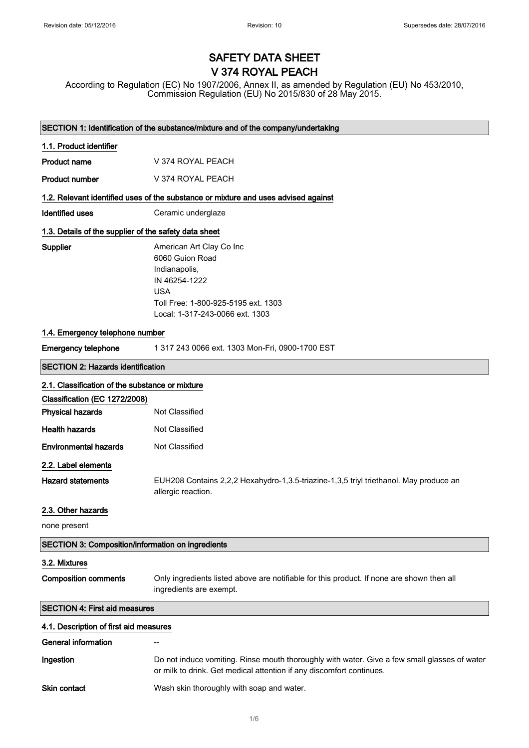# SAFETY DATA SHEET
# V 374 ROYAL PEACH

According to Regulation (EC) No 1907/2006, Annex II, as amended by Regulation (EU) No 453/2010, Commission Regulation (EU) No 2015/830 of 28 May 2015.

## SECTION 1: Identification of the substance/mixture and of the company/undertaking

### 1.1. Product identifier

**Product name** V 374 ROYAL PEACH

**Product number** V 374 ROYAL PEACH

### 1.2. Relevant identified uses of the substance or mixture and uses advised against

**Identified uses** Ceramic underglaze

### 1.3. Details of the supplier of the safety data sheet

**Supplier**
American Art Clay Co Inc
6060 Guion Road
Indianapolis,
IN 46254-1222
USA
Toll Free: 1-800-925-5195 ext. 1303
Local: 1-317-243-0066 ext. 1303

### 1.4. Emergency telephone number

**Emergency telephone** 1 317 243 0066 ext. 1303 Mon-Fri, 0900-1700 EST

## SECTION 2: Hazards identification

### 2.1. Classification of the substance or mixture

**Classification (EC 1272/2008)**

**Physical hazards** Not Classified

**Health hazards** Not Classified

**Environmental hazards** Not Classified

### 2.2. Label elements

**Hazard statements** EUH208 Contains 2,2,2 Hexahydro-1,3.5-triazine-1,3,5 triyl triethanol. May produce an allergic reaction.

### 2.3. Other hazards

none present

## SECTION 3: Composition/information on ingredients

### 3.2. Mixtures

**Composition comments** Only ingredients listed above are notifiable for this product. If none are shown then all ingredients are exempt.

## SECTION 4: First aid measures

### 4.1. Description of first aid measures

**General information** --

**Ingestion** Do not induce vomiting. Rinse mouth thoroughly with water. Give a few small glasses of water or milk to drink. Get medical attention if any discomfort continues.

**Skin contact** Wash skin thoroughly with soap and water.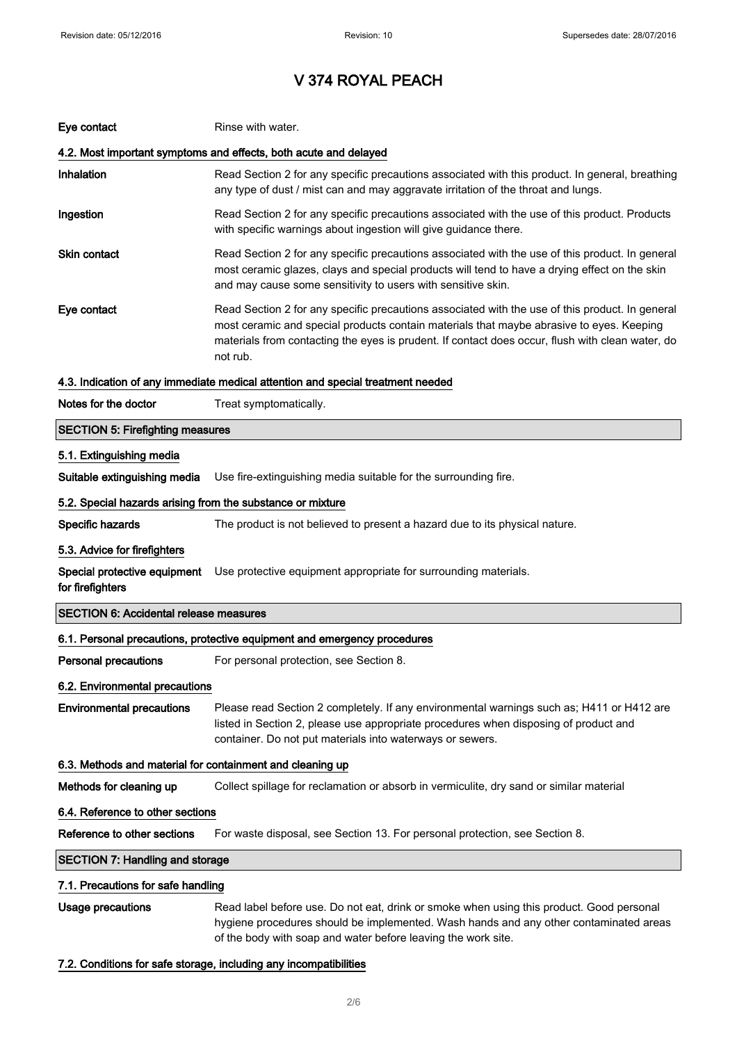# V 374 ROYAL PEACH

| | |
|---|---|
| **Eye contact** | Rinse with water. |

### 4.2. Most important symptoms and effects, both acute and delayed

| | |
|---|---|
| **Inhalation** | Read Section 2 for any specific precautions associated with this product. In general, breathing any type of dust / mist can and may aggravate irritation of the throat and lungs. |
| **Ingestion** | Read Section 2 for any specific precautions associated with the use of this product. Products with specific warnings about ingestion will give guidance there. |
| **Skin contact** | Read Section 2 for any specific precautions associated with the use of this product. In general most ceramic glazes, clays and special products will tend to have a drying effect on the skin and may cause some sensitivity to users with sensitive skin. |
| **Eye contact** | Read Section 2 for any specific precautions associated with the use of this product. In general most ceramic and special products contain materials that maybe abrasive to eyes. Keeping materials from contacting the eyes is prudent. If contact does occur, flush with clean water, do not rub. |

### 4.3. Indication of any immediate medical attention and special treatment needed

| | |
|---|---|
| **Notes for the doctor** | Treat symptomatically. |

## SECTION 5: Firefighting measures

### 5.1. Extinguishing media

| | |
|---|---|
| **Suitable extinguishing media** | Use fire-extinguishing media suitable for the surrounding fire. |

### 5.2. Special hazards arising from the substance or mixture

| | |
|---|---|
| **Specific hazards** | The product is not believed to present a hazard due to its physical nature. |

### 5.3. Advice for firefighters

| | |
|---|---|
| **Special protective equipment for firefighters** | Use protective equipment appropriate for surrounding materials. |

## SECTION 6: Accidental release measures

### 6.1. Personal precautions, protective equipment and emergency procedures

| | |
|---|---|
| **Personal precautions** | For personal protection, see Section 8. |

### 6.2. Environmental precautions

| | |
|---|---|
| **Environmental precautions** | Please read Section 2 completely. If any environmental warnings such as; H411 or H412 are listed in Section 2, please use appropriate procedures when disposing of product and container. Do not put materials into waterways or sewers. |

### 6.3. Methods and material for containment and cleaning up

| | |
|---|---|
| **Methods for cleaning up** | Collect spillage for reclamation or absorb in vermiculite, dry sand or similar material |

### 6.4. Reference to other sections

| | |
|---|---|
| **Reference to other sections** | For waste disposal, see Section 13. For personal protection, see Section 8. |

## SECTION 7: Handling and storage

### 7.1. Precautions for safe handling

| | |
|---|---|
| **Usage precautions** | Read label before use. Do not eat, drink or smoke when using this product. Good personal hygiene procedures should be implemented. Wash hands and any other contaminated areas of the body with soap and water before leaving the work site. |

### 7.2. Conditions for safe storage, including any incompatibilities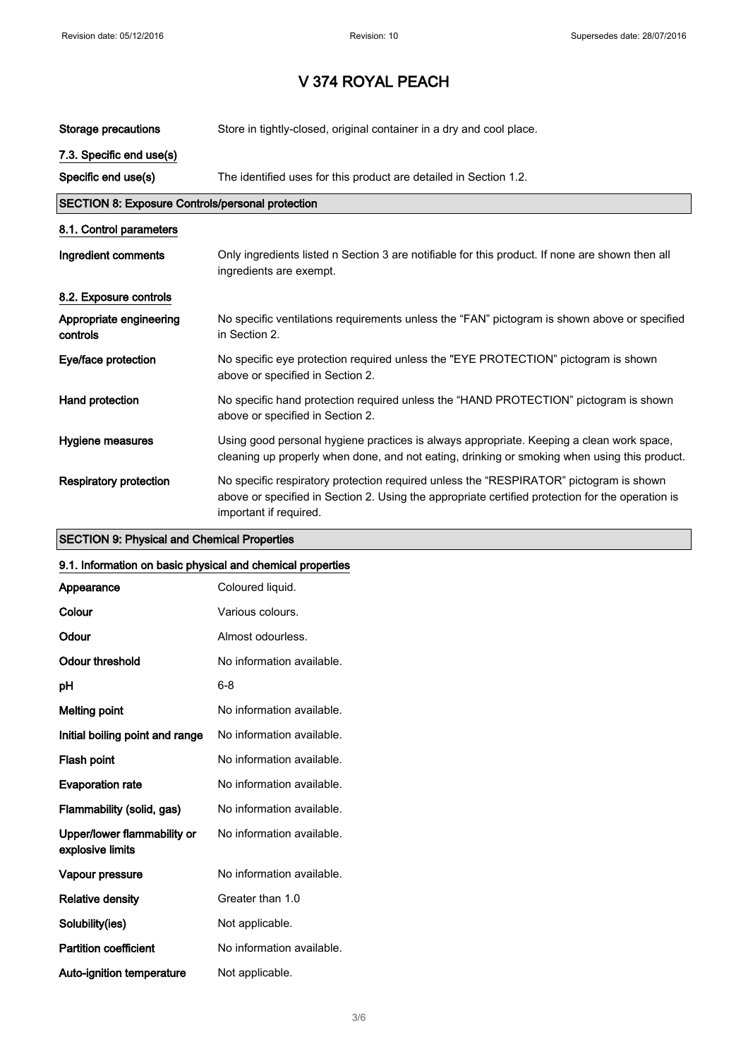# V 374 ROYAL PEACH

| | |
|---|---|
| **Storage precautions** | Store in tightly-closed, original container in a dry and cool place. |

### 7.3. Specific end use(s)

| | |
|---|---|
| **Specific end use(s)** | The identified uses for this product are detailed in Section 1.2. |

## SECTION 8: Exposure Controls/personal protection

### 8.1. Control parameters

| | |
|---|---|
| **Ingredient comments** | Only ingredients listed n Section 3 are notifiable for this product. If none are shown then all ingredients are exempt. |

### 8.2. Exposure controls

| | |
|---|---|
| **Appropriate engineering controls** | No specific ventilations requirements unless the “FAN” pictogram is shown above or specified in Section 2. |
| **Eye/face protection** | No specific eye protection required unless the "EYE PROTECTION” pictogram is shown above or specified in Section 2. |
| **Hand protection** | No specific hand protection required unless the “HAND PROTECTION” pictogram is shown above or specified in Section 2. |
| **Hygiene measures** | Using good personal hygiene practices is always appropriate. Keeping a clean work space, cleaning up properly when done, and not eating, drinking or smoking when using this product. |
| **Respiratory protection** | No specific respiratory protection required unless the “RESPIRATOR” pictogram is shown above or specified in Section 2. Using the appropriate certified protection for the operation is important if required. |

## SECTION 9: Physical and Chemical Properties

### 9.1. Information on basic physical and chemical properties

| | |
|---|---|
| **Appearance** | Coloured liquid. |
| **Colour** | Various colours. |
| **Odour** | Almost odourless. |
| **Odour threshold** | No information available. |
| **pH** | 6-8 |
| **Melting point** | No information available. |
| **Initial boiling point and range** | No information available. |
| **Flash point** | No information available. |
| **Evaporation rate** | No information available. |
| **Flammability (solid, gas)** | No information available. |
| **Upper/lower flammability or explosive limits** | No information available. |
| **Vapour pressure** | No information available. |
| **Relative density** | Greater than 1.0 |
| **Solubility(ies)** | Not applicable. |
| **Partition coefficient** | No information available. |
| **Auto-ignition temperature** | Not applicable. |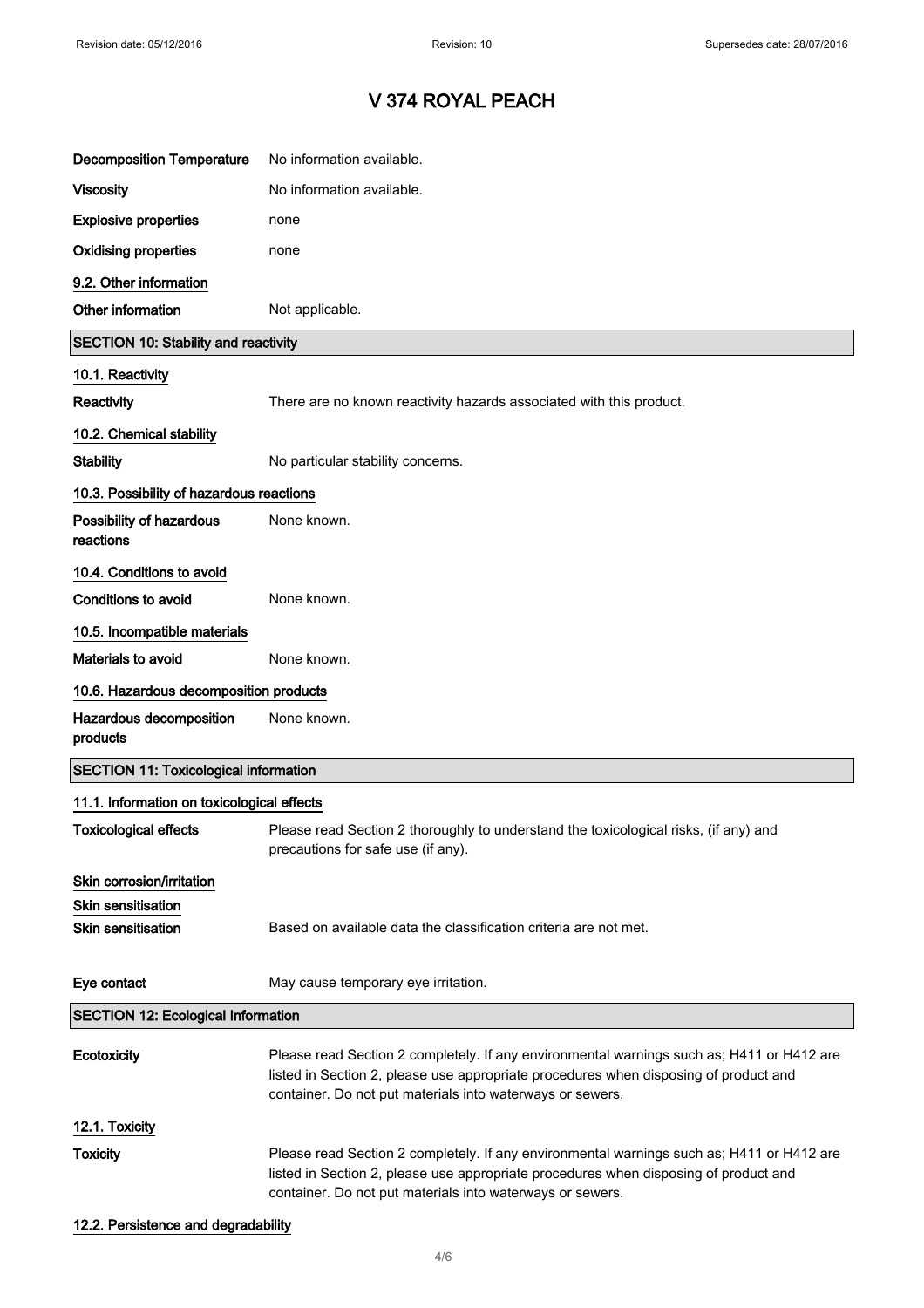# V 374 ROYAL PEACH

| | |
|---|---|
| **Decomposition Temperature** | No information available. |
| **Viscosity** | No information available. |
| **Explosive properties** | none |
| **Oxidising properties** | none |

### 9.2. Other information

| | |
|---|---|
| **Other information** | Not applicable. |

## SECTION 10: Stability and reactivity

### 10.1. Reactivity

| | |
|---|---|
| **Reactivity** | There are no known reactivity hazards associated with this product. |

### 10.2. Chemical stability

| | |
|---|---|
| **Stability** | No particular stability concerns. |

### 10.3. Possibility of hazardous reactions

| | |
|---|---|
| **Possibility of hazardous reactions** | None known. |

### 10.4. Conditions to avoid

| | |
|---|---|
| **Conditions to avoid** | None known. |

### 10.5. Incompatible materials

| | |
|---|---|
| **Materials to avoid** | None known. |

### 10.6. Hazardous decomposition products

| | |
|---|---|
| **Hazardous decomposition products** | None known. |

## SECTION 11: Toxicological information

### 11.1. Information on toxicological effects

| | |
|---|---|
| **Toxicological effects** | Please read Section 2 thoroughly to understand the toxicological risks, (if any) and precautions for safe use (if any). |

### Skin corrosion/irritation

### Skin sensitisation

| | |
|---|---|
| **Skin sensitisation** | Based on available data the classification criteria are not met. |
| **Eye contact** | May cause temporary eye irritation. |

## SECTION 12: Ecological Information

| | |
|---|---|
| **Ecotoxicity** | Please read Section 2 completely. If any environmental warnings such as; H411 or H412 are listed in Section 2, please use appropriate procedures when disposing of product and container. Do not put materials into waterways or sewers. |

### 12.1. Toxicity

| | |
|---|---|
| **Toxicity** | Please read Section 2 completely. If any environmental warnings such as; H411 or H412 are listed in Section 2, please use appropriate procedures when disposing of product and container. Do not put materials into waterways or sewers. |

### 12.2. Persistence and degradability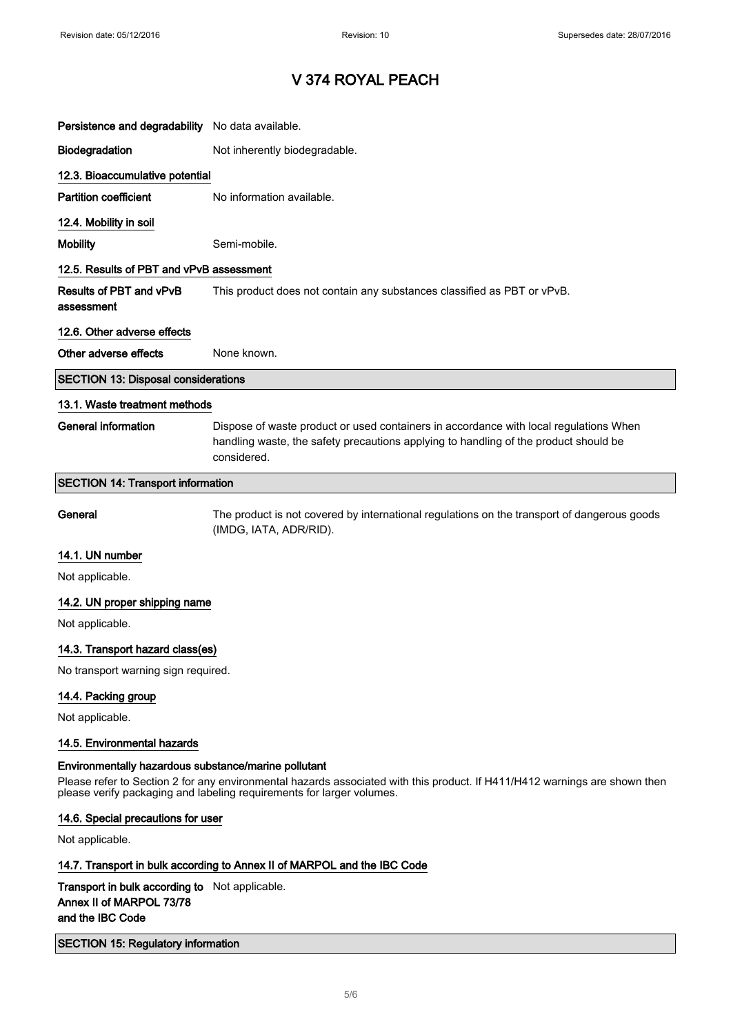# V 374 ROYAL PEACH

**Persistence and degradability** No data available.

**Biodegradation** Not inherently biodegradable.

### 12.3. Bioaccumulative potential

**Partition coefficient** No information available.

### 12.4. Mobility in soil

**Mobility** Semi-mobile.

### 12.5. Results of PBT and vPvB assessment

**Results of PBT and vPvB assessment** This product does not contain any substances classified as PBT or vPvB.

### 12.6. Other adverse effects

**Other adverse effects** None known.

## SECTION 13: Disposal considerations

### 13.1. Waste treatment methods

**General information** Dispose of waste product or used containers in accordance with local regulations When handling waste, the safety precautions applying to handling of the product should be considered.

## SECTION 14: Transport information

**General** The product is not covered by international regulations on the transport of dangerous goods (IMDG, IATA, ADR/RID).

### 14.1. UN number

Not applicable.

### 14.2. UN proper shipping name

Not applicable.

### 14.3. Transport hazard class(es)

No transport warning sign required.

### 14.4. Packing group

Not applicable.

### 14.5. Environmental hazards

**Environmentally hazardous substance/marine pollutant**

Please refer to Section 2 for any environmental hazards associated with this product. If H411/H412 warnings are shown then please verify packaging and labeling requirements for larger volumes.

### 14.6. Special precautions for user

Not applicable.

### 14.7. Transport in bulk according to Annex II of MARPOL and the IBC Code

**Transport in bulk according to Annex II of MARPOL 73/78 and the IBC Code** Not applicable.

## SECTION 15: Regulatory information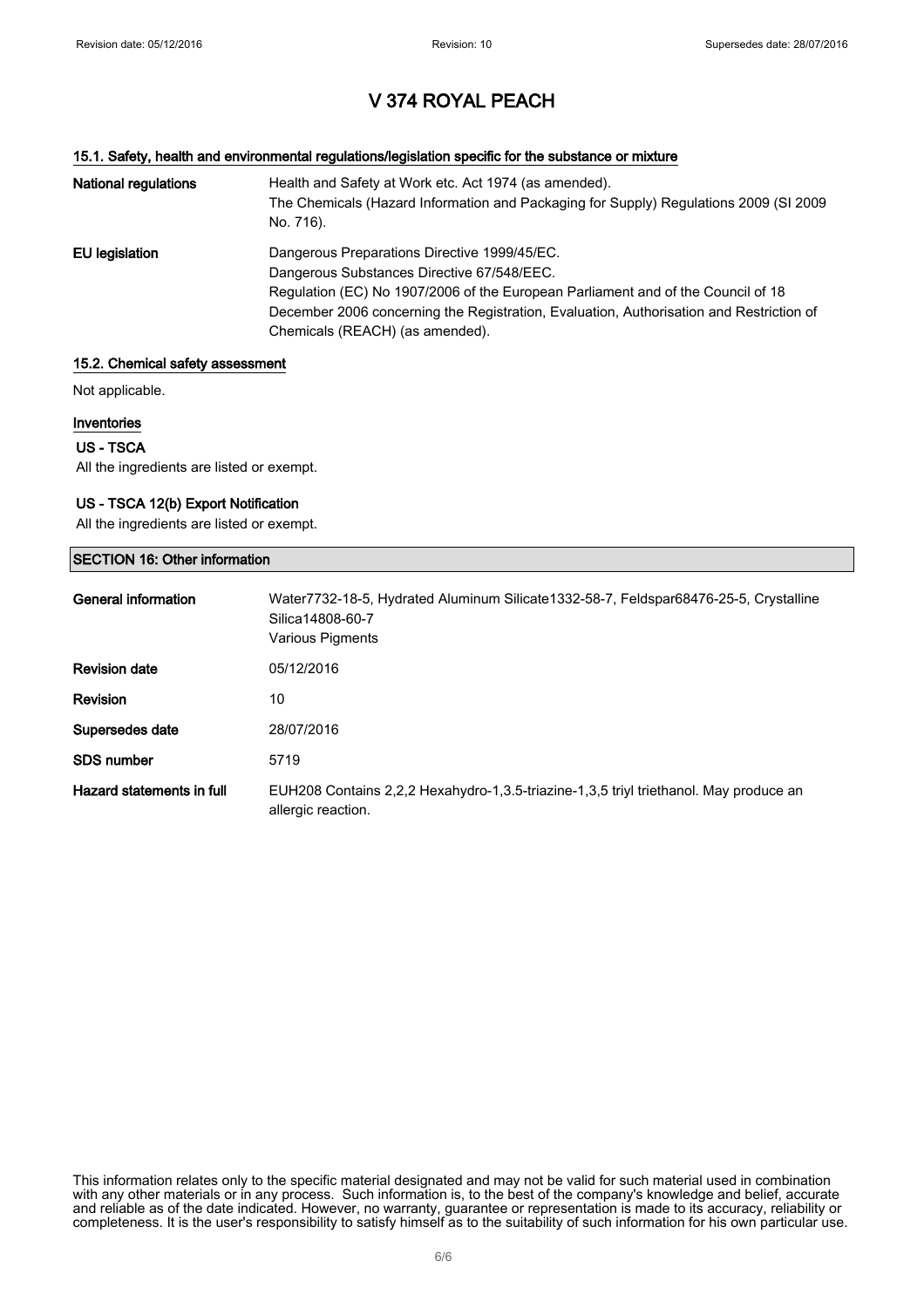# V 374 ROYAL PEACH

### 15.1. Safety, health and environmental regulations/legislation specific for the substance or mixture

| | |
|---|---|
| **National regulations** | Health and Safety at Work etc. Act 1974 (as amended).<br>The Chemicals (Hazard Information and Packaging for Supply) Regulations 2009 (SI 2009 No. 716). |
| **EU legislation** | Dangerous Preparations Directive 1999/45/EC.<br>Dangerous Substances Directive 67/548/EEC.<br>Regulation (EC) No 1907/2006 of the European Parliament and of the Council of 18 December 2006 concerning the Registration, Evaluation, Authorisation and Restriction of Chemicals (REACH) (as amended). |

### 15.2. Chemical safety assessment

Not applicable.

### Inventories

**US - TSCA**

All the ingredients are listed or exempt.

**US - TSCA 12(b) Export Notification**

All the ingredients are listed or exempt.

## SECTION 16: Other information

| | |
|---|---|
| **General information** | Water7732-18-5, Hydrated Aluminum Silicate1332-58-7, Feldspar68476-25-5, Crystalline Silica14808-60-7<br>Various Pigments |
| **Revision date** | 05/12/2016 |
| **Revision** | 10 |
| **Supersedes date** | 28/07/2016 |
| **SDS number** | 5719 |
| **Hazard statements in full** | EUH208 Contains 2,2,2 Hexahydro-1,3.5-triazine-1,3,5 triyl triethanol. May produce an allergic reaction. |

This information relates only to the specific material designated and may not be valid for such material used in combination with any other materials or in any process. Such information is, to the best of the company's knowledge and belief, accurate and reliable as of the date indicated. However, no warranty, guarantee or representation is made to its accuracy, reliability or completeness. It is the user's responsibility to satisfy himself as to the suitability of such information for his own particular use.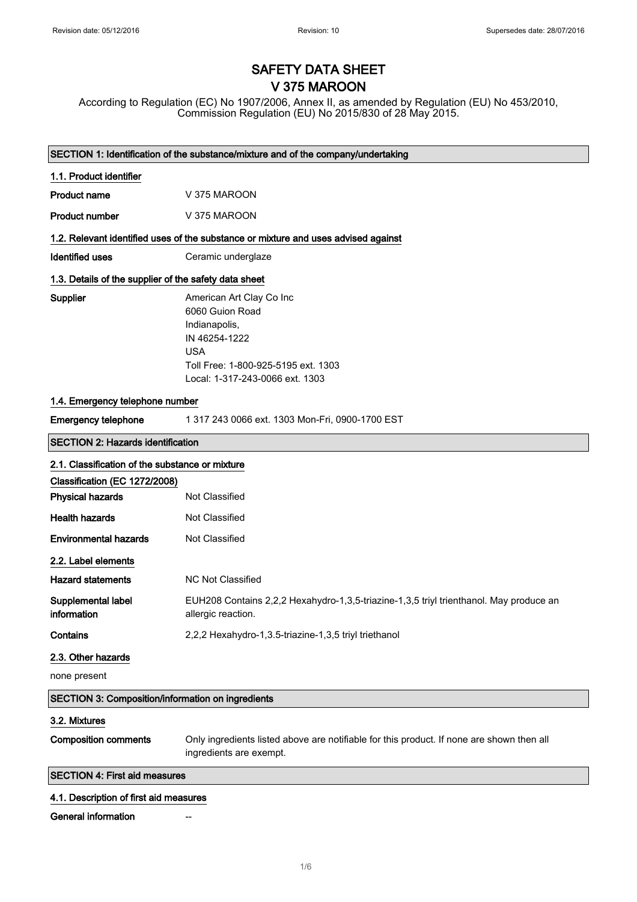Revision date: 05/12/2016 Revision: 10 Supersedes date: 28/07/2016

# SAFETY DATA SHEET
# V 375 MAROON

According to Regulation (EC) No 1907/2006, Annex II, as amended by Regulation (EU) No 453/2010, Commission Regulation (EU) No 2015/830 of 28 May 2015.

## SECTION 1: Identification of the substance/mixture and of the company/undertaking

### 1.1. Product identifier

**Product name** V 375 MAROON

**Product number** V 375 MAROON

### 1.2. Relevant identified uses of the substance or mixture and uses advised against

**Identified uses** Ceramic underglaze

### 1.3. Details of the supplier of the safety data sheet

**Supplier**
American Art Clay Co Inc
6060 Guion Road
Indianapolis,
IN 46254-1222
USA
Toll Free: 1-800-925-5195 ext. 1303
Local: 1-317-243-0066 ext. 1303

### 1.4. Emergency telephone number

**Emergency telephone** 1 317 243 0066 ext. 1303 Mon-Fri, 0900-1700 EST

## SECTION 2: Hazards identification

### 2.1. Classification of the substance or mixture

**Classification (EC 1272/2008)**

**Physical hazards** Not Classified

**Health hazards** Not Classified

**Environmental hazards** Not Classified

### 2.2. Label elements

**Hazard statements** NC Not Classified

**Supplemental label information** EUH208 Contains 2,2,2 Hexahydro-1,3,5-triazine-1,3,5 triyl trienthanol. May produce an allergic reaction.

**Contains** 2,2,2 Hexahydro-1,3.5-triazine-1,3,5 triyl triethanol

### 2.3. Other hazards

none present

## SECTION 3: Composition/information on ingredients

### 3.2. Mixtures

**Composition comments** Only ingredients listed above are notifiable for this product. If none are shown then all ingredients are exempt.

## SECTION 4: First aid measures

### 4.1. Description of first aid measures

**General information** --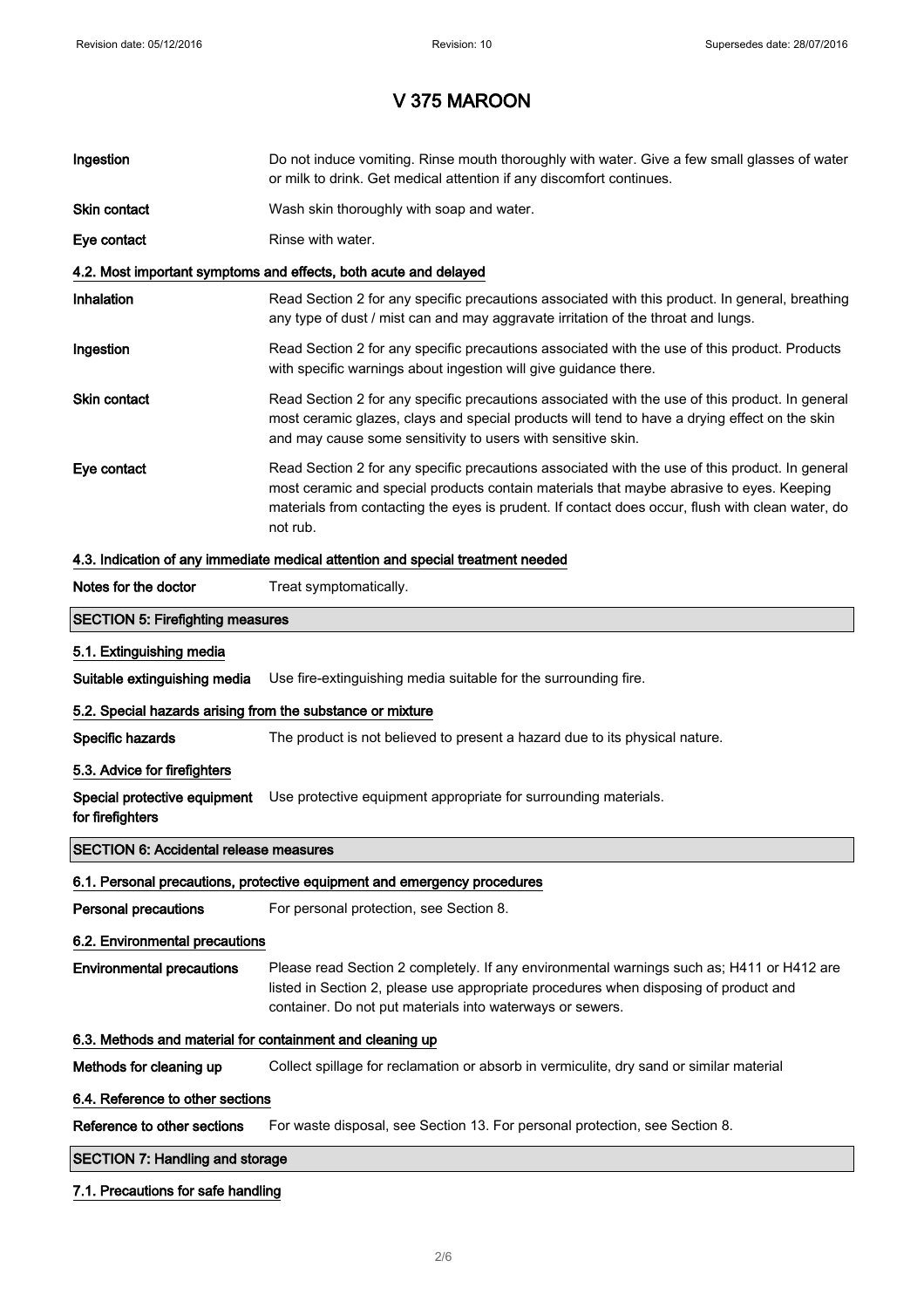# V 375 MAROON

**Ingestion** Do not induce vomiting. Rinse mouth thoroughly with water. Give a few small glasses of water or milk to drink. Get medical attention if any discomfort continues.

**Skin contact** Wash skin thoroughly with soap and water.

**Eye contact** Rinse with water.

### 4.2. Most important symptoms and effects, both acute and delayed

**Inhalation** Read Section 2 for any specific precautions associated with this product. In general, breathing any type of dust / mist can and may aggravate irritation of the throat and lungs.

**Ingestion** Read Section 2 for any specific precautions associated with the use of this product. Products with specific warnings about ingestion will give guidance there.

**Skin contact** Read Section 2 for any specific precautions associated with the use of this product. In general most ceramic glazes, clays and special products will tend to have a drying effect on the skin and may cause some sensitivity to users with sensitive skin.

**Eye contact** Read Section 2 for any specific precautions associated with the use of this product. In general most ceramic and special products contain materials that maybe abrasive to eyes. Keeping materials from contacting the eyes is prudent. If contact does occur, flush with clean water, do not rub.

### 4.3. Indication of any immediate medical attention and special treatment needed

**Notes for the doctor** Treat symptomatically.

## SECTION 5: Firefighting measures

### 5.1. Extinguishing media

**Suitable extinguishing media** Use fire-extinguishing media suitable for the surrounding fire.

### 5.2. Special hazards arising from the substance or mixture

**Specific hazards** The product is not believed to present a hazard due to its physical nature.

### 5.3. Advice for firefighters

**Special protective equipment for firefighters** Use protective equipment appropriate for surrounding materials.

## SECTION 6: Accidental release measures

### 6.1. Personal precautions, protective equipment and emergency procedures

**Personal precautions** For personal protection, see Section 8.

### 6.2. Environmental precautions

**Environmental precautions** Please read Section 2 completely. If any environmental warnings such as; H411 or H412 are listed in Section 2, please use appropriate procedures when disposing of product and container. Do not put materials into waterways or sewers.

### 6.3. Methods and material for containment and cleaning up

**Methods for cleaning up** Collect spillage for reclamation or absorb in vermiculite, dry sand or similar material

### 6.4. Reference to other sections

**Reference to other sections** For waste disposal, see Section 13. For personal protection, see Section 8.

## SECTION 7: Handling and storage

### 7.1. Precautions for safe handling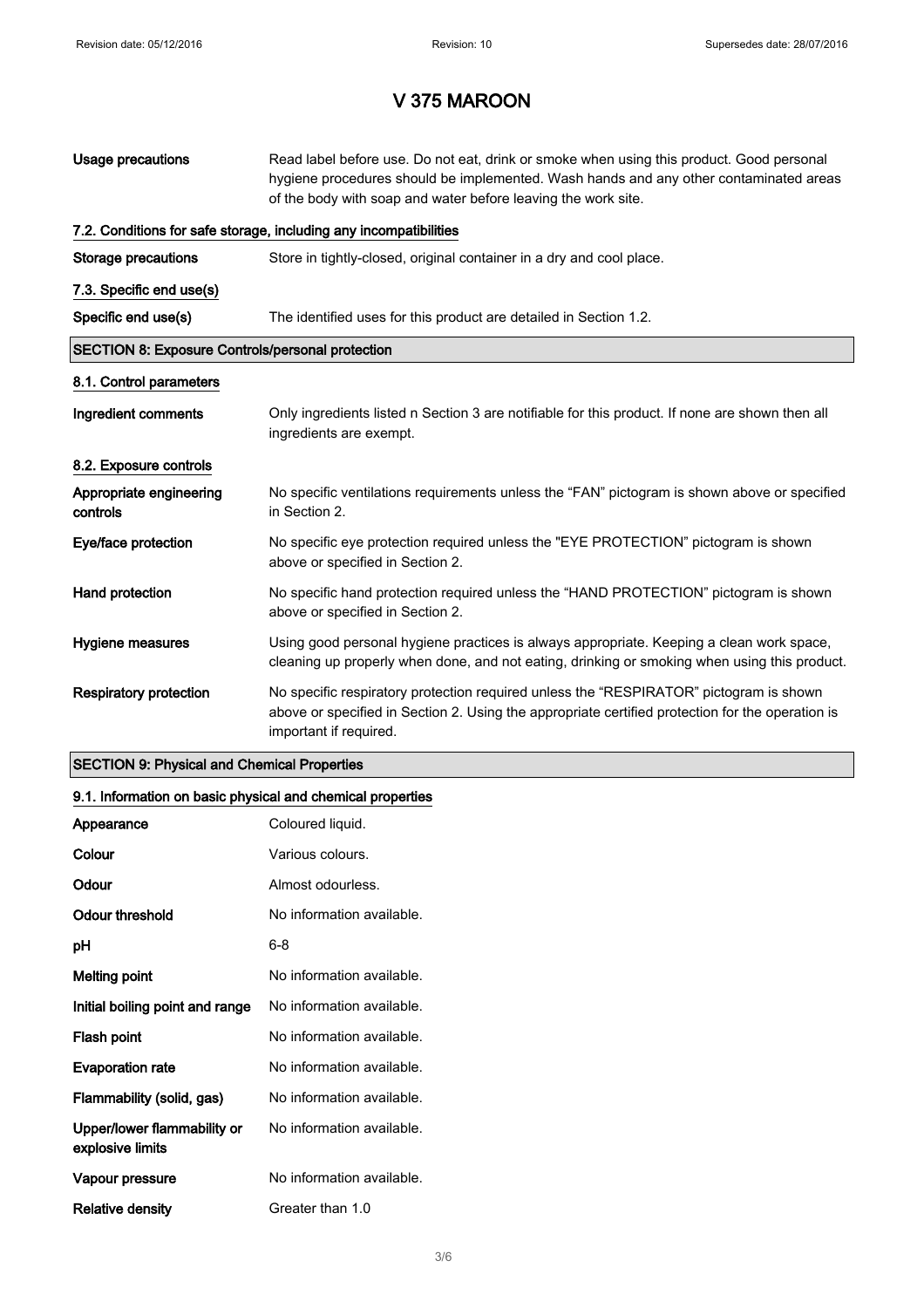# V 375 MAROON

| | |
|---|---|
| **Usage precautions** | Read label before use. Do not eat, drink or smoke when using this product. Good personal hygiene procedures should be implemented. Wash hands and any other contaminated areas of the body with soap and water before leaving the work site. |

### 7.2. Conditions for safe storage, including any incompatibilities

| | |
|---|---|
| **Storage precautions** | Store in tightly-closed, original container in a dry and cool place. |

### 7.3. Specific end use(s)

| | |
|---|---|
| **Specific end use(s)** | The identified uses for this product are detailed in Section 1.2. |

## SECTION 8: Exposure Controls/personal protection

### 8.1. Control parameters

| | |
|---|---|
| **Ingredient comments** | Only ingredients listed n Section 3 are notifiable for this product. If none are shown then all ingredients are exempt. |

### 8.2. Exposure controls

| | |
|---|---|
| **Appropriate engineering controls** | No specific ventilations requirements unless the "FAN" pictogram is shown above or specified in Section 2. |
| **Eye/face protection** | No specific eye protection required unless the "EYE PROTECTION" pictogram is shown above or specified in Section 2. |
| **Hand protection** | No specific hand protection required unless the "HAND PROTECTION" pictogram is shown above or specified in Section 2. |
| **Hygiene measures** | Using good personal hygiene practices is always appropriate. Keeping a clean work space, cleaning up properly when done, and not eating, drinking or smoking when using this product. |
| **Respiratory protection** | No specific respiratory protection required unless the "RESPIRATOR" pictogram is shown above or specified in Section 2. Using the appropriate certified protection for the operation is important if required. |

## SECTION 9: Physical and Chemical Properties

### 9.1. Information on basic physical and chemical properties

| | |
|---|---|
| **Appearance** | Coloured liquid. |
| **Colour** | Various colours. |
| **Odour** | Almost odourless. |
| **Odour threshold** | No information available. |
| **pH** | 6-8 |
| **Melting point** | No information available. |
| **Initial boiling point and range** | No information available. |
| **Flash point** | No information available. |
| **Evaporation rate** | No information available. |
| **Flammability (solid, gas)** | No information available. |
| **Upper/lower flammability or explosive limits** | No information available. |
| **Vapour pressure** | No information available. |
| **Relative density** | Greater than 1.0 |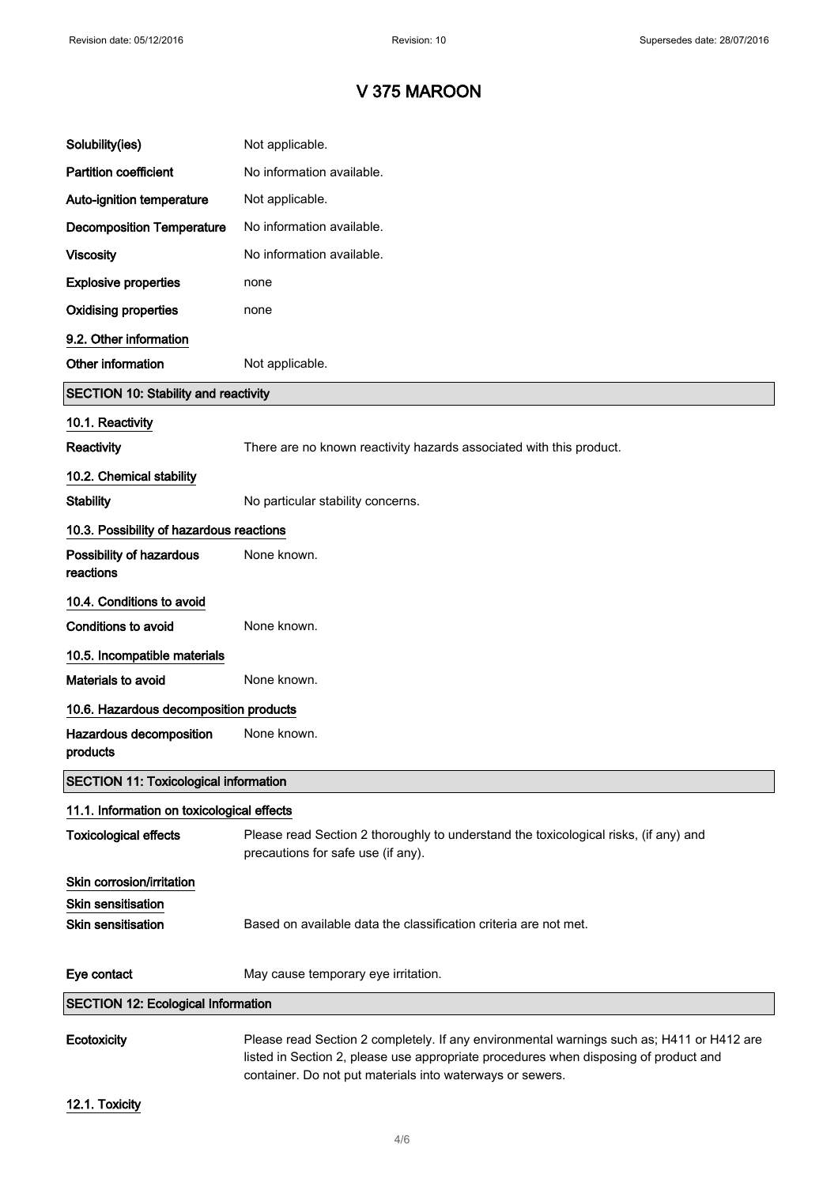# V 375 MAROON

| | |
|---|---|
| **Solubility(ies)** | Not applicable. |
| **Partition coefficient** | No information available. |
| **Auto-ignition temperature** | Not applicable. |
| **Decomposition Temperature** | No information available. |
| **Viscosity** | No information available. |
| **Explosive properties** | none |
| **Oxidising properties** | none |

### 9.2. Other information

| | |
|---|---|
| **Other information** | Not applicable. |

## SECTION 10: Stability and reactivity

### 10.1. Reactivity

| | |
|---|---|
| **Reactivity** | There are no known reactivity hazards associated with this product. |

### 10.2. Chemical stability

| | |
|---|---|
| **Stability** | No particular stability concerns. |

### 10.3. Possibility of hazardous reactions

| | |
|---|---|
| **Possibility of hazardous reactions** | None known. |

### 10.4. Conditions to avoid

| | |
|---|---|
| **Conditions to avoid** | None known. |

### 10.5. Incompatible materials

| | |
|---|---|
| **Materials to avoid** | None known. |

### 10.6. Hazardous decomposition products

| | |
|---|---|
| **Hazardous decomposition products** | None known. |

## SECTION 11: Toxicological information

### 11.1. Information on toxicological effects

| | |
|---|---|
| **Toxicological effects** | Please read Section 2 thoroughly to understand the toxicological risks, (if any) and precautions for safe use (if any). |

**Skin corrosion/irritation**

**Skin sensitisation**

| | |
|---|---|
| **Skin sensitisation** | Based on available data the classification criteria are not met. |
| **Eye contact** | May cause temporary eye irritation. |

## SECTION 12: Ecological Information

| | |
|---|---|
| **Ecotoxicity** | Please read Section 2 completely. If any environmental warnings such as; H411 or H412 are listed in Section 2, please use appropriate procedures when disposing of product and container. Do not put materials into waterways or sewers. |

### 12.1. Toxicity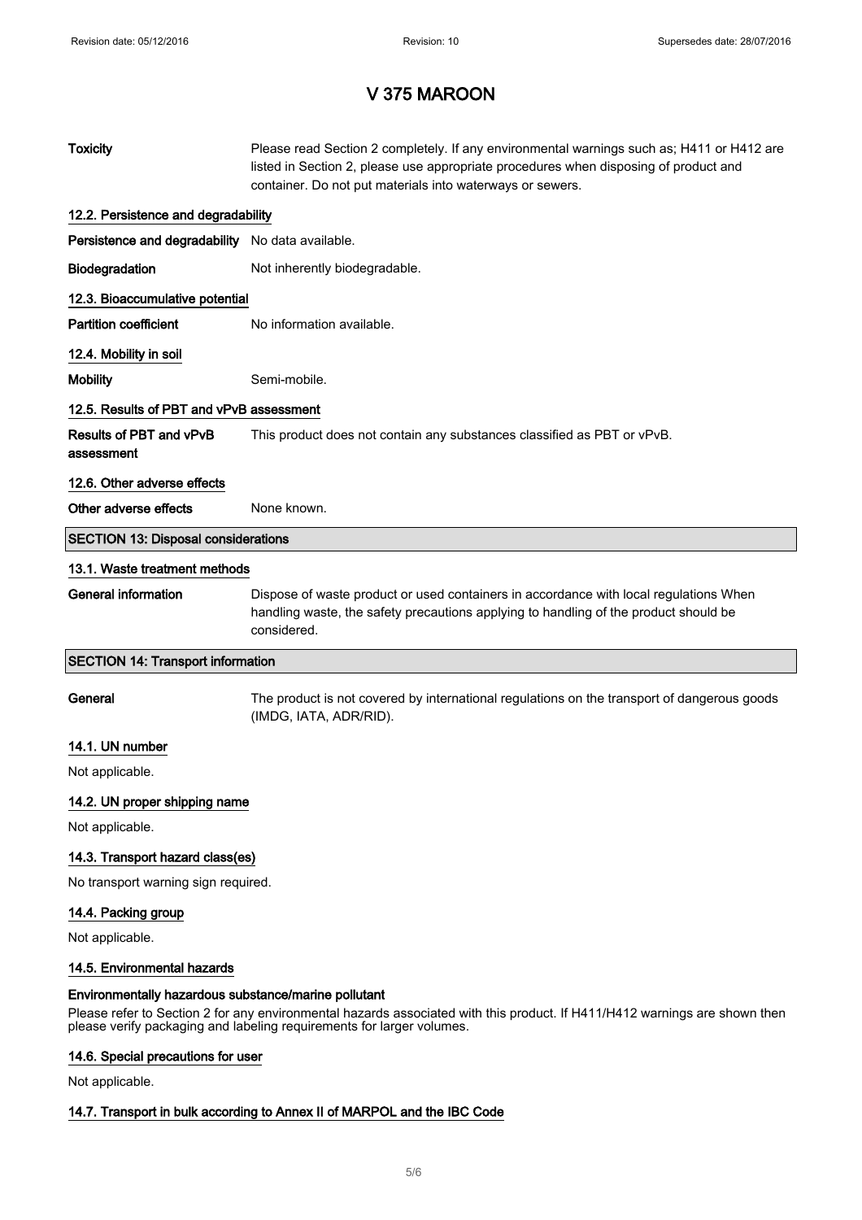# V 375 MAROON

**Toxicity** Please read Section 2 completely. If any environmental warnings such as; H411 or H412 are listed in Section 2, please use appropriate procedures when disposing of product and container. Do not put materials into waterways or sewers.

### 12.2. Persistence and degradability

**Persistence and degradability** No data available.

**Biodegradation** Not inherently biodegradable.

### 12.3. Bioaccumulative potential

**Partition coefficient** No information available.

### 12.4. Mobility in soil

**Mobility** Semi-mobile.

### 12.5. Results of PBT and vPvB assessment

**Results of PBT and vPvB assessment** This product does not contain any substances classified as PBT or vPvB.

### 12.6. Other adverse effects

**Other adverse effects** None known.

## SECTION 13: Disposal considerations

### 13.1. Waste treatment methods

**General information** Dispose of waste product or used containers in accordance with local regulations When handling waste, the safety precautions applying to handling of the product should be considered.

## SECTION 14: Transport information

**General** The product is not covered by international regulations on the transport of dangerous goods (IMDG, IATA, ADR/RID).

### 14.1. UN number

Not applicable.

### 14.2. UN proper shipping name

Not applicable.

### 14.3. Transport hazard class(es)

No transport warning sign required.

### 14.4. Packing group

Not applicable.

### 14.5. Environmental hazards

**Environmentally hazardous substance/marine pollutant**

Please refer to Section 2 for any environmental hazards associated with this product. If H411/H412 warnings are shown then please verify packaging and labeling requirements for larger volumes.

### 14.6. Special precautions for user

Not applicable.

### 14.7. Transport in bulk according to Annex II of MARPOL and the IBC Code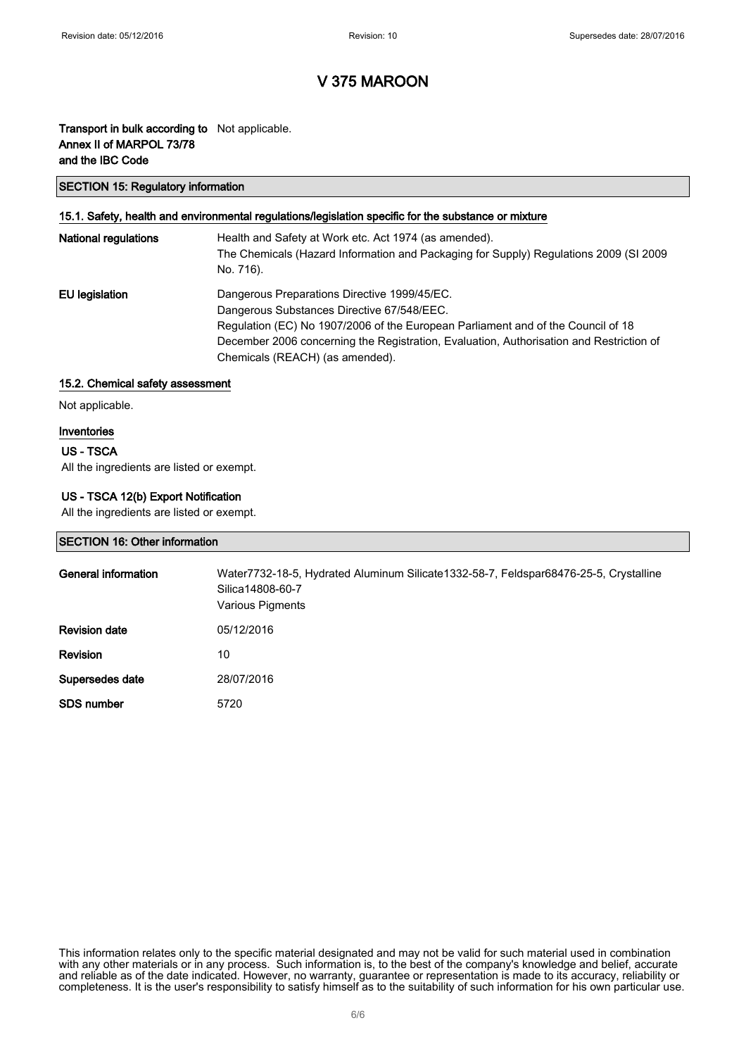# V 375 MAROON

**Transport in bulk according to Annex II of MARPOL 73/78 and the IBC Code** Not applicable.

## SECTION 15: Regulatory information

### 15.1. Safety, health and environmental regulations/legislation specific for the substance or mixture

**National regulations** Health and Safety at Work etc. Act 1974 (as amended).
The Chemicals (Hazard Information and Packaging for Supply) Regulations 2009 (SI 2009 No. 716).

**EU legislation** Dangerous Preparations Directive 1999/45/EC.
Dangerous Substances Directive 67/548/EEC.
Regulation (EC) No 1907/2006 of the European Parliament and of the Council of 18 December 2006 concerning the Registration, Evaluation, Authorisation and Restriction of Chemicals (REACH) (as amended).

### 15.2. Chemical safety assessment

Not applicable.

### Inventories

#### US - TSCA

All the ingredients are listed or exempt.

#### US - TSCA 12(b) Export Notification

All the ingredients are listed or exempt.

## SECTION 16: Other information

**General information** Water7732-18-5, Hydrated Aluminum Silicate1332-58-7, Feldspar68476-25-5, Crystalline Silica14808-60-7
Various Pigments

**Revision date** 05/12/2016

**Revision** 10

**Supersedes date** 28/07/2016

**SDS number** 5720

This information relates only to the specific material designated and may not be valid for such material used in combination with any other materials or in any process. Such information is, to the best of the company's knowledge and belief, accurate and reliable as of the date indicated. However, no warranty, guarantee or representation is made to its accuracy, reliability or completeness. It is the user's responsibility to satisfy himself as to the suitability of such information for his own particular use.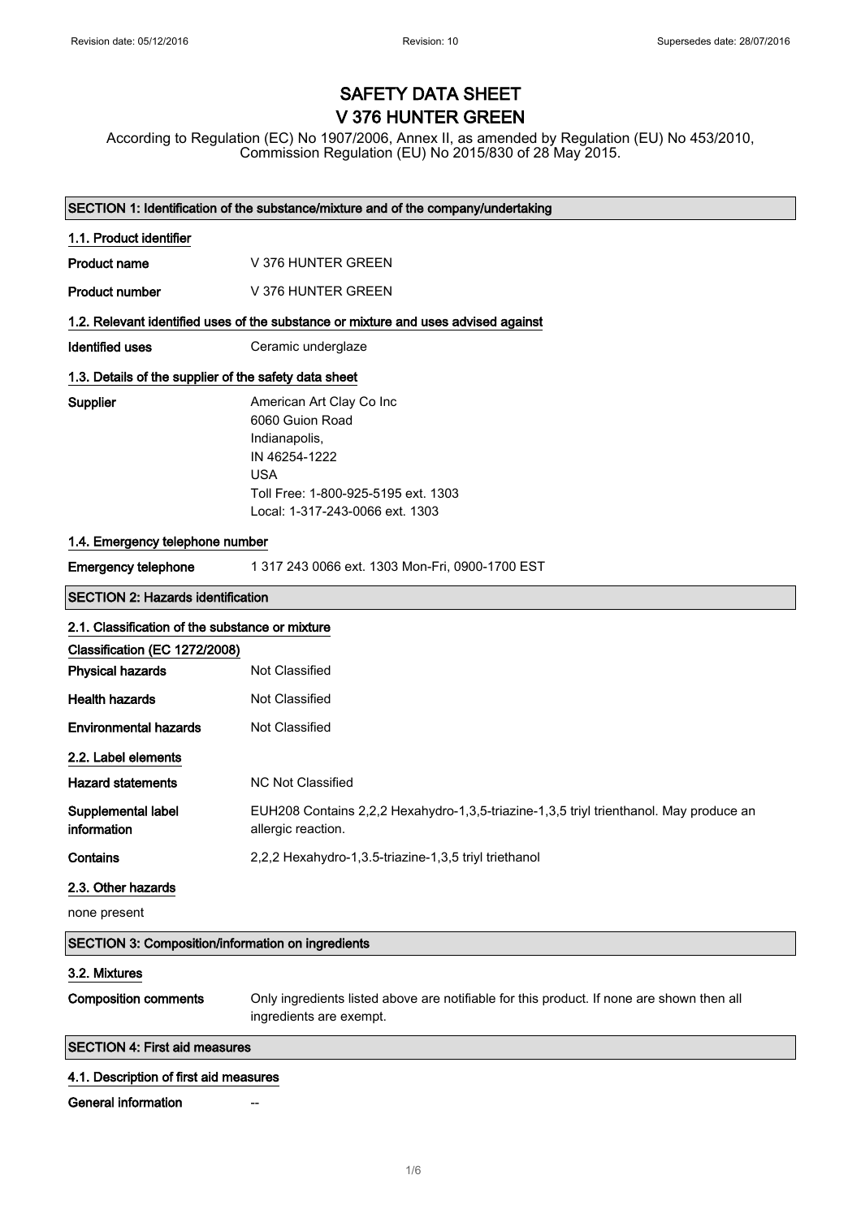Revision date: 05/12/2016 Revision: 10 Supersedes date: 28/07/2016

# SAFETY DATA SHEET
# V 376 HUNTER GREEN

According to Regulation (EC) No 1907/2006, Annex II, as amended by Regulation (EU) No 453/2010, Commission Regulation (EU) No 2015/830 of 28 May 2015.

## SECTION 1: Identification of the substance/mixture and of the company/undertaking

### 1.1. Product identifier

**Product name** V 376 HUNTER GREEN

**Product number** V 376 HUNTER GREEN

### 1.2. Relevant identified uses of the substance or mixture and uses advised against

**Identified uses** Ceramic underglaze

### 1.3. Details of the supplier of the safety data sheet

**Supplier**
American Art Clay Co Inc
6060 Guion Road
Indianapolis,
IN 46254-1222
USA
Toll Free: 1-800-925-5195 ext. 1303
Local: 1-317-243-0066 ext. 1303

### 1.4. Emergency telephone number

**Emergency telephone** 1 317 243 0066 ext. 1303 Mon-Fri, 0900-1700 EST

## SECTION 2: Hazards identification

### 2.1. Classification of the substance or mixture

**Classification (EC 1272/2008)**

**Physical hazards** Not Classified

**Health hazards** Not Classified

**Environmental hazards** Not Classified

### 2.2. Label elements

**Hazard statements** NC Not Classified

**Supplemental label information** EUH208 Contains 2,2,2 Hexahydro-1,3,5-triazine-1,3,5 triyl trienthanol. May produce an allergic reaction.

**Contains** 2,2,2 Hexahydro-1,3.5-triazine-1,3,5 triyl triethanol

### 2.3. Other hazards

none present

## SECTION 3: Composition/information on ingredients

### 3.2. Mixtures

**Composition comments** Only ingredients listed above are notifiable for this product. If none are shown then all ingredients are exempt.

## SECTION 4: First aid measures

### 4.1. Description of first aid measures

**General information** --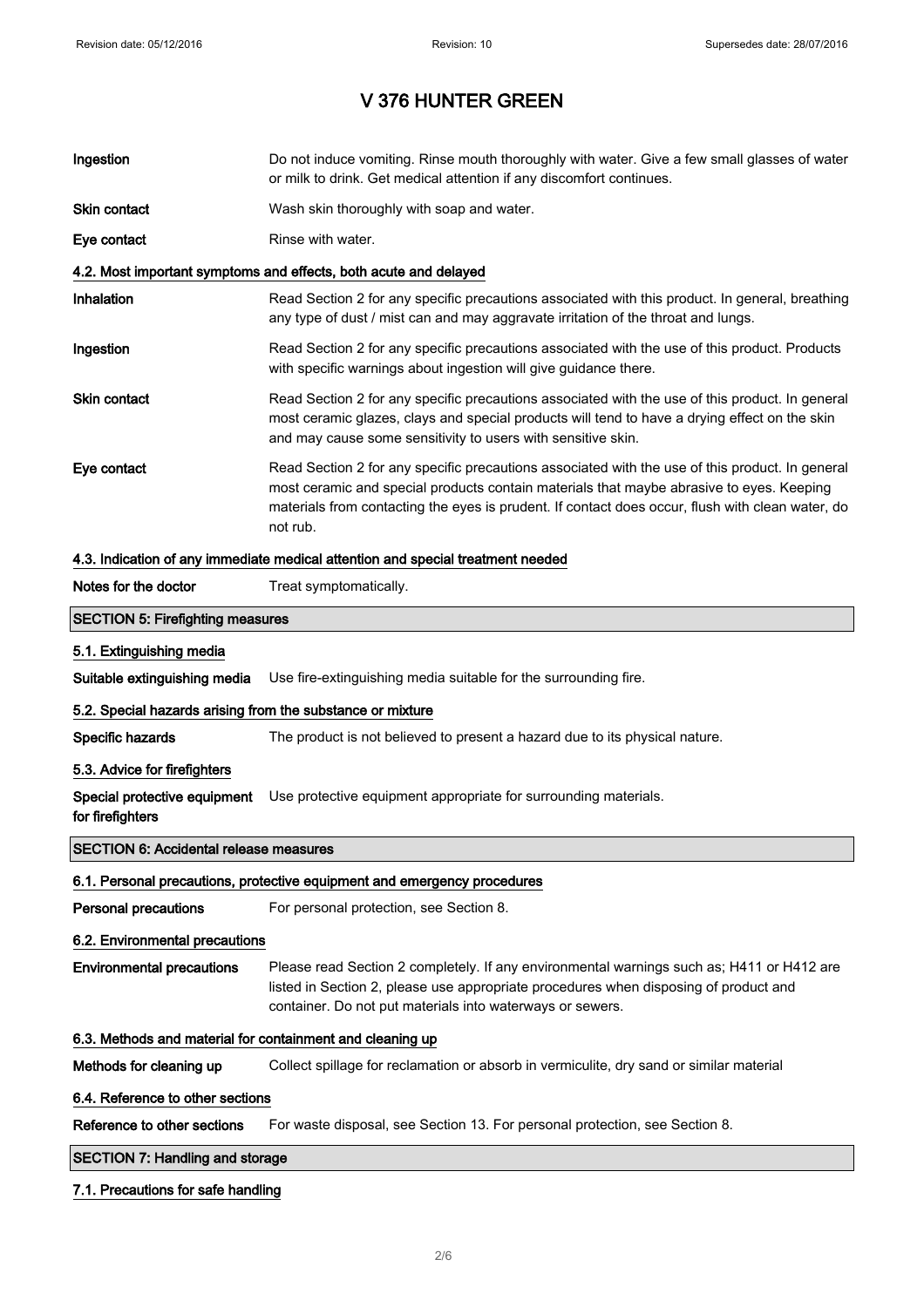# V 376 HUNTER GREEN

**Ingestion** Do not induce vomiting. Rinse mouth thoroughly with water. Give a few small glasses of water or milk to drink. Get medical attention if any discomfort continues.

**Skin contact** Wash skin thoroughly with soap and water.

**Eye contact** Rinse with water.

### 4.2. Most important symptoms and effects, both acute and delayed

**Inhalation** Read Section 2 for any specific precautions associated with this product. In general, breathing any type of dust / mist can and may aggravate irritation of the throat and lungs.

**Ingestion** Read Section 2 for any specific precautions associated with the use of this product. Products with specific warnings about ingestion will give guidance there.

**Skin contact** Read Section 2 for any specific precautions associated with the use of this product. In general most ceramic glazes, clays and special products will tend to have a drying effect on the skin and may cause some sensitivity to users with sensitive skin.

**Eye contact** Read Section 2 for any specific precautions associated with the use of this product. In general most ceramic and special products contain materials that maybe abrasive to eyes. Keeping materials from contacting the eyes is prudent. If contact does occur, flush with clean water, do not rub.

### 4.3. Indication of any immediate medical attention and special treatment needed

**Notes for the doctor** Treat symptomatically.

## SECTION 5: Firefighting measures

### 5.1. Extinguishing media

**Suitable extinguishing media** Use fire-extinguishing media suitable for the surrounding fire.

### 5.2. Special hazards arising from the substance or mixture

**Specific hazards** The product is not believed to present a hazard due to its physical nature.

### 5.3. Advice for firefighters

**Special protective equipment for firefighters** Use protective equipment appropriate for surrounding materials.

## SECTION 6: Accidental release measures

### 6.1. Personal precautions, protective equipment and emergency procedures

**Personal precautions** For personal protection, see Section 8.

### 6.2. Environmental precautions

**Environmental precautions** Please read Section 2 completely. If any environmental warnings such as; H411 or H412 are listed in Section 2, please use appropriate procedures when disposing of product and container. Do not put materials into waterways or sewers.

### 6.3. Methods and material for containment and cleaning up

**Methods for cleaning up** Collect spillage for reclamation or absorb in vermiculite, dry sand or similar material

### 6.4. Reference to other sections

**Reference to other sections** For waste disposal, see Section 13. For personal protection, see Section 8.

## SECTION 7: Handling and storage

### 7.1. Precautions for safe handling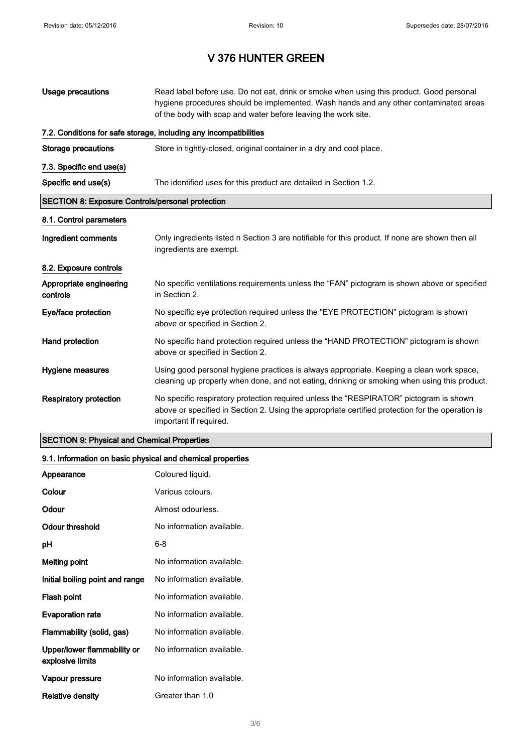# V 376 HUNTER GREEN

| | |
|---|---|
| **Usage precautions** | Read label before use. Do not eat, drink or smoke when using this product. Good personal hygiene procedures should be implemented. Wash hands and any other contaminated areas of the body with soap and water before leaving the work site. |

### 7.2. Conditions for safe storage, including any incompatibilities

| | |
|---|---|
| **Storage precautions** | Store in tightly-closed, original container in a dry and cool place. |

### 7.3. Specific end use(s)

| | |
|---|---|
| **Specific end use(s)** | The identified uses for this product are detailed in Section 1.2. |

## SECTION 8: Exposure Controls/personal protection

### 8.1. Control parameters

| | |
|---|---|
| **Ingredient comments** | Only ingredients listed n Section 3 are notifiable for this product. If none are shown then all ingredients are exempt. |

### 8.2. Exposure controls

| | |
|---|---|
| **Appropriate engineering controls** | No specific ventilations requirements unless the “FAN” pictogram is shown above or specified in Section 2. |
| **Eye/face protection** | No specific eye protection required unless the "EYE PROTECTION” pictogram is shown above or specified in Section 2. |
| **Hand protection** | No specific hand protection required unless the “HAND PROTECTION” pictogram is shown above or specified in Section 2. |
| **Hygiene measures** | Using good personal hygiene practices is always appropriate. Keeping a clean work space, cleaning up properly when done, and not eating, drinking or smoking when using this product. |
| **Respiratory protection** | No specific respiratory protection required unless the “RESPIRATOR” pictogram is shown above or specified in Section 2. Using the appropriate certified protection for the operation is important if required. |

## SECTION 9: Physical and Chemical Properties

### 9.1. Information on basic physical and chemical properties

| | |
|---|---|
| **Appearance** | Coloured liquid. |
| **Colour** | Various colours. |
| **Odour** | Almost odourless. |
| **Odour threshold** | No information available. |
| **pH** | 6-8 |
| **Melting point** | No information available. |
| **Initial boiling point and range** | No information available. |
| **Flash point** | No information available. |
| **Evaporation rate** | No information available. |
| **Flammability (solid, gas)** | No information available. |
| **Upper/lower flammability or explosive limits** | No information available. |
| **Vapour pressure** | No information available. |
| **Relative density** | Greater than 1.0 |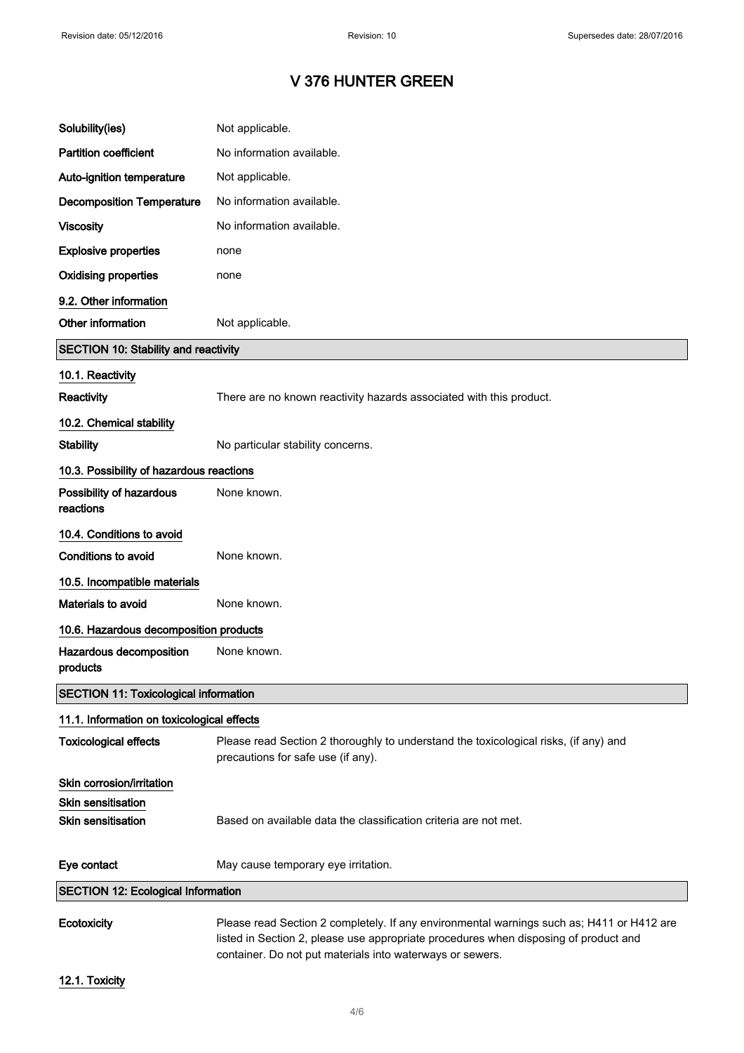# V 376 HUNTER GREEN

| | |
|---|---|
| **Solubility(ies)** | Not applicable. |
| **Partition coefficient** | No information available. |
| **Auto-ignition temperature** | Not applicable. |
| **Decomposition Temperature** | No information available. |
| **Viscosity** | No information available. |
| **Explosive properties** | none |
| **Oxidising properties** | none |

### 9.2. Other information

**Other information** Not applicable.

## SECTION 10: Stability and reactivity

### 10.1. Reactivity

**Reactivity** There are no known reactivity hazards associated with this product.

### 10.2. Chemical stability

**Stability** No particular stability concerns.

### 10.3. Possibility of hazardous reactions

**Possibility of hazardous reactions** None known.

### 10.4. Conditions to avoid

**Conditions to avoid** None known.

### 10.5. Incompatible materials

**Materials to avoid** None known.

### 10.6. Hazardous decomposition products

**Hazardous decomposition products** None known.

## SECTION 11: Toxicological information

### 11.1. Information on toxicological effects

**Toxicological effects** Please read Section 2 thoroughly to understand the toxicological risks, (if any) and precautions for safe use (if any).

**Skin corrosion/irritation**

**Skin sensitisation**

**Skin sensitisation** Based on available data the classification criteria are not met.

**Eye contact** May cause temporary eye irritation.

## SECTION 12: Ecological Information

**Ecotoxicity** Please read Section 2 completely. If any environmental warnings such as; H411 or H412 are listed in Section 2, please use appropriate procedures when disposing of product and container. Do not put materials into waterways or sewers.

### 12.1. Toxicity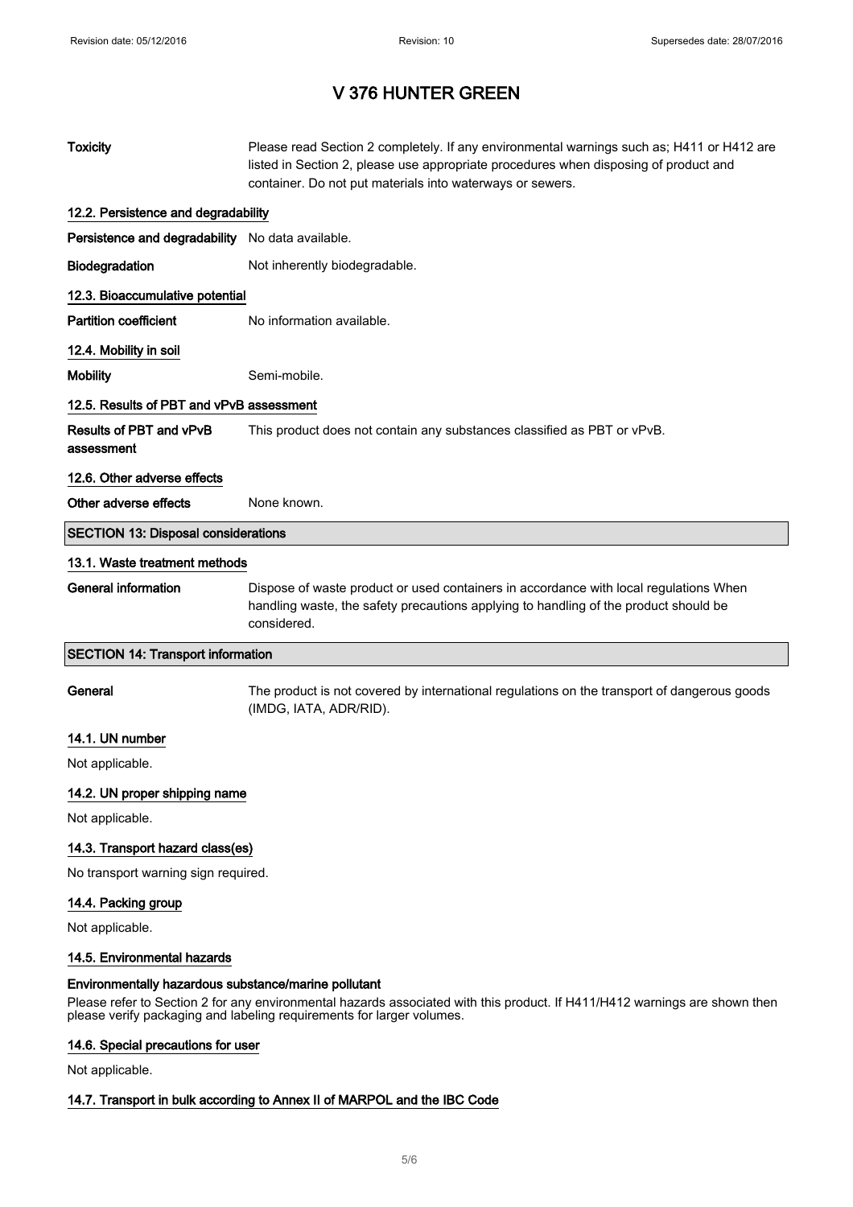# V 376 HUNTER GREEN

| | |
|---|---|
| **Toxicity** | Please read Section 2 completely. If any environmental warnings such as; H411 or H412 are listed in Section 2, please use appropriate procedures when disposing of product and container. Do not put materials into waterways or sewers. |

### 12.2. Persistence and degradability

| | |
|---|---|
| **Persistence and degradability** | No data available. |
| **Biodegradation** | Not inherently biodegradable. |

### 12.3. Bioaccumulative potential

| | |
|---|---|
| **Partition coefficient** | No information available. |

### 12.4. Mobility in soil

| | |
|---|---|
| **Mobility** | Semi-mobile. |

### 12.5. Results of PBT and vPvB assessment

| | |
|---|---|
| **Results of PBT and vPvB assessment** | This product does not contain any substances classified as PBT or vPvB. |

### 12.6. Other adverse effects

| | |
|---|---|
| **Other adverse effects** | None known. |

## SECTION 13: Disposal considerations

### 13.1. Waste treatment methods

| | |
|---|---|
| **General information** | Dispose of waste product or used containers in accordance with local regulations When handling waste, the safety precautions applying to handling of the product should be considered. |

## SECTION 14: Transport information

| | |
|---|---|
| **General** | The product is not covered by international regulations on the transport of dangerous goods (IMDG, IATA, ADR/RID). |

### 14.1. UN number

Not applicable.

### 14.2. UN proper shipping name

Not applicable.

### 14.3. Transport hazard class(es)

No transport warning sign required.

### 14.4. Packing group

Not applicable.

### 14.5. Environmental hazards

**Environmentally hazardous substance/marine pollutant**

Please refer to Section 2 for any environmental hazards associated with this product. If H411/H412 warnings are shown then please verify packaging and labeling requirements for larger volumes.

### 14.6. Special precautions for user

Not applicable.

### 14.7. Transport in bulk according to Annex II of MARPOL and the IBC Code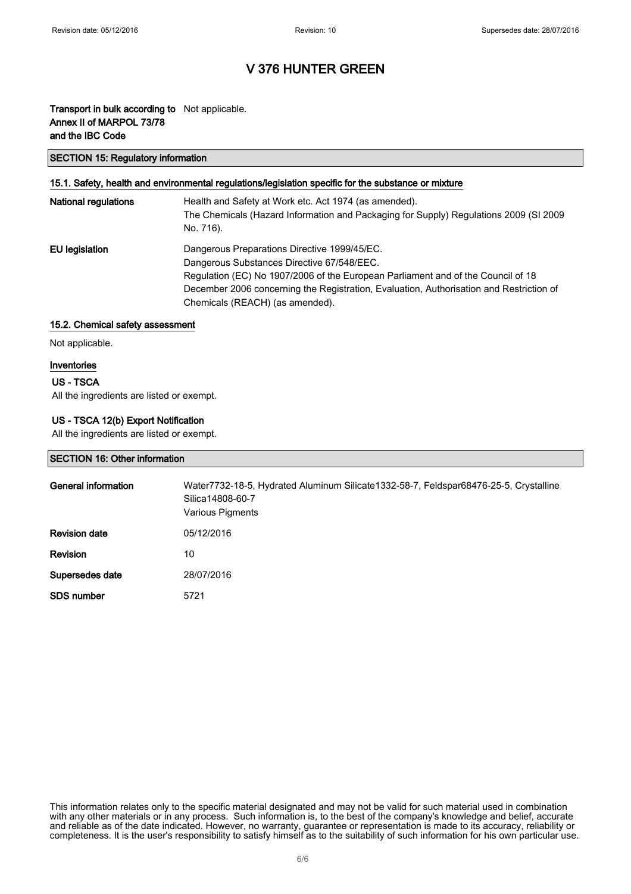# V 376 HUNTER GREEN

**Transport in bulk according to Annex II of MARPOL 73/78 and the IBC Code** Not applicable.

## SECTION 15: Regulatory information

### 15.1. Safety, health and environmental regulations/legislation specific for the substance or mixture

| | |
|---|---|
| **National regulations** | Health and Safety at Work etc. Act 1974 (as amended).<br>The Chemicals (Hazard Information and Packaging for Supply) Regulations 2009 (SI 2009 No. 716). |
| **EU legislation** | Dangerous Preparations Directive 1999/45/EC.<br>Dangerous Substances Directive 67/548/EEC.<br>Regulation (EC) No 1907/2006 of the European Parliament and of the Council of 18 December 2006 concerning the Registration, Evaluation, Authorisation and Restriction of Chemicals (REACH) (as amended). |

### 15.2. Chemical safety assessment

Not applicable.

### Inventories

**US - TSCA**

All the ingredients are listed or exempt.

**US - TSCA 12(b) Export Notification**

All the ingredients are listed or exempt.

## SECTION 16: Other information

| | |
|---|---|
| **General information** | Water7732-18-5, Hydrated Aluminum Silicate1332-58-7, Feldspar68476-25-5, Crystalline Silica14808-60-7<br>Various Pigments |
| **Revision date** | 05/12/2016 |
| **Revision** | 10 |
| **Supersedes date** | 28/07/2016 |
| **SDS number** | 5721 |

This information relates only to the specific material designated and may not be valid for such material used in combination with any other materials or in any process. Such information is, to the best of the company's knowledge and belief, accurate and reliable as of the date indicated. However, no warranty, guarantee or representation is made to its accuracy, reliability or completeness. It is the user's responsibility to satisfy himself as to the suitability of such information for his own particular use.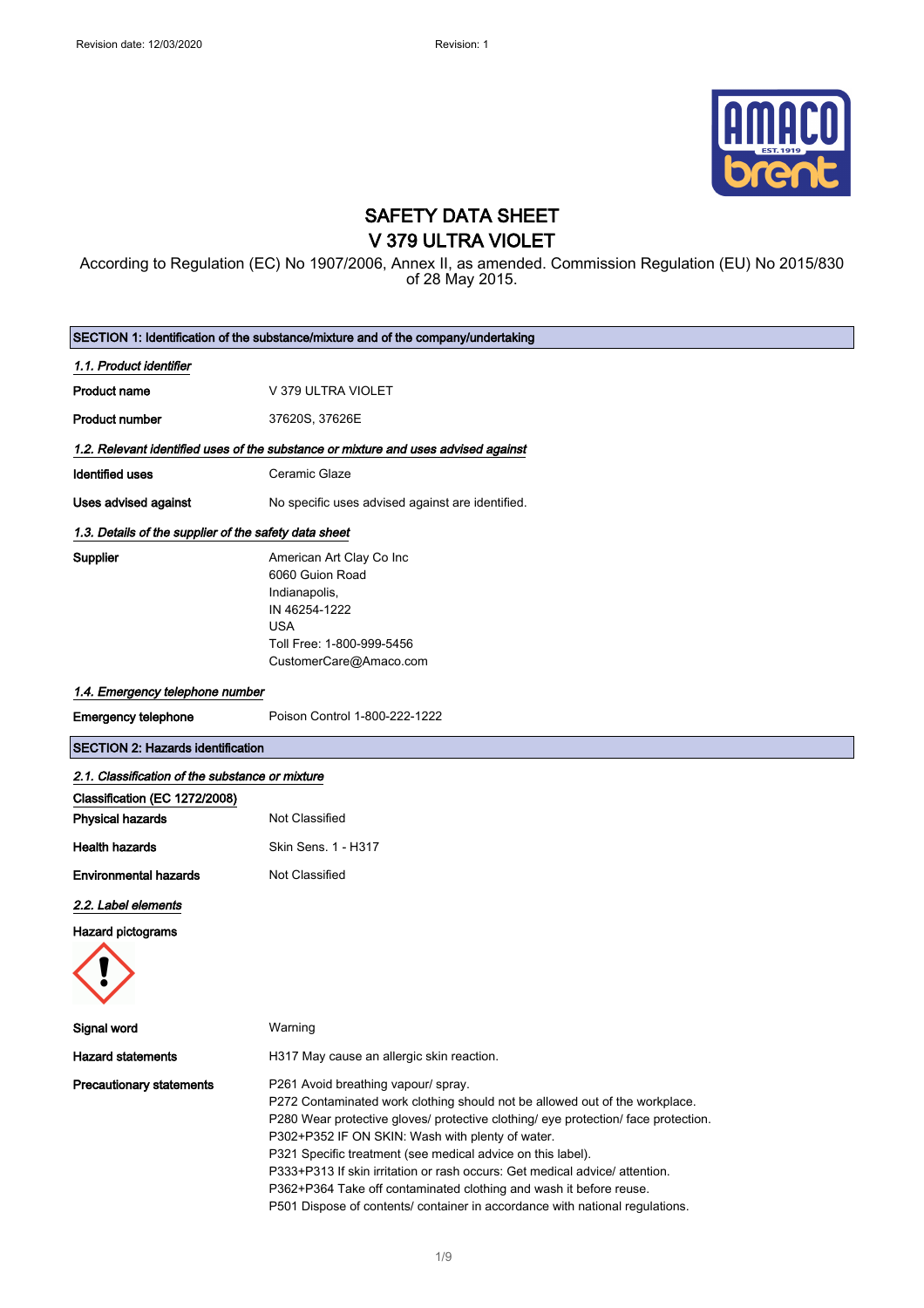# SAFETY DATA SHEET
# V 379 ULTRA VIOLET

According to Regulation (EC) No 1907/2006, Annex II, as amended. Commission Regulation (EU) No 2015/830 of 28 May 2015.

## SECTION 1: Identification of the substance/mixture and of the company/undertaking

### *1.1. Product identifier*

| | |
|---|---|
| **Product name** | V 379 ULTRA VIOLET |
| **Product number** | 37620S, 37626E |

### *1.2. Relevant identified uses of the substance or mixture and uses advised against*

| | |
|---|---|
| **Identified uses** | Ceramic Glaze |
| **Uses advised against** | No specific uses advised against are identified. |

### *1.3. Details of the supplier of the safety data sheet*

**Supplier**

American Art Clay Co Inc
6060 Guion Road
Indianapolis,
IN 46254-1222
USA
Toll Free: 1-800-999-5456
CustomerCare@Amaco.com

### *1.4. Emergency telephone number*

**Emergency telephone** Poison Control 1-800-222-1222

## SECTION 2: Hazards identification

### *2.1. Classification of the substance or mixture*

**Classification (EC 1272/2008)**

| | |
|---|---|
| **Physical hazards** | Not Classified |
| **Health hazards** | Skin Sens. 1 - H317 |
| **Environmental hazards** | Not Classified |

### *2.2. Label elements*

**Hazard pictograms**

| | |
|---|---|
| **Signal word** | Warning |
| **Hazard statements** | H317 May cause an allergic skin reaction. |

**Precautionary statements**

P261 Avoid breathing vapour/ spray.
P272 Contaminated work clothing should not be allowed out of the workplace.
P280 Wear protective gloves/ protective clothing/ eye protection/ face protection.
P302+P352 IF ON SKIN: Wash with plenty of water.
P321 Specific treatment (see medical advice on this label).
P333+P313 If skin irritation or rash occurs: Get medical advice/ attention.
P362+P364 Take off contaminated clothing and wash it before reuse.
P501 Dispose of contents/ container in accordance with national regulations.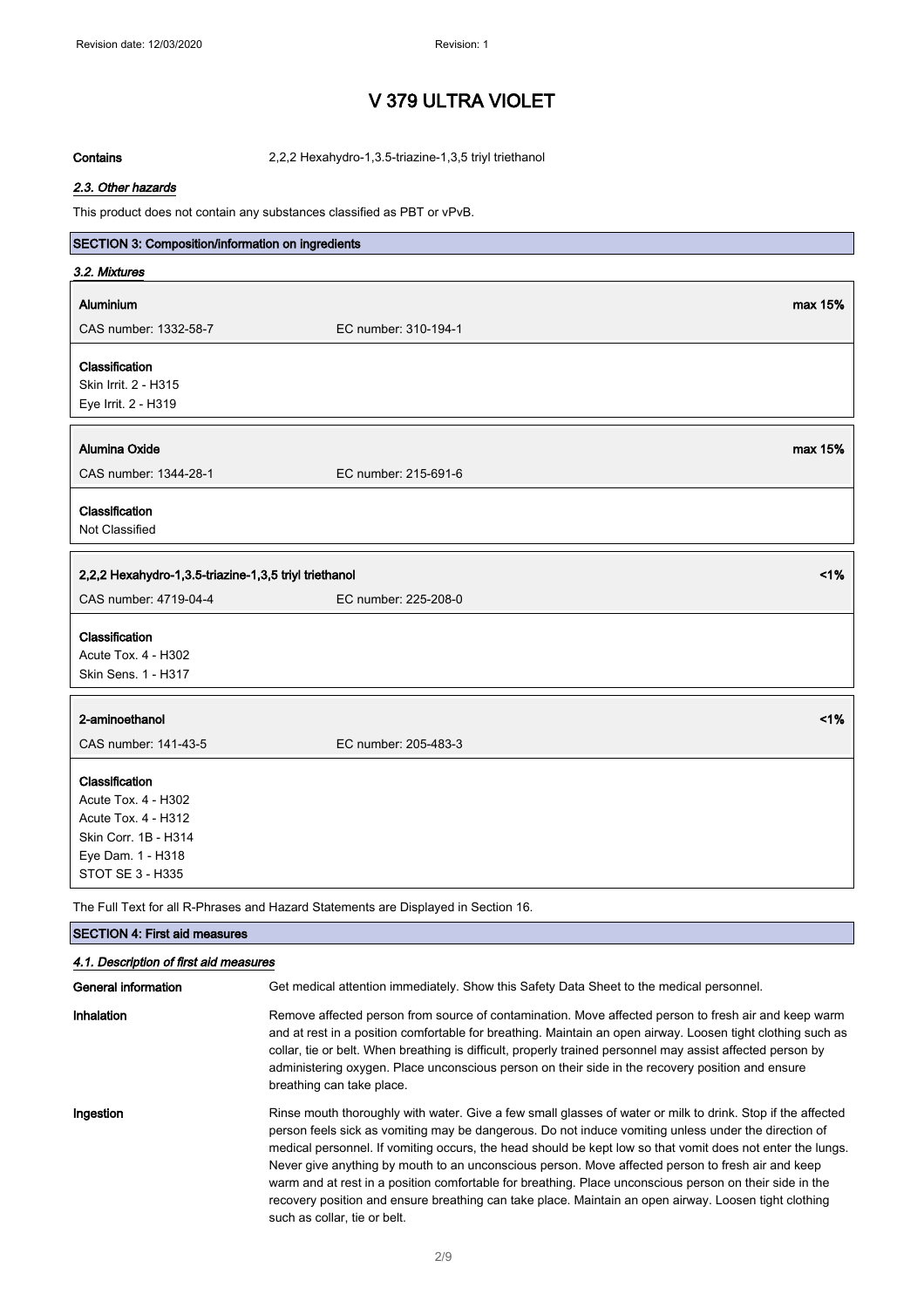# V 379 ULTRA VIOLET

**Contains** 2,2,2 Hexahydro-1,3.5-triazine-1,3,5 triyl triethanol

### *2.3. Other hazards*

This product does not contain any substances classified as PBT or vPvB.

## SECTION 3: Composition/information on ingredients

### *3.2. Mixtures*

**Aluminium** max 15%

CAS number: 1332-58-7 EC number: 310-194-1

**Classification**
Skin Irrit. 2 - H315
Eye Irrit. 2 - H319

**Alumina Oxide** max 15%

CAS number: 1344-28-1 EC number: 215-691-6

**Classification**
Not Classified

**2,2,2 Hexahydro-1,3.5-triazine-1,3,5 triyl triethanol** <1%

CAS number: 4719-04-4 EC number: 225-208-0

**Classification**
Acute Tox. 4 - H302
Skin Sens. 1 - H317

**2-aminoethanol** <1%

CAS number: 141-43-5 EC number: 205-483-3

**Classification**
Acute Tox. 4 - H302
Acute Tox. 4 - H312
Skin Corr. 1B - H314
Eye Dam. 1 - H318
STOT SE 3 - H335

The Full Text for all R-Phrases and Hazard Statements are Displayed in Section 16.

## SECTION 4: First aid measures

### *4.1. Description of first aid measures*

**General information** Get medical attention immediately. Show this Safety Data Sheet to the medical personnel.

**Inhalation** Remove affected person from source of contamination. Move affected person to fresh air and keep warm and at rest in a position comfortable for breathing. Maintain an open airway. Loosen tight clothing such as collar, tie or belt. When breathing is difficult, properly trained personnel may assist affected person by administering oxygen. Place unconscious person on their side in the recovery position and ensure breathing can take place.

**Ingestion** Rinse mouth thoroughly with water. Give a few small glasses of water or milk to drink. Stop if the affected person feels sick as vomiting may be dangerous. Do not induce vomiting unless under the direction of medical personnel. If vomiting occurs, the head should be kept low so that vomit does not enter the lungs. Never give anything by mouth to an unconscious person. Move affected person to fresh air and keep warm and at rest in a position comfortable for breathing. Place unconscious person on their side in the recovery position and ensure breathing can take place. Maintain an open airway. Loosen tight clothing such as collar, tie or belt.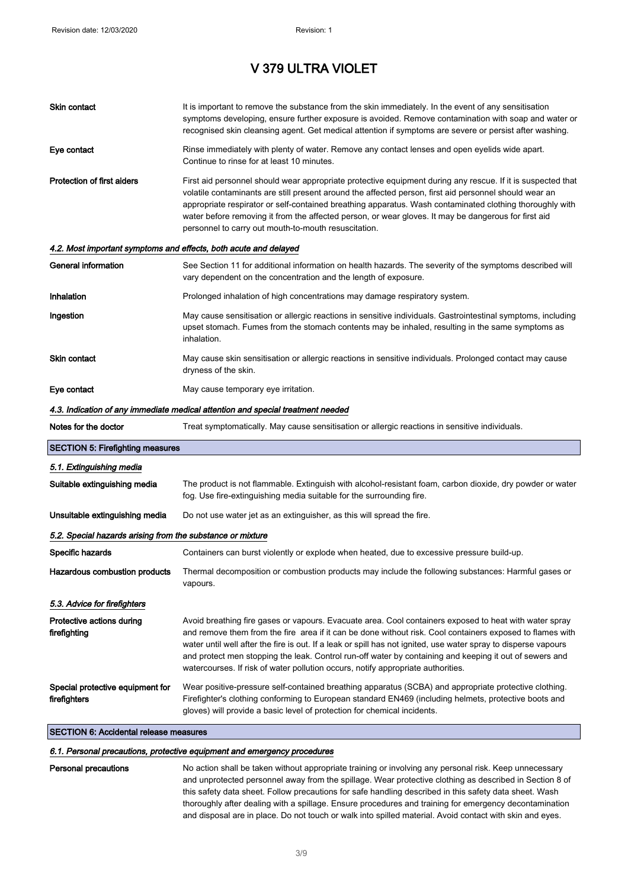# V 379 ULTRA VIOLET

| | |
|---|---|
| **Skin contact** | It is important to remove the substance from the skin immediately. In the event of any sensitisation symptoms developing, ensure further exposure is avoided. Remove contamination with soap and water or recognised skin cleansing agent. Get medical attention if symptoms are severe or persist after washing. |
| **Eye contact** | Rinse immediately with plenty of water. Remove any contact lenses and open eyelids wide apart. Continue to rinse for at least 10 minutes. |
| **Protection of first aiders** | First aid personnel should wear appropriate protective equipment during any rescue. If it is suspected that volatile contaminants are still present around the affected person, first aid personnel should wear an appropriate respirator or self-contained breathing apparatus. Wash contaminated clothing thoroughly with water before removing it from the affected person, or wear gloves. It may be dangerous for first aid personnel to carry out mouth-to-mouth resuscitation. |

### *4.2. Most important symptoms and effects, both acute and delayed*

| | |
|---|---|
| **General information** | See Section 11 for additional information on health hazards. The severity of the symptoms described will vary dependent on the concentration and the length of exposure. |
| **Inhalation** | Prolonged inhalation of high concentrations may damage respiratory system. |
| **Ingestion** | May cause sensitisation or allergic reactions in sensitive individuals. Gastrointestinal symptoms, including upset stomach. Fumes from the stomach contents may be inhaled, resulting in the same symptoms as inhalation. |
| **Skin contact** | May cause skin sensitisation or allergic reactions in sensitive individuals. Prolonged contact may cause dryness of the skin. |
| **Eye contact** | May cause temporary eye irritation. |

### *4.3. Indication of any immediate medical attention and special treatment needed*

| | |
|---|---|
| **Notes for the doctor** | Treat symptomatically. May cause sensitisation or allergic reactions in sensitive individuals. |

## SECTION 5: Firefighting measures

### *5.1. Extinguishing media*

| | |
|---|---|
| **Suitable extinguishing media** | The product is not flammable. Extinguish with alcohol-resistant foam, carbon dioxide, dry powder or water fog. Use fire-extinguishing media suitable for the surrounding fire. |
| **Unsuitable extinguishing media** | Do not use water jet as an extinguisher, as this will spread the fire. |

### *5.2. Special hazards arising from the substance or mixture*

| | |
|---|---|
| **Specific hazards** | Containers can burst violently or explode when heated, due to excessive pressure build-up. |
| **Hazardous combustion products** | Thermal decomposition or combustion products may include the following substances: Harmful gases or vapours. |

### *5.3. Advice for firefighters*

| | |
|---|---|
| **Protective actions during firefighting** | Avoid breathing fire gases or vapours. Evacuate area. Cool containers exposed to heat with water spray and remove them from the fire area if it can be done without risk. Cool containers exposed to flames with water until well after the fire is out. If a leak or spill has not ignited, use water spray to disperse vapours and protect men stopping the leak. Control run-off water by containing and keeping it out of sewers and watercourses. If risk of water pollution occurs, notify appropriate authorities. |
| **Special protective equipment for firefighters** | Wear positive-pressure self-contained breathing apparatus (SCBA) and appropriate protective clothing. Firefighter's clothing conforming to European standard EN469 (including helmets, protective boots and gloves) will provide a basic level of protection for chemical incidents. |

## SECTION 6: Accidental release measures

### *6.1. Personal precautions, protective equipment and emergency procedures*

| | |
|---|---|
| **Personal precautions** | No action shall be taken without appropriate training or involving any personal risk. Keep unnecessary and unprotected personnel away from the spillage. Wear protective clothing as described in Section 8 of this safety data sheet. Follow precautions for safe handling described in this safety data sheet. Wash thoroughly after dealing with a spillage. Ensure procedures and training for emergency decontamination and disposal are in place. Do not touch or walk into spilled material. Avoid contact with skin and eyes. |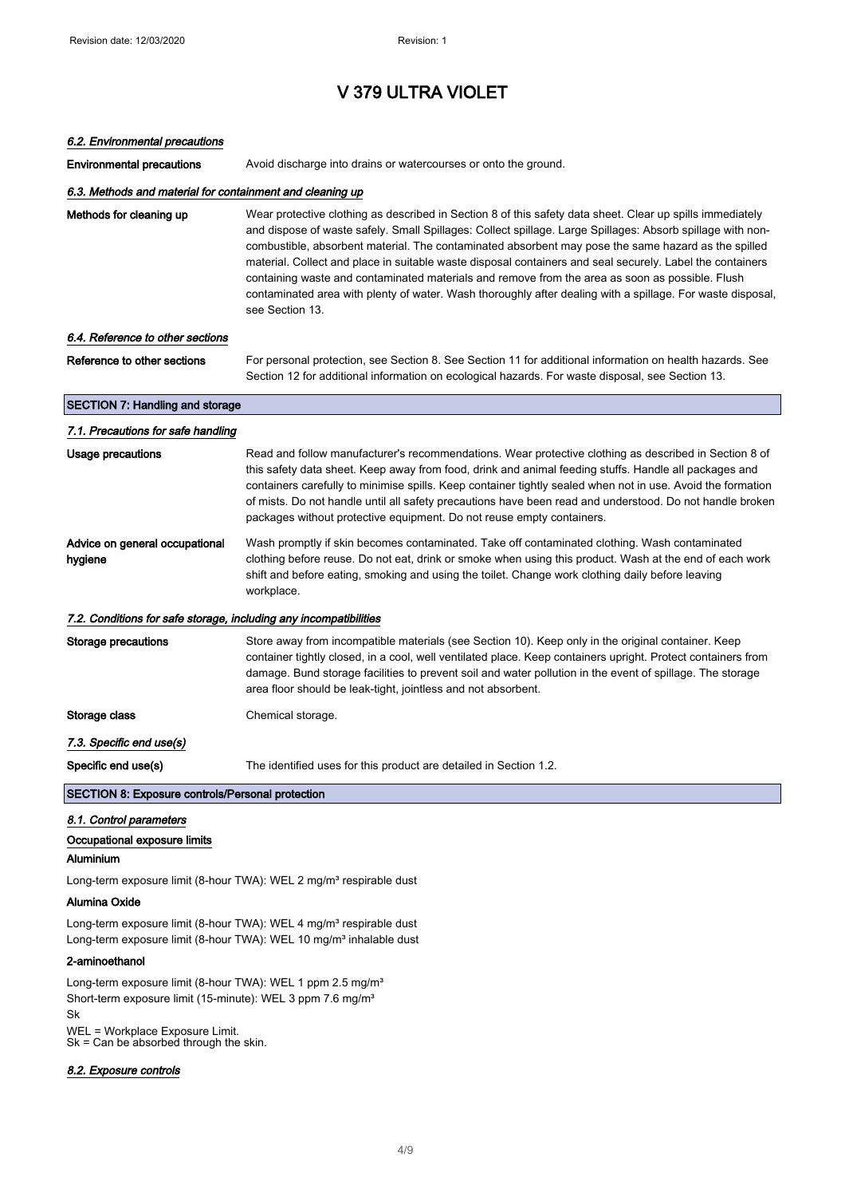# V 379 ULTRA VIOLET

*6.2. Environmental precautions*

**Environmental precautions** Avoid discharge into drains or watercourses or onto the ground.

*6.3. Methods and material for containment and cleaning up*

**Methods for cleaning up** Wear protective clothing as described in Section 8 of this safety data sheet. Clear up spills immediately and dispose of waste safely. Small Spillages: Collect spillage. Large Spillages: Absorb spillage with non-combustible, absorbent material. The contaminated absorbent may pose the same hazard as the spilled material. Collect and place in suitable waste disposal containers and seal securely. Label the containers containing waste and contaminated materials and remove from the area as soon as possible. Flush contaminated area with plenty of water. Wash thoroughly after dealing with a spillage. For waste disposal, see Section 13.

*6.4. Reference to other sections*

**Reference to other sections** For personal protection, see Section 8. See Section 11 for additional information on health hazards. See Section 12 for additional information on ecological hazards. For waste disposal, see Section 13.

## SECTION 7: Handling and storage

*7.1. Precautions for safe handling*

**Usage precautions** Read and follow manufacturer's recommendations. Wear protective clothing as described in Section 8 of this safety data sheet. Keep away from food, drink and animal feeding stuffs. Handle all packages and containers carefully to minimise spills. Keep container tightly sealed when not in use. Avoid the formation of mists. Do not handle until all safety precautions have been read and understood. Do not handle broken packages without protective equipment. Do not reuse empty containers.

**Advice on general occupational hygiene** Wash promptly if skin becomes contaminated. Take off contaminated clothing. Wash contaminated clothing before reuse. Do not eat, drink or smoke when using this product. Wash at the end of each work shift and before eating, smoking and using the toilet. Change work clothing daily before leaving workplace.

*7.2. Conditions for safe storage, including any incompatibilities*

**Storage precautions** Store away from incompatible materials (see Section 10). Keep only in the original container. Keep container tightly closed, in a cool, well ventilated place. Keep containers upright. Protect containers from damage. Bund storage facilities to prevent soil and water pollution in the event of spillage. The storage area floor should be leak-tight, jointless and not absorbent.

**Storage class** Chemical storage.

*7.3. Specific end use(s)*

**Specific end use(s)** The identified uses for this product are detailed in Section 1.2.

## SECTION 8: Exposure controls/Personal protection

*8.1. Control parameters*

**Occupational exposure limits**

**Aluminium**

Long-term exposure limit (8-hour TWA): WEL 2 mg/m³ respirable dust

**Alumina Oxide**

Long-term exposure limit (8-hour TWA): WEL 4 mg/m³ respirable dust
Long-term exposure limit (8-hour TWA): WEL 10 mg/m³ inhalable dust

**2-aminoethanol**

Long-term exposure limit (8-hour TWA): WEL 1 ppm 2.5 mg/m³
Short-term exposure limit (15-minute): WEL 3 ppm 7.6 mg/m³
Sk

WEL = Workplace Exposure Limit.
Sk = Can be absorbed through the skin.

*8.2. Exposure controls*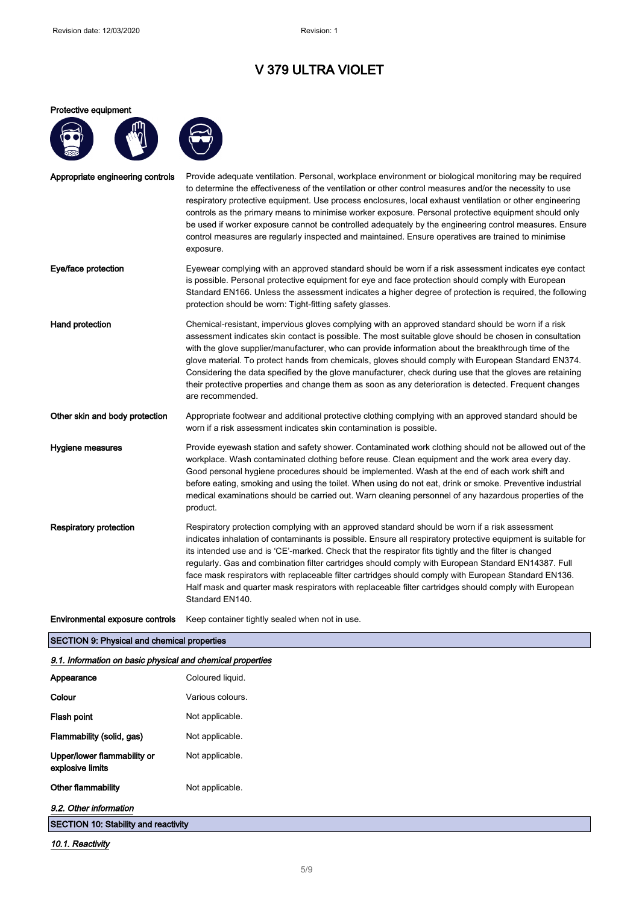# V 379 ULTRA VIOLET

**Protective equipment**

| | |
|---|---|
| **Appropriate engineering controls** | Provide adequate ventilation. Personal, workplace environment or biological monitoring may be required to determine the effectiveness of the ventilation or other control measures and/or the necessity to use respiratory protective equipment. Use process enclosures, local exhaust ventilation or other engineering controls as the primary means to minimise worker exposure. Personal protective equipment should only be used if worker exposure cannot be controlled adequately by the engineering control measures. Ensure control measures are regularly inspected and maintained. Ensure operatives are trained to minimise exposure. |
| **Eye/face protection** | Eyewear complying with an approved standard should be worn if a risk assessment indicates eye contact is possible. Personal protective equipment for eye and face protection should comply with European Standard EN166. Unless the assessment indicates a higher degree of protection is required, the following protection should be worn: Tight-fitting safety glasses. |
| **Hand protection** | Chemical-resistant, impervious gloves complying with an approved standard should be worn if a risk assessment indicates skin contact is possible. The most suitable glove should be chosen in consultation with the glove supplier/manufacturer, who can provide information about the breakthrough time of the glove material. To protect hands from chemicals, gloves should comply with European Standard EN374. Considering the data specified by the glove manufacturer, check during use that the gloves are retaining their protective properties and change them as soon as any deterioration is detected. Frequent changes are recommended. |
| **Other skin and body protection** | Appropriate footwear and additional protective clothing complying with an approved standard should be worn if a risk assessment indicates skin contamination is possible. |
| **Hygiene measures** | Provide eyewash station and safety shower. Contaminated work clothing should not be allowed out of the workplace. Wash contaminated clothing before reuse. Clean equipment and the work area every day. Good personal hygiene procedures should be implemented. Wash at the end of each work shift and before eating, smoking and using the toilet. When using do not eat, drink or smoke. Preventive industrial medical examinations should be carried out. Warn cleaning personnel of any hazardous properties of the product. |
| **Respiratory protection** | Respiratory protection complying with an approved standard should be worn if a risk assessment indicates inhalation of contaminants is possible. Ensure all respiratory protective equipment is suitable for its intended use and is 'CE'-marked. Check that the respirator fits tightly and the filter is changed regularly. Gas and combination filter cartridges should comply with European Standard EN14387. Full face mask respirators with replaceable filter cartridges should comply with European Standard EN136. Half mask and quarter mask respirators with replaceable filter cartridges should comply with European Standard EN140. |
| **Environmental exposure controls** | Keep container tightly sealed when not in use. |

## SECTION 9: Physical and chemical properties

### *9.1. Information on basic physical and chemical properties*

| | |
|---|---|
| **Appearance** | Coloured liquid. |
| **Colour** | Various colours. |
| **Flash point** | Not applicable. |
| **Flammability (solid, gas)** | Not applicable. |
| **Upper/lower flammability or explosive limits** | Not applicable. |
| **Other flammability** | Not applicable. |

### *9.2. Other information*

## SECTION 10: Stability and reactivity

### *10.1. Reactivity*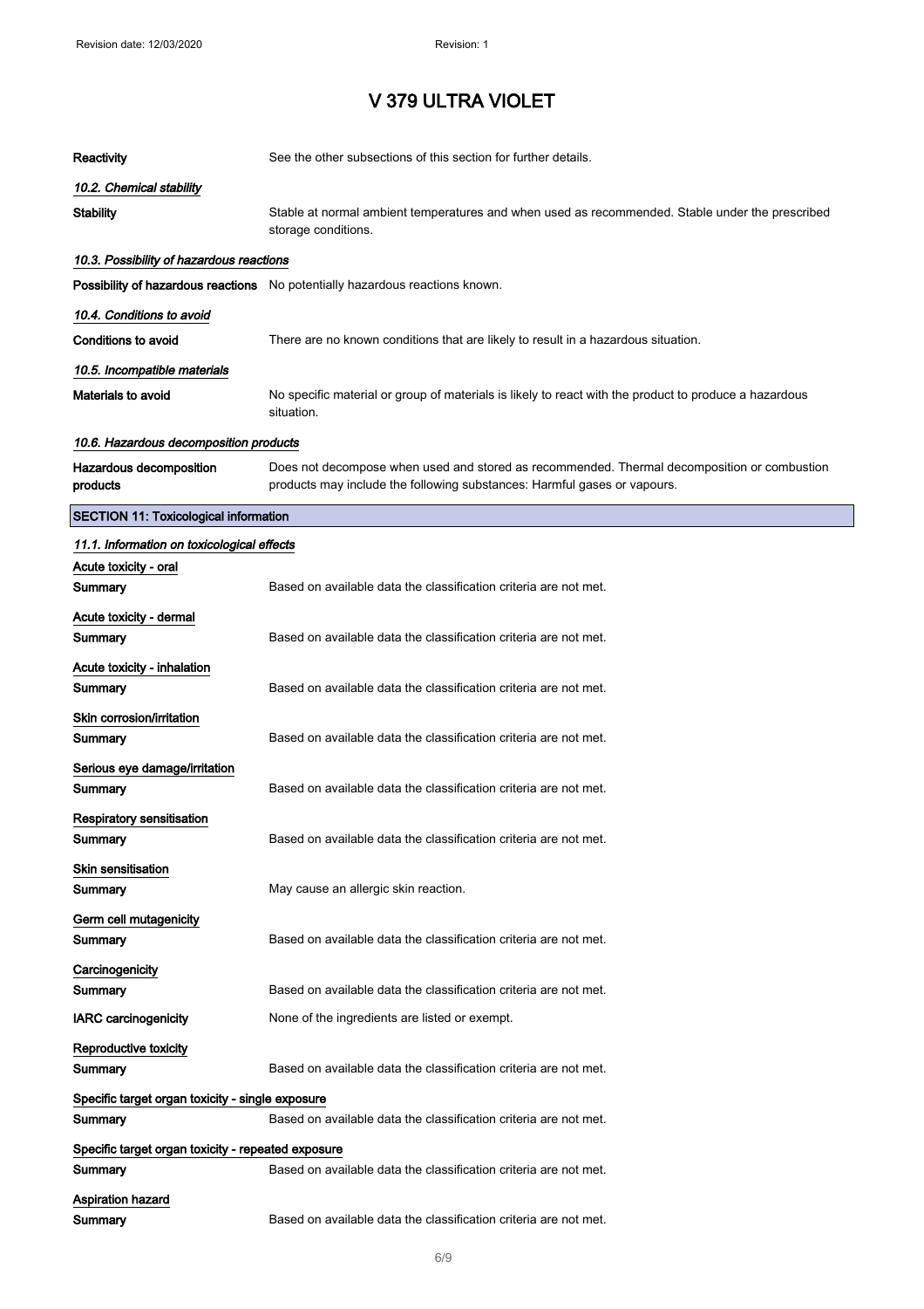| | |
|---|---|
| **Reactivity** | See the other subsections of this section for further details. |

#### *10.2. Chemical stability*

| | |
|---|---|
| **Stability** | Stable at normal ambient temperatures and when used as recommended. Stable under the prescribed storage conditions. |

#### *10.3. Possibility of hazardous reactions*

| | |
|---|---|
| **Possibility of hazardous reactions** | No potentially hazardous reactions known. |

#### *10.4. Conditions to avoid*

| | |
|---|---|
| **Conditions to avoid** | There are no known conditions that are likely to result in a hazardous situation. |

#### *10.5. Incompatible materials*

| | |
|---|---|
| **Materials to avoid** | No specific material or group of materials is likely to react with the product to produce a hazardous situation. |

#### *10.6. Hazardous decomposition products*

| | |
|---|---|
| **Hazardous decomposition products** | Does not decompose when used and stored as recommended. Thermal decomposition or combustion products may include the following substances: Harmful gases or vapours. |

## SECTION 11: Toxicological information

#### *11.1. Information on toxicological effects*

**Acute toxicity - oral**

| | |
|---|---|
| **Summary** | Based on available data the classification criteria are not met. |

**Acute toxicity - dermal**

| | |
|---|---|
| **Summary** | Based on available data the classification criteria are not met. |

**Acute toxicity - inhalation**

| | |
|---|---|
| **Summary** | Based on available data the classification criteria are not met. |

**Skin corrosion/irritation**

| | |
|---|---|
| **Summary** | Based on available data the classification criteria are not met. |

**Serious eye damage/irritation**

| | |
|---|---|
| **Summary** | Based on available data the classification criteria are not met. |

**Respiratory sensitisation**

| | |
|---|---|
| **Summary** | Based on available data the classification criteria are not met. |

**Skin sensitisation**

| | |
|---|---|
| **Summary** | May cause an allergic skin reaction. |

**Germ cell mutagenicity**

| | |
|---|---|
| **Summary** | Based on available data the classification criteria are not met. |

**Carcinogenicity**

| | |
|---|---|
| **Summary** | Based on available data the classification criteria are not met. |
| **IARC carcinogenicity** | None of the ingredients are listed or exempt. |

**Reproductive toxicity**

| | |
|---|---|
| **Summary** | Based on available data the classification criteria are not met. |

**Specific target organ toxicity - single exposure**

| | |
|---|---|
| **Summary** | Based on available data the classification criteria are not met. |

**Specific target organ toxicity - repeated exposure**

| | |
|---|---|
| **Summary** | Based on available data the classification criteria are not met. |

**Aspiration hazard**

| | |
|---|---|
| **Summary** | Based on available data the classification criteria are not met. |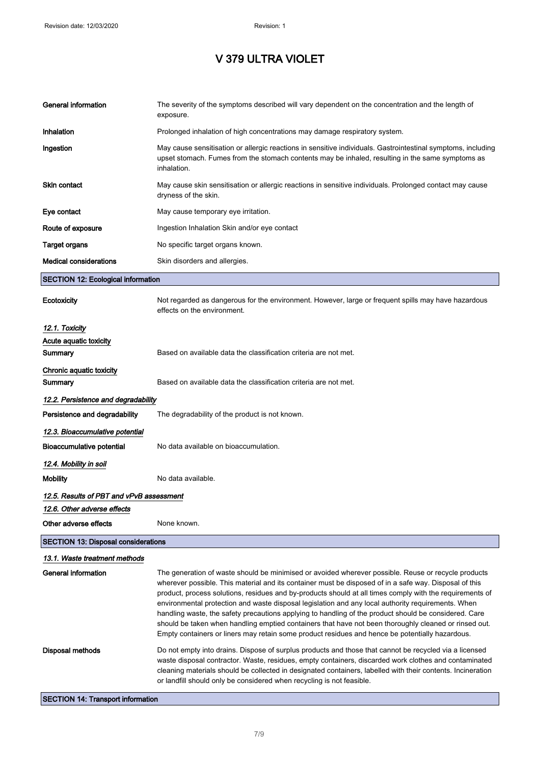# V 379 ULTRA VIOLET

| | |
|---|---|
| **General information** | The severity of the symptoms described will vary dependent on the concentration and the length of exposure. |
| **Inhalation** | Prolonged inhalation of high concentrations may damage respiratory system. |
| **Ingestion** | May cause sensitisation or allergic reactions in sensitive individuals. Gastrointestinal symptoms, including upset stomach. Fumes from the stomach contents may be inhaled, resulting in the same symptoms as inhalation. |
| **Skin contact** | May cause skin sensitisation or allergic reactions in sensitive individuals. Prolonged contact may cause dryness of the skin. |
| **Eye contact** | May cause temporary eye irritation. |
| **Route of exposure** | Ingestion Inhalation Skin and/or eye contact |
| **Target organs** | No specific target organs known. |
| **Medical considerations** | Skin disorders and allergies. |

## SECTION 12: Ecological information

| | |
|---|---|
| **Ecotoxicity** | Not regarded as dangerous for the environment. However, large or frequent spills may have hazardous effects on the environment. |

### *12.1. Toxicity*

**Acute aquatic toxicity**

| | |
|---|---|
| **Summary** | Based on available data the classification criteria are not met. |

**Chronic aquatic toxicity**

| | |
|---|---|
| **Summary** | Based on available data the classification criteria are not met. |

### *12.2. Persistence and degradability*

| | |
|---|---|
| **Persistence and degradability** | The degradability of the product is not known. |

### *12.3. Bioaccumulative potential*

| | |
|---|---|
| **Bioaccumulative potential** | No data available on bioaccumulation. |

### *12.4. Mobility in soil*

| | |
|---|---|
| **Mobility** | No data available. |

### *12.5. Results of PBT and vPvB assessment*

### *12.6. Other adverse effects*

| | |
|---|---|
| **Other adverse effects** | None known. |

## SECTION 13: Disposal considerations

### *13.1. Waste treatment methods*

| | |
|---|---|
| **General information** | The generation of waste should be minimised or avoided wherever possible. Reuse or recycle products wherever possible. This material and its container must be disposed of in a safe way. Disposal of this product, process solutions, residues and by-products should at all times comply with the requirements of environmental protection and waste disposal legislation and any local authority requirements. When handling waste, the safety precautions applying to handling of the product should be considered. Care should be taken when handling emptied containers that have not been thoroughly cleaned or rinsed out. Empty containers or liners may retain some product residues and hence be potentially hazardous. |
| **Disposal methods** | Do not empty into drains. Dispose of surplus products and those that cannot be recycled via a licensed waste disposal contractor. Waste, residues, empty containers, discarded work clothes and contaminated cleaning materials should be collected in designated containers, labelled with their contents. Incineration or landfill should only be considered when recycling is not feasible. |

## SECTION 14: Transport information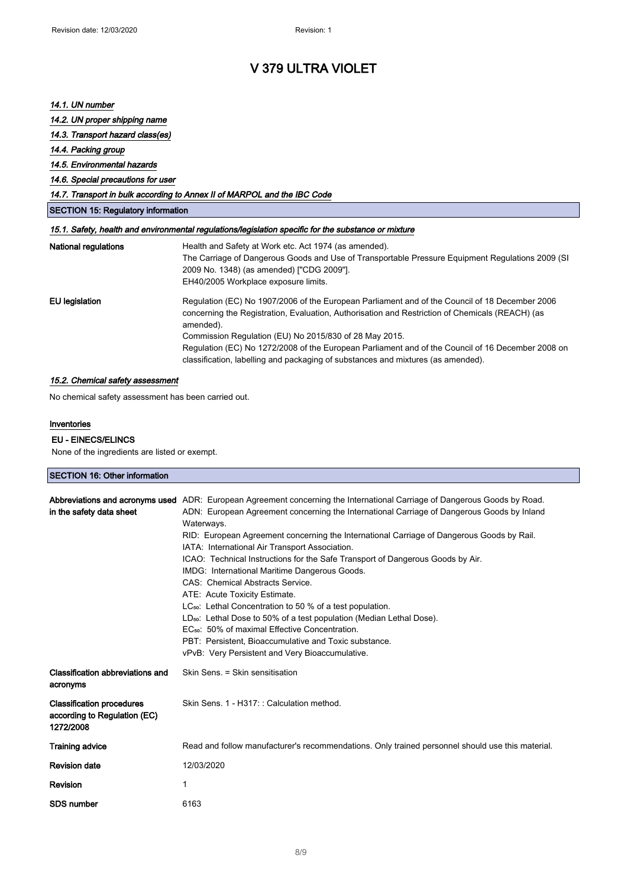*14.1. UN number*

*14.2. UN proper shipping name*

*14.3. Transport hazard class(es)*

*14.4. Packing group*

*14.5. Environmental hazards*

*14.6. Special precautions for user*

*14.7. Transport in bulk according to Annex II of MARPOL and the IBC Code*

## SECTION 15: Regulatory information

*15.1. Safety, health and environmental regulations/legislation specific for the substance or mixture*

| | |
|---|---|
| **National regulations** | Health and Safety at Work etc. Act 1974 (as amended).<br>The Carriage of Dangerous Goods and Use of Transportable Pressure Equipment Regulations 2009 (SI 2009 No. 1348) (as amended) ["CDG 2009"].<br>EH40/2005 Workplace exposure limits. |
| **EU legislation** | Regulation (EC) No 1907/2006 of the European Parliament and of the Council of 18 December 2006 concerning the Registration, Evaluation, Authorisation and Restriction of Chemicals (REACH) (as amended).<br>Commission Regulation (EU) No 2015/830 of 28 May 2015.<br>Regulation (EC) No 1272/2008 of the European Parliament and of the Council of 16 December 2008 on classification, labelling and packaging of substances and mixtures (as amended). |

*15.2. Chemical safety assessment*

No chemical safety assessment has been carried out.

**Inventories**

**EU - EINECS/ELINCS**

None of the ingredients are listed or exempt.

## SECTION 16: Other information

| | |
|---|---|
| **Abbreviations and acronyms used in the safety data sheet** | ADR: European Agreement concerning the International Carriage of Dangerous Goods by Road.<br>ADN: European Agreement concerning the International Carriage of Dangerous Goods by Inland Waterways.<br>RID: European Agreement concerning the International Carriage of Dangerous Goods by Rail.<br>IATA: International Air Transport Association.<br>ICAO: Technical Instructions for the Safe Transport of Dangerous Goods by Air.<br>IMDG: International Maritime Dangerous Goods.<br>CAS: Chemical Abstracts Service.<br>ATE: Acute Toxicity Estimate.<br>$LC_{50}$: Lethal Concentration to 50 % of a test population.<br>$LD_{50}$: Lethal Dose to 50% of a test population (Median Lethal Dose).<br>$EC_{50}$: 50% of maximal Effective Concentration.<br>PBT: Persistent, Bioaccumulative and Toxic substance.<br>vPvB: Very Persistent and Very Bioaccumulative. |
| **Classification abbreviations and acronyms** | Skin Sens. = Skin sensitisation |
| **Classification procedures according to Regulation (EC) 1272/2008** | Skin Sens. 1 - H317: : Calculation method. |
| **Training advice** | Read and follow manufacturer's recommendations. Only trained personnel should use this material. |
| **Revision date** | 12/03/2020 |
| **Revision** | 1 |
| **SDS number** | 6163 |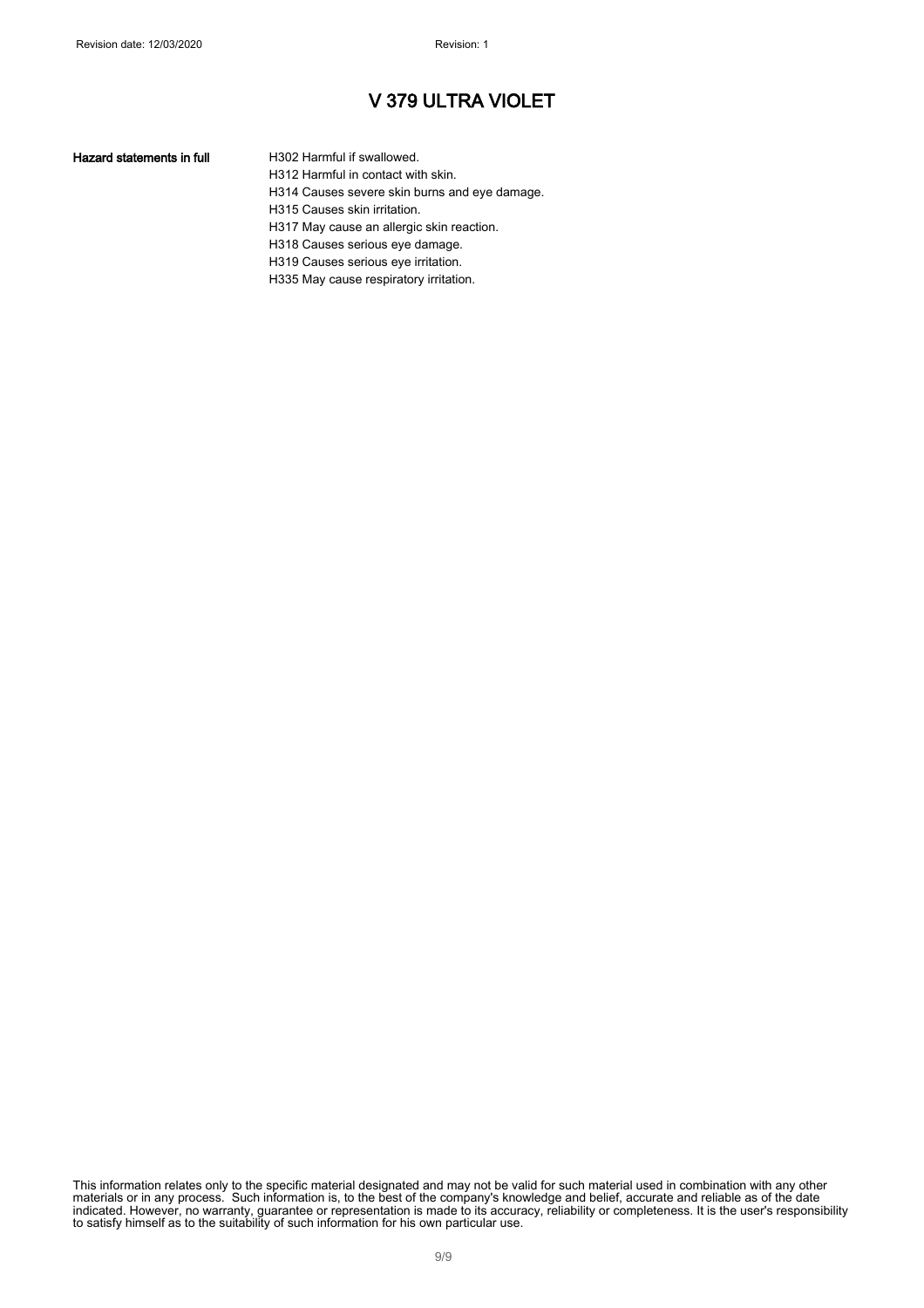# V 379 ULTRA VIOLET

**Hazard statements in full**

H302 Harmful if swallowed.
H312 Harmful in contact with skin.
H314 Causes severe skin burns and eye damage.
H315 Causes skin irritation.
H317 May cause an allergic skin reaction.
H318 Causes serious eye damage.
H319 Causes serious eye irritation.
H335 May cause respiratory irritation.

This information relates only to the specific material designated and may not be valid for such material used in combination with any other materials or in any process. Such information is, to the best of the company's knowledge and belief, accurate and reliable as of the date indicated. However, no warranty, guarantee or representation is made to its accuracy, reliability or completeness. It is the user's responsibility to satisfy himself as to the suitability of such information for his own particular use.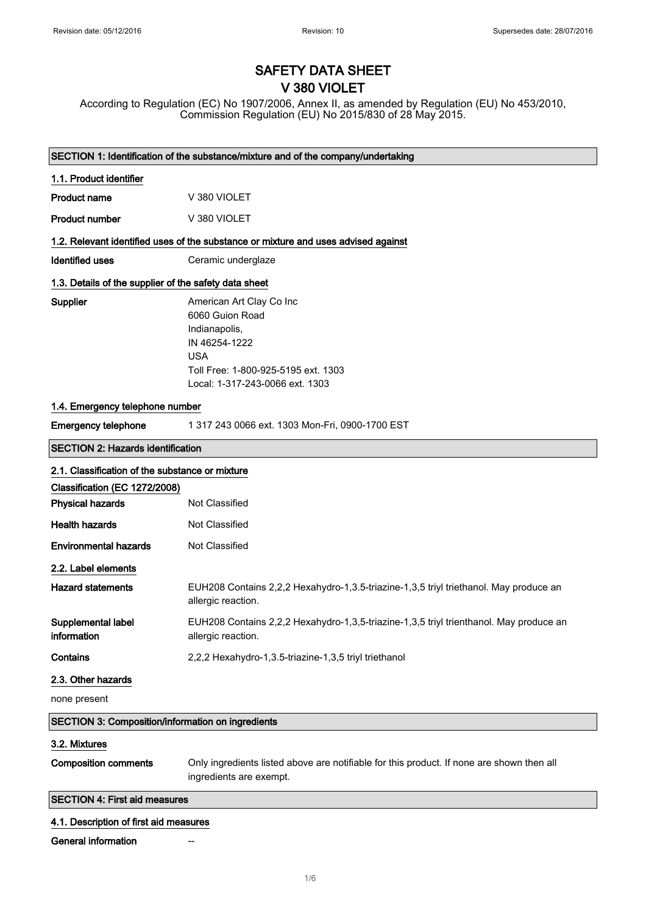# SAFETY DATA SHEET
# V 380 VIOLET

According to Regulation (EC) No 1907/2006, Annex II, as amended by Regulation (EU) No 453/2010, Commission Regulation (EU) No 2015/830 of 28 May 2015.

## SECTION 1: Identification of the substance/mixture and of the company/undertaking

### 1.1. Product identifier

**Product name** V 380 VIOLET

**Product number** V 380 VIOLET

### 1.2. Relevant identified uses of the substance or mixture and uses advised against

**Identified uses** Ceramic underglaze

### 1.3. Details of the supplier of the safety data sheet

**Supplier**
American Art Clay Co Inc
6060 Guion Road
Indianapolis,
IN 46254-1222
USA
Toll Free: 1-800-925-5195 ext. 1303
Local: 1-317-243-0066 ext. 1303

### 1.4. Emergency telephone number

**Emergency telephone** 1 317 243 0066 ext. 1303 Mon-Fri, 0900-1700 EST

## SECTION 2: Hazards identification

### 2.1. Classification of the substance or mixture

**Classification (EC 1272/2008)**

**Physical hazards** Not Classified

**Health hazards** Not Classified

**Environmental hazards** Not Classified

### 2.2. Label elements

**Hazard statements** EUH208 Contains 2,2,2 Hexahydro-1,3.5-triazine-1,3,5 triyl triethanol. May produce an allergic reaction.

**Supplemental label information** EUH208 Contains 2,2,2 Hexahydro-1,3,5-triazine-1,3,5 triyl trienthanol. May produce an allergic reaction.

**Contains** 2,2,2 Hexahydro-1,3.5-triazine-1,3,5 triyl triethanol

### 2.3. Other hazards

none present

## SECTION 3: Composition/information on ingredients

### 3.2. Mixtures

**Composition comments** Only ingredients listed above are notifiable for this product. If none are shown then all ingredients are exempt.

## SECTION 4: First aid measures

### 4.1. Description of first aid measures

**General information** --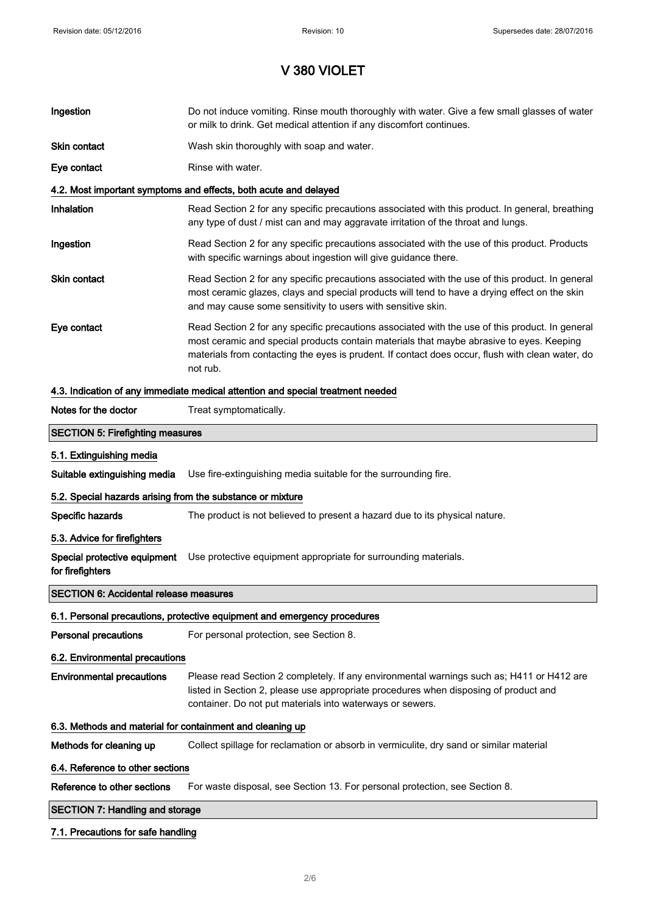# V 380 VIOLET

| | |
|---|---|
| **Ingestion** | Do not induce vomiting. Rinse mouth thoroughly with water. Give a few small glasses of water or milk to drink. Get medical attention if any discomfort continues. |
| **Skin contact** | Wash skin thoroughly with soap and water. |
| **Eye contact** | Rinse with water. |

### 4.2. Most important symptoms and effects, both acute and delayed

| | |
|---|---|
| **Inhalation** | Read Section 2 for any specific precautions associated with this product. In general, breathing any type of dust / mist can and may aggravate irritation of the throat and lungs. |
| **Ingestion** | Read Section 2 for any specific precautions associated with the use of this product. Products with specific warnings about ingestion will give guidance there. |
| **Skin contact** | Read Section 2 for any specific precautions associated with the use of this product. In general most ceramic glazes, clays and special products will tend to have a drying effect on the skin and may cause some sensitivity to users with sensitive skin. |
| **Eye contact** | Read Section 2 for any specific precautions associated with the use of this product. In general most ceramic and special products contain materials that maybe abrasive to eyes. Keeping materials from contacting the eyes is prudent. If contact does occur, flush with clean water, do not rub. |

### 4.3. Indication of any immediate medical attention and special treatment needed

| | |
|---|---|
| **Notes for the doctor** | Treat symptomatically. |

## SECTION 5: Firefighting measures

### 5.1. Extinguishing media

| | |
|---|---|
| **Suitable extinguishing media** | Use fire-extinguishing media suitable for the surrounding fire. |

### 5.2. Special hazards arising from the substance or mixture

| | |
|---|---|
| **Specific hazards** | The product is not believed to present a hazard due to its physical nature. |

### 5.3. Advice for firefighters

| | |
|---|---|
| **Special protective equipment for firefighters** | Use protective equipment appropriate for surrounding materials. |

## SECTION 6: Accidental release measures

### 6.1. Personal precautions, protective equipment and emergency procedures

| | |
|---|---|
| **Personal precautions** | For personal protection, see Section 8. |

### 6.2. Environmental precautions

| | |
|---|---|
| **Environmental precautions** | Please read Section 2 completely. If any environmental warnings such as; H411 or H412 are listed in Section 2, please use appropriate procedures when disposing of product and container. Do not put materials into waterways or sewers. |

### 6.3. Methods and material for containment and cleaning up

| | |
|---|---|
| **Methods for cleaning up** | Collect spillage for reclamation or absorb in vermiculite, dry sand or similar material |

### 6.4. Reference to other sections

| | |
|---|---|
| **Reference to other sections** | For waste disposal, see Section 13. For personal protection, see Section 8. |

## SECTION 7: Handling and storage

### 7.1. Precautions for safe handling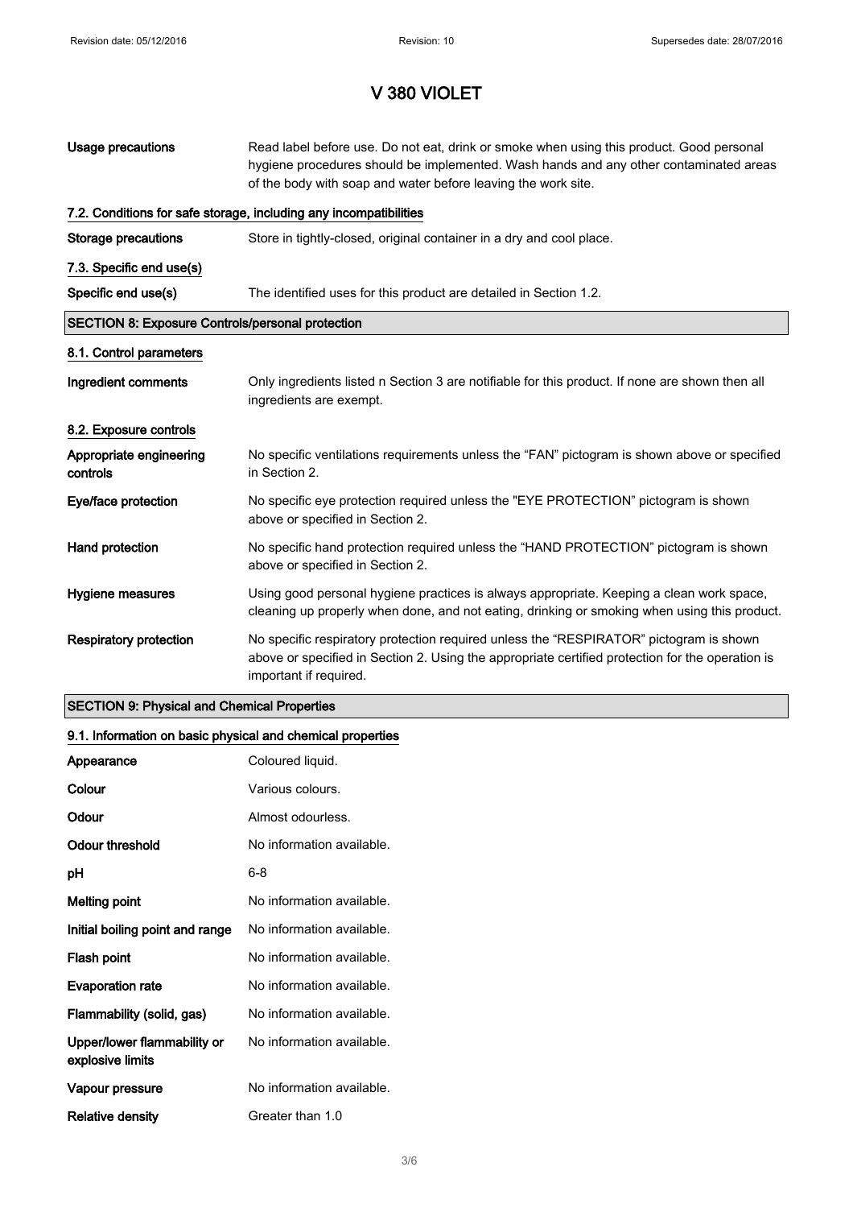# V 380 VIOLET

| | |
|---|---|
| **Usage precautions** | Read label before use. Do not eat, drink or smoke when using this product. Good personal hygiene procedures should be implemented. Wash hands and any other contaminated areas of the body with soap and water before leaving the work site. |

### 7.2. Conditions for safe storage, including any incompatibilities

| | |
|---|---|
| **Storage precautions** | Store in tightly-closed, original container in a dry and cool place. |

### 7.3. Specific end use(s)

| | |
|---|---|
| **Specific end use(s)** | The identified uses for this product are detailed in Section 1.2. |

## SECTION 8: Exposure Controls/personal protection

### 8.1. Control parameters

| | |
|---|---|
| **Ingredient comments** | Only ingredients listed n Section 3 are notifiable for this product. If none are shown then all ingredients are exempt. |

### 8.2. Exposure controls

| | |
|---|---|
| **Appropriate engineering controls** | No specific ventilations requirements unless the “FAN” pictogram is shown above or specified in Section 2. |
| **Eye/face protection** | No specific eye protection required unless the "EYE PROTECTION” pictogram is shown above or specified in Section 2. |
| **Hand protection** | No specific hand protection required unless the “HAND PROTECTION” pictogram is shown above or specified in Section 2. |
| **Hygiene measures** | Using good personal hygiene practices is always appropriate. Keeping a clean work space, cleaning up properly when done, and not eating, drinking or smoking when using this product. |
| **Respiratory protection** | No specific respiratory protection required unless the “RESPIRATOR” pictogram is shown above or specified in Section 2. Using the appropriate certified protection for the operation is important if required. |

## SECTION 9: Physical and Chemical Properties

### 9.1. Information on basic physical and chemical properties

| | |
|---|---|
| **Appearance** | Coloured liquid. |
| **Colour** | Various colours. |
| **Odour** | Almost odourless. |
| **Odour threshold** | No information available. |
| **pH** | 6-8 |
| **Melting point** | No information available. |
| **Initial boiling point and range** | No information available. |
| **Flash point** | No information available. |
| **Evaporation rate** | No information available. |
| **Flammability (solid, gas)** | No information available. |
| **Upper/lower flammability or explosive limits** | No information available. |
| **Vapour pressure** | No information available. |
| **Relative density** | Greater than 1.0 |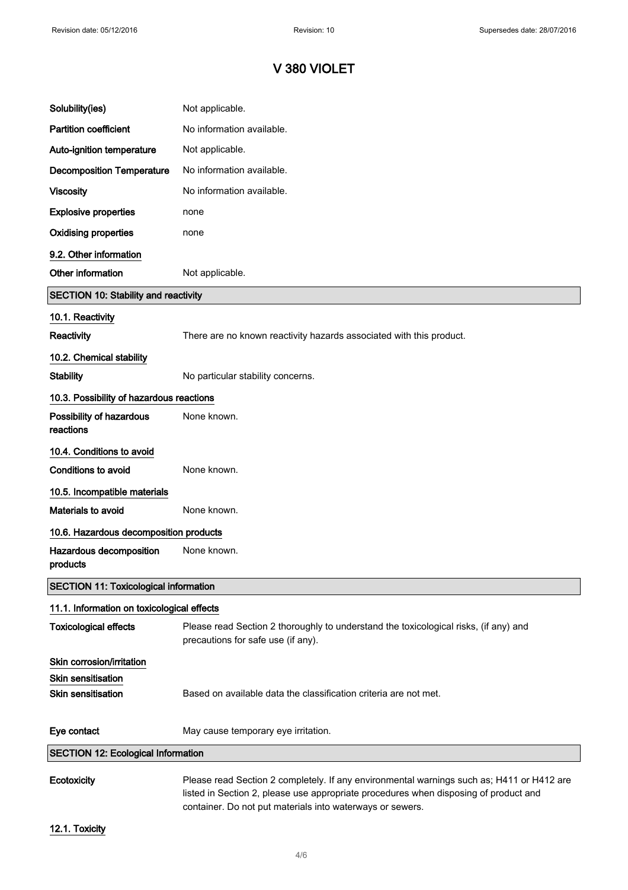# V 380 VIOLET

| | |
|---|---|
| **Solubility(ies)** | Not applicable. |
| **Partition coefficient** | No information available. |
| **Auto-ignition temperature** | Not applicable. |
| **Decomposition Temperature** | No information available. |
| **Viscosity** | No information available. |
| **Explosive properties** | none |
| **Oxidising properties** | none |

### 9.2. Other information

**Other information** Not applicable.

## SECTION 10: Stability and reactivity

### 10.1. Reactivity

**Reactivity** There are no known reactivity hazards associated with this product.

### 10.2. Chemical stability

**Stability** No particular stability concerns.

### 10.3. Possibility of hazardous reactions

**Possibility of hazardous reactions** None known.

### 10.4. Conditions to avoid

**Conditions to avoid** None known.

### 10.5. Incompatible materials

**Materials to avoid** None known.

### 10.6. Hazardous decomposition products

**Hazardous decomposition products** None known.

## SECTION 11: Toxicological information

### 11.1. Information on toxicological effects

**Toxicological effects** Please read Section 2 thoroughly to understand the toxicological risks, (if any) and precautions for safe use (if any).

**Skin corrosion/irritation**

**Skin sensitisation**

**Skin sensitisation** Based on available data the classification criteria are not met.

**Eye contact** May cause temporary eye irritation.

## SECTION 12: Ecological Information

**Ecotoxicity** Please read Section 2 completely. If any environmental warnings such as; H411 or H412 are listed in Section 2, please use appropriate procedures when disposing of product and container. Do not put materials into waterways or sewers.

### 12.1. Toxicity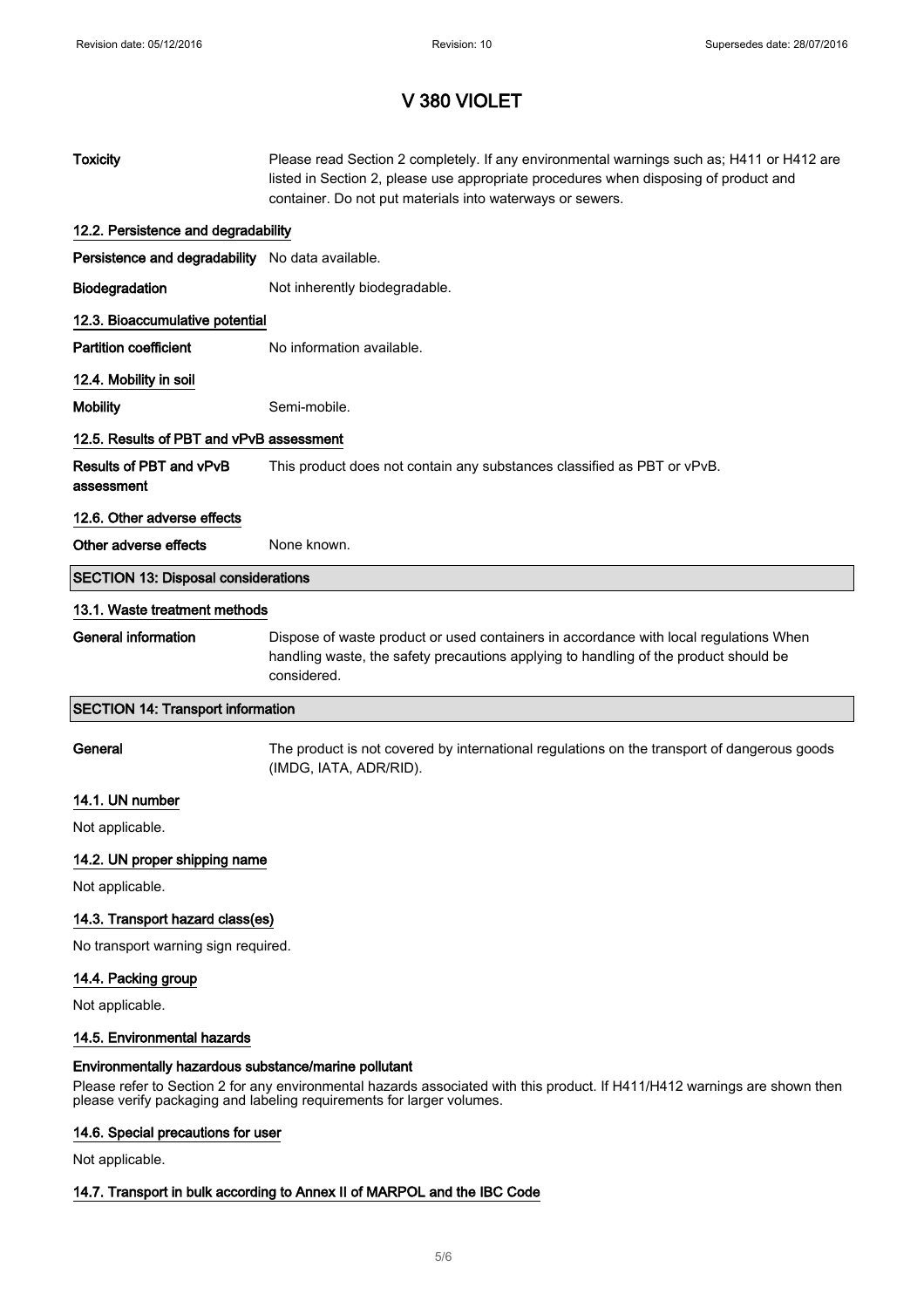# V 380 VIOLET

| | |
|---|---|
| **Toxicity** | Please read Section 2 completely. If any environmental warnings such as; H411 or H412 are listed in Section 2, please use appropriate procedures when disposing of product and container. Do not put materials into waterways or sewers. |

### 12.2. Persistence and degradability

| | |
|---|---|
| **Persistence and degradability** | No data available. |
| **Biodegradation** | Not inherently biodegradable. |

### 12.3. Bioaccumulative potential

| | |
|---|---|
| **Partition coefficient** | No information available. |

### 12.4. Mobility in soil

| | |
|---|---|
| **Mobility** | Semi-mobile. |

### 12.5. Results of PBT and vPvB assessment

| | |
|---|---|
| **Results of PBT and vPvB assessment** | This product does not contain any substances classified as PBT or vPvB. |

### 12.6. Other adverse effects

| | |
|---|---|
| **Other adverse effects** | None known. |

## SECTION 13: Disposal considerations

### 13.1. Waste treatment methods

| | |
|---|---|
| **General information** | Dispose of waste product or used containers in accordance with local regulations When handling waste, the safety precautions applying to handling of the product should be considered. |

## SECTION 14: Transport information

| | |
|---|---|
| **General** | The product is not covered by international regulations on the transport of dangerous goods (IMDG, IATA, ADR/RID). |

### 14.1. UN number

Not applicable.

### 14.2. UN proper shipping name

Not applicable.

### 14.3. Transport hazard class(es)

No transport warning sign required.

### 14.4. Packing group

Not applicable.

### 14.5. Environmental hazards

**Environmentally hazardous substance/marine pollutant**

Please refer to Section 2 for any environmental hazards associated with this product. If H411/H412 warnings are shown then please verify packaging and labeling requirements for larger volumes.

### 14.6. Special precautions for user

Not applicable.

### 14.7. Transport in bulk according to Annex II of MARPOL and the IBC Code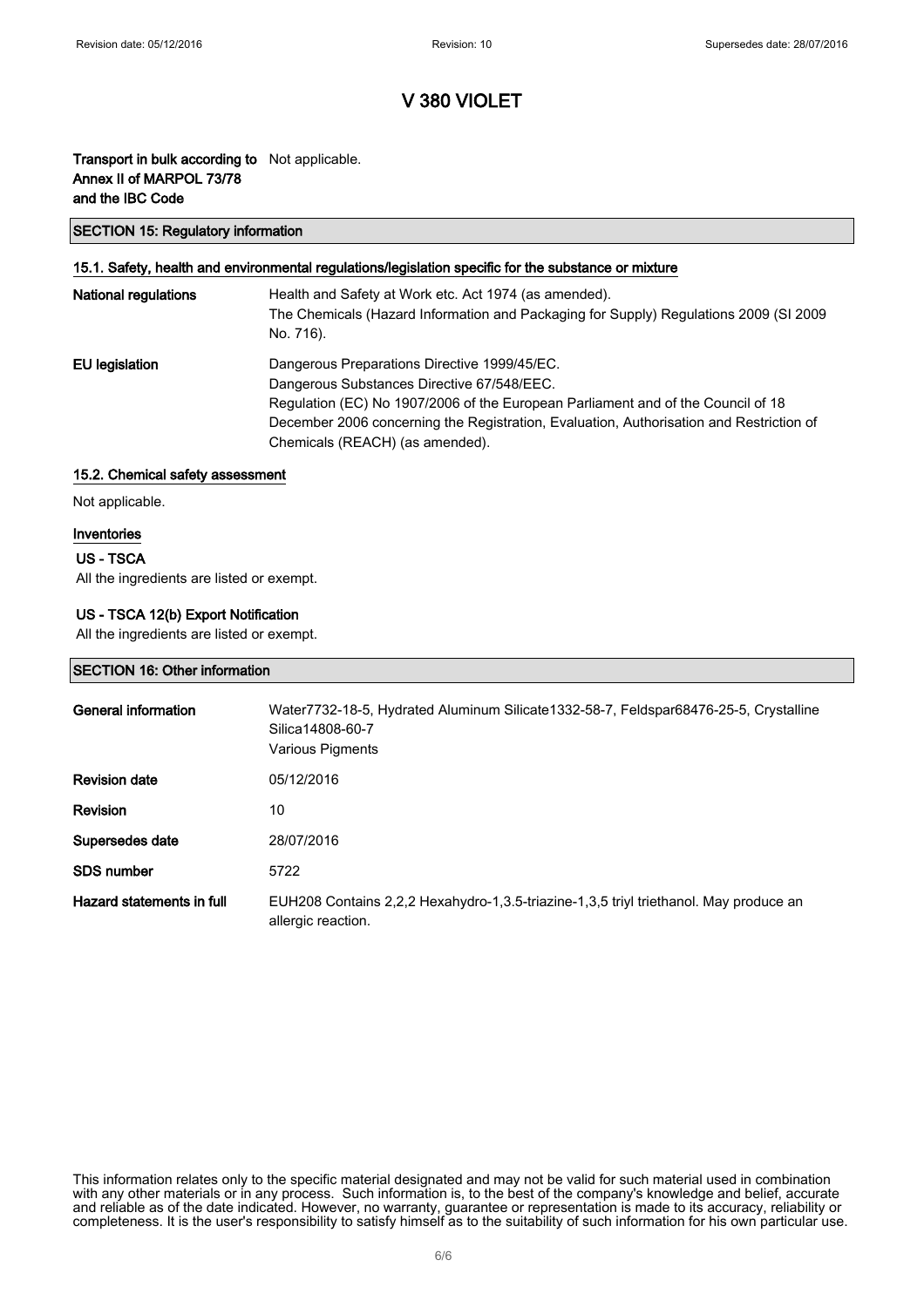# V 380 VIOLET

| | |
|---|---|
| **Transport in bulk according to Annex II of MARPOL 73/78 and the IBC Code** | Not applicable. |

## SECTION 15: Regulatory information

### 15.1. Safety, health and environmental regulations/legislation specific for the substance or mixture

| | |
|---|---|
| **National regulations** | Health and Safety at Work etc. Act 1974 (as amended).<br>The Chemicals (Hazard Information and Packaging for Supply) Regulations 2009 (SI 2009 No. 716). |
| **EU legislation** | Dangerous Preparations Directive 1999/45/EC.<br>Dangerous Substances Directive 67/548/EEC.<br>Regulation (EC) No 1907/2006 of the European Parliament and of the Council of 18 December 2006 concerning the Registration, Evaluation, Authorisation and Restriction of Chemicals (REACH) (as amended). |

### 15.2. Chemical safety assessment

Not applicable.

### Inventories

#### US - TSCA

All the ingredients are listed or exempt.

#### US - TSCA 12(b) Export Notification

All the ingredients are listed or exempt.

## SECTION 16: Other information

| | |
|---|---|
| **General information** | Water7732-18-5, Hydrated Aluminum Silicate1332-58-7, Feldspar68476-25-5, Crystalline Silica14808-60-7<br>Various Pigments |
| **Revision date** | 05/12/2016 |
| **Revision** | 10 |
| **Supersedes date** | 28/07/2016 |
| **SDS number** | 5722 |
| **Hazard statements in full** | EUH208 Contains 2,2,2 Hexahydro-1,3.5-triazine-1,3,5 triyl triethanol. May produce an allergic reaction. |

This information relates only to the specific material designated and may not be valid for such material used in combination with any other materials or in any process. Such information is, to the best of the company's knowledge and belief, accurate and reliable as of the date indicated. However, no warranty, guarantee or representation is made to its accuracy, reliability or completeness. It is the user's responsibility to satisfy himself as to the suitability of such information for his own particular use.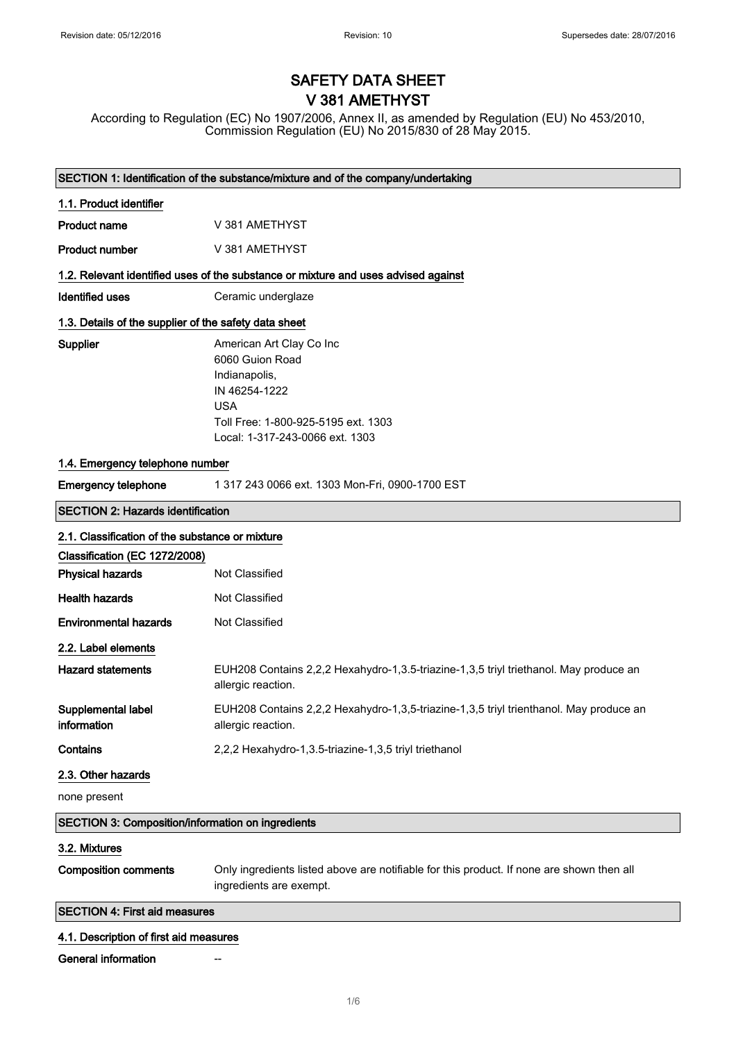Revision date: 05/12/2016 | Revision: 10 | Supersedes date: 28/07/2016

# SAFETY DATA SHEET
# V 381 AMETHYST

According to Regulation (EC) No 1907/2006, Annex II, as amended by Regulation (EU) No 453/2010, Commission Regulation (EU) No 2015/830 of 28 May 2015.

## SECTION 1: Identification of the substance/mixture and of the company/undertaking

### 1.1. Product identifier

**Product name** V 381 AMETHYST

**Product number** V 381 AMETHYST

### 1.2. Relevant identified uses of the substance or mixture and uses advised against

**Identified uses** Ceramic underglaze

### 1.3. Details of the supplier of the safety data sheet

**Supplier**
American Art Clay Co Inc
6060 Guion Road
Indianapolis,
IN 46254-1222
USA
Toll Free: 1-800-925-5195 ext. 1303
Local: 1-317-243-0066 ext. 1303

### 1.4. Emergency telephone number

**Emergency telephone** 1 317 243 0066 ext. 1303 Mon-Fri, 0900-1700 EST

## SECTION 2: Hazards identification

### 2.1. Classification of the substance or mixture

**Classification (EC 1272/2008)**

**Physical hazards** Not Classified

**Health hazards** Not Classified

**Environmental hazards** Not Classified

### 2.2. Label elements

**Hazard statements** EUH208 Contains 2,2,2 Hexahydro-1,3.5-triazine-1,3,5 triyl triethanol. May produce an allergic reaction.

**Supplemental label information** EUH208 Contains 2,2,2 Hexahydro-1,3,5-triazine-1,3,5 triyl trienthanol. May produce an allergic reaction.

**Contains** 2,2,2 Hexahydro-1,3.5-triazine-1,3,5 triyl triethanol

### 2.3. Other hazards

none present

## SECTION 3: Composition/information on ingredients

### 3.2. Mixtures

**Composition comments** Only ingredients listed above are notifiable for this product. If none are shown then all ingredients are exempt.

## SECTION 4: First aid measures

### 4.1. Description of first aid measures

**General information** --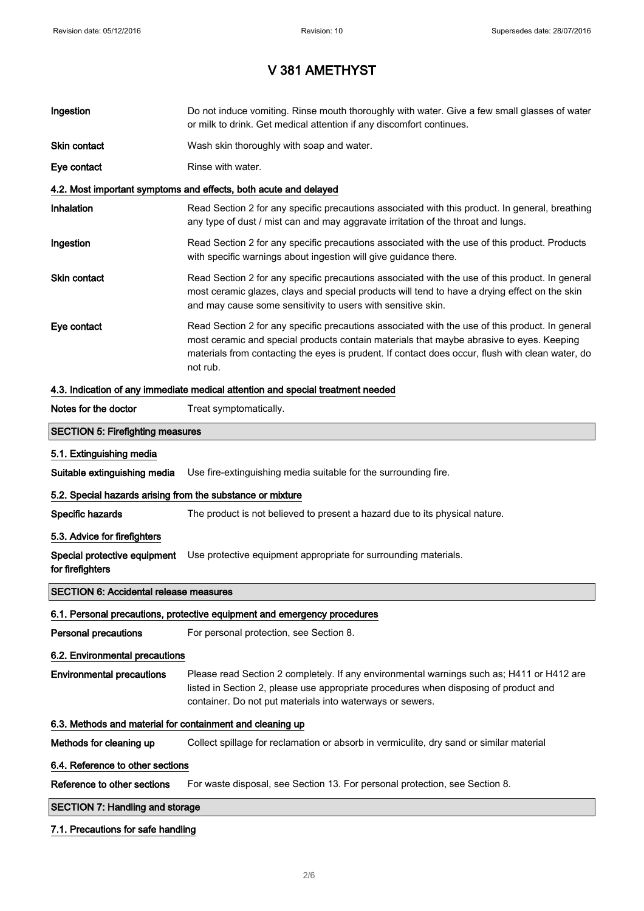# V 381 AMETHYST

| | |
|---|---|
| **Ingestion** | Do not induce vomiting. Rinse mouth thoroughly with water. Give a few small glasses of water or milk to drink. Get medical attention if any discomfort continues. |
| **Skin contact** | Wash skin thoroughly with soap and water. |
| **Eye contact** | Rinse with water. |

### 4.2. Most important symptoms and effects, both acute and delayed

| | |
|---|---|
| **Inhalation** | Read Section 2 for any specific precautions associated with this product. In general, breathing any type of dust / mist can and may aggravate irritation of the throat and lungs. |
| **Ingestion** | Read Section 2 for any specific precautions associated with the use of this product. Products with specific warnings about ingestion will give guidance there. |
| **Skin contact** | Read Section 2 for any specific precautions associated with the use of this product. In general most ceramic glazes, clays and special products will tend to have a drying effect on the skin and may cause some sensitivity to users with sensitive skin. |
| **Eye contact** | Read Section 2 for any specific precautions associated with the use of this product. In general most ceramic and special products contain materials that maybe abrasive to eyes. Keeping materials from contacting the eyes is prudent. If contact does occur, flush with clean water, do not rub. |

### 4.3. Indication of any immediate medical attention and special treatment needed

| | |
|---|---|
| **Notes for the doctor** | Treat symptomatically. |

## SECTION 5: Firefighting measures

### 5.1. Extinguishing media

| | |
|---|---|
| **Suitable extinguishing media** | Use fire-extinguishing media suitable for the surrounding fire. |

### 5.2. Special hazards arising from the substance or mixture

| | |
|---|---|
| **Specific hazards** | The product is not believed to present a hazard due to its physical nature. |

### 5.3. Advice for firefighters

| | |
|---|---|
| **Special protective equipment for firefighters** | Use protective equipment appropriate for surrounding materials. |

## SECTION 6: Accidental release measures

### 6.1. Personal precautions, protective equipment and emergency procedures

| | |
|---|---|
| **Personal precautions** | For personal protection, see Section 8. |

### 6.2. Environmental precautions

| | |
|---|---|
| **Environmental precautions** | Please read Section 2 completely. If any environmental warnings such as; H411 or H412 are listed in Section 2, please use appropriate procedures when disposing of product and container. Do not put materials into waterways or sewers. |

### 6.3. Methods and material for containment and cleaning up

| | |
|---|---|
| **Methods for cleaning up** | Collect spillage for reclamation or absorb in vermiculite, dry sand or similar material |

### 6.4. Reference to other sections

| | |
|---|---|
| **Reference to other sections** | For waste disposal, see Section 13. For personal protection, see Section 8. |

## SECTION 7: Handling and storage

### 7.1. Precautions for safe handling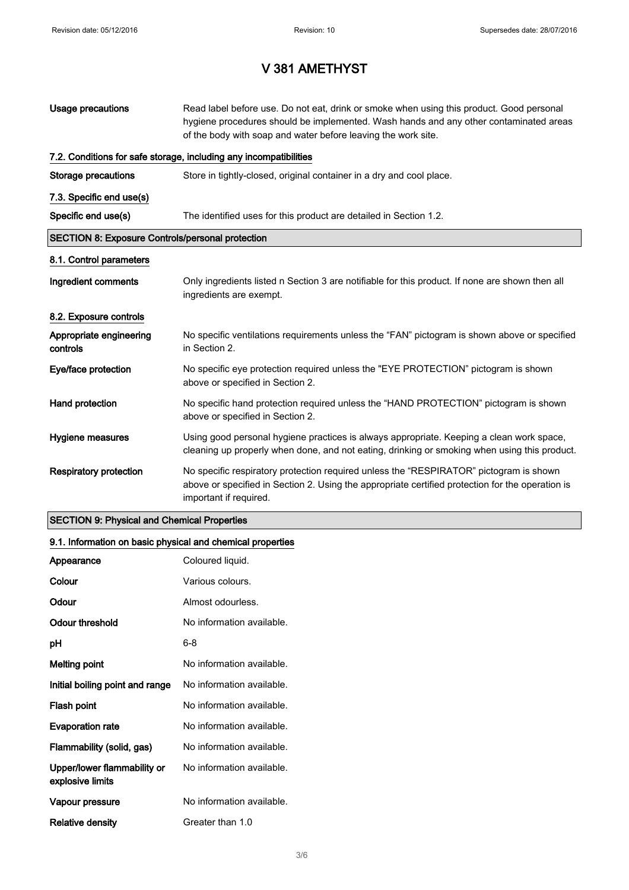# V 381 AMETHYST

| | |
|---|---|
| **Usage precautions** | Read label before use. Do not eat, drink or smoke when using this product. Good personal hygiene procedures should be implemented. Wash hands and any other contaminated areas of the body with soap and water before leaving the work site. |

### 7.2. Conditions for safe storage, including any incompatibilities

| | |
|---|---|
| **Storage precautions** | Store in tightly-closed, original container in a dry and cool place. |

### 7.3. Specific end use(s)

| | |
|---|---|
| **Specific end use(s)** | The identified uses for this product are detailed in Section 1.2. |

## SECTION 8: Exposure Controls/personal protection

### 8.1. Control parameters

| | |
|---|---|
| **Ingredient comments** | Only ingredients listed n Section 3 are notifiable for this product. If none are shown then all ingredients are exempt. |

### 8.2. Exposure controls

| | |
|---|---|
| **Appropriate engineering controls** | No specific ventilations requirements unless the "FAN" pictogram is shown above or specified in Section 2. |
| **Eye/face protection** | No specific eye protection required unless the "EYE PROTECTION" pictogram is shown above or specified in Section 2. |
| **Hand protection** | No specific hand protection required unless the "HAND PROTECTION" pictogram is shown above or specified in Section 2. |
| **Hygiene measures** | Using good personal hygiene practices is always appropriate. Keeping a clean work space, cleaning up properly when done, and not eating, drinking or smoking when using this product. |
| **Respiratory protection** | No specific respiratory protection required unless the "RESPIRATOR" pictogram is shown above or specified in Section 2. Using the appropriate certified protection for the operation is important if required. |

## SECTION 9: Physical and Chemical Properties

### 9.1. Information on basic physical and chemical properties

| | |
|---|---|
| **Appearance** | Coloured liquid. |
| **Colour** | Various colours. |
| **Odour** | Almost odourless. |
| **Odour threshold** | No information available. |
| **pH** | 6-8 |
| **Melting point** | No information available. |
| **Initial boiling point and range** | No information available. |
| **Flash point** | No information available. |
| **Evaporation rate** | No information available. |
| **Flammability (solid, gas)** | No information available. |
| **Upper/lower flammability or explosive limits** | No information available. |
| **Vapour pressure** | No information available. |
| **Relative density** | Greater than 1.0 |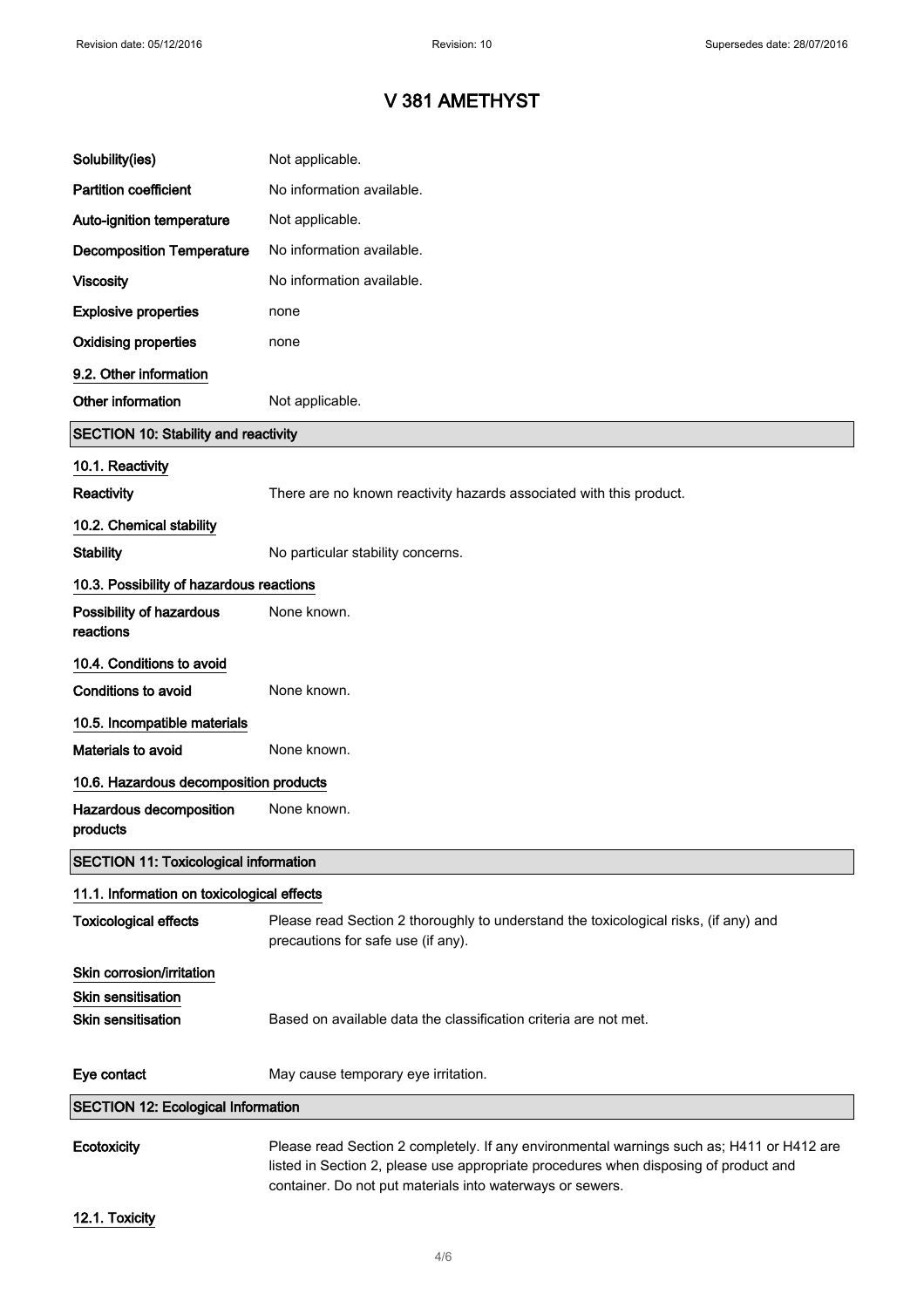# V 381 AMETHYST

| | |
|---|---|
| **Solubility(ies)** | Not applicable. |
| **Partition coefficient** | No information available. |
| **Auto-ignition temperature** | Not applicable. |
| **Decomposition Temperature** | No information available. |
| **Viscosity** | No information available. |
| **Explosive properties** | none |
| **Oxidising properties** | none |

### 9.2. Other information

| | |
|---|---|
| **Other information** | Not applicable. |

## SECTION 10: Stability and reactivity

### 10.1. Reactivity

| | |
|---|---|
| **Reactivity** | There are no known reactivity hazards associated with this product. |

### 10.2. Chemical stability

| | |
|---|---|
| **Stability** | No particular stability concerns. |

### 10.3. Possibility of hazardous reactions

| | |
|---|---|
| **Possibility of hazardous reactions** | None known. |

### 10.4. Conditions to avoid

| | |
|---|---|
| **Conditions to avoid** | None known. |

### 10.5. Incompatible materials

| | |
|---|---|
| **Materials to avoid** | None known. |

### 10.6. Hazardous decomposition products

| | |
|---|---|
| **Hazardous decomposition products** | None known. |

## SECTION 11: Toxicological information

### 11.1. Information on toxicological effects

| | |
|---|---|
| **Toxicological effects** | Please read Section 2 thoroughly to understand the toxicological risks, (if any) and precautions for safe use (if any). |

**Skin corrosion/irritation**

**Skin sensitisation**

| | |
|---|---|
| **Skin sensitisation** | Based on available data the classification criteria are not met. |
| **Eye contact** | May cause temporary eye irritation. |

## SECTION 12: Ecological Information

| | |
|---|---|
| **Ecotoxicity** | Please read Section 2 completely. If any environmental warnings such as; H411 or H412 are listed in Section 2, please use appropriate procedures when disposing of product and container. Do not put materials into waterways or sewers. |

### 12.1. Toxicity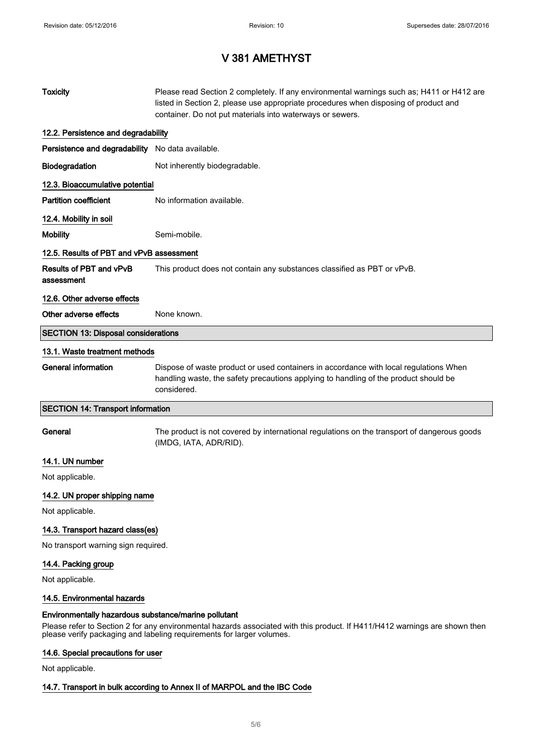# V 381 AMETHYST

| | |
|---|---|
| **Toxicity** | Please read Section 2 completely. If any environmental warnings such as; H411 or H412 are listed in Section 2, please use appropriate procedures when disposing of product and container. Do not put materials into waterways or sewers. |

### 12.2. Persistence and degradability

| | |
|---|---|
| **Persistence and degradability** | No data available. |
| **Biodegradation** | Not inherently biodegradable. |

### 12.3. Bioaccumulative potential

| | |
|---|---|
| **Partition coefficient** | No information available. |

### 12.4. Mobility in soil

| | |
|---|---|
| **Mobility** | Semi-mobile. |

### 12.5. Results of PBT and vPvB assessment

| | |
|---|---|
| **Results of PBT and vPvB assessment** | This product does not contain any substances classified as PBT or vPvB. |

### 12.6. Other adverse effects

| | |
|---|---|
| **Other adverse effects** | None known. |

## SECTION 13: Disposal considerations

### 13.1. Waste treatment methods

| | |
|---|---|
| **General information** | Dispose of waste product or used containers in accordance with local regulations When handling waste, the safety precautions applying to handling of the product should be considered. |

## SECTION 14: Transport information

| | |
|---|---|
| **General** | The product is not covered by international regulations on the transport of dangerous goods (IMDG, IATA, ADR/RID). |

### 14.1. UN number

Not applicable.

### 14.2. UN proper shipping name

Not applicable.

### 14.3. Transport hazard class(es)

No transport warning sign required.

### 14.4. Packing group

Not applicable.

### 14.5. Environmental hazards

**Environmentally hazardous substance/marine pollutant**

Please refer to Section 2 for any environmental hazards associated with this product. If H411/H412 warnings are shown then please verify packaging and labeling requirements for larger volumes.

### 14.6. Special precautions for user

Not applicable.

### 14.7. Transport in bulk according to Annex II of MARPOL and the IBC Code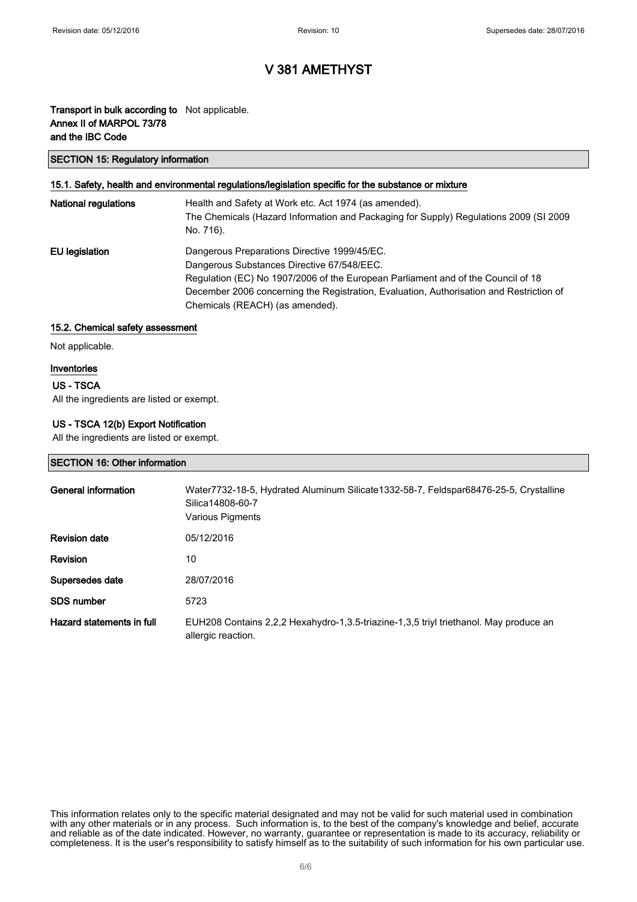# V 381 AMETHYST

**Transport in bulk according to Annex II of MARPOL 73/78 and the IBC Code** Not applicable.

## SECTION 15: Regulatory information

### 15.1. Safety, health and environmental regulations/legislation specific for the substance or mixture

**National regulations** Health and Safety at Work etc. Act 1974 (as amended).
The Chemicals (Hazard Information and Packaging for Supply) Regulations 2009 (SI 2009 No. 716).

**EU legislation** Dangerous Preparations Directive 1999/45/EC.
Dangerous Substances Directive 67/548/EEC.
Regulation (EC) No 1907/2006 of the European Parliament and of the Council of 18 December 2006 concerning the Registration, Evaluation, Authorisation and Restriction of Chemicals (REACH) (as amended).

### 15.2. Chemical safety assessment

Not applicable.

### Inventories

#### US - TSCA

All the ingredients are listed or exempt.

#### US - TSCA 12(b) Export Notification

All the ingredients are listed or exempt.

## SECTION 16: Other information

**General information** Water7732-18-5, Hydrated Aluminum Silicate1332-58-7, Feldspar68476-25-5, Crystalline Silica14808-60-7
Various Pigments

**Revision date** 05/12/2016

**Revision** 10

**Supersedes date** 28/07/2016

**SDS number** 5723

**Hazard statements in full** EUH208 Contains 2,2,2 Hexahydro-1,3.5-triazine-1,3,5 triyl triethanol. May produce an allergic reaction.

This information relates only to the specific material designated and may not be valid for such material used in combination with any other materials or in any process. Such information is, to the best of the company's knowledge and belief, accurate and reliable as of the date indicated. However, no warranty, guarantee or representation is made to its accuracy, reliability or completeness. It is the user's responsibility to satisfy himself as to the suitability of such information for his own particular use.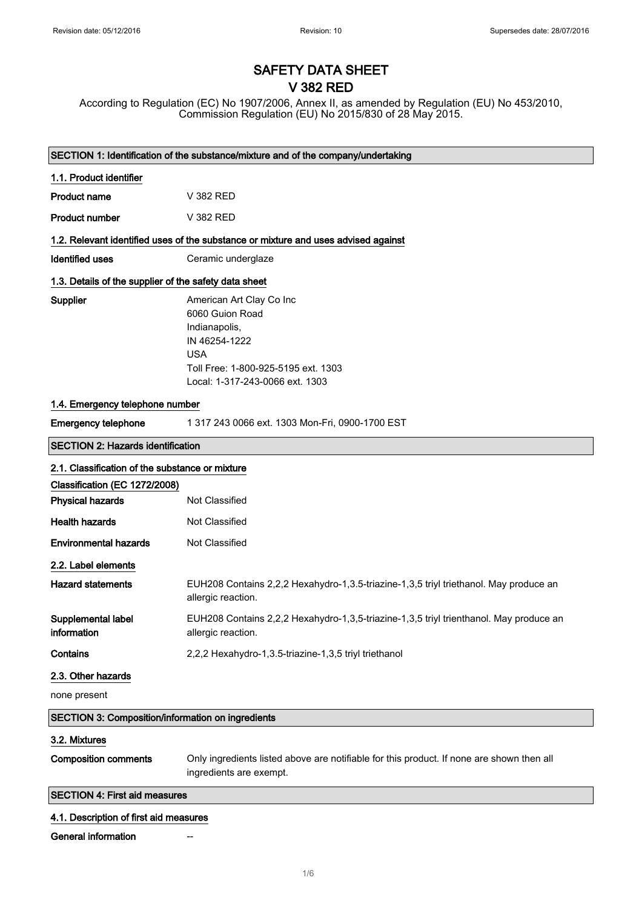# SAFETY DATA SHEET
# V 382 RED

According to Regulation (EC) No 1907/2006, Annex II, as amended by Regulation (EU) No 453/2010, Commission Regulation (EU) No 2015/830 of 28 May 2015.

## SECTION 1: Identification of the substance/mixture and of the company/undertaking

### 1.1. Product identifier

**Product name** V 382 RED

**Product number** V 382 RED

### 1.2. Relevant identified uses of the substance or mixture and uses advised against

**Identified uses** Ceramic underglaze

### 1.3. Details of the supplier of the safety data sheet

**Supplier**
American Art Clay Co Inc
6060 Guion Road
Indianapolis,
IN 46254-1222
USA
Toll Free: 1-800-925-5195 ext. 1303
Local: 1-317-243-0066 ext. 1303

### 1.4. Emergency telephone number

**Emergency telephone** 1 317 243 0066 ext. 1303 Mon-Fri, 0900-1700 EST

## SECTION 2: Hazards identification

### 2.1. Classification of the substance or mixture

**Classification (EC 1272/2008)**

**Physical hazards** Not Classified

**Health hazards** Not Classified

**Environmental hazards** Not Classified

### 2.2. Label elements

**Hazard statements** EUH208 Contains 2,2,2 Hexahydro-1,3.5-triazine-1,3,5 triyl triethanol. May produce an allergic reaction.

**Supplemental label information** EUH208 Contains 2,2,2 Hexahydro-1,3,5-triazine-1,3,5 triyl trienthanol. May produce an allergic reaction.

**Contains** 2,2,2 Hexahydro-1,3.5-triazine-1,3,5 triyl triethanol

### 2.3. Other hazards

none present

## SECTION 3: Composition/information on ingredients

### 3.2. Mixtures

**Composition comments** Only ingredients listed above are notifiable for this product. If none are shown then all ingredients are exempt.

## SECTION 4: First aid measures

### 4.1. Description of first aid measures

**General information** --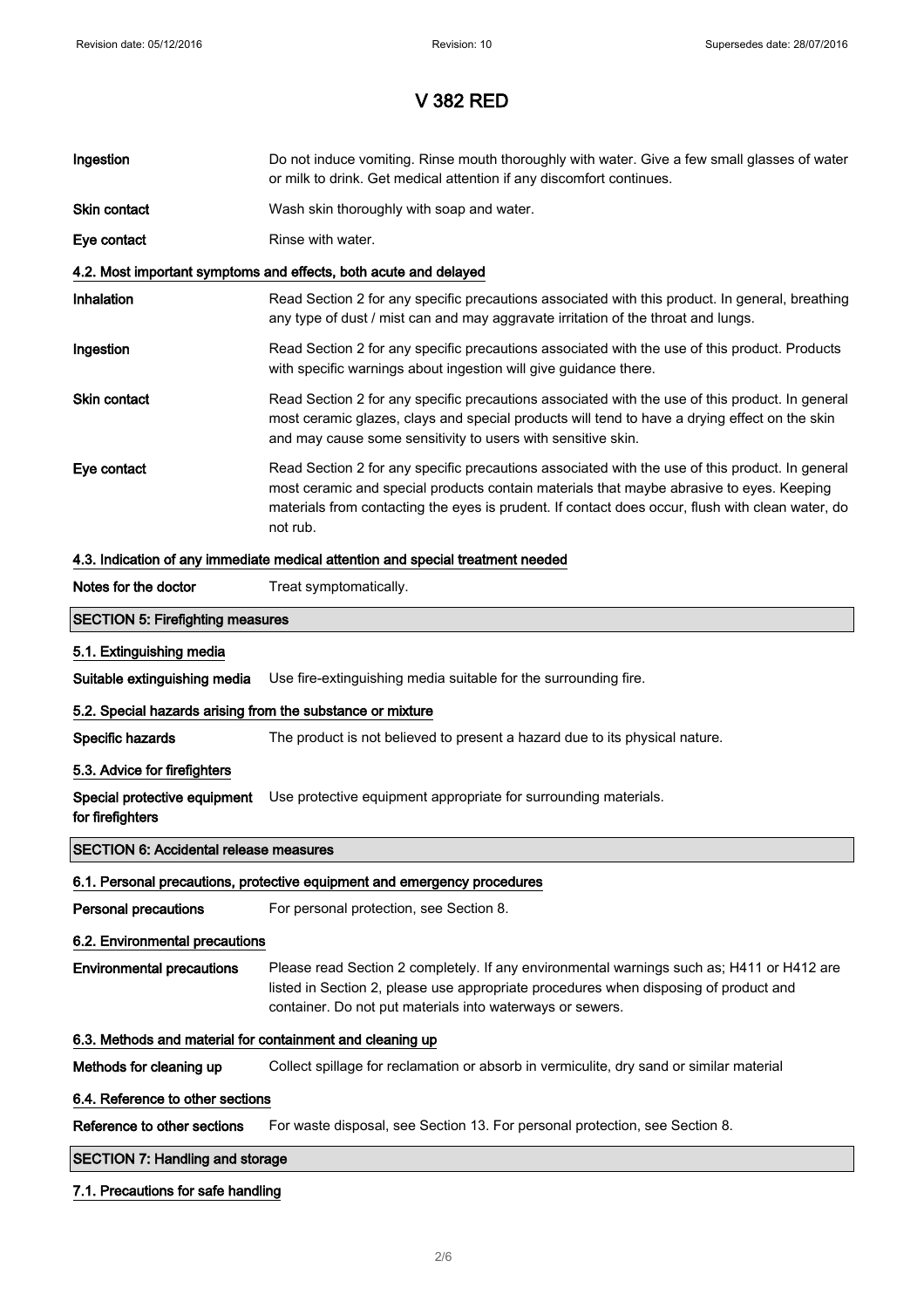# V 382 RED

| | |
|---|---|
| **Ingestion** | Do not induce vomiting. Rinse mouth thoroughly with water. Give a few small glasses of water or milk to drink. Get medical attention if any discomfort continues. |
| **Skin contact** | Wash skin thoroughly with soap and water. |
| **Eye contact** | Rinse with water. |

### 4.2. Most important symptoms and effects, both acute and delayed

| | |
|---|---|
| **Inhalation** | Read Section 2 for any specific precautions associated with this product. In general, breathing any type of dust / mist can and may aggravate irritation of the throat and lungs. |
| **Ingestion** | Read Section 2 for any specific precautions associated with the use of this product. Products with specific warnings about ingestion will give guidance there. |
| **Skin contact** | Read Section 2 for any specific precautions associated with the use of this product. In general most ceramic glazes, clays and special products will tend to have a drying effect on the skin and may cause some sensitivity to users with sensitive skin. |
| **Eye contact** | Read Section 2 for any specific precautions associated with the use of this product. In general most ceramic and special products contain materials that maybe abrasive to eyes. Keeping materials from contacting the eyes is prudent. If contact does occur, flush with clean water, do not rub. |

### 4.3. Indication of any immediate medical attention and special treatment needed

| | |
|---|---|
| **Notes for the doctor** | Treat symptomatically. |

## SECTION 5: Firefighting measures

### 5.1. Extinguishing media

| | |
|---|---|
| **Suitable extinguishing media** | Use fire-extinguishing media suitable for the surrounding fire. |

### 5.2. Special hazards arising from the substance or mixture

| | |
|---|---|
| **Specific hazards** | The product is not believed to present a hazard due to its physical nature. |

### 5.3. Advice for firefighters

| | |
|---|---|
| **Special protective equipment for firefighters** | Use protective equipment appropriate for surrounding materials. |

## SECTION 6: Accidental release measures

### 6.1. Personal precautions, protective equipment and emergency procedures

| | |
|---|---|
| **Personal precautions** | For personal protection, see Section 8. |

### 6.2. Environmental precautions

| | |
|---|---|
| **Environmental precautions** | Please read Section 2 completely. If any environmental warnings such as; H411 or H412 are listed in Section 2, please use appropriate procedures when disposing of product and container. Do not put materials into waterways or sewers. |

### 6.3. Methods and material for containment and cleaning up

| | |
|---|---|
| **Methods for cleaning up** | Collect spillage for reclamation or absorb in vermiculite, dry sand or similar material |

### 6.4. Reference to other sections

| | |
|---|---|
| **Reference to other sections** | For waste disposal, see Section 13. For personal protection, see Section 8. |

## SECTION 7: Handling and storage

### 7.1. Precautions for safe handling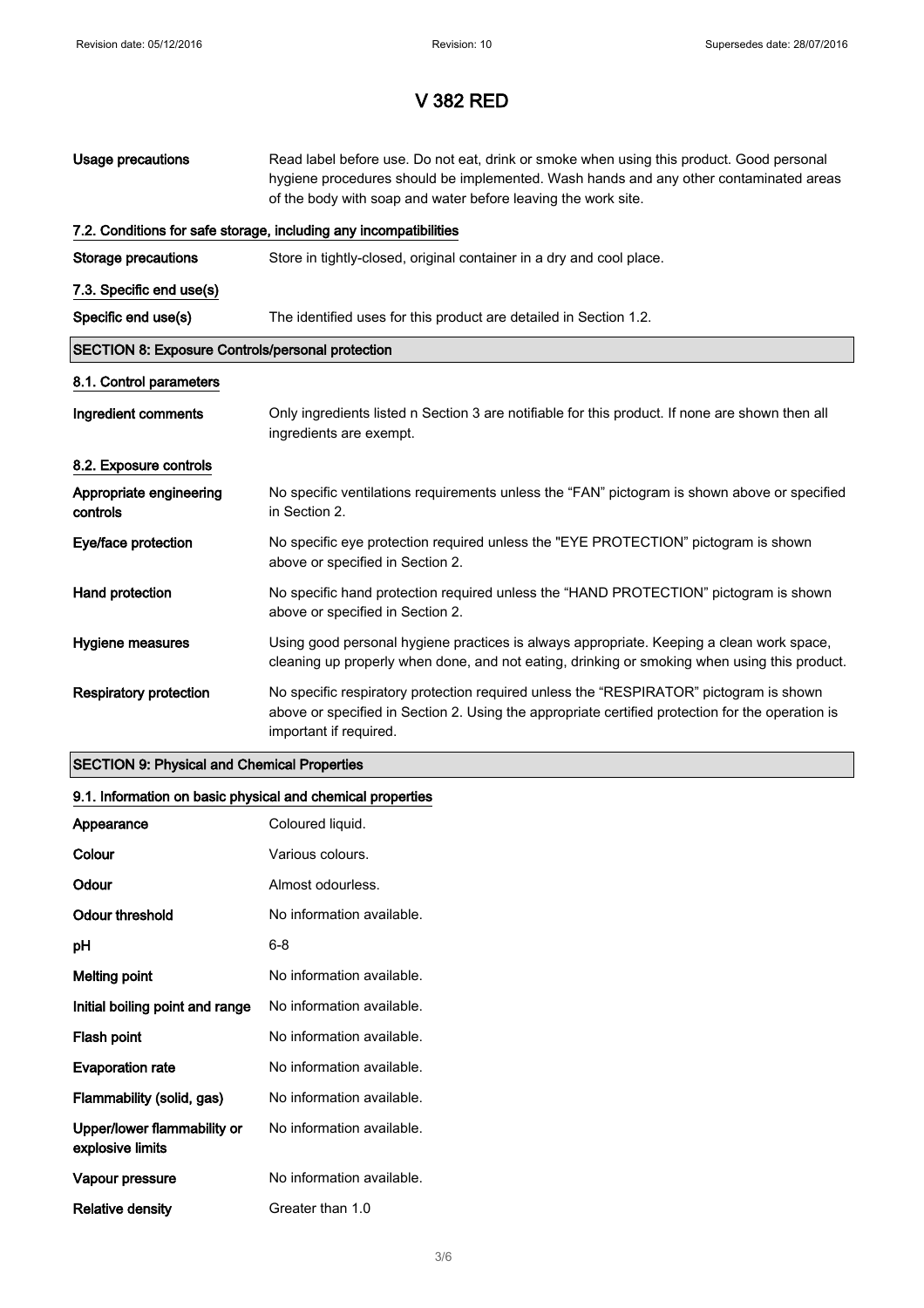# V 382 RED

| | |
|---|---|
| **Usage precautions** | Read label before use. Do not eat, drink or smoke when using this product. Good personal hygiene procedures should be implemented. Wash hands and any other contaminated areas of the body with soap and water before leaving the work site. |

### 7.2. Conditions for safe storage, including any incompatibilities

| | |
|---|---|
| **Storage precautions** | Store in tightly-closed, original container in a dry and cool place. |

### 7.3. Specific end use(s)

| | |
|---|---|
| **Specific end use(s)** | The identified uses for this product are detailed in Section 1.2. |

## SECTION 8: Exposure Controls/personal protection

### 8.1. Control parameters

| | |
|---|---|
| **Ingredient comments** | Only ingredients listed n Section 3 are notifiable for this product. If none are shown then all ingredients are exempt. |

### 8.2. Exposure controls

| | |
|---|---|
| **Appropriate engineering controls** | No specific ventilations requirements unless the “FAN” pictogram is shown above or specified in Section 2. |
| **Eye/face protection** | No specific eye protection required unless the "EYE PROTECTION” pictogram is shown above or specified in Section 2. |
| **Hand protection** | No specific hand protection required unless the “HAND PROTECTION” pictogram is shown above or specified in Section 2. |
| **Hygiene measures** | Using good personal hygiene practices is always appropriate. Keeping a clean work space, cleaning up properly when done, and not eating, drinking or smoking when using this product. |
| **Respiratory protection** | No specific respiratory protection required unless the “RESPIRATOR” pictogram is shown above or specified in Section 2. Using the appropriate certified protection for the operation is important if required. |

## SECTION 9: Physical and Chemical Properties

### 9.1. Information on basic physical and chemical properties

| | |
|---|---|
| **Appearance** | Coloured liquid. |
| **Colour** | Various colours. |
| **Odour** | Almost odourless. |
| **Odour threshold** | No information available. |
| **pH** | 6-8 |
| **Melting point** | No information available. |
| **Initial boiling point and range** | No information available. |
| **Flash point** | No information available. |
| **Evaporation rate** | No information available. |
| **Flammability (solid, gas)** | No information available. |
| **Upper/lower flammability or explosive limits** | No information available. |
| **Vapour pressure** | No information available. |
| **Relative density** | Greater than 1.0 |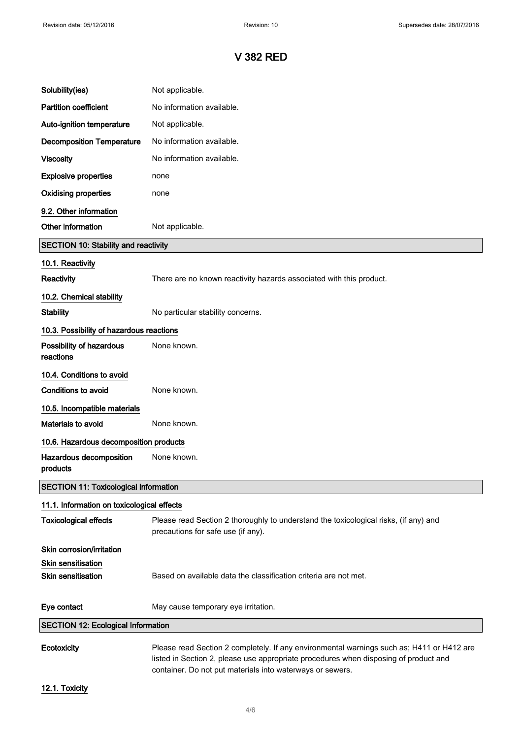# V 382 RED

| | |
|---|---|
| **Solubility(ies)** | Not applicable. |
| **Partition coefficient** | No information available. |
| **Auto-ignition temperature** | Not applicable. |
| **Decomposition Temperature** | No information available. |
| **Viscosity** | No information available. |
| **Explosive properties** | none |
| **Oxidising properties** | none |

**9.2. Other information**

| | |
|---|---|
| **Other information** | Not applicable. |

## SECTION 10: Stability and reactivity

**10.1. Reactivity**

| | |
|---|---|
| **Reactivity** | There are no known reactivity hazards associated with this product. |

**10.2. Chemical stability**

| | |
|---|---|
| **Stability** | No particular stability concerns. |

**10.3. Possibility of hazardous reactions**

| | |
|---|---|
| **Possibility of hazardous reactions** | None known. |

**10.4. Conditions to avoid**

| | |
|---|---|
| **Conditions to avoid** | None known. |

**10.5. Incompatible materials**

| | |
|---|---|
| **Materials to avoid** | None known. |

**10.6. Hazardous decomposition products**

| | |
|---|---|
| **Hazardous decomposition products** | None known. |

## SECTION 11: Toxicological information

**11.1. Information on toxicological effects**

| | |
|---|---|
| **Toxicological effects** | Please read Section 2 thoroughly to understand the toxicological risks, (if any) and precautions for safe use (if any). |

**Skin corrosion/irritation**

**Skin sensitisation**

| | |
|---|---|
| **Skin sensitisation** | Based on available data the classification criteria are not met. |
| **Eye contact** | May cause temporary eye irritation. |

## SECTION 12: Ecological Information

| | |
|---|---|
| **Ecotoxicity** | Please read Section 2 completely. If any environmental warnings such as; H411 or H412 are listed in Section 2, please use appropriate procedures when disposing of product and container. Do not put materials into waterways or sewers. |

**12.1. Toxicity**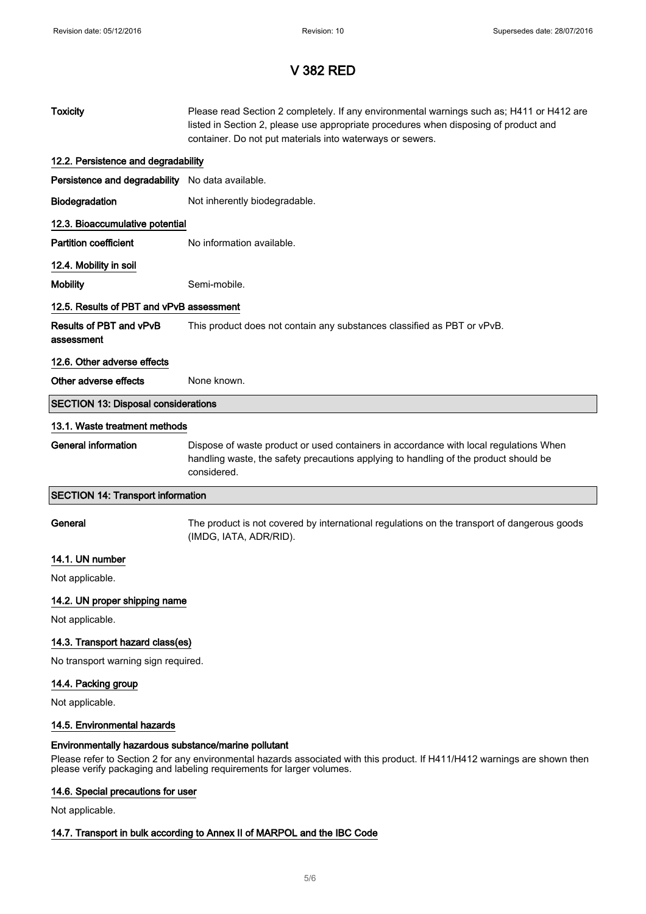| | |
|---|---|
| **Toxicity** | Please read Section 2 completely. If any environmental warnings such as; H411 or H412 are listed in Section 2, please use appropriate procedures when disposing of product and container. Do not put materials into waterways or sewers. |

#### 12.2. Persistence and degradability

| | |
|---|---|
| **Persistence and degradability** | No data available. |
| **Biodegradation** | Not inherently biodegradable. |

#### 12.3. Bioaccumulative potential

| | |
|---|---|
| **Partition coefficient** | No information available. |

#### 12.4. Mobility in soil

| | |
|---|---|
| **Mobility** | Semi-mobile. |

#### 12.5. Results of PBT and vPvB assessment

| | |
|---|---|
| **Results of PBT and vPvB assessment** | This product does not contain any substances classified as PBT or vPvB. |

#### 12.6. Other adverse effects

| | |
|---|---|
| **Other adverse effects** | None known. |

## SECTION 13: Disposal considerations

#### 13.1. Waste treatment methods

| | |
|---|---|
| **General information** | Dispose of waste product or used containers in accordance with local regulations When handling waste, the safety precautions applying to handling of the product should be considered. |

## SECTION 14: Transport information

| | |
|---|---|
| **General** | The product is not covered by international regulations on the transport of dangerous goods (IMDG, IATA, ADR/RID). |

#### 14.1. UN number

Not applicable.

#### 14.2. UN proper shipping name

Not applicable.

#### 14.3. Transport hazard class(es)

No transport warning sign required.

#### 14.4. Packing group

Not applicable.

#### 14.5. Environmental hazards

**Environmentally hazardous substance/marine pollutant**

Please refer to Section 2 for any environmental hazards associated with this product. If H411/H412 warnings are shown then please verify packaging and labeling requirements for larger volumes.

#### 14.6. Special precautions for user

Not applicable.

#### 14.7. Transport in bulk according to Annex II of MARPOL and the IBC Code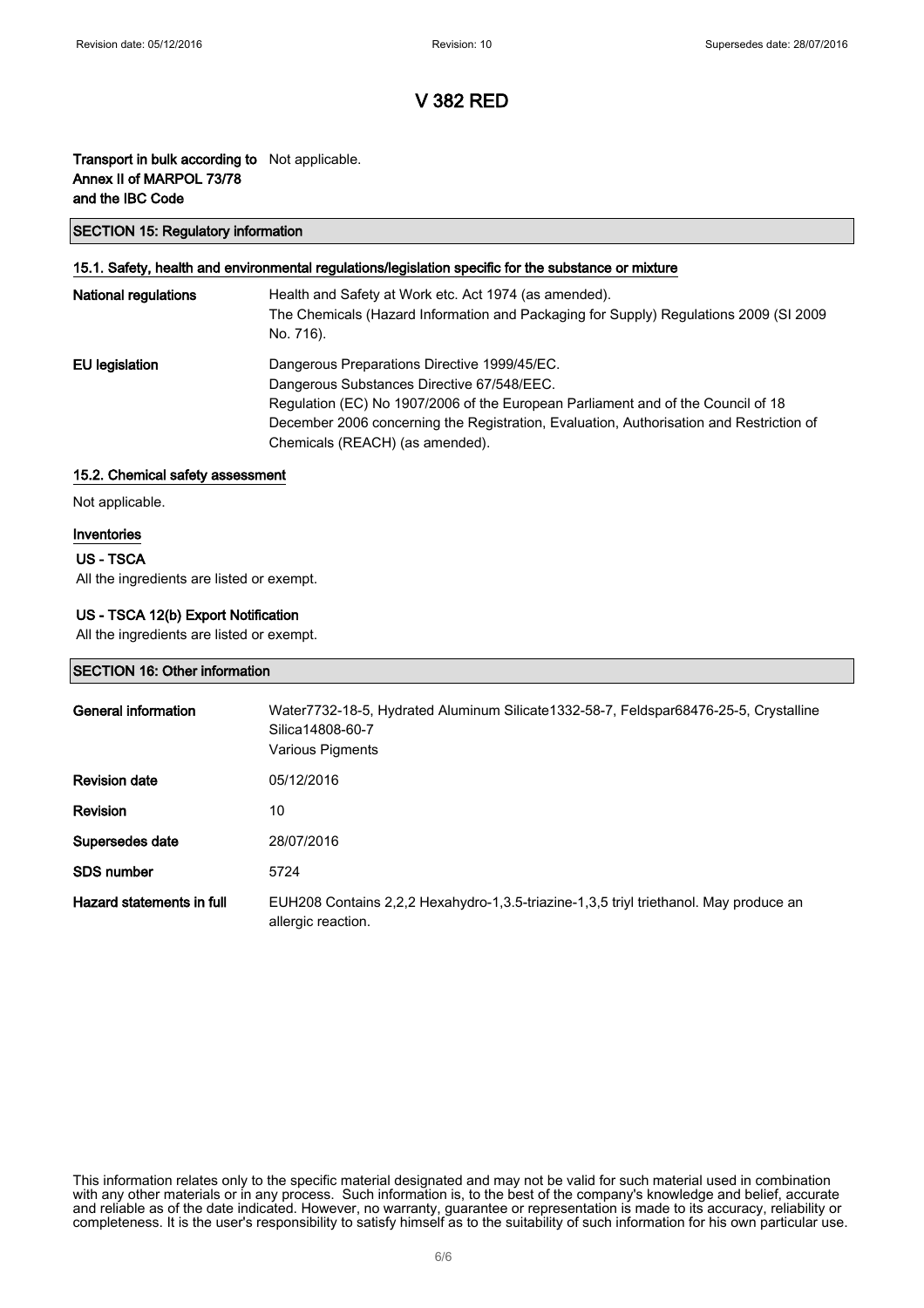# V 382 RED

| | |
|---|---|
| **Transport in bulk according to Annex II of MARPOL 73/78 and the IBC Code** | Not applicable. |

## SECTION 15: Regulatory information

### 15.1. Safety, health and environmental regulations/legislation specific for the substance or mixture

| | |
|---|---|
| **National regulations** | Health and Safety at Work etc. Act 1974 (as amended).<br>The Chemicals (Hazard Information and Packaging for Supply) Regulations 2009 (SI 2009 No. 716). |
| **EU legislation** | Dangerous Preparations Directive 1999/45/EC.<br>Dangerous Substances Directive 67/548/EEC.<br>Regulation (EC) No 1907/2006 of the European Parliament and of the Council of 18 December 2006 concerning the Registration, Evaluation, Authorisation and Restriction of Chemicals (REACH) (as amended). |

### 15.2. Chemical safety assessment

Not applicable.

### Inventories

#### US - TSCA

All the ingredients are listed or exempt.

#### US - TSCA 12(b) Export Notification

All the ingredients are listed or exempt.

## SECTION 16: Other information

| | |
|---|---|
| **General information** | Water7732-18-5, Hydrated Aluminum Silicate1332-58-7, Feldspar68476-25-5, Crystalline Silica14808-60-7<br>Various Pigments |
| **Revision date** | 05/12/2016 |
| **Revision** | 10 |
| **Supersedes date** | 28/07/2016 |
| **SDS number** | 5724 |
| **Hazard statements in full** | EUH208 Contains 2,2,2 Hexahydro-1,3.5-triazine-1,3,5 triyl triethanol. May produce an allergic reaction. |

This information relates only to the specific material designated and may not be valid for such material used in combination with any other materials or in any process. Such information is, to the best of the company's knowledge and belief, accurate and reliable as of the date indicated. However, no warranty, guarantee or representation is made to its accuracy, reliability or completeness. It is the user's responsibility to satisfy himself as to the suitability of such information for his own particular use.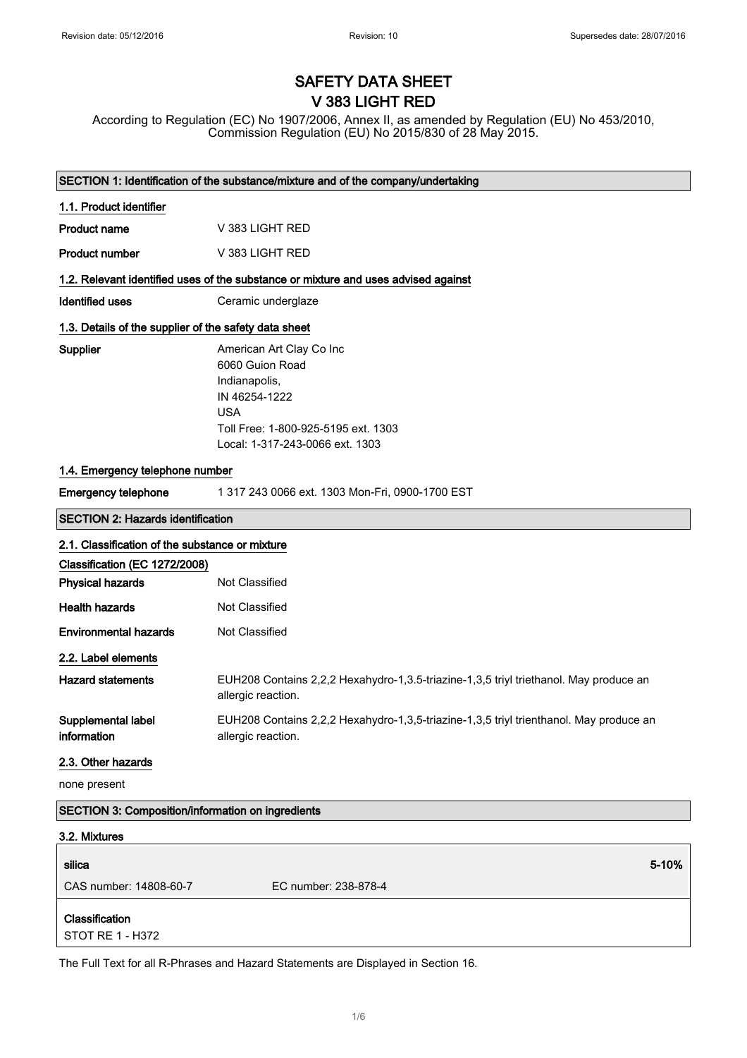# SAFETY DATA SHEET
# V 383 LIGHT RED

According to Regulation (EC) No 1907/2006, Annex II, as amended by Regulation (EU) No 453/2010, Commission Regulation (EU) No 2015/830 of 28 May 2015.

## SECTION 1: Identification of the substance/mixture and of the company/undertaking

### 1.1. Product identifier

**Product name** V 383 LIGHT RED

**Product number** V 383 LIGHT RED

### 1.2. Relevant identified uses of the substance or mixture and uses advised against

**Identified uses** Ceramic underglaze

### 1.3. Details of the supplier of the safety data sheet

**Supplier**
American Art Clay Co Inc
6060 Guion Road
Indianapolis,
IN 46254-1222
USA
Toll Free: 1-800-925-5195 ext. 1303
Local: 1-317-243-0066 ext. 1303

### 1.4. Emergency telephone number

**Emergency telephone** 1 317 243 0066 ext. 1303 Mon-Fri, 0900-1700 EST

## SECTION 2: Hazards identification

### 2.1. Classification of the substance or mixture

**Classification (EC 1272/2008)**

**Physical hazards** Not Classified

**Health hazards** Not Classified

**Environmental hazards** Not Classified

### 2.2. Label elements

**Hazard statements** EUH208 Contains 2,2,2 Hexahydro-1,3.5-triazine-1,3,5 triyl triethanol. May produce an allergic reaction.

**Supplemental label information** EUH208 Contains 2,2,2 Hexahydro-1,3,5-triazine-1,3,5 triyl trienthanol. May produce an allergic reaction.

### 2.3. Other hazards

none present

## SECTION 3: Composition/information on ingredients

### 3.2. Mixtures

| silica | | 5-10% |
|---|---|---|
| CAS number: 14808-60-7 | EC number: 238-878-4 | |
| **Classification**<br>STOT RE 1 - H372 | | |

The Full Text for all R-Phrases and Hazard Statements are Displayed in Section 16.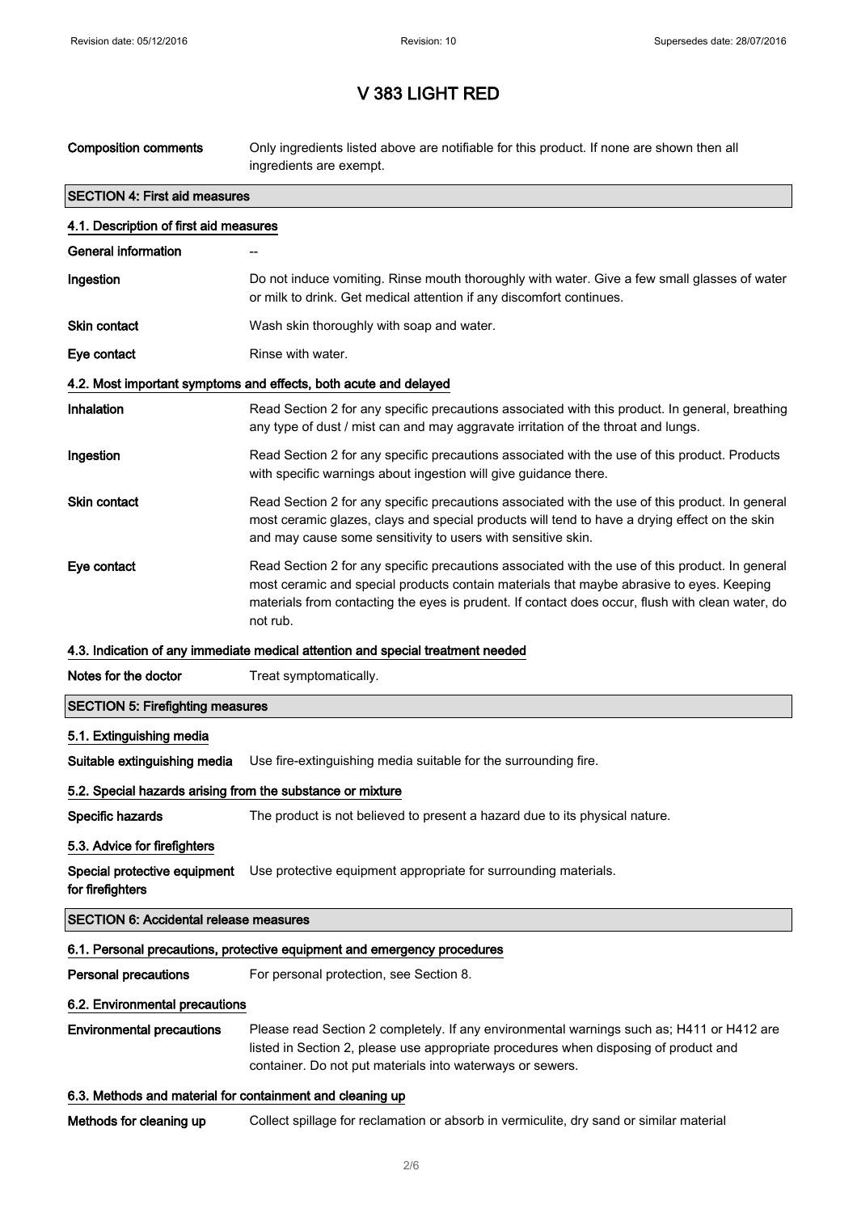# V 383 LIGHT RED

| | |
|---|---|
| **Composition comments** | Only ingredients listed above are notifiable for this product. If none are shown then all ingredients are exempt. |

## SECTION 4: First aid measures

### 4.1. Description of first aid measures

| | |
|---|---|
| **General information** | -- |
| **Ingestion** | Do not induce vomiting. Rinse mouth thoroughly with water. Give a few small glasses of water or milk to drink. Get medical attention if any discomfort continues. |
| **Skin contact** | Wash skin thoroughly with soap and water. |
| **Eye contact** | Rinse with water. |

### 4.2. Most important symptoms and effects, both acute and delayed

| | |
|---|---|
| **Inhalation** | Read Section 2 for any specific precautions associated with this product. In general, breathing any type of dust / mist can and may aggravate irritation of the throat and lungs. |
| **Ingestion** | Read Section 2 for any specific precautions associated with the use of this product. Products with specific warnings about ingestion will give guidance there. |
| **Skin contact** | Read Section 2 for any specific precautions associated with the use of this product. In general most ceramic glazes, clays and special products will tend to have a drying effect on the skin and may cause some sensitivity to users with sensitive skin. |
| **Eye contact** | Read Section 2 for any specific precautions associated with the use of this product. In general most ceramic and special products contain materials that maybe abrasive to eyes. Keeping materials from contacting the eyes is prudent. If contact does occur, flush with clean water, do not rub. |

### 4.3. Indication of any immediate medical attention and special treatment needed

| | |
|---|---|
| **Notes for the doctor** | Treat symptomatically. |

## SECTION 5: Firefighting measures

### 5.1. Extinguishing media

| | |
|---|---|
| **Suitable extinguishing media** | Use fire-extinguishing media suitable for the surrounding fire. |

### 5.2. Special hazards arising from the substance or mixture

| | |
|---|---|
| **Specific hazards** | The product is not believed to present a hazard due to its physical nature. |

### 5.3. Advice for firefighters

| | |
|---|---|
| **Special protective equipment for firefighters** | Use protective equipment appropriate for surrounding materials. |

## SECTION 6: Accidental release measures

### 6.1. Personal precautions, protective equipment and emergency procedures

| | |
|---|---|
| **Personal precautions** | For personal protection, see Section 8. |

### 6.2. Environmental precautions

| | |
|---|---|
| **Environmental precautions** | Please read Section 2 completely. If any environmental warnings such as; H411 or H412 are listed in Section 2, please use appropriate procedures when disposing of product and container. Do not put materials into waterways or sewers. |

### 6.3. Methods and material for containment and cleaning up

| | |
|---|---|
| **Methods for cleaning up** | Collect spillage for reclamation or absorb in vermiculite, dry sand or similar material |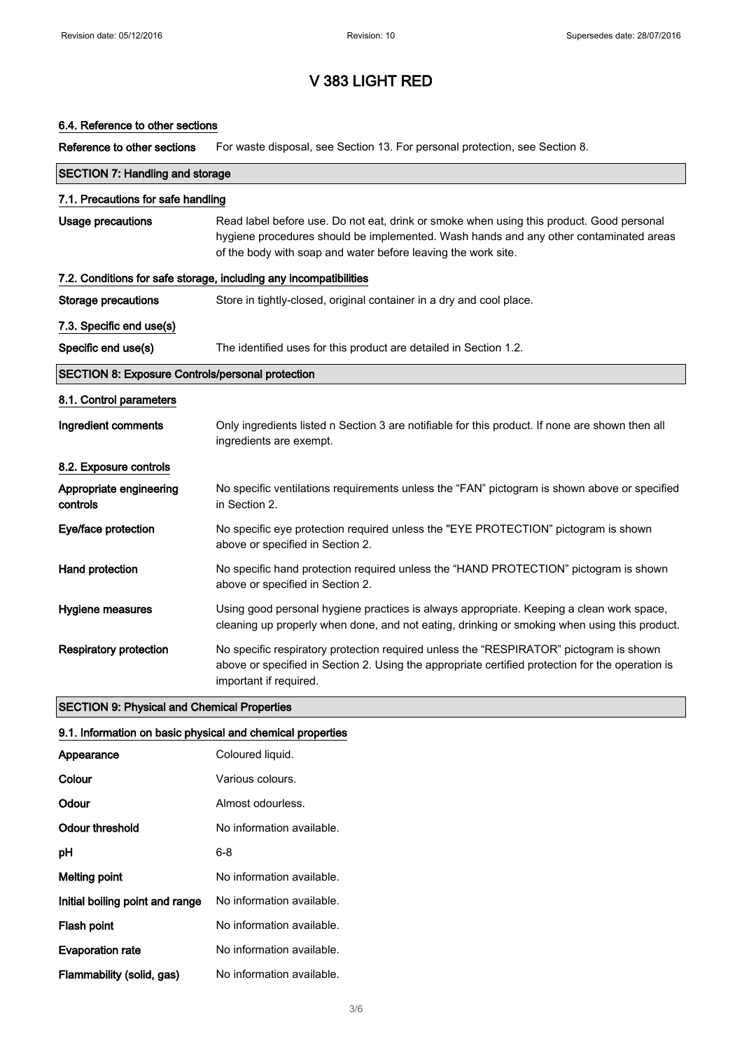# V 383 LIGHT RED

### 6.4. Reference to other sections

| | |
|---|---|
| **Reference to other sections** | For waste disposal, see Section 13. For personal protection, see Section 8. |

## SECTION 7: Handling and storage

### 7.1. Precautions for safe handling

| | |
|---|---|
| **Usage precautions** | Read label before use. Do not eat, drink or smoke when using this product. Good personal hygiene procedures should be implemented. Wash hands and any other contaminated areas of the body with soap and water before leaving the work site. |

### 7.2. Conditions for safe storage, including any incompatibilities

| | |
|---|---|
| **Storage precautions** | Store in tightly-closed, original container in a dry and cool place. |

### 7.3. Specific end use(s)

| | |
|---|---|
| **Specific end use(s)** | The identified uses for this product are detailed in Section 1.2. |

## SECTION 8: Exposure Controls/personal protection

### 8.1. Control parameters

| | |
|---|---|
| **Ingredient comments** | Only ingredients listed n Section 3 are notifiable for this product. If none are shown then all ingredients are exempt. |

### 8.2. Exposure controls

| | |
|---|---|
| **Appropriate engineering controls** | No specific ventilations requirements unless the “FAN” pictogram is shown above or specified in Section 2. |
| **Eye/face protection** | No specific eye protection required unless the "EYE PROTECTION" pictogram is shown above or specified in Section 2. |
| **Hand protection** | No specific hand protection required unless the “HAND PROTECTION” pictogram is shown above or specified in Section 2. |
| **Hygiene measures** | Using good personal hygiene practices is always appropriate. Keeping a clean work space, cleaning up properly when done, and not eating, drinking or smoking when using this product. |
| **Respiratory protection** | No specific respiratory protection required unless the “RESPIRATOR” pictogram is shown above or specified in Section 2. Using the appropriate certified protection for the operation is important if required. |

## SECTION 9: Physical and Chemical Properties

### 9.1. Information on basic physical and chemical properties

| | |
|---|---|
| **Appearance** | Coloured liquid. |
| **Colour** | Various colours. |
| **Odour** | Almost odourless. |
| **Odour threshold** | No information available. |
| **pH** | 6-8 |
| **Melting point** | No information available. |
| **Initial boiling point and range** | No information available. |
| **Flash point** | No information available. |
| **Evaporation rate** | No information available. |
| **Flammability (solid, gas)** | No information available. |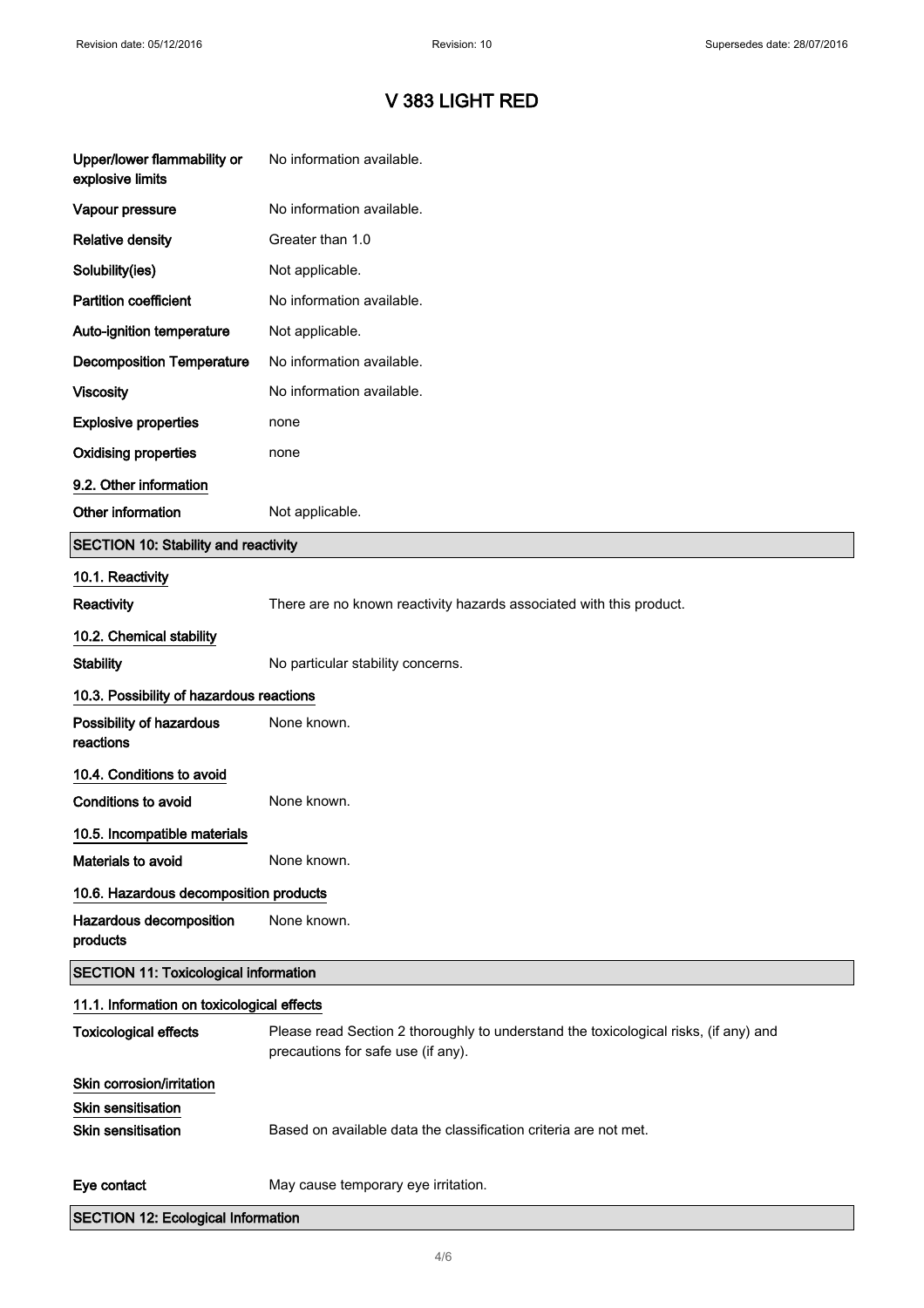# V 383 LIGHT RED

| | |
|---|---|
| **Upper/lower flammability or explosive limits** | No information available. |
| **Vapour pressure** | No information available. |
| **Relative density** | Greater than 1.0 |
| **Solubility(ies)** | Not applicable. |
| **Partition coefficient** | No information available. |
| **Auto-ignition temperature** | Not applicable. |
| **Decomposition Temperature** | No information available. |
| **Viscosity** | No information available. |
| **Explosive properties** | none |
| **Oxidising properties** | none |

### 9.2. Other information

| | |
|---|---|
| **Other information** | Not applicable. |

## SECTION 10: Stability and reactivity

### 10.1. Reactivity

| | |
|---|---|
| **Reactivity** | There are no known reactivity hazards associated with this product. |

### 10.2. Chemical stability

| | |
|---|---|
| **Stability** | No particular stability concerns. |

### 10.3. Possibility of hazardous reactions

| | |
|---|---|
| **Possibility of hazardous reactions** | None known. |

### 10.4. Conditions to avoid

| | |
|---|---|
| **Conditions to avoid** | None known. |

### 10.5. Incompatible materials

| | |
|---|---|
| **Materials to avoid** | None known. |

### 10.6. Hazardous decomposition products

| | |
|---|---|
| **Hazardous decomposition products** | None known. |

## SECTION 11: Toxicological information

### 11.1. Information on toxicological effects

| | |
|---|---|
| **Toxicological effects** | Please read Section 2 thoroughly to understand the toxicological risks, (if any) and precautions for safe use (if any). |

### Skin corrosion/irritation

### Skin sensitisation

| | |
|---|---|
| **Skin sensitisation** | Based on available data the classification criteria are not met. |
| **Eye contact** | May cause temporary eye irritation. |

## SECTION 12: Ecological Information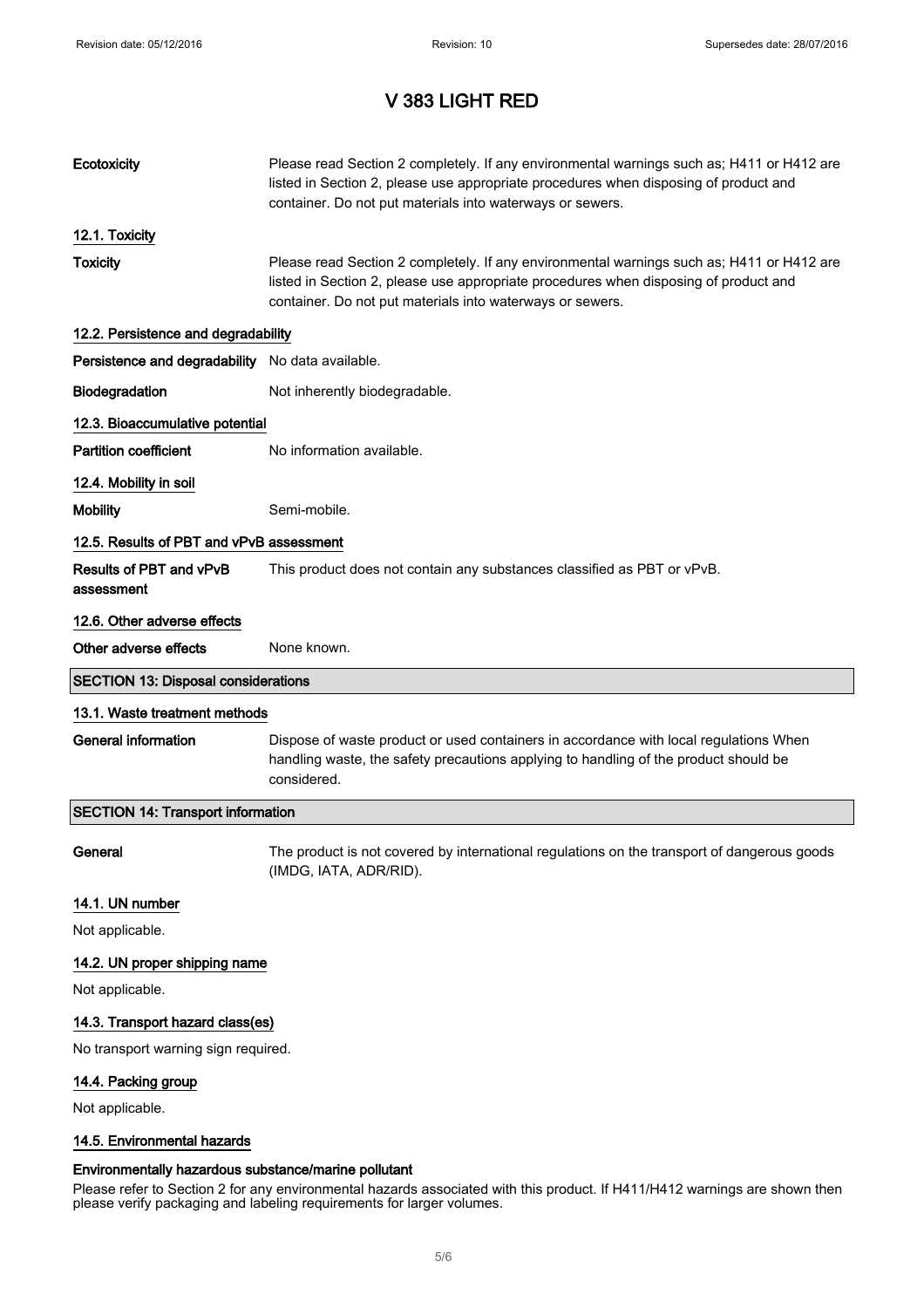# V 383 LIGHT RED

**Ecotoxicity** Please read Section 2 completely. If any environmental warnings such as; H411 or H412 are listed in Section 2, please use appropriate procedures when disposing of product and container. Do not put materials into waterways or sewers.

### 12.1. Toxicity

**Toxicity** Please read Section 2 completely. If any environmental warnings such as; H411 or H412 are listed in Section 2, please use appropriate procedures when disposing of product and container. Do not put materials into waterways or sewers.

### 12.2. Persistence and degradability

**Persistence and degradability** No data available.

**Biodegradation** Not inherently biodegradable.

### 12.3. Bioaccumulative potential

**Partition coefficient** No information available.

### 12.4. Mobility in soil

**Mobility** Semi-mobile.

### 12.5. Results of PBT and vPvB assessment

**Results of PBT and vPvB assessment** This product does not contain any substances classified as PBT or vPvB.

### 12.6. Other adverse effects

**Other adverse effects** None known.

## SECTION 13: Disposal considerations

### 13.1. Waste treatment methods

**General information** Dispose of waste product or used containers in accordance with local regulations When handling waste, the safety precautions applying to handling of the product should be considered.

## SECTION 14: Transport information

**General** The product is not covered by international regulations on the transport of dangerous goods (IMDG, IATA, ADR/RID).

### 14.1. UN number

Not applicable.

### 14.2. UN proper shipping name

Not applicable.

### 14.3. Transport hazard class(es)

No transport warning sign required.

### 14.4. Packing group

Not applicable.

### 14.5. Environmental hazards

**Environmentally hazardous substance/marine pollutant**

Please refer to Section 2 for any environmental hazards associated with this product. If H411/H412 warnings are shown then please verify packaging and labeling requirements for larger volumes.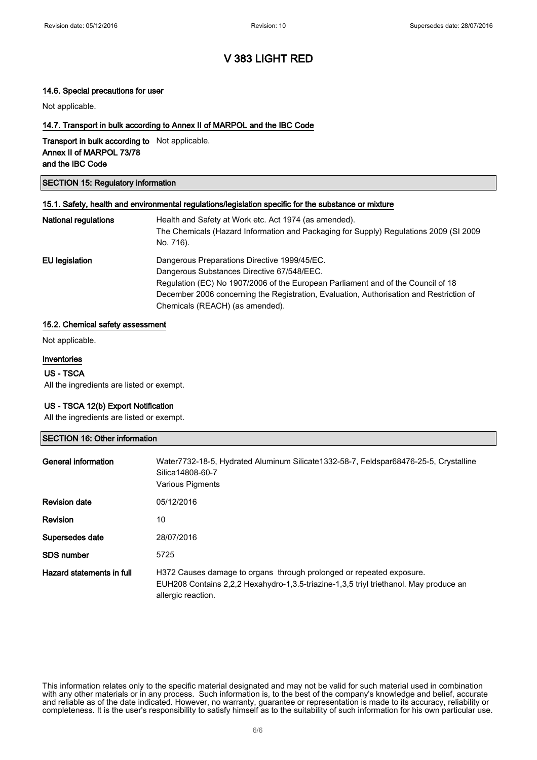# V 383 LIGHT RED

### 14.6. Special precautions for user

Not applicable.

### 14.7. Transport in bulk according to Annex II of MARPOL and the IBC Code

| | |
|---|---|
| **Transport in bulk according to Annex II of MARPOL 73/78 and the IBC Code** | Not applicable. |

## SECTION 15: Regulatory information

### 15.1. Safety, health and environmental regulations/legislation specific for the substance or mixture

| | |
|---|---|
| **National regulations** | Health and Safety at Work etc. Act 1974 (as amended).<br>The Chemicals (Hazard Information and Packaging for Supply) Regulations 2009 (SI 2009 No. 716). |
| **EU legislation** | Dangerous Preparations Directive 1999/45/EC.<br>Dangerous Substances Directive 67/548/EEC.<br>Regulation (EC) No 1907/2006 of the European Parliament and of the Council of 18 December 2006 concerning the Registration, Evaluation, Authorisation and Restriction of Chemicals (REACH) (as amended). |

### 15.2. Chemical safety assessment

Not applicable.

### Inventories

**US - TSCA**

All the ingredients are listed or exempt.

**US - TSCA 12(b) Export Notification**

All the ingredients are listed or exempt.

## SECTION 16: Other information

| | |
|---|---|
| **General information** | Water7732-18-5, Hydrated Aluminum Silicate1332-58-7, Feldspar68476-25-5, Crystalline Silica14808-60-7<br>Various Pigments |
| **Revision date** | 05/12/2016 |
| **Revision** | 10 |
| **Supersedes date** | 28/07/2016 |
| **SDS number** | 5725 |
| **Hazard statements in full** | H372 Causes damage to organs through prolonged or repeated exposure.<br>EUH208 Contains 2,2,2 Hexahydro-1,3.5-triazine-1,3,5 triyl triethanol. May produce an allergic reaction. |

This information relates only to the specific material designated and may not be valid for such material used in combination with any other materials or in any process. Such information is, to the best of the company's knowledge and belief, accurate and reliable as of the date indicated. However, no warranty, guarantee or representation is made to its accuracy, reliability or completeness. It is the user's responsibility to satisfy himself as to the suitability of such information for his own particular use.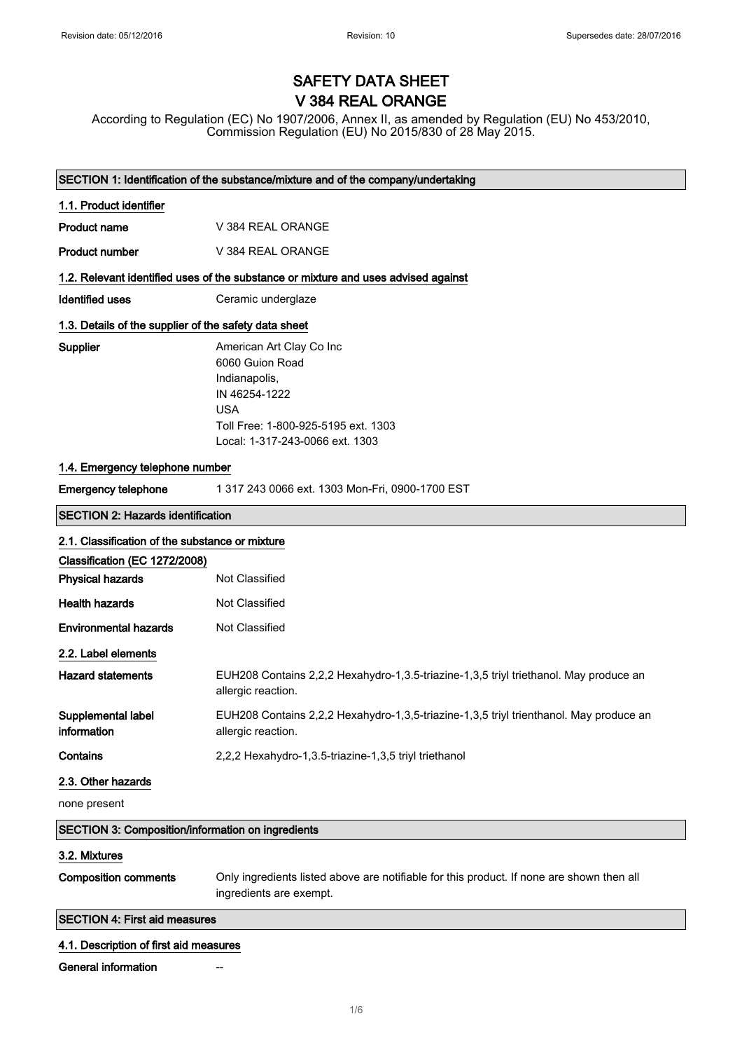Revision date: 05/12/2016 Revision: 10 Supersedes date: 28/07/2016

# SAFETY DATA SHEET
# V 384 REAL ORANGE

According to Regulation (EC) No 1907/2006, Annex II, as amended by Regulation (EU) No 453/2010, Commission Regulation (EU) No 2015/830 of 28 May 2015.

## SECTION 1: Identification of the substance/mixture and of the company/undertaking

### 1.1. Product identifier

**Product name** V 384 REAL ORANGE

**Product number** V 384 REAL ORANGE

### 1.2. Relevant identified uses of the substance or mixture and uses advised against

**Identified uses** Ceramic underglaze

### 1.3. Details of the supplier of the safety data sheet

**Supplier**
American Art Clay Co Inc
6060 Guion Road
Indianapolis,
IN 46254-1222
USA
Toll Free: 1-800-925-5195 ext. 1303
Local: 1-317-243-0066 ext. 1303

### 1.4. Emergency telephone number

**Emergency telephone** 1 317 243 0066 ext. 1303 Mon-Fri, 0900-1700 EST

## SECTION 2: Hazards identification

### 2.1. Classification of the substance or mixture

**Classification (EC 1272/2008)**

**Physical hazards** Not Classified

**Health hazards** Not Classified

**Environmental hazards** Not Classified

### 2.2. Label elements

**Hazard statements** EUH208 Contains 2,2,2 Hexahydro-1,3.5-triazine-1,3,5 triyl triethanol. May produce an allergic reaction.

**Supplemental label information** EUH208 Contains 2,2,2 Hexahydro-1,3,5-triazine-1,3,5 triyl trienthanol. May produce an allergic reaction.

**Contains** 2,2,2 Hexahydro-1,3.5-triazine-1,3,5 triyl triethanol

### 2.3. Other hazards

none present

## SECTION 3: Composition/information on ingredients

### 3.2. Mixtures

**Composition comments** Only ingredients listed above are notifiable for this product. If none are shown then all ingredients are exempt.

## SECTION 4: First aid measures

### 4.1. Description of first aid measures

**General information** --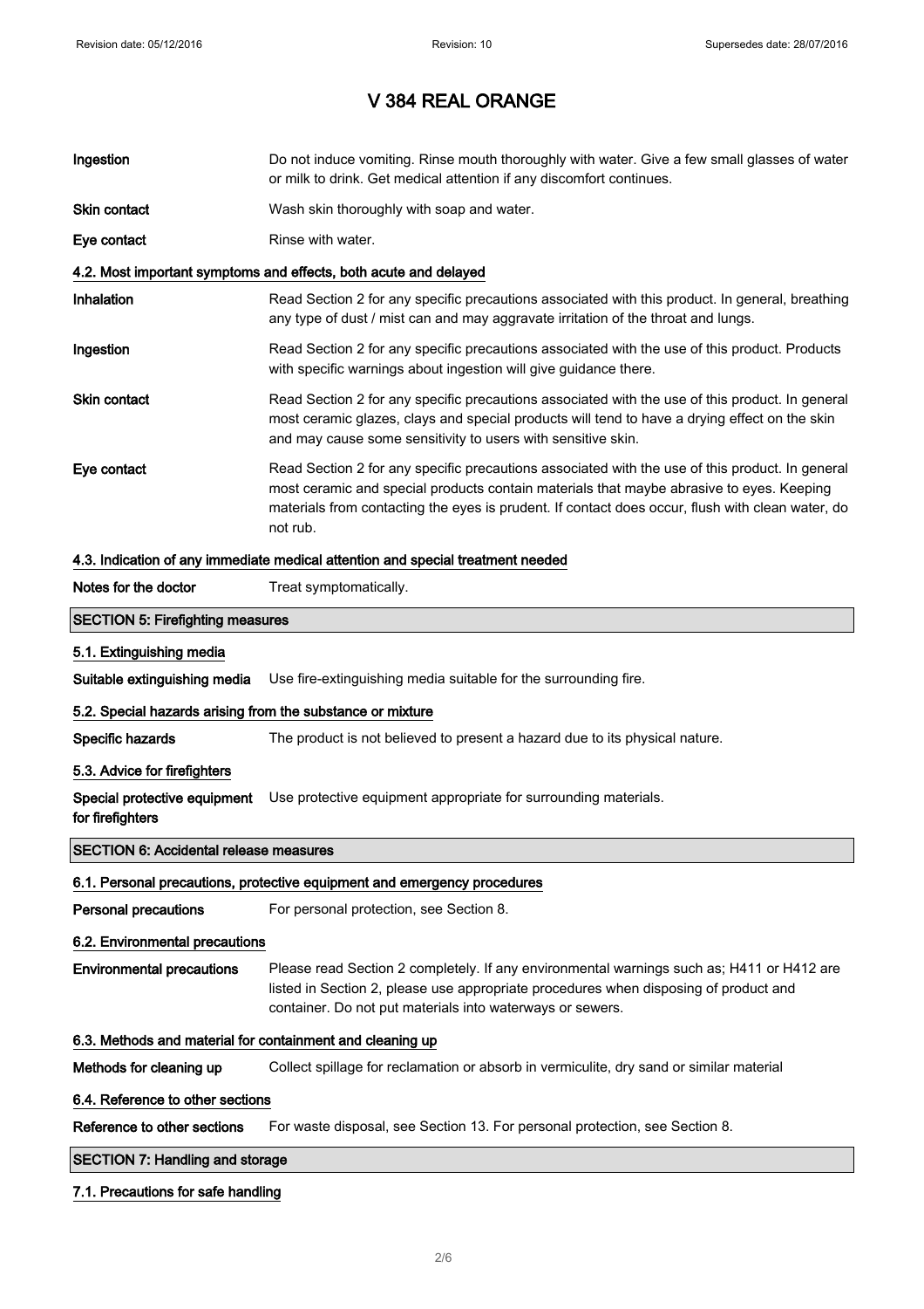| | |
|---|---|
| **Ingestion** | Do not induce vomiting. Rinse mouth thoroughly with water. Give a few small glasses of water or milk to drink. Get medical attention if any discomfort continues. |
| **Skin contact** | Wash skin thoroughly with soap and water. |
| **Eye contact** | Rinse with water. |

### 4.2. Most important symptoms and effects, both acute and delayed

| | |
|---|---|
| **Inhalation** | Read Section 2 for any specific precautions associated with this product. In general, breathing any type of dust / mist can and may aggravate irritation of the throat and lungs. |
| **Ingestion** | Read Section 2 for any specific precautions associated with the use of this product. Products with specific warnings about ingestion will give guidance there. |
| **Skin contact** | Read Section 2 for any specific precautions associated with the use of this product. In general most ceramic glazes, clays and special products will tend to have a drying effect on the skin and may cause some sensitivity to users with sensitive skin. |
| **Eye contact** | Read Section 2 for any specific precautions associated with the use of this product. In general most ceramic and special products contain materials that maybe abrasive to eyes. Keeping materials from contacting the eyes is prudent. If contact does occur, flush with clean water, do not rub. |

### 4.3. Indication of any immediate medical attention and special treatment needed

| | |
|---|---|
| **Notes for the doctor** | Treat symptomatically. |

## SECTION 5: Firefighting measures

### 5.1. Extinguishing media

| | |
|---|---|
| **Suitable extinguishing media** | Use fire-extinguishing media suitable for the surrounding fire. |

### 5.2. Special hazards arising from the substance or mixture

| | |
|---|---|
| **Specific hazards** | The product is not believed to present a hazard due to its physical nature. |

### 5.3. Advice for firefighters

| | |
|---|---|
| **Special protective equipment for firefighters** | Use protective equipment appropriate for surrounding materials. |

## SECTION 6: Accidental release measures

### 6.1. Personal precautions, protective equipment and emergency procedures

| | |
|---|---|
| **Personal precautions** | For personal protection, see Section 8. |

### 6.2. Environmental precautions

| | |
|---|---|
| **Environmental precautions** | Please read Section 2 completely. If any environmental warnings such as; H411 or H412 are listed in Section 2, please use appropriate procedures when disposing of product and container. Do not put materials into waterways or sewers. |

### 6.3. Methods and material for containment and cleaning up

| | |
|---|---|
| **Methods for cleaning up** | Collect spillage for reclamation or absorb in vermiculite, dry sand or similar material |

### 6.4. Reference to other sections

| | |
|---|---|
| **Reference to other sections** | For waste disposal, see Section 13. For personal protection, see Section 8. |

## SECTION 7: Handling and storage

### 7.1. Precautions for safe handling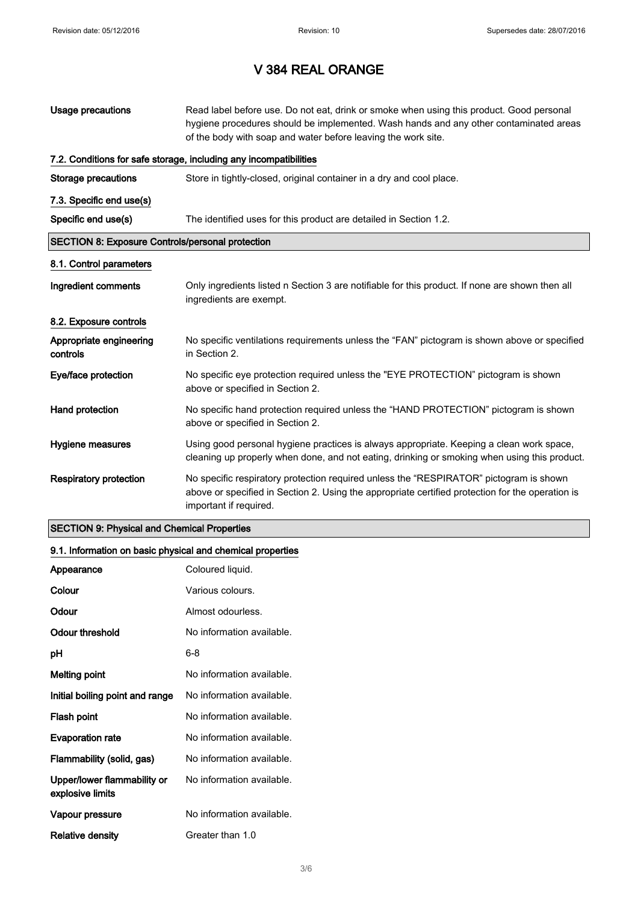# V 384 REAL ORANGE

| | |
|---|---|
| **Usage precautions** | Read label before use. Do not eat, drink or smoke when using this product. Good personal hygiene procedures should be implemented. Wash hands and any other contaminated areas of the body with soap and water before leaving the work site. |

### 7.2. Conditions for safe storage, including any incompatibilities

| | |
|---|---|
| **Storage precautions** | Store in tightly-closed, original container in a dry and cool place. |

### 7.3. Specific end use(s)

| | |
|---|---|
| **Specific end use(s)** | The identified uses for this product are detailed in Section 1.2. |

## SECTION 8: Exposure Controls/personal protection

### 8.1. Control parameters

| | |
|---|---|
| **Ingredient comments** | Only ingredients listed n Section 3 are notifiable for this product. If none are shown then all ingredients are exempt. |

### 8.2. Exposure controls

| | |
|---|---|
| **Appropriate engineering controls** | No specific ventilations requirements unless the “FAN” pictogram is shown above or specified in Section 2. |
| **Eye/face protection** | No specific eye protection required unless the "EYE PROTECTION” pictogram is shown above or specified in Section 2. |
| **Hand protection** | No specific hand protection required unless the “HAND PROTECTION” pictogram is shown above or specified in Section 2. |
| **Hygiene measures** | Using good personal hygiene practices is always appropriate. Keeping a clean work space, cleaning up properly when done, and not eating, drinking or smoking when using this product. |
| **Respiratory protection** | No specific respiratory protection required unless the “RESPIRATOR” pictogram is shown above or specified in Section 2. Using the appropriate certified protection for the operation is important if required. |

## SECTION 9: Physical and Chemical Properties

### 9.1. Information on basic physical and chemical properties

| | |
|---|---|
| **Appearance** | Coloured liquid. |
| **Colour** | Various colours. |
| **Odour** | Almost odourless. |
| **Odour threshold** | No information available. |
| **pH** | 6-8 |
| **Melting point** | No information available. |
| **Initial boiling point and range** | No information available. |
| **Flash point** | No information available. |
| **Evaporation rate** | No information available. |
| **Flammability (solid, gas)** | No information available. |
| **Upper/lower flammability or explosive limits** | No information available. |
| **Vapour pressure** | No information available. |
| **Relative density** | Greater than 1.0 |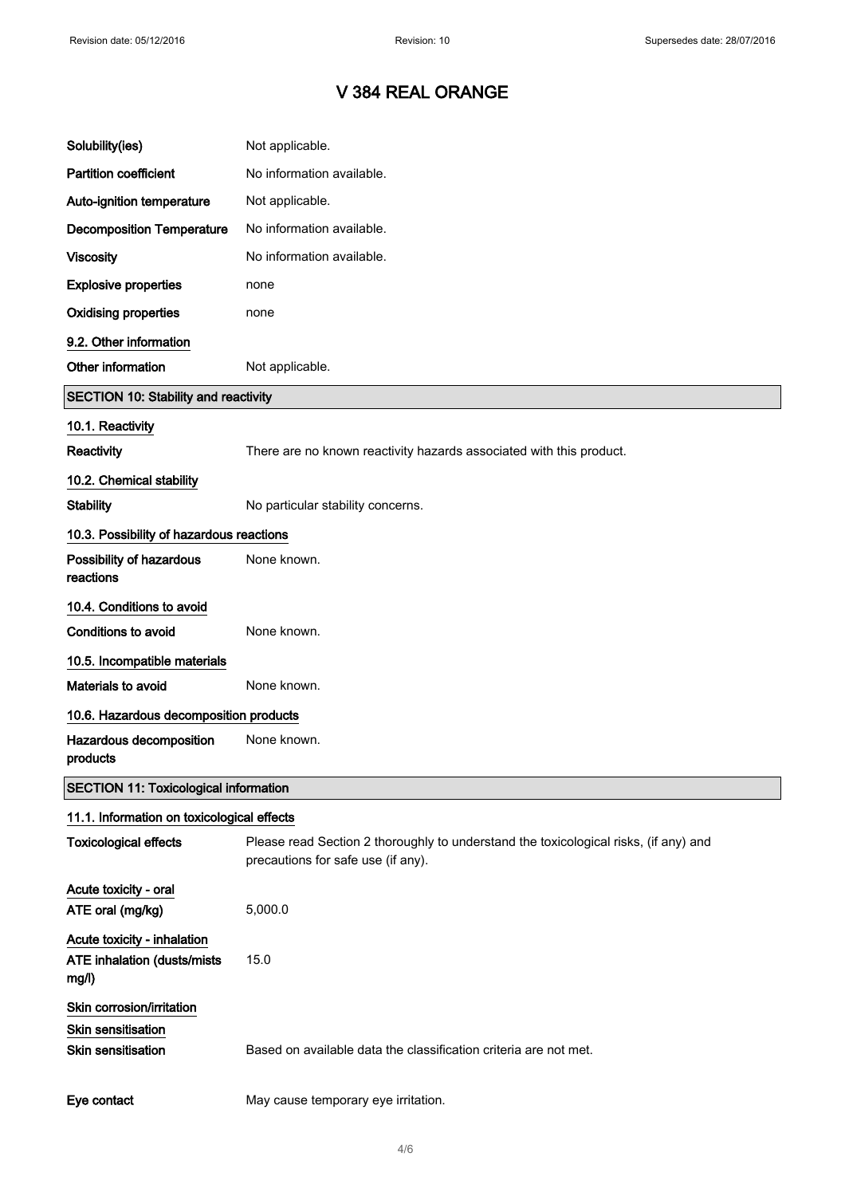# V 384 REAL ORANGE

| | |
|---|---|
| **Solubility(ies)** | Not applicable. |
| **Partition coefficient** | No information available. |
| **Auto-ignition temperature** | Not applicable. |
| **Decomposition Temperature** | No information available. |
| **Viscosity** | No information available. |
| **Explosive properties** | none |
| **Oxidising properties** | none |

### 9.2. Other information

| | |
|---|---|
| **Other information** | Not applicable. |

## SECTION 10: Stability and reactivity

### 10.1. Reactivity

| | |
|---|---|
| **Reactivity** | There are no known reactivity hazards associated with this product. |

### 10.2. Chemical stability

| | |
|---|---|
| **Stability** | No particular stability concerns. |

### 10.3. Possibility of hazardous reactions

| | |
|---|---|
| **Possibility of hazardous reactions** | None known. |

### 10.4. Conditions to avoid

| | |
|---|---|
| **Conditions to avoid** | None known. |

### 10.5. Incompatible materials

| | |
|---|---|
| **Materials to avoid** | None known. |

### 10.6. Hazardous decomposition products

| | |
|---|---|
| **Hazardous decomposition products** | None known. |

## SECTION 11: Toxicological information

### 11.1. Information on toxicological effects

| | |
|---|---|
| **Toxicological effects** | Please read Section 2 thoroughly to understand the toxicological risks, (if any) and precautions for safe use (if any). |

**Acute toxicity - oral**

| | |
|---|---|
| **ATE oral (mg/kg)** | 5,000.0 |

**Acute toxicity - inhalation**

| | |
|---|---|
| **ATE inhalation (dusts/mists mg/l)** | 15.0 |

**Skin corrosion/irritation**

**Skin sensitisation**

| | |
|---|---|
| **Skin sensitisation** | Based on available data the classification criteria are not met. |
| **Eye contact** | May cause temporary eye irritation. |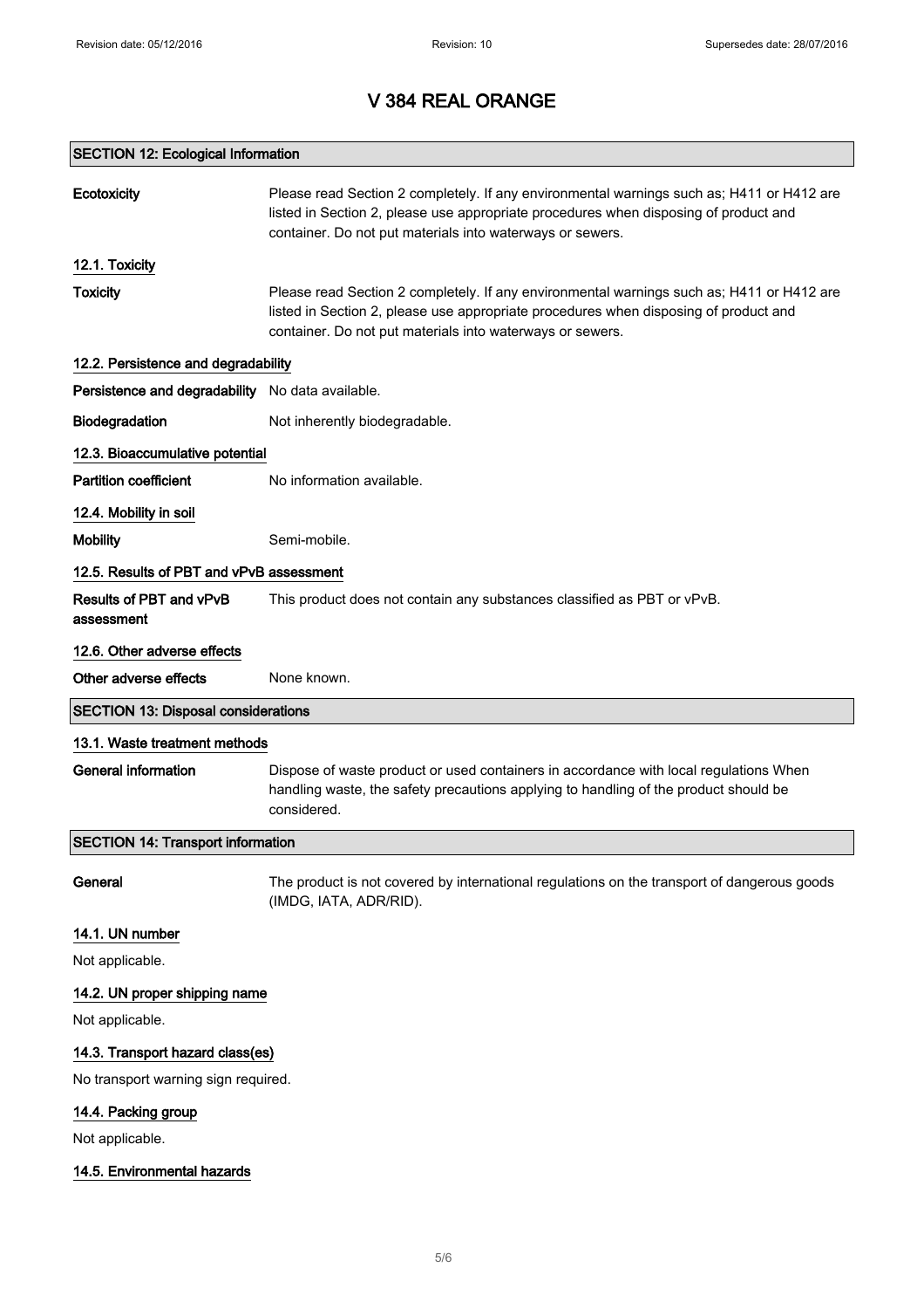# V 384 REAL ORANGE

## SECTION 12: Ecological Information

**Ecotoxicity** Please read Section 2 completely. If any environmental warnings such as; H411 or H412 are listed in Section 2, please use appropriate procedures when disposing of product and container. Do not put materials into waterways or sewers.

### 12.1. Toxicity

**Toxicity** Please read Section 2 completely. If any environmental warnings such as; H411 or H412 are listed in Section 2, please use appropriate procedures when disposing of product and container. Do not put materials into waterways or sewers.

### 12.2. Persistence and degradability

**Persistence and degradability** No data available.

**Biodegradation** Not inherently biodegradable.

### 12.3. Bioaccumulative potential

**Partition coefficient** No information available.

### 12.4. Mobility in soil

**Mobility** Semi-mobile.

### 12.5. Results of PBT and vPvB assessment

**Results of PBT and vPvB assessment** This product does not contain any substances classified as PBT or vPvB.

### 12.6. Other adverse effects

**Other adverse effects** None known.

## SECTION 13: Disposal considerations

### 13.1. Waste treatment methods

**General information** Dispose of waste product or used containers in accordance with local regulations When handling waste, the safety precautions applying to handling of the product should be considered.

## SECTION 14: Transport information

**General** The product is not covered by international regulations on the transport of dangerous goods (IMDG, IATA, ADR/RID).

### 14.1. UN number

Not applicable.

### 14.2. UN proper shipping name

Not applicable.

### 14.3. Transport hazard class(es)

No transport warning sign required.

### 14.4. Packing group

Not applicable.

### 14.5. Environmental hazards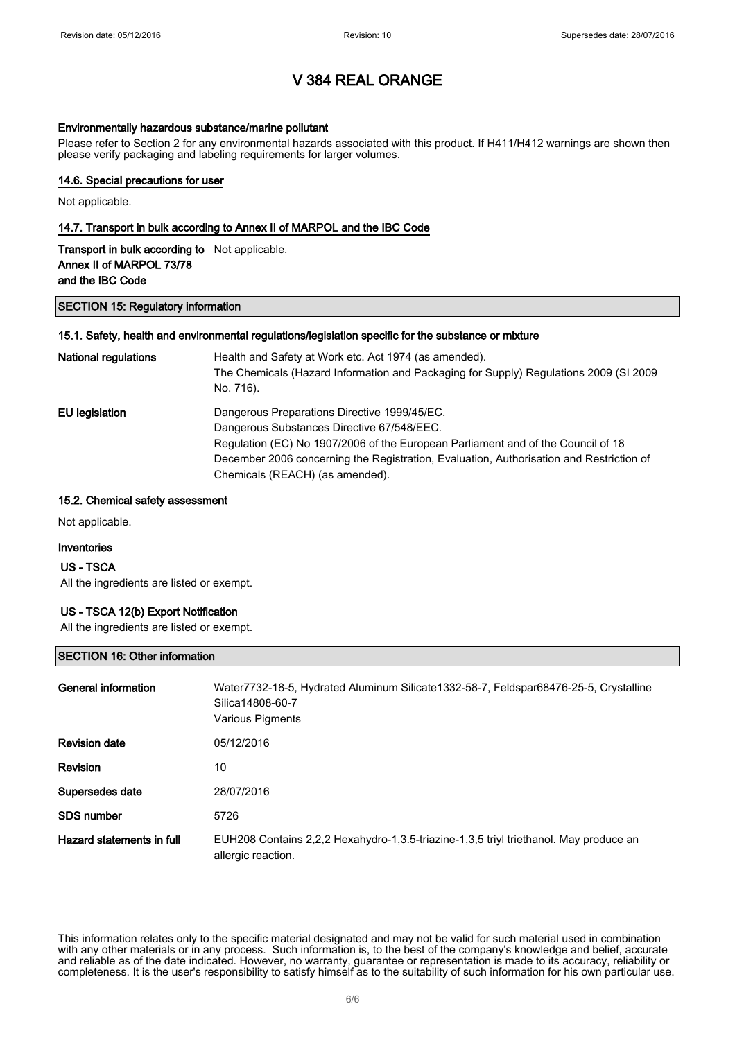# V 384 REAL ORANGE

#### Environmentally hazardous substance/marine pollutant

Please refer to Section 2 for any environmental hazards associated with this product. If H411/H412 warnings are shown then please verify packaging and labeling requirements for larger volumes.

#### 14.6. Special precautions for user

Not applicable.

#### 14.7. Transport in bulk according to Annex II of MARPOL and the IBC Code

| | |
|---|---|
| **Transport in bulk according to Annex II of MARPOL 73/78 and the IBC Code** | Not applicable. |

## SECTION 15: Regulatory information

#### 15.1. Safety, health and environmental regulations/legislation specific for the substance or mixture

| | |
|---|---|
| **National regulations** | Health and Safety at Work etc. Act 1974 (as amended).<br>The Chemicals (Hazard Information and Packaging for Supply) Regulations 2009 (SI 2009 No. 716). |
| **EU legislation** | Dangerous Preparations Directive 1999/45/EC.<br>Dangerous Substances Directive 67/548/EEC.<br>Regulation (EC) No 1907/2006 of the European Parliament and of the Council of 18 December 2006 concerning the Registration, Evaluation, Authorisation and Restriction of Chemicals (REACH) (as amended). |

#### 15.2. Chemical safety assessment

Not applicable.

#### Inventories

**US - TSCA**

All the ingredients are listed or exempt.

**US - TSCA 12(b) Export Notification**

All the ingredients are listed or exempt.

## SECTION 16: Other information

| | |
|---|---|
| **General information** | Water7732-18-5, Hydrated Aluminum Silicate1332-58-7, Feldspar68476-25-5, Crystalline Silica14808-60-7<br>Various Pigments |
| **Revision date** | 05/12/2016 |
| **Revision** | 10 |
| **Supersedes date** | 28/07/2016 |
| **SDS number** | 5726 |
| **Hazard statements in full** | EUH208 Contains 2,2,2 Hexahydro-1,3.5-triazine-1,3,5 triyl triethanol. May produce an allergic reaction. |

This information relates only to the specific material designated and may not be valid for such material used in combination with any other materials or in any process. Such information is, to the best of the company's knowledge and belief, accurate and reliable as of the date indicated. However, no warranty, guarantee or representation is made to its accuracy, reliability or completeness. It is the user's responsibility to satisfy himself as to the suitability of such information for his own particular use.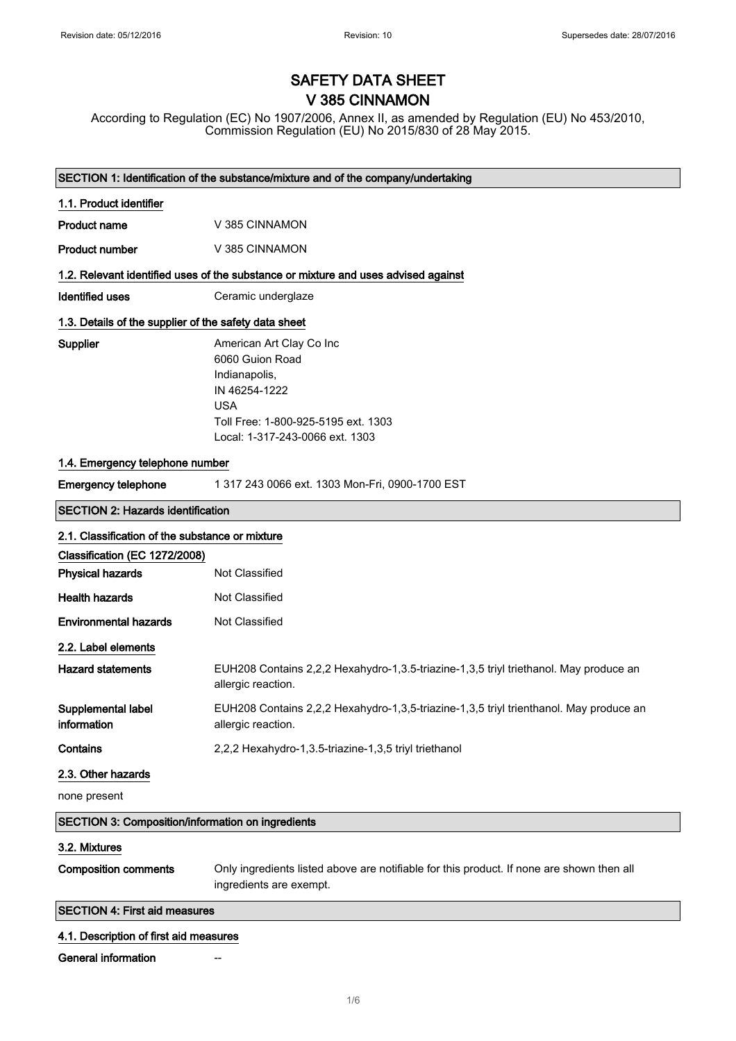# SAFETY DATA SHEET
# V 385 CINNAMON

According to Regulation (EC) No 1907/2006, Annex II, as amended by Regulation (EU) No 453/2010, Commission Regulation (EU) No 2015/830 of 28 May 2015.

Revision date: 05/12/2016 | Revision: 10 | Supersedes date: 28/07/2016

## SECTION 1: Identification of the substance/mixture and of the company/undertaking

### 1.1. Product identifier

**Product name** V 385 CINNAMON

**Product number** V 385 CINNAMON

### 1.2. Relevant identified uses of the substance or mixture and uses advised against

**Identified uses** Ceramic underglaze

### 1.3. Details of the supplier of the safety data sheet

**Supplier**
American Art Clay Co Inc
6060 Guion Road
Indianapolis,
IN 46254-1222
USA
Toll Free: 1-800-925-5195 ext. 1303
Local: 1-317-243-0066 ext. 1303

### 1.4. Emergency telephone number

**Emergency telephone** 1 317 243 0066 ext. 1303 Mon-Fri, 0900-1700 EST

## SECTION 2: Hazards identification

### 2.1. Classification of the substance or mixture

**Classification (EC 1272/2008)**

**Physical hazards** Not Classified

**Health hazards** Not Classified

**Environmental hazards** Not Classified

### 2.2. Label elements

**Hazard statements** EUH208 Contains 2,2,2 Hexahydro-1,3.5-triazine-1,3,5 triyl triethanol. May produce an allergic reaction.

**Supplemental label information** EUH208 Contains 2,2,2 Hexahydro-1,3,5-triazine-1,3,5 triyl trienthanol. May produce an allergic reaction.

**Contains** 2,2,2 Hexahydro-1,3.5-triazine-1,3,5 triyl triethanol

### 2.3. Other hazards

none present

## SECTION 3: Composition/information on ingredients

### 3.2. Mixtures

**Composition comments** Only ingredients listed above are notifiable for this product. If none are shown then all ingredients are exempt.

## SECTION 4: First aid measures

### 4.1. Description of first aid measures

**General information** --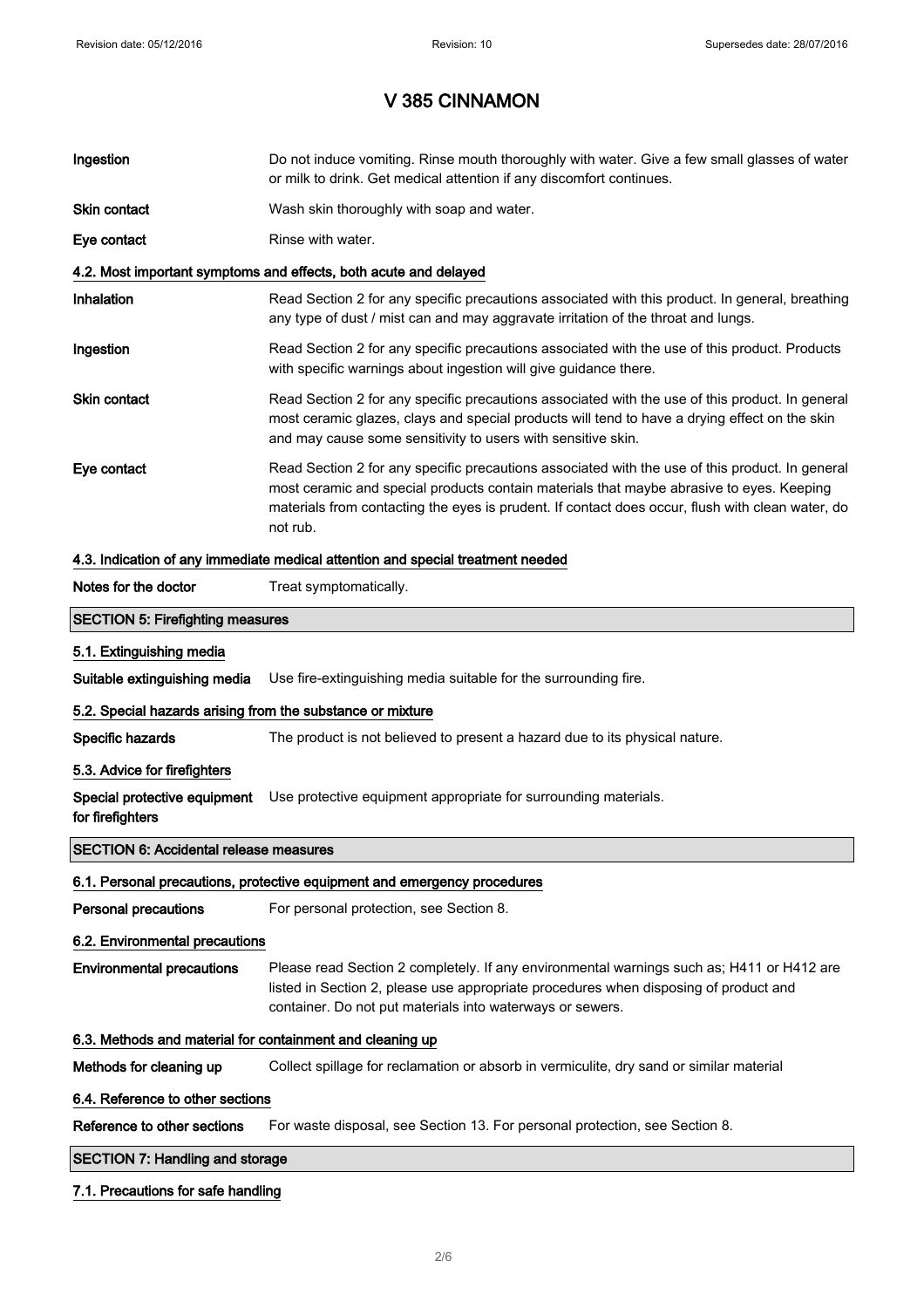# V 385 CINNAMON

| | |
|---|---|
| **Ingestion** | Do not induce vomiting. Rinse mouth thoroughly with water. Give a few small glasses of water or milk to drink. Get medical attention if any discomfort continues. |
| **Skin contact** | Wash skin thoroughly with soap and water. |
| **Eye contact** | Rinse with water. |

### 4.2. Most important symptoms and effects, both acute and delayed

| | |
|---|---|
| **Inhalation** | Read Section 2 for any specific precautions associated with this product. In general, breathing any type of dust / mist can and may aggravate irritation of the throat and lungs. |
| **Ingestion** | Read Section 2 for any specific precautions associated with the use of this product. Products with specific warnings about ingestion will give guidance there. |
| **Skin contact** | Read Section 2 for any specific precautions associated with the use of this product. In general most ceramic glazes, clays and special products will tend to have a drying effect on the skin and may cause some sensitivity to users with sensitive skin. |
| **Eye contact** | Read Section 2 for any specific precautions associated with the use of this product. In general most ceramic and special products contain materials that maybe abrasive to eyes. Keeping materials from contacting the eyes is prudent. If contact does occur, flush with clean water, do not rub. |

### 4.3. Indication of any immediate medical attention and special treatment needed

**Notes for the doctor** Treat symptomatically.

## SECTION 5: Firefighting measures

### 5.1. Extinguishing media

**Suitable extinguishing media** Use fire-extinguishing media suitable for the surrounding fire.

### 5.2. Special hazards arising from the substance or mixture

**Specific hazards** The product is not believed to present a hazard due to its physical nature.

### 5.3. Advice for firefighters

**Special protective equipment for firefighters** Use protective equipment appropriate for surrounding materials.

## SECTION 6: Accidental release measures

### 6.1. Personal precautions, protective equipment and emergency procedures

**Personal precautions** For personal protection, see Section 8.

### 6.2. Environmental precautions

**Environmental precautions** Please read Section 2 completely. If any environmental warnings such as; H411 or H412 are listed in Section 2, please use appropriate procedures when disposing of product and container. Do not put materials into waterways or sewers.

### 6.3. Methods and material for containment and cleaning up

**Methods for cleaning up** Collect spillage for reclamation or absorb in vermiculite, dry sand or similar material

### 6.4. Reference to other sections

**Reference to other sections** For waste disposal, see Section 13. For personal protection, see Section 8.

## SECTION 7: Handling and storage

### 7.1. Precautions for safe handling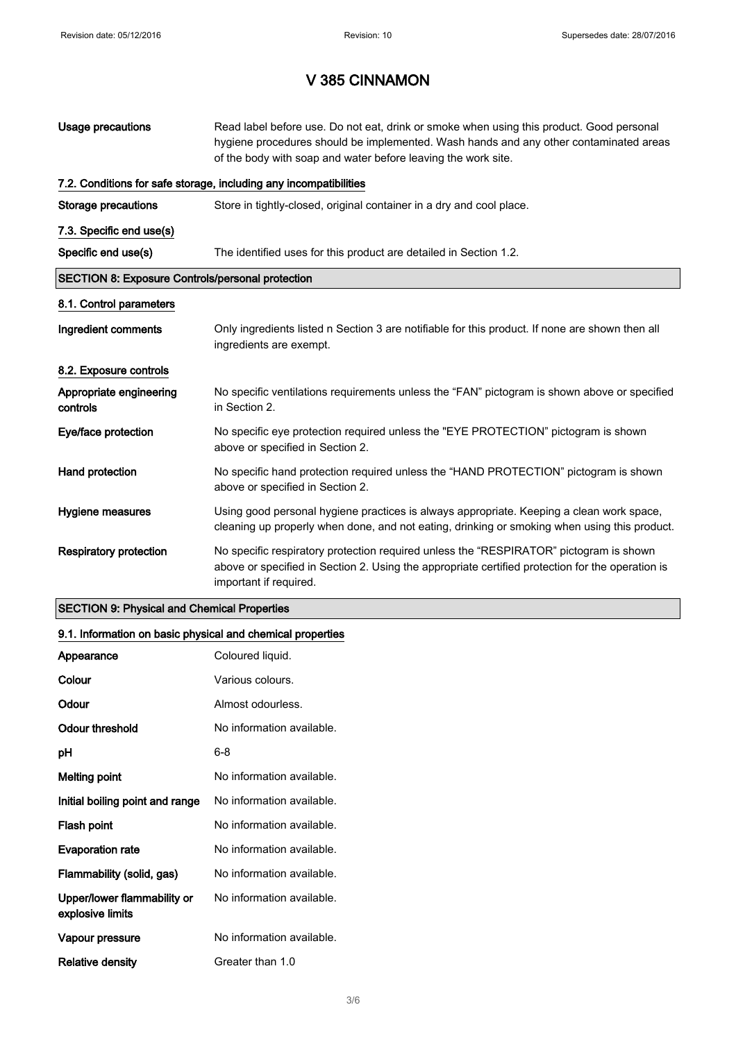# V 385 CINNAMON

| | |
|---|---|
| **Usage precautions** | Read label before use. Do not eat, drink or smoke when using this product. Good personal hygiene procedures should be implemented. Wash hands and any other contaminated areas of the body with soap and water before leaving the work site. |

### 7.2. Conditions for safe storage, including any incompatibilities

| | |
|---|---|
| **Storage precautions** | Store in tightly-closed, original container in a dry and cool place. |

### 7.3. Specific end use(s)

| | |
|---|---|
| **Specific end use(s)** | The identified uses for this product are detailed in Section 1.2. |

## SECTION 8: Exposure Controls/personal protection

### 8.1. Control parameters

| | |
|---|---|
| **Ingredient comments** | Only ingredients listed n Section 3 are notifiable for this product. If none are shown then all ingredients are exempt. |

### 8.2. Exposure controls

| | |
|---|---|
| **Appropriate engineering controls** | No specific ventilations requirements unless the “FAN” pictogram is shown above or specified in Section 2. |
| **Eye/face protection** | No specific eye protection required unless the "EYE PROTECTION” pictogram is shown above or specified in Section 2. |
| **Hand protection** | No specific hand protection required unless the “HAND PROTECTION” pictogram is shown above or specified in Section 2. |
| **Hygiene measures** | Using good personal hygiene practices is always appropriate. Keeping a clean work space, cleaning up properly when done, and not eating, drinking or smoking when using this product. |
| **Respiratory protection** | No specific respiratory protection required unless the “RESPIRATOR” pictogram is shown above or specified in Section 2. Using the appropriate certified protection for the operation is important if required. |

## SECTION 9: Physical and Chemical Properties

### 9.1. Information on basic physical and chemical properties

| | |
|---|---|
| **Appearance** | Coloured liquid. |
| **Colour** | Various colours. |
| **Odour** | Almost odourless. |
| **Odour threshold** | No information available. |
| **pH** | 6-8 |
| **Melting point** | No information available. |
| **Initial boiling point and range** | No information available. |
| **Flash point** | No information available. |
| **Evaporation rate** | No information available. |
| **Flammability (solid, gas)** | No information available. |
| **Upper/lower flammability or explosive limits** | No information available. |
| **Vapour pressure** | No information available. |
| **Relative density** | Greater than 1.0 |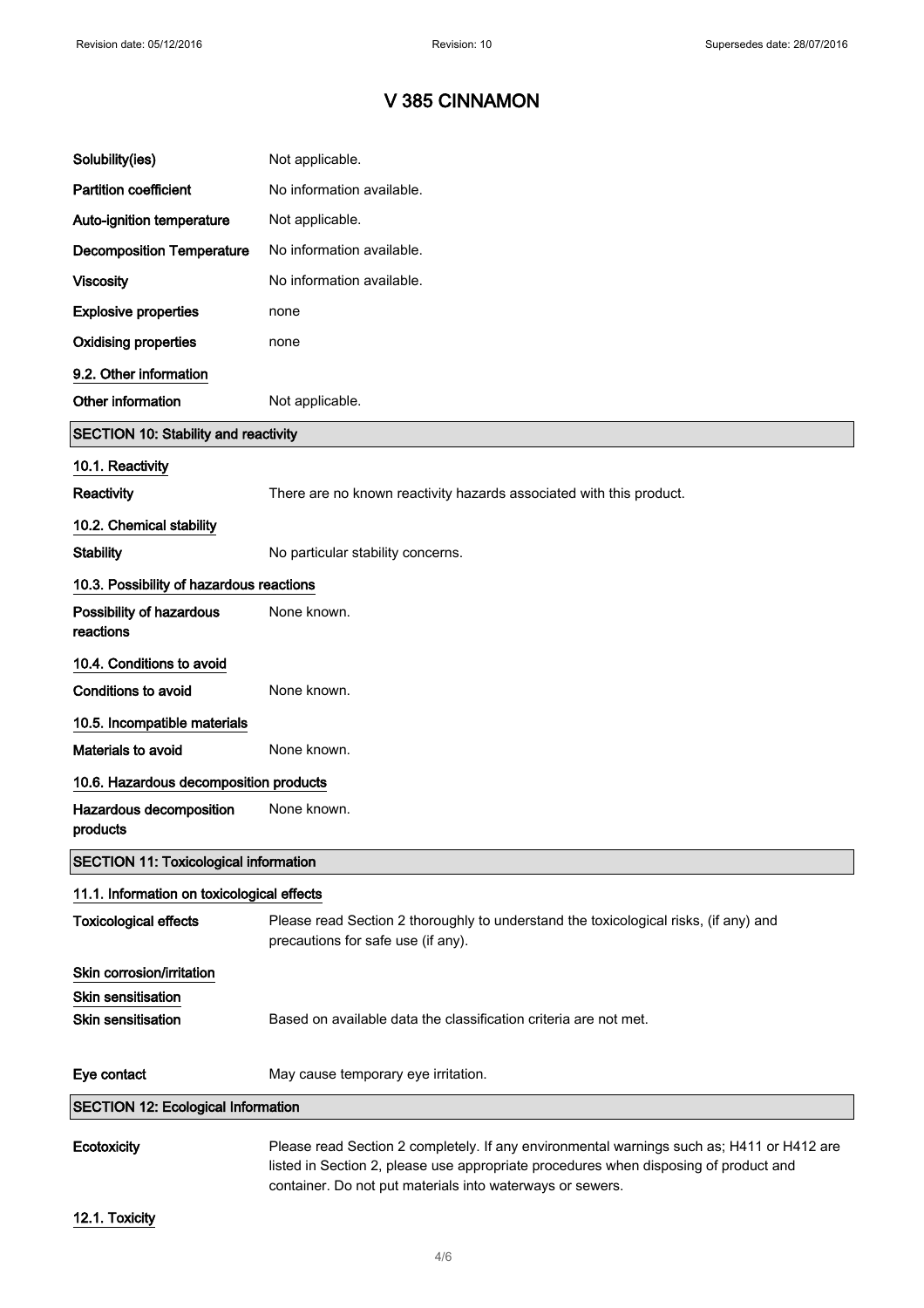# V 385 CINNAMON

| | |
|---|---|
| **Solubility(ies)** | Not applicable. |
| **Partition coefficient** | No information available. |
| **Auto-ignition temperature** | Not applicable. |
| **Decomposition Temperature** | No information available. |
| **Viscosity** | No information available. |
| **Explosive properties** | none |
| **Oxidising properties** | none |

### 9.2. Other information

| | |
|---|---|
| **Other information** | Not applicable. |

## SECTION 10: Stability and reactivity

### 10.1. Reactivity

| | |
|---|---|
| **Reactivity** | There are no known reactivity hazards associated with this product. |

### 10.2. Chemical stability

| | |
|---|---|
| **Stability** | No particular stability concerns. |

### 10.3. Possibility of hazardous reactions

| | |
|---|---|
| **Possibility of hazardous reactions** | None known. |

### 10.4. Conditions to avoid

| | |
|---|---|
| **Conditions to avoid** | None known. |

### 10.5. Incompatible materials

| | |
|---|---|
| **Materials to avoid** | None known. |

### 10.6. Hazardous decomposition products

| | |
|---|---|
| **Hazardous decomposition products** | None known. |

## SECTION 11: Toxicological information

### 11.1. Information on toxicological effects

| | |
|---|---|
| **Toxicological effects** | Please read Section 2 thoroughly to understand the toxicological risks, (if any) and precautions for safe use (if any). |

### Skin corrosion/irritation

### Skin sensitisation

| | |
|---|---|
| **Skin sensitisation** | Based on available data the classification criteria are not met. |
| **Eye contact** | May cause temporary eye irritation. |

## SECTION 12: Ecological Information

| | |
|---|---|
| **Ecotoxicity** | Please read Section 2 completely. If any environmental warnings such as; H411 or H412 are listed in Section 2, please use appropriate procedures when disposing of product and container. Do not put materials into waterways or sewers. |

### 12.1. Toxicity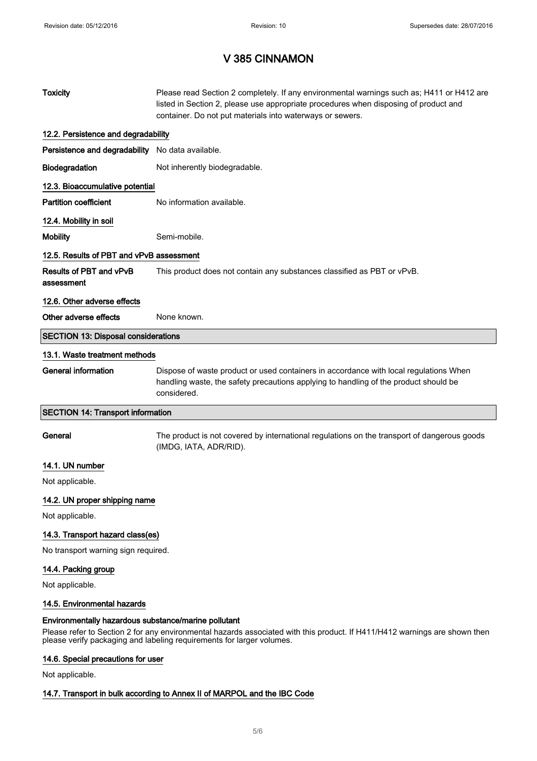# V 385 CINNAMON

| | |
|---|---|
| **Toxicity** | Please read Section 2 completely. If any environmental warnings such as; H411 or H412 are listed in Section 2, please use appropriate procedures when disposing of product and container. Do not put materials into waterways or sewers. |

### 12.2. Persistence and degradability

| | |
|---|---|
| **Persistence and degradability** | No data available. |
| **Biodegradation** | Not inherently biodegradable. |

### 12.3. Bioaccumulative potential

| | |
|---|---|
| **Partition coefficient** | No information available. |

### 12.4. Mobility in soil

| | |
|---|---|
| **Mobility** | Semi-mobile. |

### 12.5. Results of PBT and vPvB assessment

| | |
|---|---|
| **Results of PBT and vPvB assessment** | This product does not contain any substances classified as PBT or vPvB. |

### 12.6. Other adverse effects

| | |
|---|---|
| **Other adverse effects** | None known. |

## SECTION 13: Disposal considerations

### 13.1. Waste treatment methods

| | |
|---|---|
| **General information** | Dispose of waste product or used containers in accordance with local regulations When handling waste, the safety precautions applying to handling of the product should be considered. |

## SECTION 14: Transport information

| | |
|---|---|
| **General** | The product is not covered by international regulations on the transport of dangerous goods (IMDG, IATA, ADR/RID). |

### 14.1. UN number

Not applicable.

### 14.2. UN proper shipping name

Not applicable.

### 14.3. Transport hazard class(es)

No transport warning sign required.

### 14.4. Packing group

Not applicable.

### 14.5. Environmental hazards

**Environmentally hazardous substance/marine pollutant**

Please refer to Section 2 for any environmental hazards associated with this product. If H411/H412 warnings are shown then please verify packaging and labeling requirements for larger volumes.

### 14.6. Special precautions for user

Not applicable.

### 14.7. Transport in bulk according to Annex II of MARPOL and the IBC Code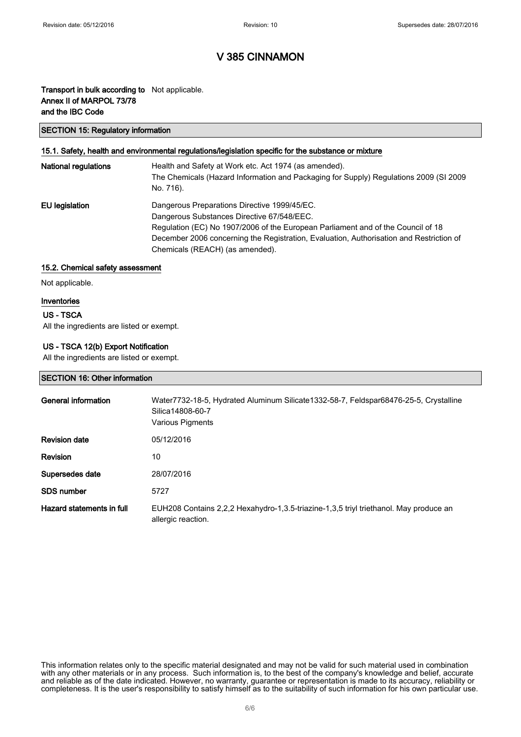# V 385 CINNAMON

| | |
|---|---|
| **Transport in bulk according to Annex II of MARPOL 73/78 and the IBC Code** | Not applicable. |

## SECTION 15: Regulatory information

### 15.1. Safety, health and environmental regulations/legislation specific for the substance or mixture

| | |
|---|---|
| **National regulations** | Health and Safety at Work etc. Act 1974 (as amended). The Chemicals (Hazard Information and Packaging for Supply) Regulations 2009 (SI 2009 No. 716). |
| **EU legislation** | Dangerous Preparations Directive 1999/45/EC. Dangerous Substances Directive 67/548/EEC. Regulation (EC) No 1907/2006 of the European Parliament and of the Council of 18 December 2006 concerning the Registration, Evaluation, Authorisation and Restriction of Chemicals (REACH) (as amended). |

### 15.2. Chemical safety assessment

Not applicable.

### Inventories

**US - TSCA**

All the ingredients are listed or exempt.

**US - TSCA 12(b) Export Notification**

All the ingredients are listed or exempt.

## SECTION 16: Other information

| | |
|---|---|
| **General information** | Water7732-18-5, Hydrated Aluminum Silicate1332-58-7, Feldspar68476-25-5, Crystalline Silica14808-60-7<br>Various Pigments |
| **Revision date** | 05/12/2016 |
| **Revision** | 10 |
| **Supersedes date** | 28/07/2016 |
| **SDS number** | 5727 |
| **Hazard statements in full** | EUH208 Contains 2,2,2 Hexahydro-1,3.5-triazine-1,3,5 triyl triethanol. May produce an allergic reaction. |

This information relates only to the specific material designated and may not be valid for such material used in combination with any other materials or in any process. Such information is, to the best of the company's knowledge and belief, accurate and reliable as of the date indicated. However, no warranty, guarantee or representation is made to its accuracy, reliability or completeness. It is the user's responsibility to satisfy himself as to the suitability of such information for his own particular use.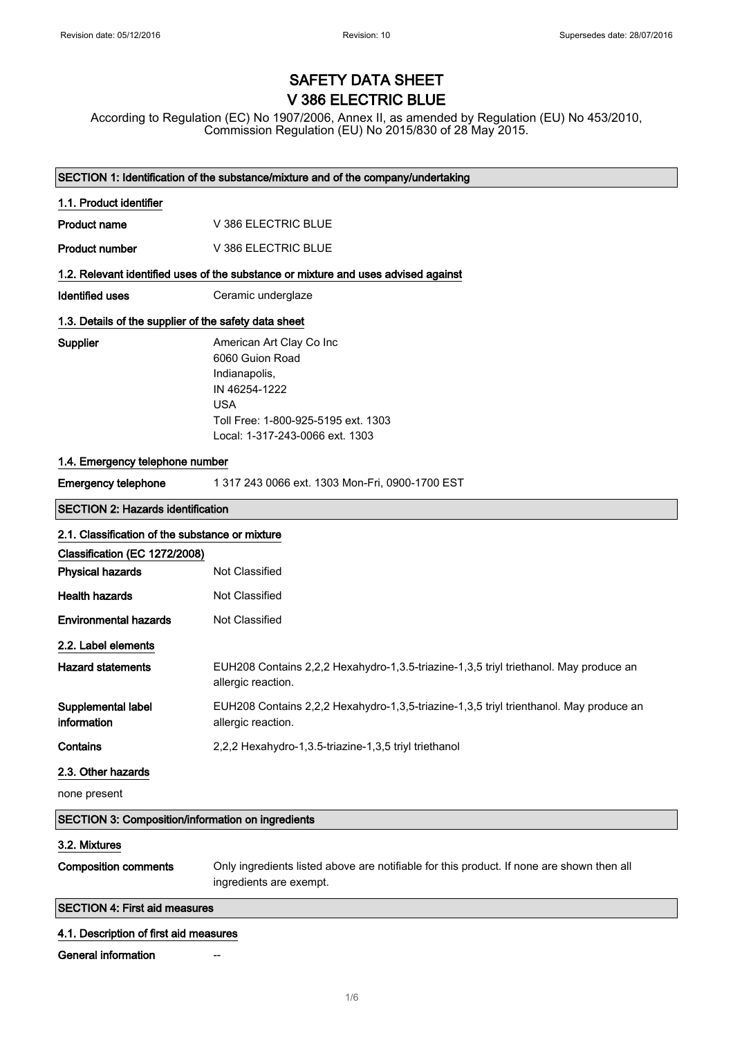# SAFETY DATA SHEET
# V 386 ELECTRIC BLUE

According to Regulation (EC) No 1907/2006, Annex II, as amended by Regulation (EU) No 453/2010, Commission Regulation (EU) No 2015/830 of 28 May 2015.

## SECTION 1: Identification of the substance/mixture and of the company/undertaking

### 1.1. Product identifier

**Product name** V 386 ELECTRIC BLUE

**Product number** V 386 ELECTRIC BLUE

### 1.2. Relevant identified uses of the substance or mixture and uses advised against

**Identified uses** Ceramic underglaze

### 1.3. Details of the supplier of the safety data sheet

**Supplier**
American Art Clay Co Inc
6060 Guion Road
Indianapolis,
IN 46254-1222
USA
Toll Free: 1-800-925-5195 ext. 1303
Local: 1-317-243-0066 ext. 1303

### 1.4. Emergency telephone number

**Emergency telephone** 1 317 243 0066 ext. 1303 Mon-Fri, 0900-1700 EST

## SECTION 2: Hazards identification

### 2.1. Classification of the substance or mixture

**Classification (EC 1272/2008)**

**Physical hazards** Not Classified

**Health hazards** Not Classified

**Environmental hazards** Not Classified

### 2.2. Label elements

**Hazard statements** EUH208 Contains 2,2,2 Hexahydro-1,3.5-triazine-1,3,5 triyl triethanol. May produce an allergic reaction.

**Supplemental label information** EUH208 Contains 2,2,2 Hexahydro-1,3,5-triazine-1,3,5 triyl trienthanol. May produce an allergic reaction.

**Contains** 2,2,2 Hexahydro-1,3.5-triazine-1,3,5 triyl triethanol

### 2.3. Other hazards

none present

## SECTION 3: Composition/information on ingredients

### 3.2. Mixtures

**Composition comments** Only ingredients listed above are notifiable for this product. If none are shown then all ingredients are exempt.

## SECTION 4: First aid measures

### 4.1. Description of first aid measures

**General information** --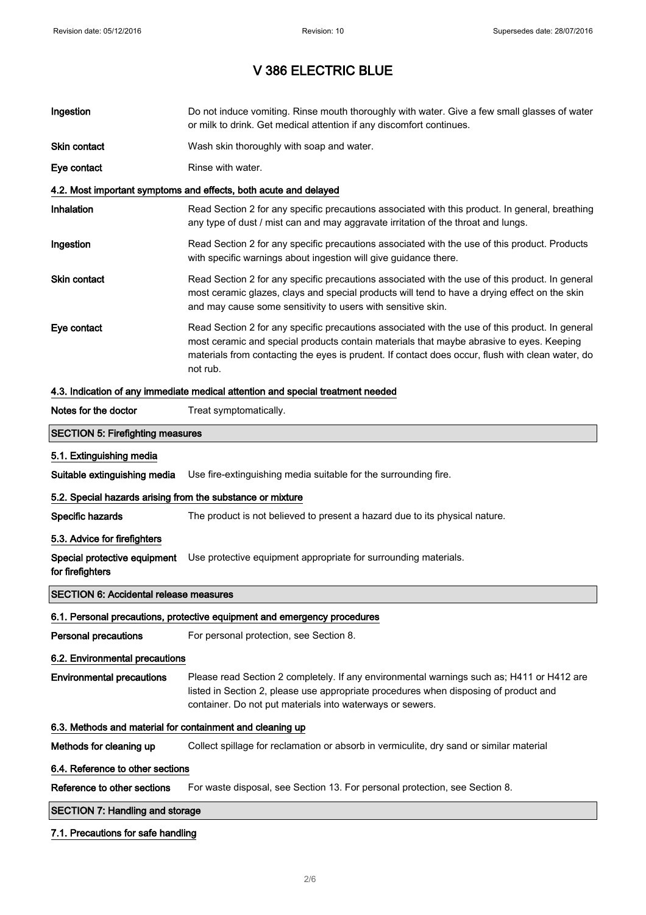# V 386 ELECTRIC BLUE

| | |
|---|---|
| **Ingestion** | Do not induce vomiting. Rinse mouth thoroughly with water. Give a few small glasses of water or milk to drink. Get medical attention if any discomfort continues. |
| **Skin contact** | Wash skin thoroughly with soap and water. |
| **Eye contact** | Rinse with water. |

### 4.2. Most important symptoms and effects, both acute and delayed

| | |
|---|---|
| **Inhalation** | Read Section 2 for any specific precautions associated with this product. In general, breathing any type of dust / mist can and may aggravate irritation of the throat and lungs. |
| **Ingestion** | Read Section 2 for any specific precautions associated with the use of this product. Products with specific warnings about ingestion will give guidance there. |
| **Skin contact** | Read Section 2 for any specific precautions associated with the use of this product. In general most ceramic glazes, clays and special products will tend to have a drying effect on the skin and may cause some sensitivity to users with sensitive skin. |
| **Eye contact** | Read Section 2 for any specific precautions associated with the use of this product. In general most ceramic and special products contain materials that maybe abrasive to eyes. Keeping materials from contacting the eyes is prudent. If contact does occur, flush with clean water, do not rub. |

### 4.3. Indication of any immediate medical attention and special treatment needed

| | |
|---|---|
| **Notes for the doctor** | Treat symptomatically. |

## SECTION 5: Firefighting measures

### 5.1. Extinguishing media

| | |
|---|---|
| **Suitable extinguishing media** | Use fire-extinguishing media suitable for the surrounding fire. |

### 5.2. Special hazards arising from the substance or mixture

| | |
|---|---|
| **Specific hazards** | The product is not believed to present a hazard due to its physical nature. |

### 5.3. Advice for firefighters

| | |
|---|---|
| **Special protective equipment for firefighters** | Use protective equipment appropriate for surrounding materials. |

## SECTION 6: Accidental release measures

### 6.1. Personal precautions, protective equipment and emergency procedures

| | |
|---|---|
| **Personal precautions** | For personal protection, see Section 8. |

### 6.2. Environmental precautions

| | |
|---|---|
| **Environmental precautions** | Please read Section 2 completely. If any environmental warnings such as; H411 or H412 are listed in Section 2, please use appropriate procedures when disposing of product and container. Do not put materials into waterways or sewers. |

### 6.3. Methods and material for containment and cleaning up

| | |
|---|---|
| **Methods for cleaning up** | Collect spillage for reclamation or absorb in vermiculite, dry sand or similar material |

### 6.4. Reference to other sections

| | |
|---|---|
| **Reference to other sections** | For waste disposal, see Section 13. For personal protection, see Section 8. |

## SECTION 7: Handling and storage

### 7.1. Precautions for safe handling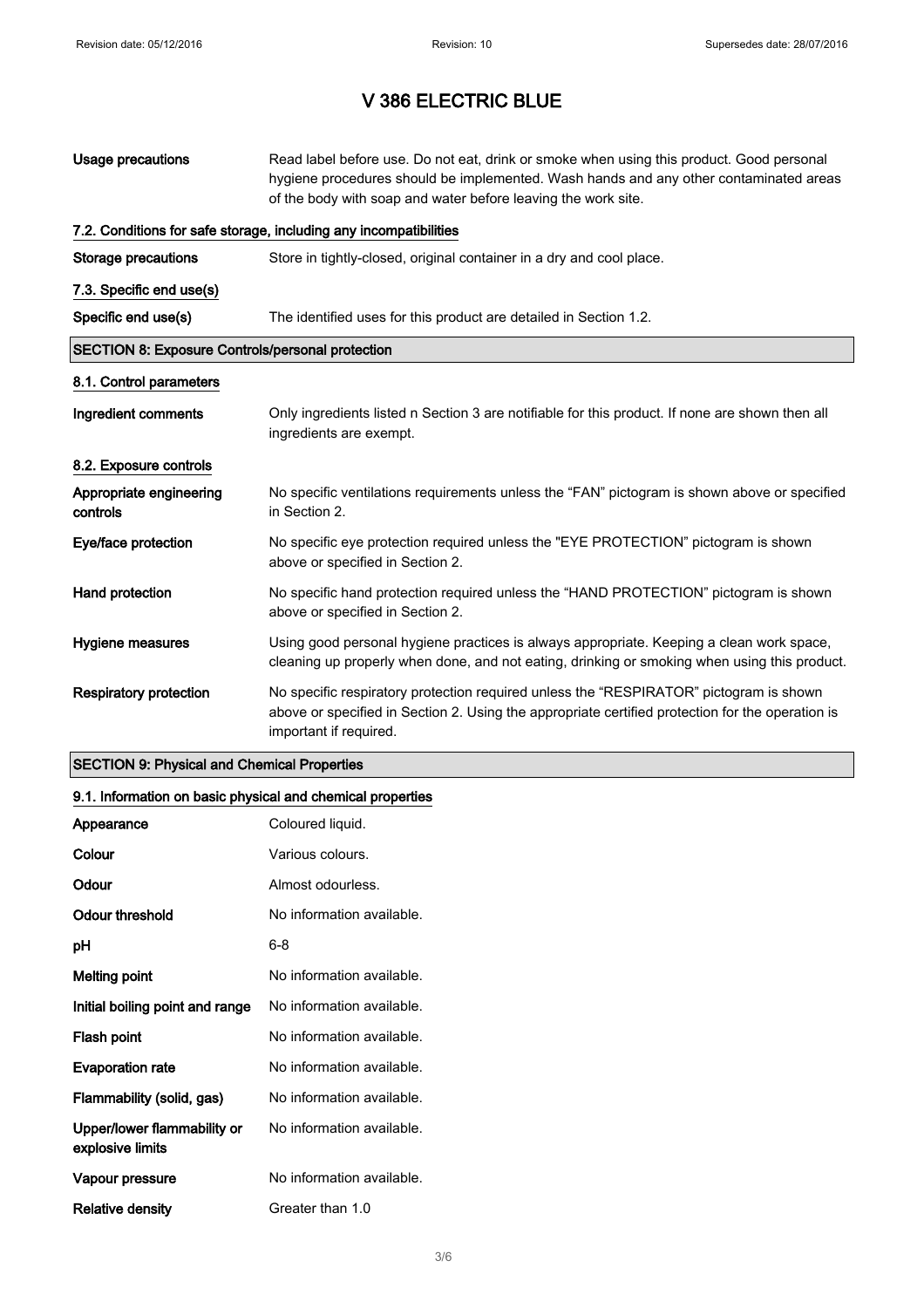# V 386 ELECTRIC BLUE

| | |
|---|---|
| **Usage precautions** | Read label before use. Do not eat, drink or smoke when using this product. Good personal hygiene procedures should be implemented. Wash hands and any other contaminated areas of the body with soap and water before leaving the work site. |

### 7.2. Conditions for safe storage, including any incompatibilities

| | |
|---|---|
| **Storage precautions** | Store in tightly-closed, original container in a dry and cool place. |

### 7.3. Specific end use(s)

| | |
|---|---|
| **Specific end use(s)** | The identified uses for this product are detailed in Section 1.2. |

## SECTION 8: Exposure Controls/personal protection

### 8.1. Control parameters

| | |
|---|---|
| **Ingredient comments** | Only ingredients listed n Section 3 are notifiable for this product. If none are shown then all ingredients are exempt. |

### 8.2. Exposure controls

| | |
|---|---|
| **Appropriate engineering controls** | No specific ventilations requirements unless the "FAN" pictogram is shown above or specified in Section 2. |
| **Eye/face protection** | No specific eye protection required unless the "EYE PROTECTION" pictogram is shown above or specified in Section 2. |
| **Hand protection** | No specific hand protection required unless the "HAND PROTECTION" pictogram is shown above or specified in Section 2. |
| **Hygiene measures** | Using good personal hygiene practices is always appropriate. Keeping a clean work space, cleaning up properly when done, and not eating, drinking or smoking when using this product. |
| **Respiratory protection** | No specific respiratory protection required unless the "RESPIRATOR" pictogram is shown above or specified in Section 2. Using the appropriate certified protection for the operation is important if required. |

## SECTION 9: Physical and Chemical Properties

### 9.1. Information on basic physical and chemical properties

| | |
|---|---|
| **Appearance** | Coloured liquid. |
| **Colour** | Various colours. |
| **Odour** | Almost odourless. |
| **Odour threshold** | No information available. |
| **pH** | 6-8 |
| **Melting point** | No information available. |
| **Initial boiling point and range** | No information available. |
| **Flash point** | No information available. |
| **Evaporation rate** | No information available. |
| **Flammability (solid, gas)** | No information available. |
| **Upper/lower flammability or explosive limits** | No information available. |
| **Vapour pressure** | No information available. |
| **Relative density** | Greater than 1.0 |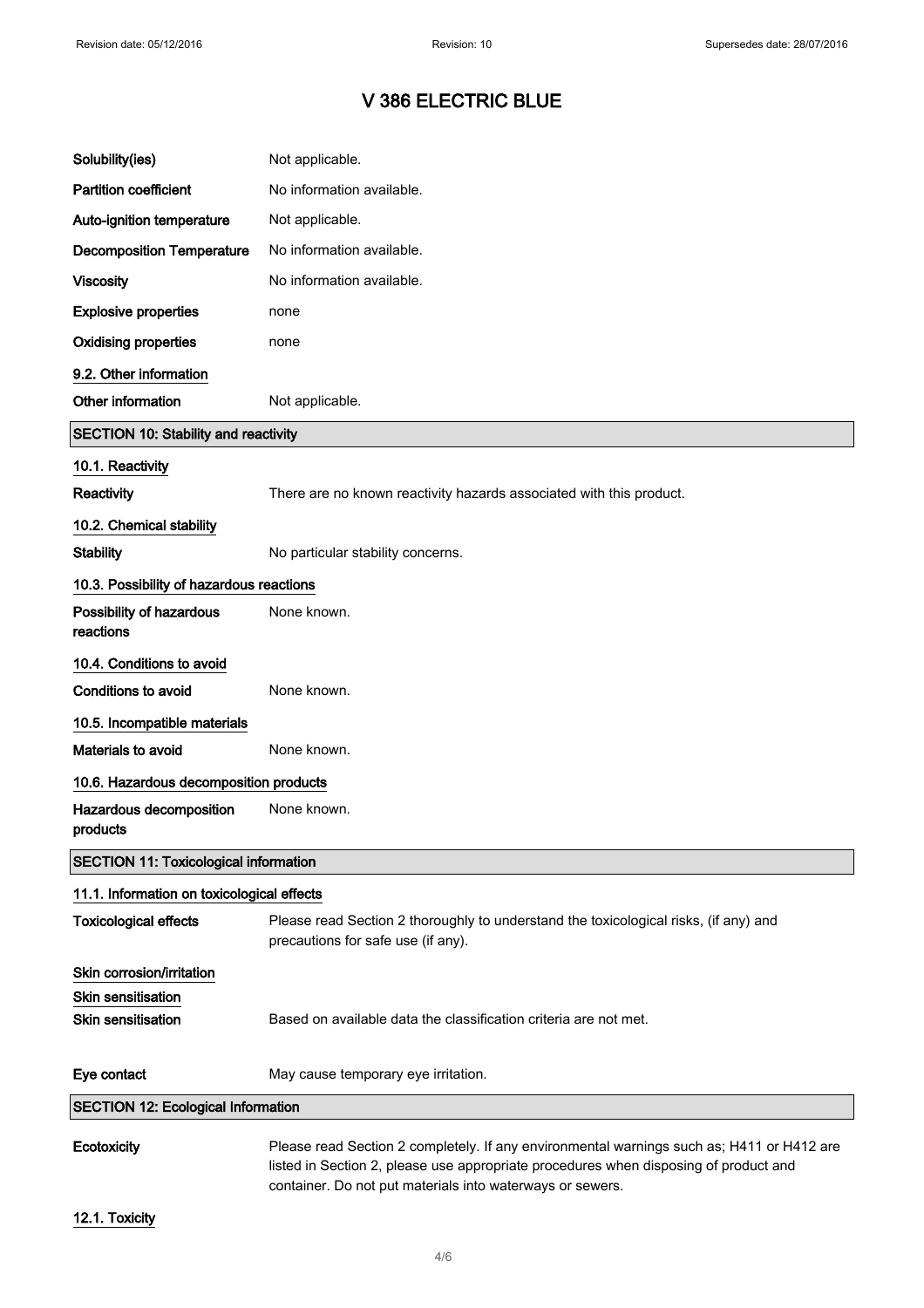# V 386 ELECTRIC BLUE

| | |
|---|---|
| **Solubility(ies)** | Not applicable. |
| **Partition coefficient** | No information available. |
| **Auto-ignition temperature** | Not applicable. |
| **Decomposition Temperature** | No information available. |
| **Viscosity** | No information available. |
| **Explosive properties** | none |
| **Oxidising properties** | none |

### 9.2. Other information

| | |
|---|---|
| **Other information** | Not applicable. |

## SECTION 10: Stability and reactivity

### 10.1. Reactivity

| | |
|---|---|
| **Reactivity** | There are no known reactivity hazards associated with this product. |

### 10.2. Chemical stability

| | |
|---|---|
| **Stability** | No particular stability concerns. |

### 10.3. Possibility of hazardous reactions

| | |
|---|---|
| **Possibility of hazardous reactions** | None known. |

### 10.4. Conditions to avoid

| | |
|---|---|
| **Conditions to avoid** | None known. |

### 10.5. Incompatible materials

| | |
|---|---|
| **Materials to avoid** | None known. |

### 10.6. Hazardous decomposition products

| | |
|---|---|
| **Hazardous decomposition products** | None known. |

## SECTION 11: Toxicological information

### 11.1. Information on toxicological effects

| | |
|---|---|
| **Toxicological effects** | Please read Section 2 thoroughly to understand the toxicological risks, (if any) and precautions for safe use (if any). |

### Skin corrosion/irritation

### Skin sensitisation

| | |
|---|---|
| **Skin sensitisation** | Based on available data the classification criteria are not met. |
| **Eye contact** | May cause temporary eye irritation. |

## SECTION 12: Ecological Information

| | |
|---|---|
| **Ecotoxicity** | Please read Section 2 completely. If any environmental warnings such as; H411 or H412 are listed in Section 2, please use appropriate procedures when disposing of product and container. Do not put materials into waterways or sewers. |

### 12.1. Toxicity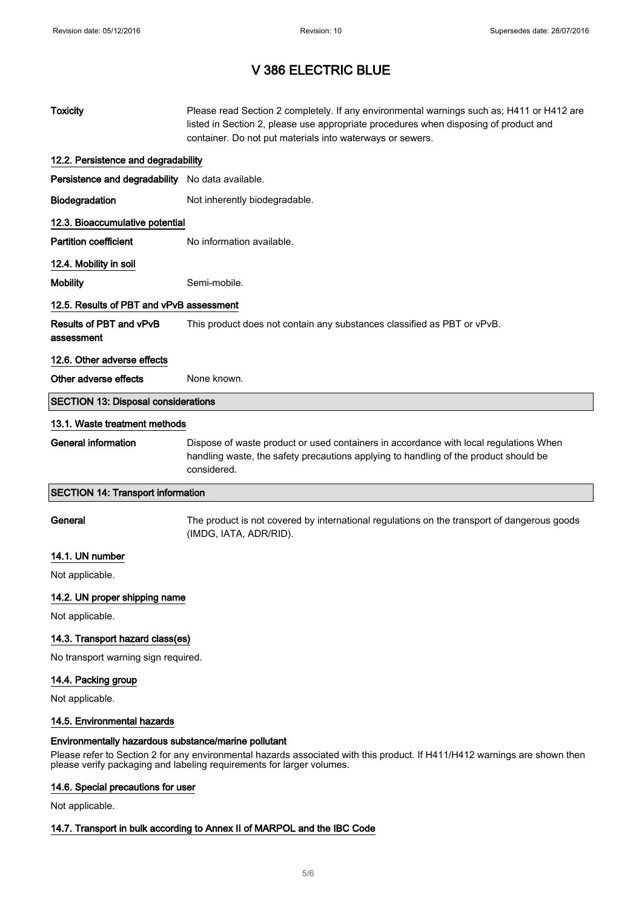# V 386 ELECTRIC BLUE

**Toxicity** Please read Section 2 completely. If any environmental warnings such as; H411 or H412 are listed in Section 2, please use appropriate procedures when disposing of product and container. Do not put materials into waterways or sewers.

### 12.2. Persistence and degradability

**Persistence and degradability** No data available.

**Biodegradation** Not inherently biodegradable.

### 12.3. Bioaccumulative potential

**Partition coefficient** No information available.

### 12.4. Mobility in soil

**Mobility** Semi-mobile.

### 12.5. Results of PBT and vPvB assessment

**Results of PBT and vPvB assessment** This product does not contain any substances classified as PBT or vPvB.

### 12.6. Other adverse effects

**Other adverse effects** None known.

## SECTION 13: Disposal considerations

### 13.1. Waste treatment methods

**General information** Dispose of waste product or used containers in accordance with local regulations When handling waste, the safety precautions applying to handling of the product should be considered.

## SECTION 14: Transport information

**General** The product is not covered by international regulations on the transport of dangerous goods (IMDG, IATA, ADR/RID).

### 14.1. UN number

Not applicable.

### 14.2. UN proper shipping name

Not applicable.

### 14.3. Transport hazard class(es)

No transport warning sign required.

### 14.4. Packing group

Not applicable.

### 14.5. Environmental hazards

**Environmentally hazardous substance/marine pollutant**

Please refer to Section 2 for any environmental hazards associated with this product. If H411/H412 warnings are shown then please verify packaging and labeling requirements for larger volumes.

### 14.6. Special precautions for user

Not applicable.

### 14.7. Transport in bulk according to Annex II of MARPOL and the IBC Code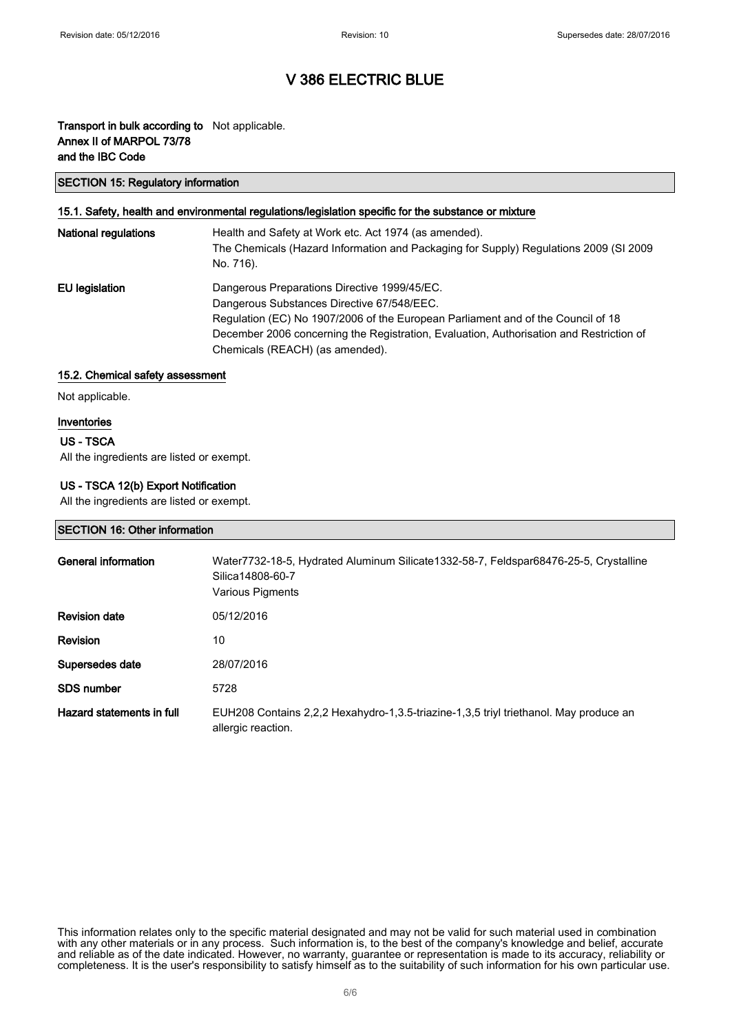# V 386 ELECTRIC BLUE

**Transport in bulk according to Annex II of MARPOL 73/78 and the IBC Code** Not applicable.

## SECTION 15: Regulatory information

### 15.1. Safety, health and environmental regulations/legislation specific for the substance or mixture

**National regulations** Health and Safety at Work etc. Act 1974 (as amended).
The Chemicals (Hazard Information and Packaging for Supply) Regulations 2009 (SI 2009 No. 716).

**EU legislation** Dangerous Preparations Directive 1999/45/EC.
Dangerous Substances Directive 67/548/EEC.
Regulation (EC) No 1907/2006 of the European Parliament and of the Council of 18 December 2006 concerning the Registration, Evaluation, Authorisation and Restriction of Chemicals (REACH) (as amended).

### 15.2. Chemical safety assessment

Not applicable.

### Inventories

#### US - TSCA

All the ingredients are listed or exempt.

#### US - TSCA 12(b) Export Notification

All the ingredients are listed or exempt.

## SECTION 16: Other information

**General information** Water7732-18-5, Hydrated Aluminum Silicate1332-58-7, Feldspar68476-25-5, Crystalline Silica14808-60-7
Various Pigments

**Revision date** 05/12/2016

**Revision** 10

**Supersedes date** 28/07/2016

**SDS number** 5728

**Hazard statements in full** EUH208 Contains 2,2,2 Hexahydro-1,3.5-triazine-1,3,5 triyl triethanol. May produce an allergic reaction.

This information relates only to the specific material designated and may not be valid for such material used in combination with any other materials or in any process. Such information is, to the best of the company's knowledge and belief, accurate and reliable as of the date indicated. However, no warranty, guarantee or representation is made to its accuracy, reliability or completeness. It is the user's responsibility to satisfy himself as to the suitability of such information for his own particular use.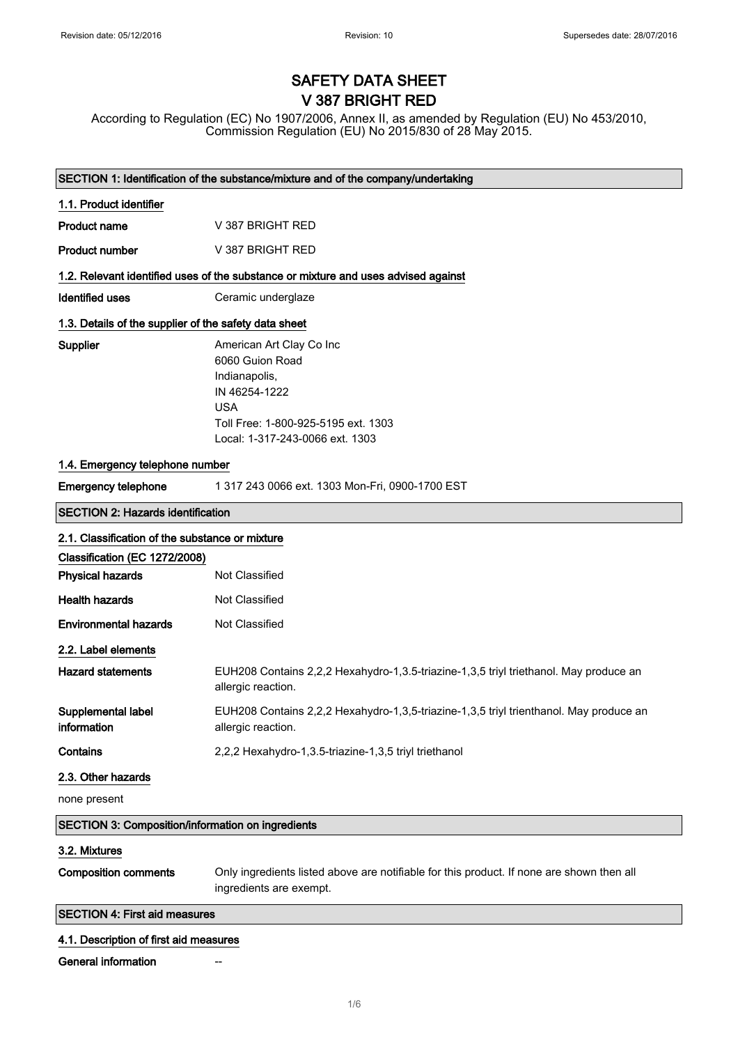Revision date: 05/12/2016 Revision: 10 Supersedes date: 28/07/2016

# SAFETY DATA SHEET
# V 387 BRIGHT RED

According to Regulation (EC) No 1907/2006, Annex II, as amended by Regulation (EU) No 453/2010, Commission Regulation (EU) No 2015/830 of 28 May 2015.

## SECTION 1: Identification of the substance/mixture and of the company/undertaking

### 1.1. Product identifier

**Product name** V 387 BRIGHT RED

**Product number** V 387 BRIGHT RED

### 1.2. Relevant identified uses of the substance or mixture and uses advised against

**Identified uses** Ceramic underglaze

### 1.3. Details of the supplier of the safety data sheet

**Supplier**
American Art Clay Co Inc
6060 Guion Road
Indianapolis,
IN 46254-1222
USA
Toll Free: 1-800-925-5195 ext. 1303
Local: 1-317-243-0066 ext. 1303

### 1.4. Emergency telephone number

**Emergency telephone** 1 317 243 0066 ext. 1303 Mon-Fri, 0900-1700 EST

## SECTION 2: Hazards identification

### 2.1. Classification of the substance or mixture

**Classification (EC 1272/2008)**

**Physical hazards** Not Classified

**Health hazards** Not Classified

**Environmental hazards** Not Classified

### 2.2. Label elements

**Hazard statements** EUH208 Contains 2,2,2 Hexahydro-1,3.5-triazine-1,3,5 triyl triethanol. May produce an allergic reaction.

**Supplemental label information** EUH208 Contains 2,2,2 Hexahydro-1,3,5-triazine-1,3,5 triyl trienthanol. May produce an allergic reaction.

**Contains** 2,2,2 Hexahydro-1,3.5-triazine-1,3,5 triyl triethanol

### 2.3. Other hazards

none present

## SECTION 3: Composition/information on ingredients

### 3.2. Mixtures

**Composition comments** Only ingredients listed above are notifiable for this product. If none are shown then all ingredients are exempt.

## SECTION 4: First aid measures

### 4.1. Description of first aid measures

**General information** --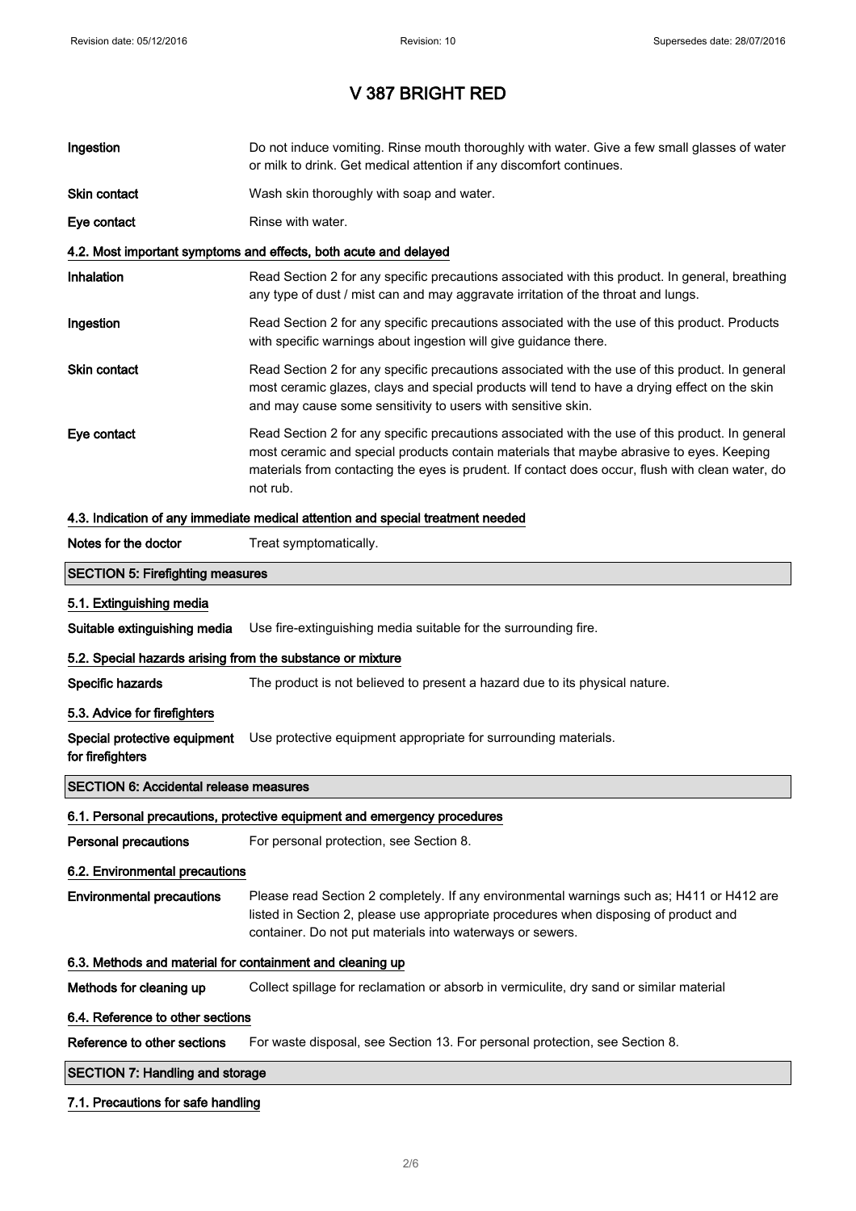# V 387 BRIGHT RED

**Ingestion** Do not induce vomiting. Rinse mouth thoroughly with water. Give a few small glasses of water or milk to drink. Get medical attention if any discomfort continues.

**Skin contact** Wash skin thoroughly with soap and water.

**Eye contact** Rinse with water.

### 4.2. Most important symptoms and effects, both acute and delayed

**Inhalation** Read Section 2 for any specific precautions associated with this product. In general, breathing any type of dust / mist can and may aggravate irritation of the throat and lungs.

**Ingestion** Read Section 2 for any specific precautions associated with the use of this product. Products with specific warnings about ingestion will give guidance there.

**Skin contact** Read Section 2 for any specific precautions associated with the use of this product. In general most ceramic glazes, clays and special products will tend to have a drying effect on the skin and may cause some sensitivity to users with sensitive skin.

**Eye contact** Read Section 2 for any specific precautions associated with the use of this product. In general most ceramic and special products contain materials that maybe abrasive to eyes. Keeping materials from contacting the eyes is prudent. If contact does occur, flush with clean water, do not rub.

### 4.3. Indication of any immediate medical attention and special treatment needed

**Notes for the doctor** Treat symptomatically.

## SECTION 5: Firefighting measures

### 5.1. Extinguishing media

**Suitable extinguishing media** Use fire-extinguishing media suitable for the surrounding fire.

### 5.2. Special hazards arising from the substance or mixture

**Specific hazards** The product is not believed to present a hazard due to its physical nature.

### 5.3. Advice for firefighters

**Special protective equipment for firefighters** Use protective equipment appropriate for surrounding materials.

## SECTION 6: Accidental release measures

### 6.1. Personal precautions, protective equipment and emergency procedures

**Personal precautions** For personal protection, see Section 8.

### 6.2. Environmental precautions

**Environmental precautions** Please read Section 2 completely. If any environmental warnings such as; H411 or H412 are listed in Section 2, please use appropriate procedures when disposing of product and container. Do not put materials into waterways or sewers.

### 6.3. Methods and material for containment and cleaning up

**Methods for cleaning up** Collect spillage for reclamation or absorb in vermiculite, dry sand or similar material

### 6.4. Reference to other sections

**Reference to other sections** For waste disposal, see Section 13. For personal protection, see Section 8.

## SECTION 7: Handling and storage

### 7.1. Precautions for safe handling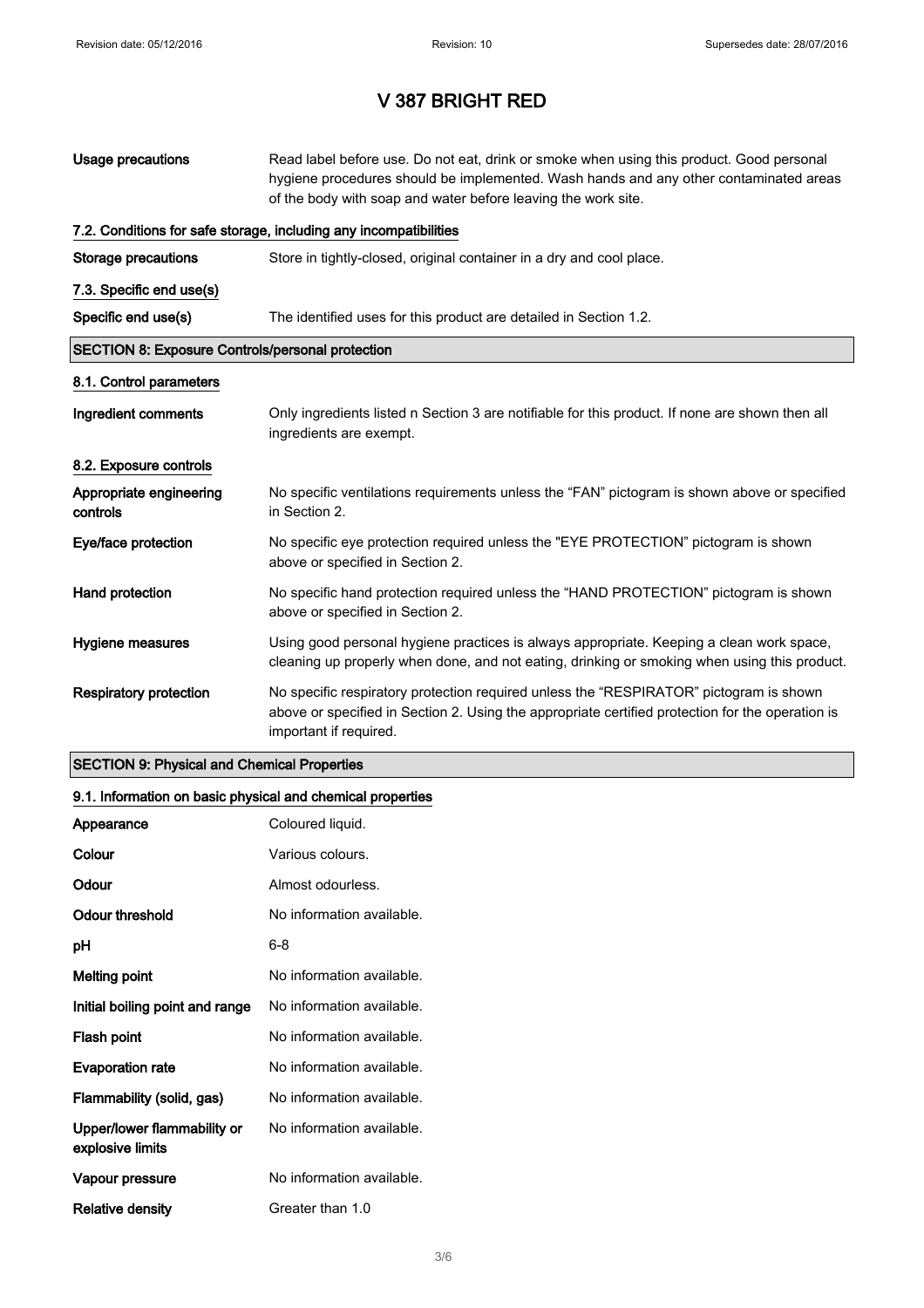# V 387 BRIGHT RED

| | |
|---|---|
| **Usage precautions** | Read label before use. Do not eat, drink or smoke when using this product. Good personal hygiene procedures should be implemented. Wash hands and any other contaminated areas of the body with soap and water before leaving the work site. |

### 7.2. Conditions for safe storage, including any incompatibilities

| | |
|---|---|
| **Storage precautions** | Store in tightly-closed, original container in a dry and cool place. |

### 7.3. Specific end use(s)

| | |
|---|---|
| **Specific end use(s)** | The identified uses for this product are detailed in Section 1.2. |

## SECTION 8: Exposure Controls/personal protection

### 8.1. Control parameters

| | |
|---|---|
| **Ingredient comments** | Only ingredients listed n Section 3 are notifiable for this product. If none are shown then all ingredients are exempt. |

### 8.2. Exposure controls

| | |
|---|---|
| **Appropriate engineering controls** | No specific ventilations requirements unless the "FAN" pictogram is shown above or specified in Section 2. |
| **Eye/face protection** | No specific eye protection required unless the "EYE PROTECTION" pictogram is shown above or specified in Section 2. |
| **Hand protection** | No specific hand protection required unless the "HAND PROTECTION" pictogram is shown above or specified in Section 2. |
| **Hygiene measures** | Using good personal hygiene practices is always appropriate. Keeping a clean work space, cleaning up properly when done, and not eating, drinking or smoking when using this product. |
| **Respiratory protection** | No specific respiratory protection required unless the "RESPIRATOR" pictogram is shown above or specified in Section 2. Using the appropriate certified protection for the operation is important if required. |

## SECTION 9: Physical and Chemical Properties

### 9.1. Information on basic physical and chemical properties

| | |
|---|---|
| **Appearance** | Coloured liquid. |
| **Colour** | Various colours. |
| **Odour** | Almost odourless. |
| **Odour threshold** | No information available. |
| **pH** | 6-8 |
| **Melting point** | No information available. |
| **Initial boiling point and range** | No information available. |
| **Flash point** | No information available. |
| **Evaporation rate** | No information available. |
| **Flammability (solid, gas)** | No information available. |
| **Upper/lower flammability or explosive limits** | No information available. |
| **Vapour pressure** | No information available. |
| **Relative density** | Greater than 1.0 |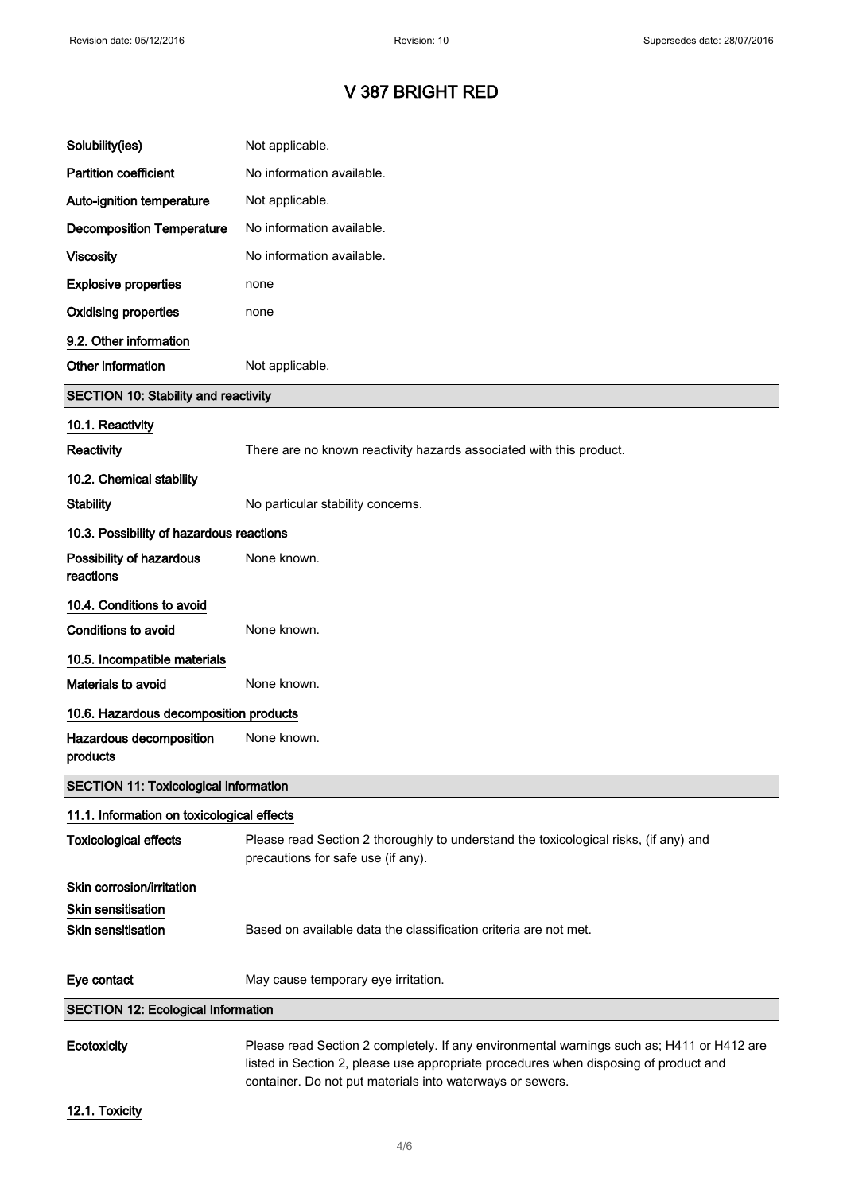# V 387 BRIGHT RED

| | |
|---|---|
| **Solubility(ies)** | Not applicable. |
| **Partition coefficient** | No information available. |
| **Auto-ignition temperature** | Not applicable. |
| **Decomposition Temperature** | No information available. |
| **Viscosity** | No information available. |
| **Explosive properties** | none |
| **Oxidising properties** | none |

### 9.2. Other information

| | |
|---|---|
| **Other information** | Not applicable. |

## SECTION 10: Stability and reactivity

### 10.1. Reactivity

| | |
|---|---|
| **Reactivity** | There are no known reactivity hazards associated with this product. |

### 10.2. Chemical stability

| | |
|---|---|
| **Stability** | No particular stability concerns. |

### 10.3. Possibility of hazardous reactions

| | |
|---|---|
| **Possibility of hazardous reactions** | None known. |

### 10.4. Conditions to avoid

| | |
|---|---|
| **Conditions to avoid** | None known. |

### 10.5. Incompatible materials

| | |
|---|---|
| **Materials to avoid** | None known. |

### 10.6. Hazardous decomposition products

| | |
|---|---|
| **Hazardous decomposition products** | None known. |

## SECTION 11: Toxicological information

### 11.1. Information on toxicological effects

| | |
|---|---|
| **Toxicological effects** | Please read Section 2 thoroughly to understand the toxicological risks, (if any) and precautions for safe use (if any). |

**Skin corrosion/irritation**

**Skin sensitisation**

| | |
|---|---|
| **Skin sensitisation** | Based on available data the classification criteria are not met. |
| **Eye contact** | May cause temporary eye irritation. |

## SECTION 12: Ecological Information

| | |
|---|---|
| **Ecotoxicity** | Please read Section 2 completely. If any environmental warnings such as; H411 or H412 are listed in Section 2, please use appropriate procedures when disposing of product and container. Do not put materials into waterways or sewers. |

### 12.1. Toxicity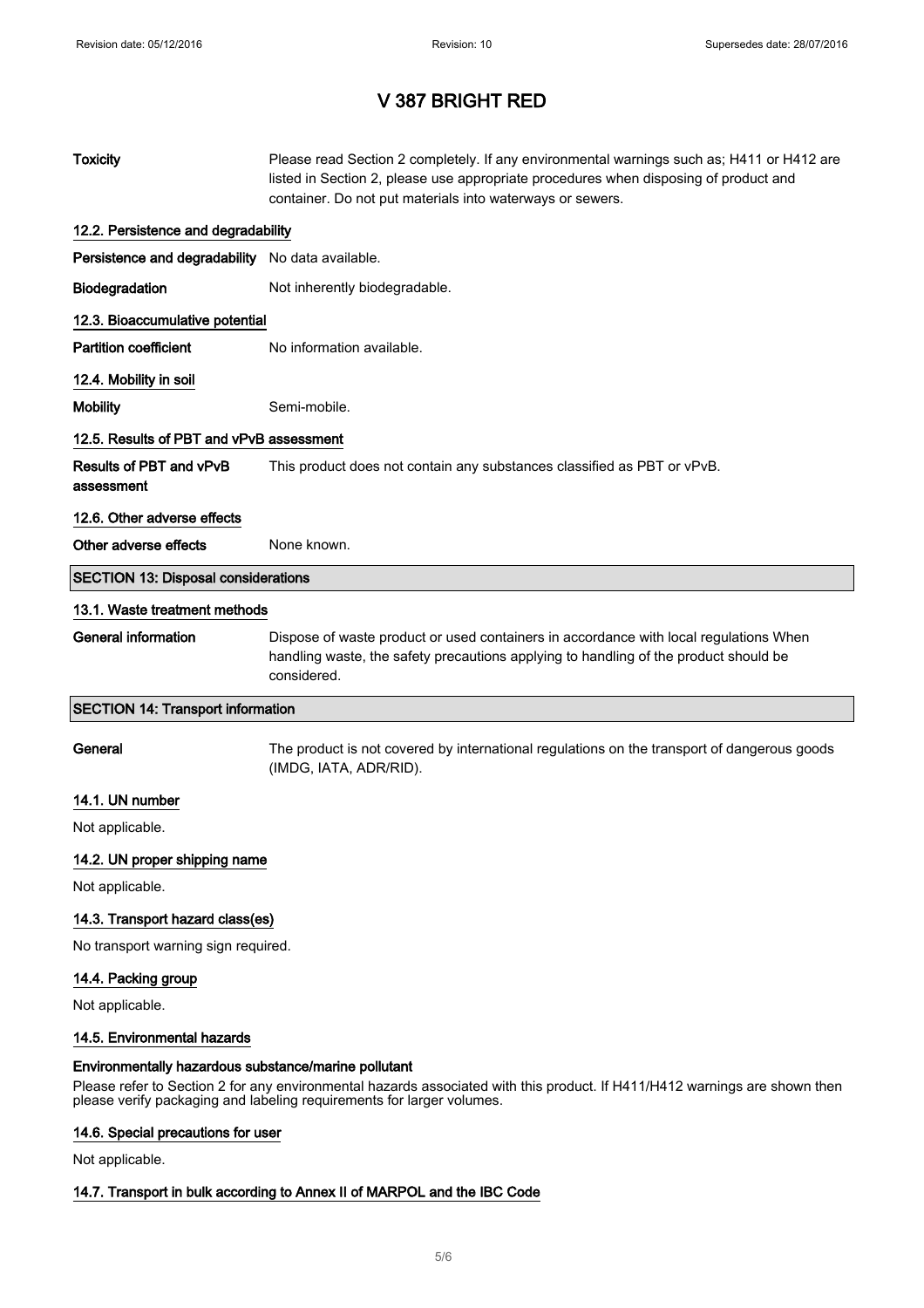# V 387 BRIGHT RED

| | |
|---|---|
| **Toxicity** | Please read Section 2 completely. If any environmental warnings such as; H411 or H412 are listed in Section 2, please use appropriate procedures when disposing of product and container. Do not put materials into waterways or sewers. |

### 12.2. Persistence and degradability

| | |
|---|---|
| **Persistence and degradability** | No data available. |
| **Biodegradation** | Not inherently biodegradable. |

### 12.3. Bioaccumulative potential

| | |
|---|---|
| **Partition coefficient** | No information available. |

### 12.4. Mobility in soil

| | |
|---|---|
| **Mobility** | Semi-mobile. |

### 12.5. Results of PBT and vPvB assessment

| | |
|---|---|
| **Results of PBT and vPvB assessment** | This product does not contain any substances classified as PBT or vPvB. |

### 12.6. Other adverse effects

| | |
|---|---|
| **Other adverse effects** | None known. |

## SECTION 13: Disposal considerations

### 13.1. Waste treatment methods

| | |
|---|---|
| **General information** | Dispose of waste product or used containers in accordance with local regulations When handling waste, the safety precautions applying to handling of the product should be considered. |

## SECTION 14: Transport information

| | |
|---|---|
| **General** | The product is not covered by international regulations on the transport of dangerous goods (IMDG, IATA, ADR/RID). |

### 14.1. UN number

Not applicable.

### 14.2. UN proper shipping name

Not applicable.

### 14.3. Transport hazard class(es)

No transport warning sign required.

### 14.4. Packing group

Not applicable.

### 14.5. Environmental hazards

**Environmentally hazardous substance/marine pollutant**

Please refer to Section 2 for any environmental hazards associated with this product. If H411/H412 warnings are shown then please verify packaging and labeling requirements for larger volumes.

### 14.6. Special precautions for user

Not applicable.

### 14.7. Transport in bulk according to Annex II of MARPOL and the IBC Code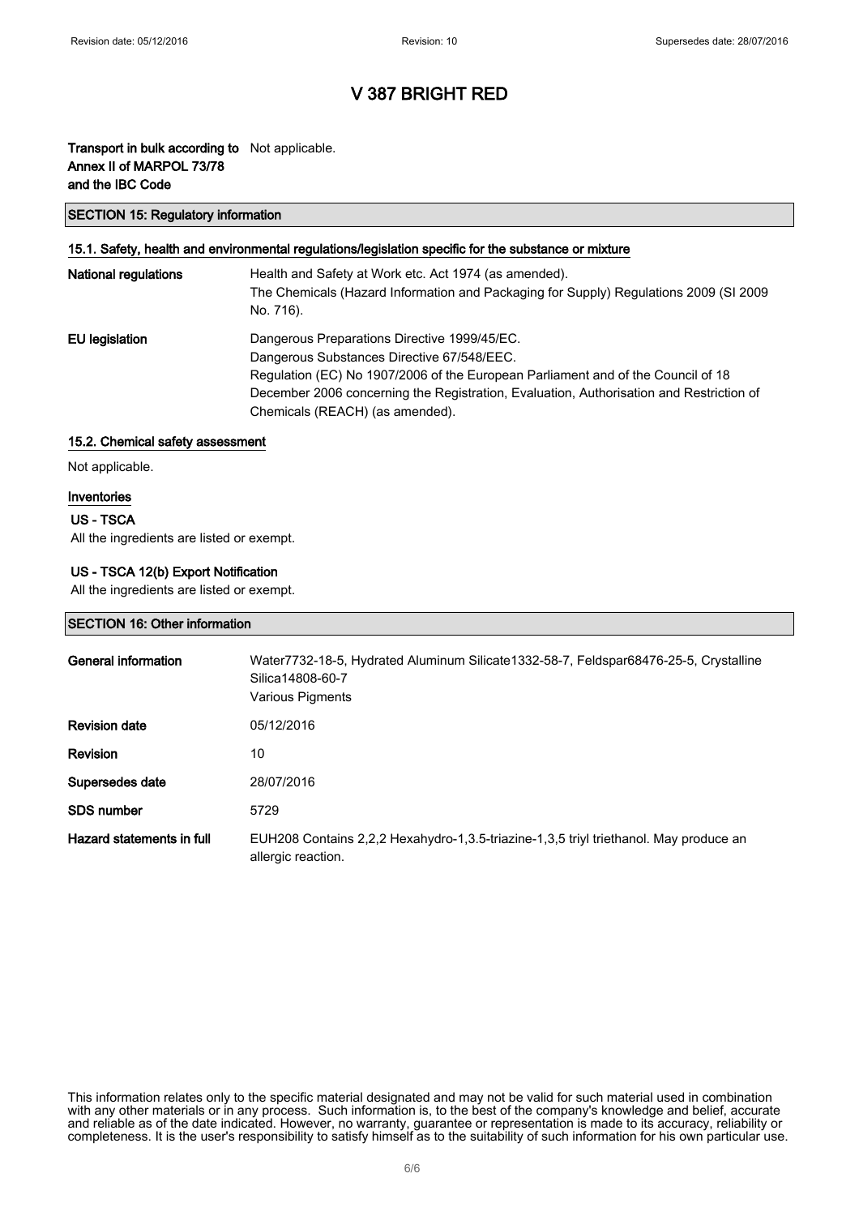# V 387 BRIGHT RED

**Transport in bulk according to Annex II of MARPOL 73/78 and the IBC Code** Not applicable.

## SECTION 15: Regulatory information

### 15.1. Safety, health and environmental regulations/legislation specific for the substance or mixture

**National regulations** Health and Safety at Work etc. Act 1974 (as amended).
The Chemicals (Hazard Information and Packaging for Supply) Regulations 2009 (SI 2009 No. 716).

**EU legislation** Dangerous Preparations Directive 1999/45/EC.
Dangerous Substances Directive 67/548/EEC.
Regulation (EC) No 1907/2006 of the European Parliament and of the Council of 18 December 2006 concerning the Registration, Evaluation, Authorisation and Restriction of Chemicals (REACH) (as amended).

### 15.2. Chemical safety assessment

Not applicable.

### Inventories

#### US - TSCA

All the ingredients are listed or exempt.

#### US - TSCA 12(b) Export Notification

All the ingredients are listed or exempt.

## SECTION 16: Other information

**General information** Water7732-18-5, Hydrated Aluminum Silicate1332-58-7, Feldspar68476-25-5, Crystalline Silica14808-60-7
Various Pigments

**Revision date** 05/12/2016

**Revision** 10

**Supersedes date** 28/07/2016

**SDS number** 5729

**Hazard statements in full** EUH208 Contains 2,2,2 Hexahydro-1,3.5-triazine-1,3,5 triyl triethanol. May produce an allergic reaction.

This information relates only to the specific material designated and may not be valid for such material used in combination with any other materials or in any process. Such information is, to the best of the company's knowledge and belief, accurate and reliable as of the date indicated. However, no warranty, guarantee or representation is made to its accuracy, reliability or completeness. It is the user's responsibility to satisfy himself as to the suitability of such information for his own particular use.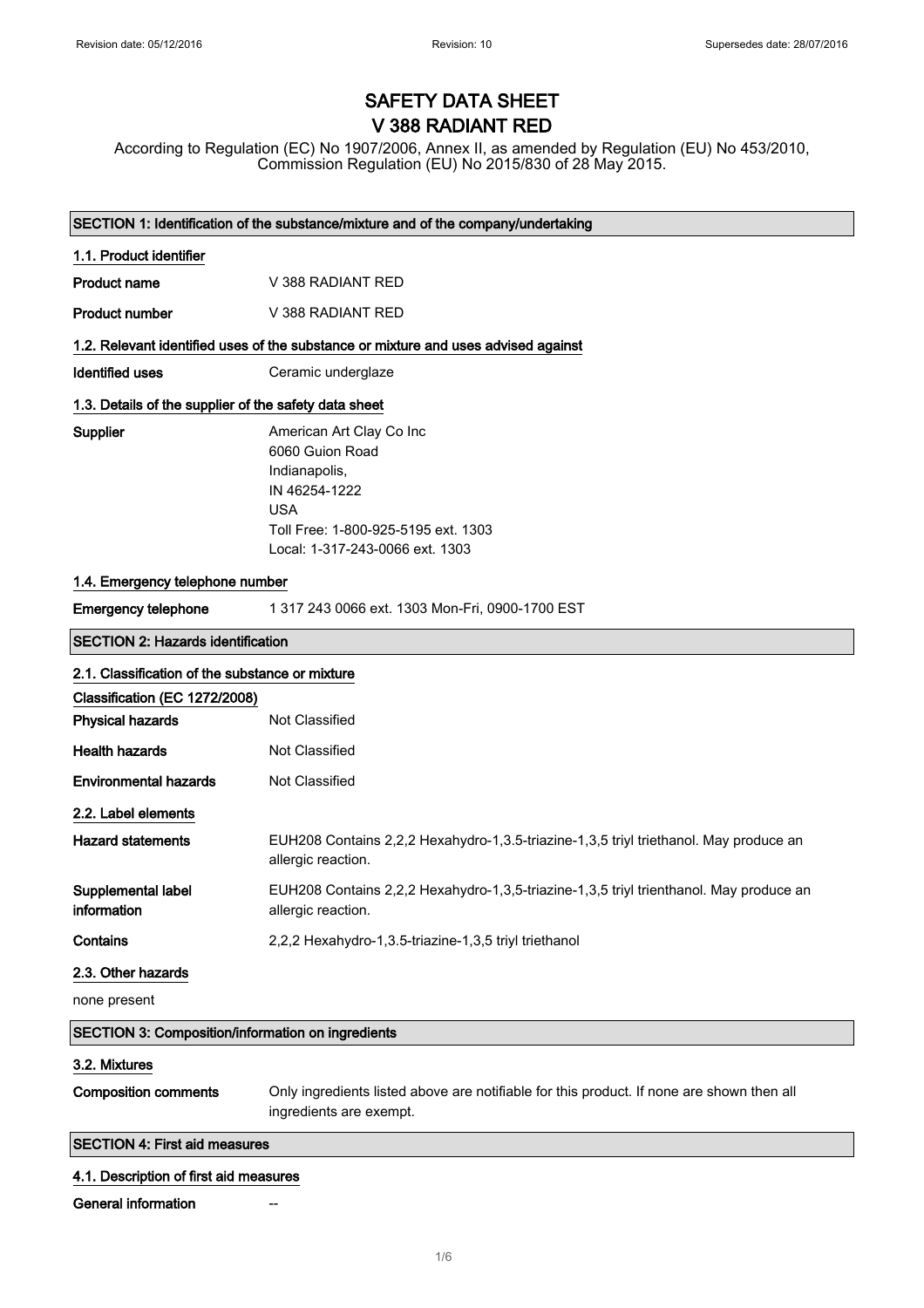# SAFETY DATA SHEET
# V 388 RADIANT RED

According to Regulation (EC) No 1907/2006, Annex II, as amended by Regulation (EU) No 453/2010, Commission Regulation (EU) No 2015/830 of 28 May 2015.

Revision date: 05/12/2016 | Revision: 10 | Supersedes date: 28/07/2016

## SECTION 1: Identification of the substance/mixture and of the company/undertaking

### 1.1. Product identifier

**Product name** V 388 RADIANT RED

**Product number** V 388 RADIANT RED

### 1.2. Relevant identified uses of the substance or mixture and uses advised against

**Identified uses** Ceramic underglaze

### 1.3. Details of the supplier of the safety data sheet

**Supplier**
American Art Clay Co Inc
6060 Guion Road
Indianapolis,
IN 46254-1222
USA
Toll Free: 1-800-925-5195 ext. 1303
Local: 1-317-243-0066 ext. 1303

### 1.4. Emergency telephone number

**Emergency telephone** 1 317 243 0066 ext. 1303 Mon-Fri, 0900-1700 EST

## SECTION 2: Hazards identification

### 2.1. Classification of the substance or mixture

**Classification (EC 1272/2008)**

**Physical hazards** Not Classified

**Health hazards** Not Classified

**Environmental hazards** Not Classified

### 2.2. Label elements

**Hazard statements** EUH208 Contains 2,2,2 Hexahydro-1,3.5-triazine-1,3,5 triyl triethanol. May produce an allergic reaction.

**Supplemental label information** EUH208 Contains 2,2,2 Hexahydro-1,3,5-triazine-1,3,5 triyl trienthanol. May produce an allergic reaction.

**Contains** 2,2,2 Hexahydro-1,3.5-triazine-1,3,5 triyl triethanol

### 2.3. Other hazards

none present

## SECTION 3: Composition/information on ingredients

### 3.2. Mixtures

**Composition comments** Only ingredients listed above are notifiable for this product. If none are shown then all ingredients are exempt.

## SECTION 4: First aid measures

### 4.1. Description of first aid measures

**General information** --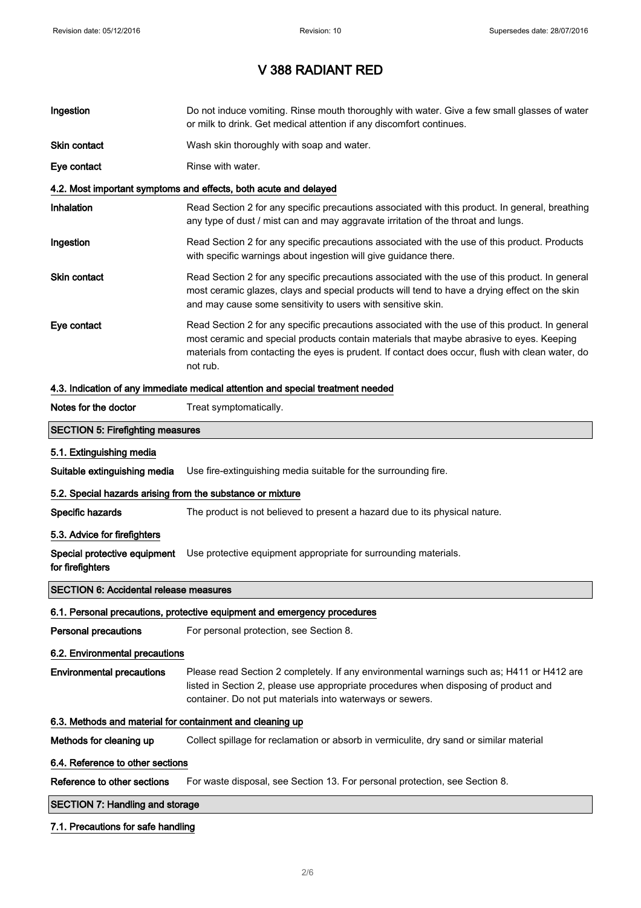# V 388 RADIANT RED

**Ingestion** Do not induce vomiting. Rinse mouth thoroughly with water. Give a few small glasses of water or milk to drink. Get medical attention if any discomfort continues.

**Skin contact** Wash skin thoroughly with soap and water.

**Eye contact** Rinse with water.

### 4.2. Most important symptoms and effects, both acute and delayed

**Inhalation** Read Section 2 for any specific precautions associated with this product. In general, breathing any type of dust / mist can and may aggravate irritation of the throat and lungs.

**Ingestion** Read Section 2 for any specific precautions associated with the use of this product. Products with specific warnings about ingestion will give guidance there.

**Skin contact** Read Section 2 for any specific precautions associated with the use of this product. In general most ceramic glazes, clays and special products will tend to have a drying effect on the skin and may cause some sensitivity to users with sensitive skin.

**Eye contact** Read Section 2 for any specific precautions associated with the use of this product. In general most ceramic and special products contain materials that maybe abrasive to eyes. Keeping materials from contacting the eyes is prudent. If contact does occur, flush with clean water, do not rub.

### 4.3. Indication of any immediate medical attention and special treatment needed

**Notes for the doctor** Treat symptomatically.

## SECTION 5: Firefighting measures

### 5.1. Extinguishing media

**Suitable extinguishing media** Use fire-extinguishing media suitable for the surrounding fire.

### 5.2. Special hazards arising from the substance or mixture

**Specific hazards** The product is not believed to present a hazard due to its physical nature.

### 5.3. Advice for firefighters

**Special protective equipment for firefighters** Use protective equipment appropriate for surrounding materials.

## SECTION 6: Accidental release measures

### 6.1. Personal precautions, protective equipment and emergency procedures

**Personal precautions** For personal protection, see Section 8.

### 6.2. Environmental precautions

**Environmental precautions** Please read Section 2 completely. If any environmental warnings such as; H411 or H412 are listed in Section 2, please use appropriate procedures when disposing of product and container. Do not put materials into waterways or sewers.

### 6.3. Methods and material for containment and cleaning up

**Methods for cleaning up** Collect spillage for reclamation or absorb in vermiculite, dry sand or similar material

### 6.4. Reference to other sections

**Reference to other sections** For waste disposal, see Section 13. For personal protection, see Section 8.

## SECTION 7: Handling and storage

### 7.1. Precautions for safe handling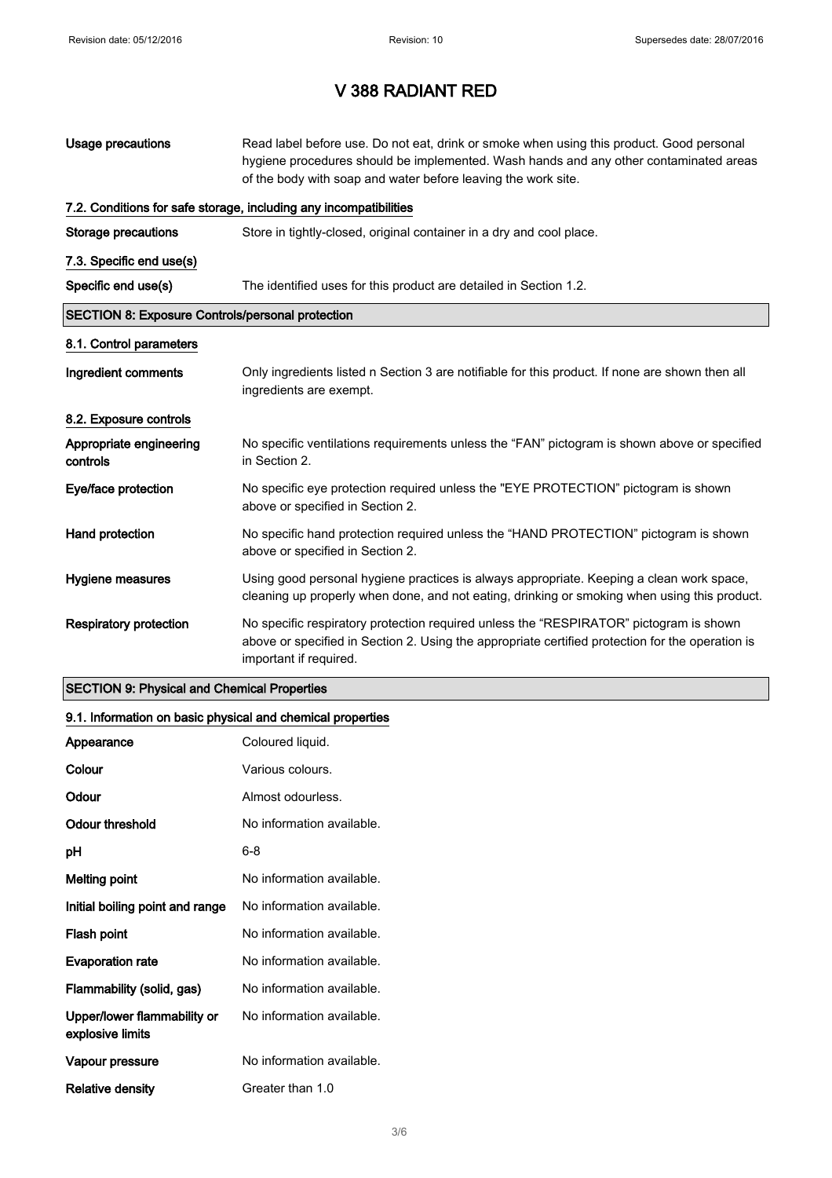# V 388 RADIANT RED

| | |
|---|---|
| **Usage precautions** | Read label before use. Do not eat, drink or smoke when using this product. Good personal hygiene procedures should be implemented. Wash hands and any other contaminated areas of the body with soap and water before leaving the work site. |

### 7.2. Conditions for safe storage, including any incompatibilities

| | |
|---|---|
| **Storage precautions** | Store in tightly-closed, original container in a dry and cool place. |

### 7.3. Specific end use(s)

| | |
|---|---|
| **Specific end use(s)** | The identified uses for this product are detailed in Section 1.2. |

## SECTION 8: Exposure Controls/personal protection

### 8.1. Control parameters

| | |
|---|---|
| **Ingredient comments** | Only ingredients listed n Section 3 are notifiable for this product. If none are shown then all ingredients are exempt. |

### 8.2. Exposure controls

| | |
|---|---|
| **Appropriate engineering controls** | No specific ventilations requirements unless the “FAN” pictogram is shown above or specified in Section 2. |
| **Eye/face protection** | No specific eye protection required unless the "EYE PROTECTION” pictogram is shown above or specified in Section 2. |
| **Hand protection** | No specific hand protection required unless the “HAND PROTECTION” pictogram is shown above or specified in Section 2. |
| **Hygiene measures** | Using good personal hygiene practices is always appropriate. Keeping a clean work space, cleaning up properly when done, and not eating, drinking or smoking when using this product. |
| **Respiratory protection** | No specific respiratory protection required unless the “RESPIRATOR” pictogram is shown above or specified in Section 2. Using the appropriate certified protection for the operation is important if required. |

## SECTION 9: Physical and Chemical Properties

### 9.1. Information on basic physical and chemical properties

| | |
|---|---|
| **Appearance** | Coloured liquid. |
| **Colour** | Various colours. |
| **Odour** | Almost odourless. |
| **Odour threshold** | No information available. |
| **pH** | 6-8 |
| **Melting point** | No information available. |
| **Initial boiling point and range** | No information available. |
| **Flash point** | No information available. |
| **Evaporation rate** | No information available. |
| **Flammability (solid, gas)** | No information available. |
| **Upper/lower flammability or explosive limits** | No information available. |
| **Vapour pressure** | No information available. |
| **Relative density** | Greater than 1.0 |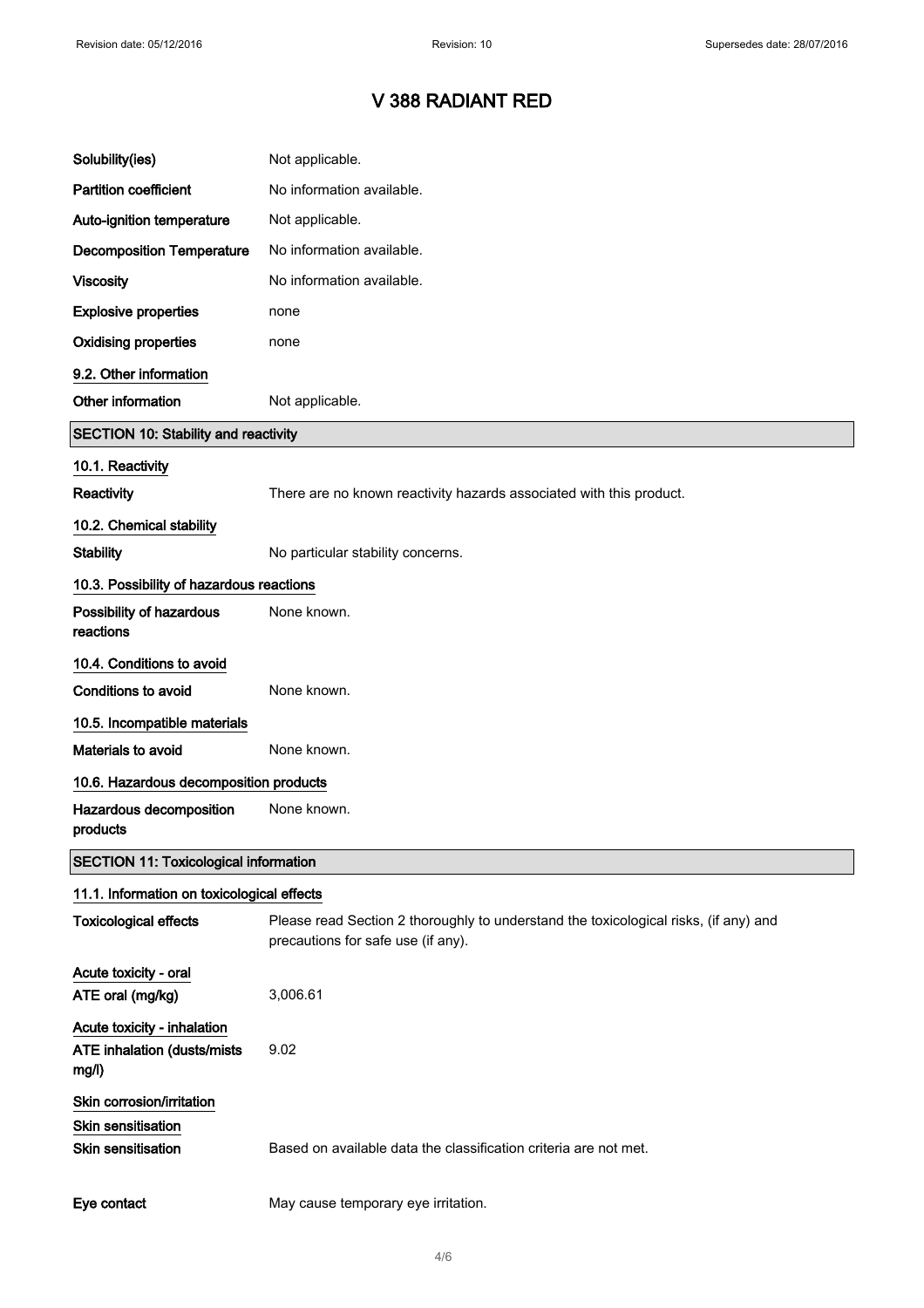# V 388 RADIANT RED

| | |
|---|---|
| **Solubility(ies)** | Not applicable. |
| **Partition coefficient** | No information available. |
| **Auto-ignition temperature** | Not applicable. |
| **Decomposition Temperature** | No information available. |
| **Viscosity** | No information available. |
| **Explosive properties** | none |
| **Oxidising properties** | none |

### 9.2. Other information

| | |
|---|---|
| **Other information** | Not applicable. |

## SECTION 10: Stability and reactivity

### 10.1. Reactivity

| | |
|---|---|
| **Reactivity** | There are no known reactivity hazards associated with this product. |

### 10.2. Chemical stability

| | |
|---|---|
| **Stability** | No particular stability concerns. |

### 10.3. Possibility of hazardous reactions

| | |
|---|---|
| **Possibility of hazardous reactions** | None known. |

### 10.4. Conditions to avoid

| | |
|---|---|
| **Conditions to avoid** | None known. |

### 10.5. Incompatible materials

| | |
|---|---|
| **Materials to avoid** | None known. |

### 10.6. Hazardous decomposition products

| | |
|---|---|
| **Hazardous decomposition products** | None known. |

## SECTION 11: Toxicological information

### 11.1. Information on toxicological effects

| | |
|---|---|
| **Toxicological effects** | Please read Section 2 thoroughly to understand the toxicological risks, (if any) and precautions for safe use (if any). |

**Acute toxicity - oral**

| | |
|---|---|
| **ATE oral (mg/kg)** | 3,006.61 |

**Acute toxicity - inhalation**

| | |
|---|---|
| **ATE inhalation (dusts/mists mg/l)** | 9.02 |

**Skin corrosion/irritation**

**Skin sensitisation**

| | |
|---|---|
| **Skin sensitisation** | Based on available data the classification criteria are not met. |
| **Eye contact** | May cause temporary eye irritation. |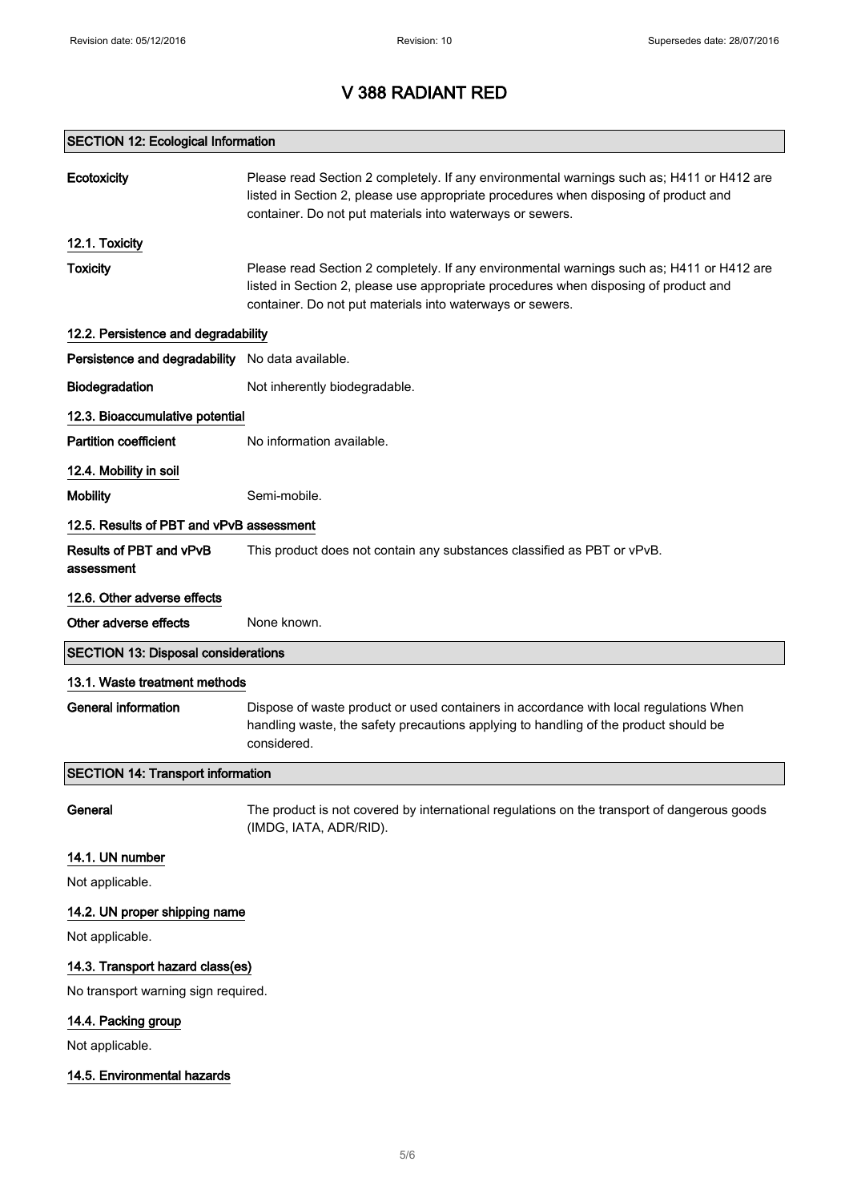# V 388 RADIANT RED

## SECTION 12: Ecological Information

**Ecotoxicity** Please read Section 2 completely. If any environmental warnings such as; H411 or H412 are listed in Section 2, please use appropriate procedures when disposing of product and container. Do not put materials into waterways or sewers.

### 12.1. Toxicity

**Toxicity** Please read Section 2 completely. If any environmental warnings such as; H411 or H412 are listed in Section 2, please use appropriate procedures when disposing of product and container. Do not put materials into waterways or sewers.

### 12.2. Persistence and degradability

**Persistence and degradability** No data available.

**Biodegradation** Not inherently biodegradable.

### 12.3. Bioaccumulative potential

**Partition coefficient** No information available.

### 12.4. Mobility in soil

**Mobility** Semi-mobile.

### 12.5. Results of PBT and vPvB assessment

**Results of PBT and vPvB assessment** This product does not contain any substances classified as PBT or vPvB.

### 12.6. Other adverse effects

**Other adverse effects** None known.

## SECTION 13: Disposal considerations

### 13.1. Waste treatment methods

**General information** Dispose of waste product or used containers in accordance with local regulations When handling waste, the safety precautions applying to handling of the product should be considered.

## SECTION 14: Transport information

**General** The product is not covered by international regulations on the transport of dangerous goods (IMDG, IATA, ADR/RID).

### 14.1. UN number

Not applicable.

### 14.2. UN proper shipping name

Not applicable.

### 14.3. Transport hazard class(es)

No transport warning sign required.

### 14.4. Packing group

Not applicable.

### 14.5. Environmental hazards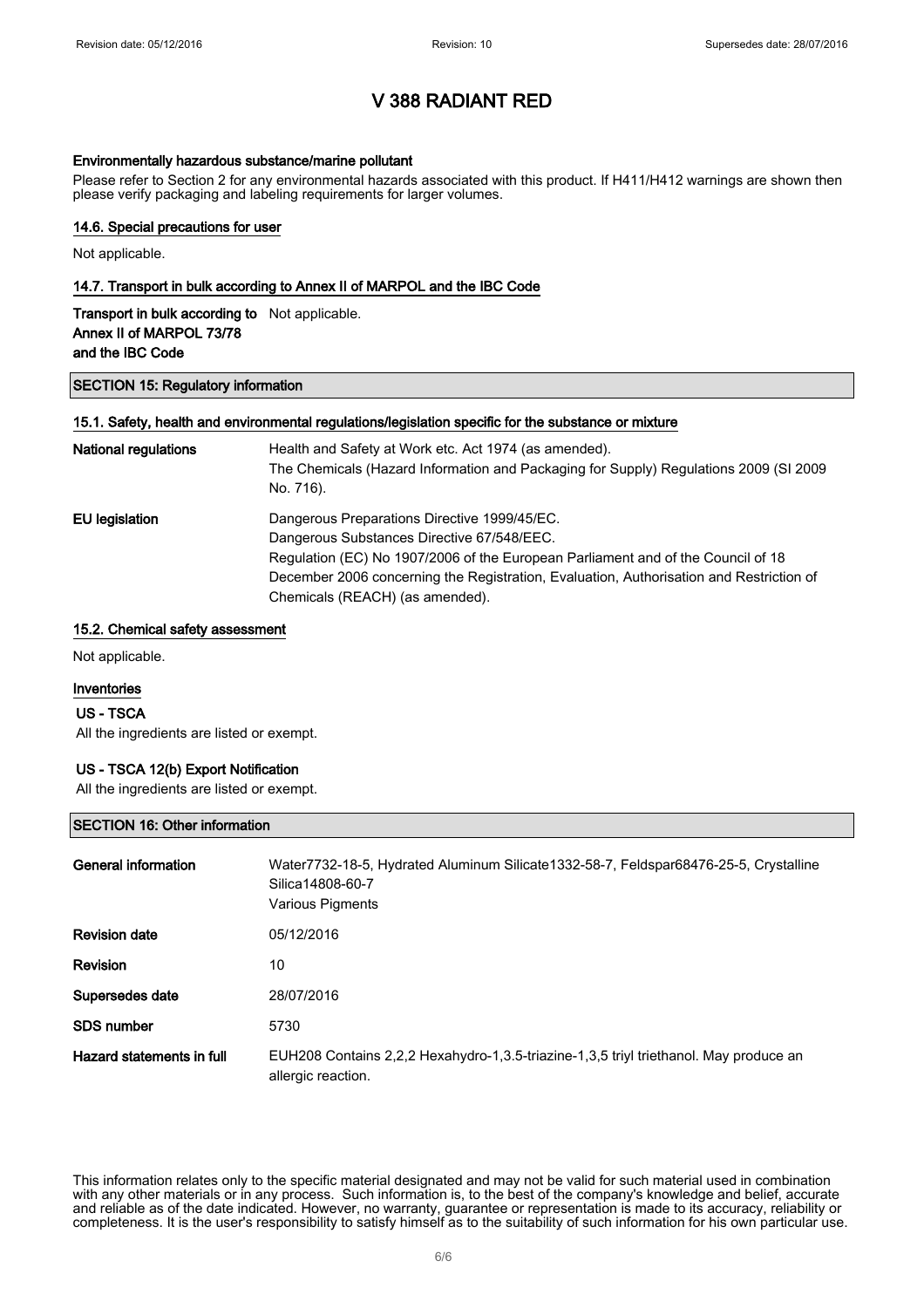# V 388 RADIANT RED

#### Environmentally hazardous substance/marine pollutant

Please refer to Section 2 for any environmental hazards associated with this product. If H411/H412 warnings are shown then please verify packaging and labeling requirements for larger volumes.

#### 14.6. Special precautions for user

Not applicable.

#### 14.7. Transport in bulk according to Annex II of MARPOL and the IBC Code

**Transport in bulk according to Annex II of MARPOL 73/78 and the IBC Code** Not applicable.

## SECTION 15: Regulatory information

#### 15.1. Safety, health and environmental regulations/legislation specific for the substance or mixture

| | |
|---|---|
| **National regulations** | Health and Safety at Work etc. Act 1974 (as amended). The Chemicals (Hazard Information and Packaging for Supply) Regulations 2009 (SI 2009 No. 716). |
| **EU legislation** | Dangerous Preparations Directive 1999/45/EC. Dangerous Substances Directive 67/548/EEC. Regulation (EC) No 1907/2006 of the European Parliament and of the Council of 18 December 2006 concerning the Registration, Evaluation, Authorisation and Restriction of Chemicals (REACH) (as amended). |

#### 15.2. Chemical safety assessment

Not applicable.

#### Inventories

**US - TSCA**

All the ingredients are listed or exempt.

**US - TSCA 12(b) Export Notification**

All the ingredients are listed or exempt.

## SECTION 16: Other information

| | |
|---|---|
| **General information** | Water7732-18-5, Hydrated Aluminum Silicate1332-58-7, Feldspar68476-25-5, Crystalline Silica14808-60-7<br>Various Pigments |
| **Revision date** | 05/12/2016 |
| **Revision** | 10 |
| **Supersedes date** | 28/07/2016 |
| **SDS number** | 5730 |
| **Hazard statements in full** | EUH208 Contains 2,2,2 Hexahydro-1,3.5-triazine-1,3,5 triyl triethanol. May produce an allergic reaction. |

This information relates only to the specific material designated and may not be valid for such material used in combination with any other materials or in any process. Such information is, to the best of the company's knowledge and belief, accurate and reliable as of the date indicated. However, no warranty, guarantee or representation is made to its accuracy, reliability or completeness. It is the user's responsibility to satisfy himself as to the suitability of such information for his own particular use.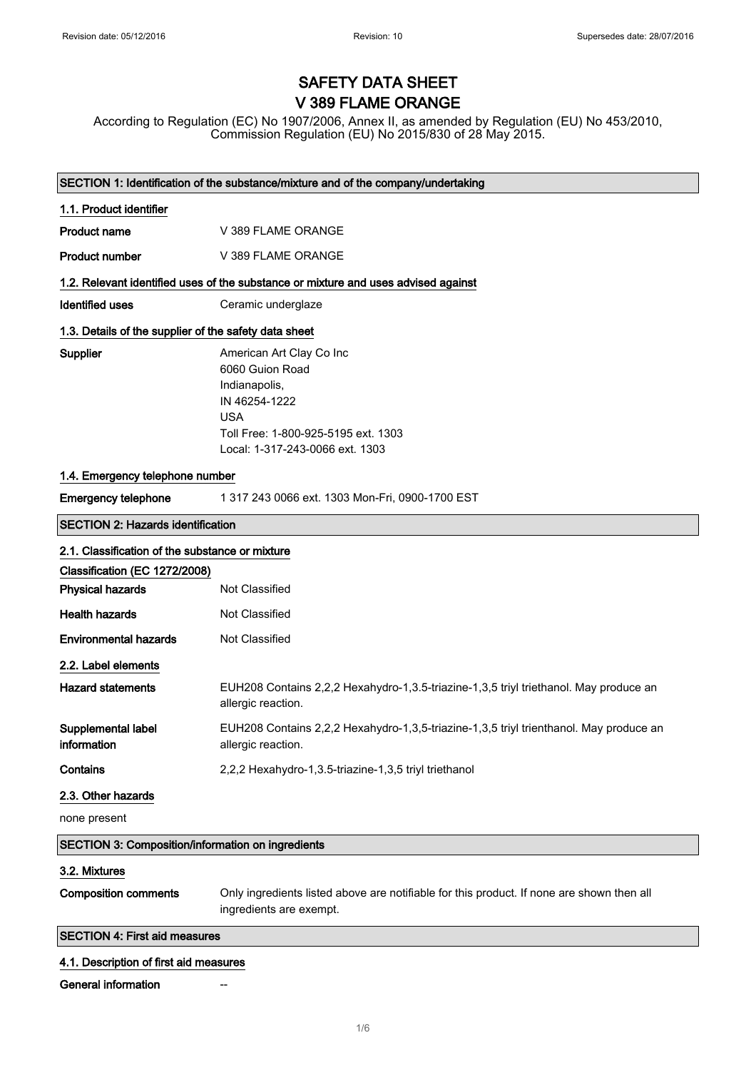Revision date: 05/12/2016 | Revision: 10 | Supersedes date: 28/07/2016

# SAFETY DATA SHEET
# V 389 FLAME ORANGE

According to Regulation (EC) No 1907/2006, Annex II, as amended by Regulation (EU) No 453/2010, Commission Regulation (EU) No 2015/830 of 28 May 2015.

## SECTION 1: Identification of the substance/mixture and of the company/undertaking

### 1.1. Product identifier

**Product name** V 389 FLAME ORANGE

**Product number** V 389 FLAME ORANGE

### 1.2. Relevant identified uses of the substance or mixture and uses advised against

**Identified uses** Ceramic underglaze

### 1.3. Details of the supplier of the safety data sheet

**Supplier**
American Art Clay Co Inc
6060 Guion Road
Indianapolis,
IN 46254-1222
USA
Toll Free: 1-800-925-5195 ext. 1303
Local: 1-317-243-0066 ext. 1303

### 1.4. Emergency telephone number

**Emergency telephone** 1 317 243 0066 ext. 1303 Mon-Fri, 0900-1700 EST

## SECTION 2: Hazards identification

### 2.1. Classification of the substance or mixture

**Classification (EC 1272/2008)**

**Physical hazards** Not Classified

**Health hazards** Not Classified

**Environmental hazards** Not Classified

### 2.2. Label elements

**Hazard statements** EUH208 Contains 2,2,2 Hexahydro-1,3.5-triazine-1,3,5 triyl triethanol. May produce an allergic reaction.

**Supplemental label information** EUH208 Contains 2,2,2 Hexahydro-1,3,5-triazine-1,3,5 triyl trienthanol. May produce an allergic reaction.

**Contains** 2,2,2 Hexahydro-1,3.5-triazine-1,3,5 triyl triethanol

### 2.3. Other hazards

none present

## SECTION 3: Composition/information on ingredients

### 3.2. Mixtures

**Composition comments** Only ingredients listed above are notifiable for this product. If none are shown then all ingredients are exempt.

## SECTION 4: First aid measures

### 4.1. Description of first aid measures

**General information** --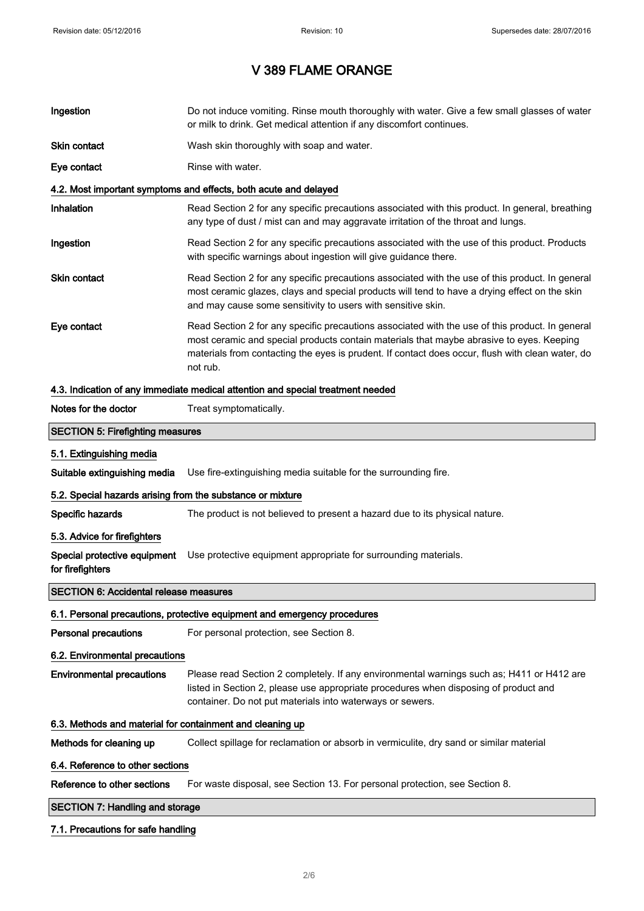# V 389 FLAME ORANGE

| | |
|---|---|
| **Ingestion** | Do not induce vomiting. Rinse mouth thoroughly with water. Give a few small glasses of water or milk to drink. Get medical attention if any discomfort continues. |
| **Skin contact** | Wash skin thoroughly with soap and water. |
| **Eye contact** | Rinse with water. |

### 4.2. Most important symptoms and effects, both acute and delayed

| | |
|---|---|
| **Inhalation** | Read Section 2 for any specific precautions associated with this product. In general, breathing any type of dust / mist can and may aggravate irritation of the throat and lungs. |
| **Ingestion** | Read Section 2 for any specific precautions associated with the use of this product. Products with specific warnings about ingestion will give guidance there. |
| **Skin contact** | Read Section 2 for any specific precautions associated with the use of this product. In general most ceramic glazes, clays and special products will tend to have a drying effect on the skin and may cause some sensitivity to users with sensitive skin. |
| **Eye contact** | Read Section 2 for any specific precautions associated with the use of this product. In general most ceramic and special products contain materials that maybe abrasive to eyes. Keeping materials from contacting the eyes is prudent. If contact does occur, flush with clean water, do not rub. |

### 4.3. Indication of any immediate medical attention and special treatment needed

**Notes for the doctor** Treat symptomatically.

## SECTION 5: Firefighting measures

### 5.1. Extinguishing media

**Suitable extinguishing media** Use fire-extinguishing media suitable for the surrounding fire.

### 5.2. Special hazards arising from the substance or mixture

**Specific hazards** The product is not believed to present a hazard due to its physical nature.

### 5.3. Advice for firefighters

**Special protective equipment for firefighters** Use protective equipment appropriate for surrounding materials.

## SECTION 6: Accidental release measures

### 6.1. Personal precautions, protective equipment and emergency procedures

**Personal precautions** For personal protection, see Section 8.

### 6.2. Environmental precautions

**Environmental precautions** Please read Section 2 completely. If any environmental warnings such as; H411 or H412 are listed in Section 2, please use appropriate procedures when disposing of product and container. Do not put materials into waterways or sewers.

### 6.3. Methods and material for containment and cleaning up

**Methods for cleaning up** Collect spillage for reclamation or absorb in vermiculite, dry sand or similar material

### 6.4. Reference to other sections

**Reference to other sections** For waste disposal, see Section 13. For personal protection, see Section 8.

## SECTION 7: Handling and storage

### 7.1. Precautions for safe handling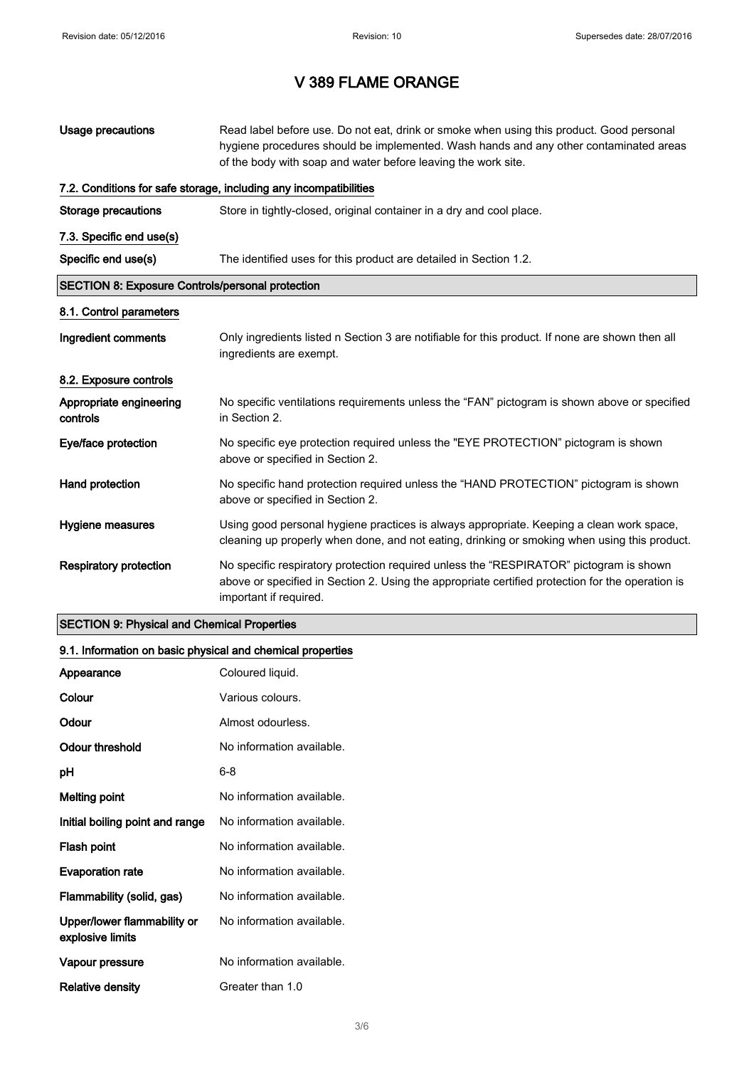# V 389 FLAME ORANGE

| | |
|---|---|
| **Usage precautions** | Read label before use. Do not eat, drink or smoke when using this product. Good personal hygiene procedures should be implemented. Wash hands and any other contaminated areas of the body with soap and water before leaving the work site. |

### 7.2. Conditions for safe storage, including any incompatibilities

| | |
|---|---|
| **Storage precautions** | Store in tightly-closed, original container in a dry and cool place. |

### 7.3. Specific end use(s)

| | |
|---|---|
| **Specific end use(s)** | The identified uses for this product are detailed in Section 1.2. |

## SECTION 8: Exposure Controls/personal protection

### 8.1. Control parameters

| | |
|---|---|
| **Ingredient comments** | Only ingredients listed n Section 3 are notifiable for this product. If none are shown then all ingredients are exempt. |

### 8.2. Exposure controls

| | |
|---|---|
| **Appropriate engineering controls** | No specific ventilations requirements unless the "FAN" pictogram is shown above or specified in Section 2. |
| **Eye/face protection** | No specific eye protection required unless the "EYE PROTECTION" pictogram is shown above or specified in Section 2. |
| **Hand protection** | No specific hand protection required unless the "HAND PROTECTION" pictogram is shown above or specified in Section 2. |
| **Hygiene measures** | Using good personal hygiene practices is always appropriate. Keeping a clean work space, cleaning up properly when done, and not eating, drinking or smoking when using this product. |
| **Respiratory protection** | No specific respiratory protection required unless the "RESPIRATOR" pictogram is shown above or specified in Section 2. Using the appropriate certified protection for the operation is important if required. |

## SECTION 9: Physical and Chemical Properties

### 9.1. Information on basic physical and chemical properties

| | |
|---|---|
| **Appearance** | Coloured liquid. |
| **Colour** | Various colours. |
| **Odour** | Almost odourless. |
| **Odour threshold** | No information available. |
| **pH** | 6-8 |
| **Melting point** | No information available. |
| **Initial boiling point and range** | No information available. |
| **Flash point** | No information available. |
| **Evaporation rate** | No information available. |
| **Flammability (solid, gas)** | No information available. |
| **Upper/lower flammability or explosive limits** | No information available. |
| **Vapour pressure** | No information available. |
| **Relative density** | Greater than 1.0 |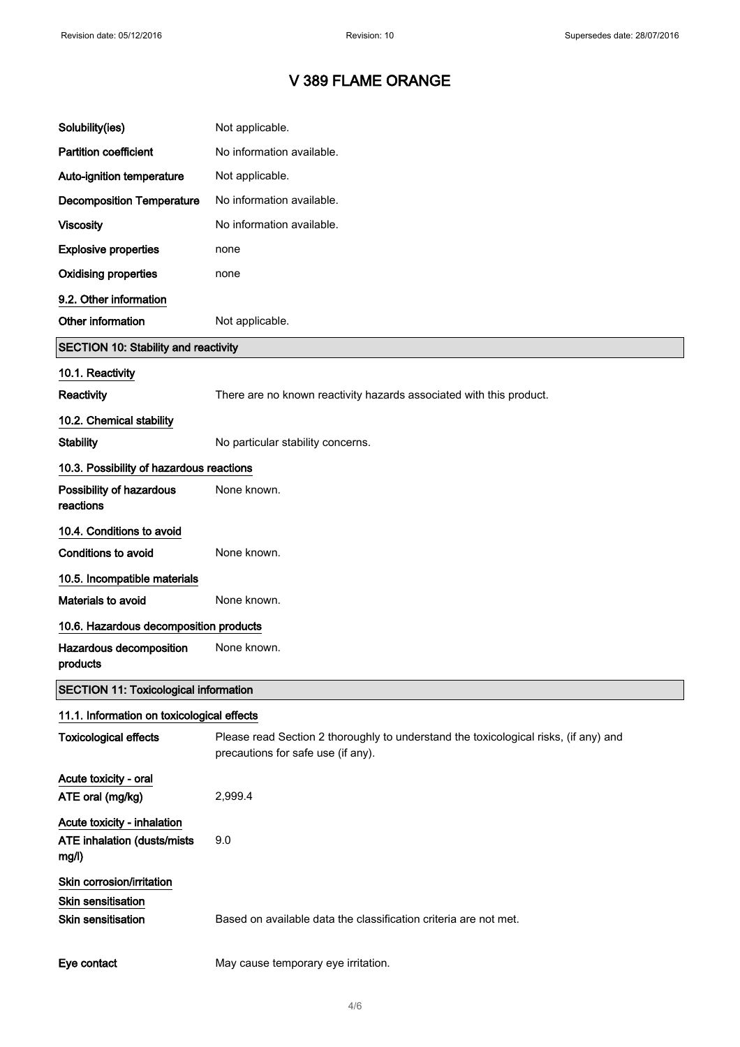# V 389 FLAME ORANGE

| | |
|---|---|
| **Solubility(ies)** | Not applicable. |
| **Partition coefficient** | No information available. |
| **Auto-ignition temperature** | Not applicable. |
| **Decomposition Temperature** | No information available. |
| **Viscosity** | No information available. |
| **Explosive properties** | none |
| **Oxidising properties** | none |

### 9.2. Other information

| | |
|---|---|
| **Other information** | Not applicable. |

## SECTION 10: Stability and reactivity

### 10.1. Reactivity

| | |
|---|---|
| **Reactivity** | There are no known reactivity hazards associated with this product. |

### 10.2. Chemical stability

| | |
|---|---|
| **Stability** | No particular stability concerns. |

### 10.3. Possibility of hazardous reactions

| | |
|---|---|
| **Possibility of hazardous reactions** | None known. |

### 10.4. Conditions to avoid

| | |
|---|---|
| **Conditions to avoid** | None known. |

### 10.5. Incompatible materials

| | |
|---|---|
| **Materials to avoid** | None known. |

### 10.6. Hazardous decomposition products

| | |
|---|---|
| **Hazardous decomposition products** | None known. |

## SECTION 11: Toxicological information

### 11.1. Information on toxicological effects

| | |
|---|---|
| **Toxicological effects** | Please read Section 2 thoroughly to understand the toxicological risks, (if any) and precautions for safe use (if any). |

**Acute toxicity - oral**

| | |
|---|---|
| **ATE oral (mg/kg)** | 2,999.4 |

**Acute toxicity - inhalation**

| | |
|---|---|
| **ATE inhalation (dusts/mists mg/l)** | 9.0 |

**Skin corrosion/irritation**

**Skin sensitisation**

| | |
|---|---|
| **Skin sensitisation** | Based on available data the classification criteria are not met. |
| **Eye contact** | May cause temporary eye irritation. |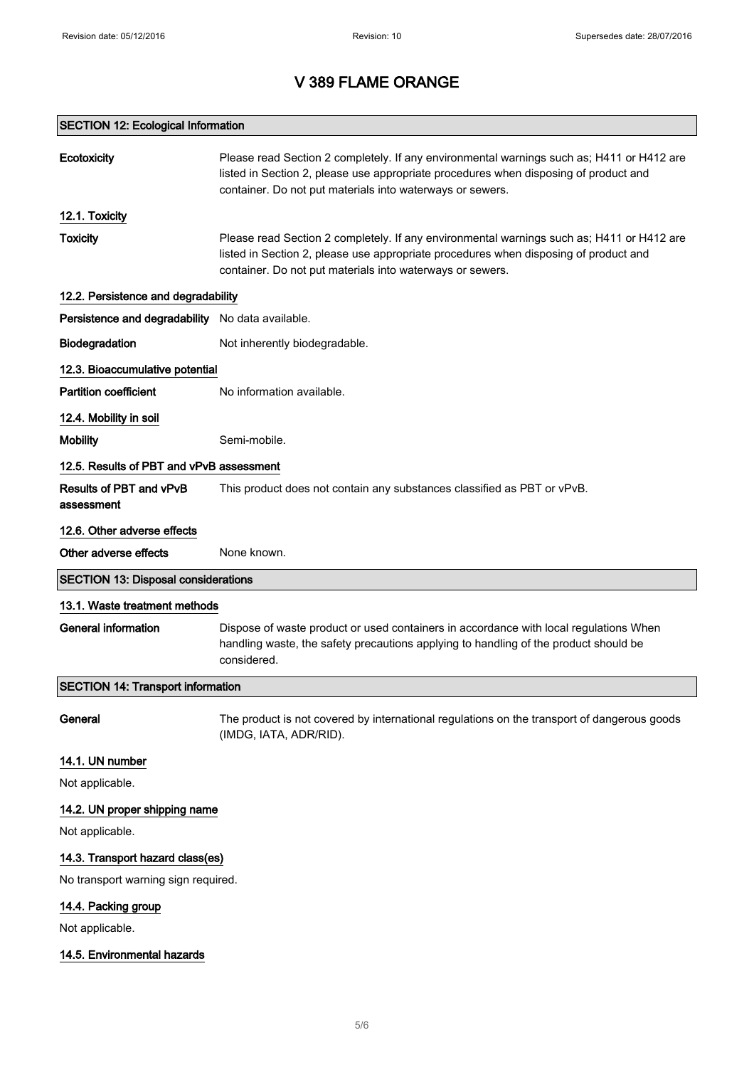# V 389 FLAME ORANGE

## SECTION 12: Ecological Information

**Ecotoxicity** Please read Section 2 completely. If any environmental warnings such as; H411 or H412 are listed in Section 2, please use appropriate procedures when disposing of product and container. Do not put materials into waterways or sewers.

### 12.1. Toxicity

**Toxicity** Please read Section 2 completely. If any environmental warnings such as; H411 or H412 are listed in Section 2, please use appropriate procedures when disposing of product and container. Do not put materials into waterways or sewers.

### 12.2. Persistence and degradability

**Persistence and degradability** No data available.

**Biodegradation** Not inherently biodegradable.

### 12.3. Bioaccumulative potential

**Partition coefficient** No information available.

### 12.4. Mobility in soil

**Mobility** Semi-mobile.

### 12.5. Results of PBT and vPvB assessment

**Results of PBT and vPvB assessment** This product does not contain any substances classified as PBT or vPvB.

### 12.6. Other adverse effects

**Other adverse effects** None known.

## SECTION 13: Disposal considerations

### 13.1. Waste treatment methods

**General information** Dispose of waste product or used containers in accordance with local regulations When handling waste, the safety precautions applying to handling of the product should be considered.

## SECTION 14: Transport information

**General** The product is not covered by international regulations on the transport of dangerous goods (IMDG, IATA, ADR/RID).

### 14.1. UN number

Not applicable.

### 14.2. UN proper shipping name

Not applicable.

### 14.3. Transport hazard class(es)

No transport warning sign required.

### 14.4. Packing group

Not applicable.

### 14.5. Environmental hazards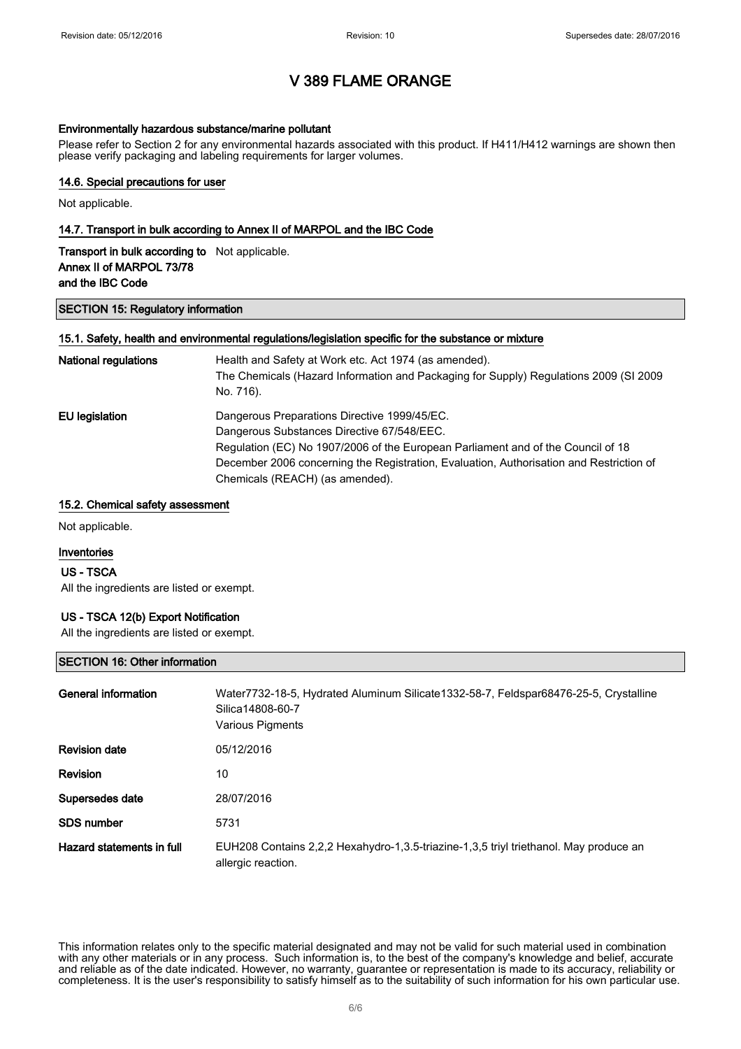# V 389 FLAME ORANGE

#### Environmentally hazardous substance/marine pollutant

Please refer to Section 2 for any environmental hazards associated with this product. If H411/H412 warnings are shown then please verify packaging and labeling requirements for larger volumes.

#### 14.6. Special precautions for user

Not applicable.

#### 14.7. Transport in bulk according to Annex II of MARPOL and the IBC Code

**Transport in bulk according to Annex II of MARPOL 73/78 and the IBC Code** Not applicable.

## SECTION 15: Regulatory information

#### 15.1. Safety, health and environmental regulations/legislation specific for the substance or mixture

**National regulations** Health and Safety at Work etc. Act 1974 (as amended).
The Chemicals (Hazard Information and Packaging for Supply) Regulations 2009 (SI 2009 No. 716).

**EU legislation** Dangerous Preparations Directive 1999/45/EC.
Dangerous Substances Directive 67/548/EEC.
Regulation (EC) No 1907/2006 of the European Parliament and of the Council of 18 December 2006 concerning the Registration, Evaluation, Authorisation and Restriction of Chemicals (REACH) (as amended).

#### 15.2. Chemical safety assessment

Not applicable.

#### Inventories

**US - TSCA**

All the ingredients are listed or exempt.

**US - TSCA 12(b) Export Notification**

All the ingredients are listed or exempt.

## SECTION 16: Other information

**General information** Water7732-18-5, Hydrated Aluminum Silicate1332-58-7, Feldspar68476-25-5, Crystalline Silica14808-60-7
Various Pigments

**Revision date** 05/12/2016

**Revision** 10

**Supersedes date** 28/07/2016

**SDS number** 5731

**Hazard statements in full** EUH208 Contains 2,2,2 Hexahydro-1,3.5-triazine-1,3,5 triyl triethanol. May produce an allergic reaction.

This information relates only to the specific material designated and may not be valid for such material used in combination with any other materials or in any process. Such information is, to the best of the company's knowledge and belief, accurate and reliable as of the date indicated. However, no warranty, guarantee or representation is made to its accuracy, reliability or completeness. It is the user's responsibility to satisfy himself as to the suitability of such information for his own particular use.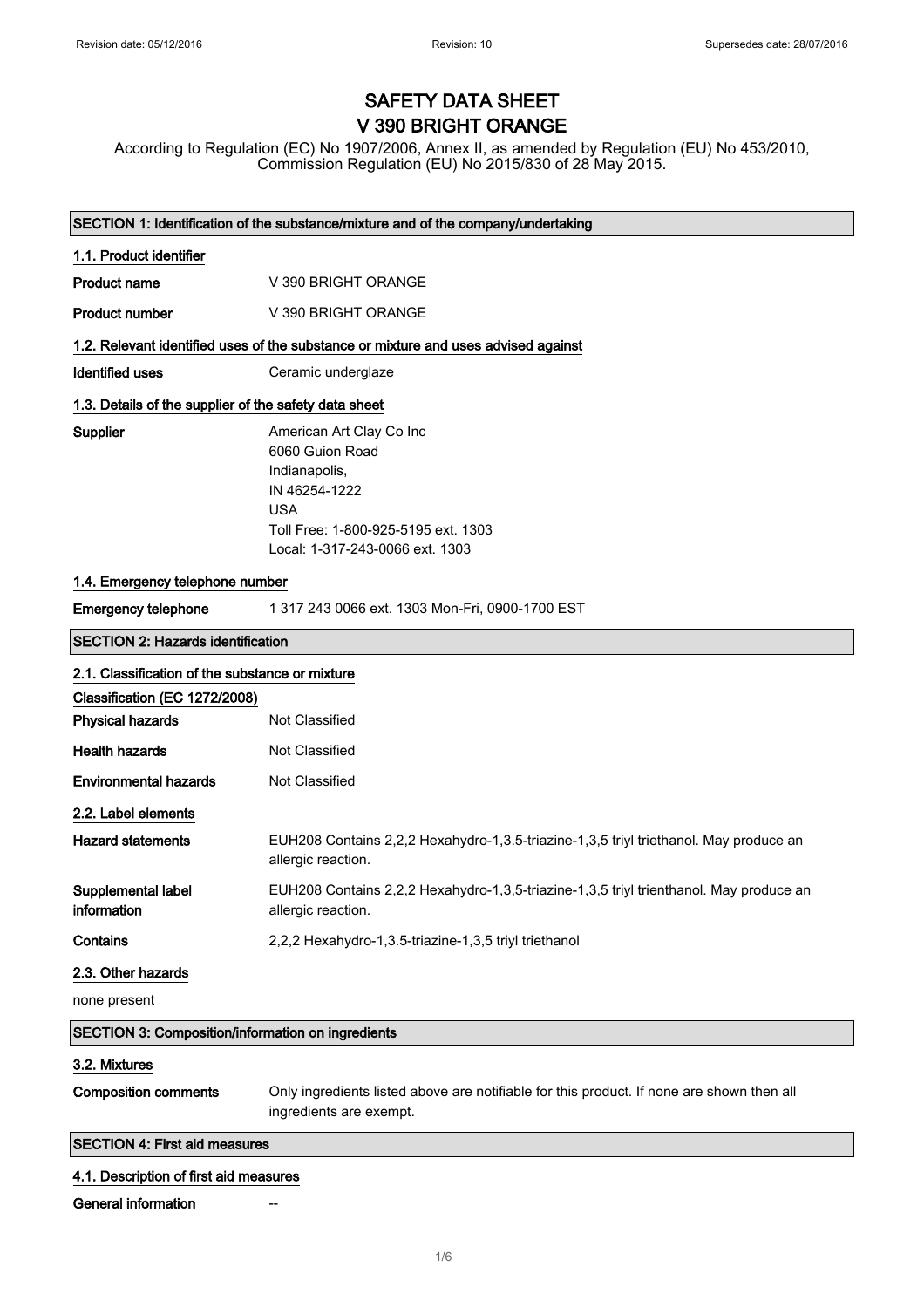# SAFETY DATA SHEET
# V 390 BRIGHT ORANGE

According to Regulation (EC) No 1907/2006, Annex II, as amended by Regulation (EU) No 453/2010, Commission Regulation (EU) No 2015/830 of 28 May 2015.

## SECTION 1: Identification of the substance/mixture and of the company/undertaking

### 1.1. Product identifier

**Product name** V 390 BRIGHT ORANGE

**Product number** V 390 BRIGHT ORANGE

### 1.2. Relevant identified uses of the substance or mixture and uses advised against

**Identified uses** Ceramic underglaze

### 1.3. Details of the supplier of the safety data sheet

**Supplier**
American Art Clay Co Inc
6060 Guion Road
Indianapolis,
IN 46254-1222
USA
Toll Free: 1-800-925-5195 ext. 1303
Local: 1-317-243-0066 ext. 1303

### 1.4. Emergency telephone number

**Emergency telephone** 1 317 243 0066 ext. 1303 Mon-Fri, 0900-1700 EST

## SECTION 2: Hazards identification

### 2.1. Classification of the substance or mixture

**Classification (EC 1272/2008)**

**Physical hazards** Not Classified

**Health hazards** Not Classified

**Environmental hazards** Not Classified

### 2.2. Label elements

**Hazard statements** EUH208 Contains 2,2,2 Hexahydro-1,3.5-triazine-1,3,5 triyl triethanol. May produce an allergic reaction.

**Supplemental label information** EUH208 Contains 2,2,2 Hexahydro-1,3,5-triazine-1,3,5 triyl trienthanol. May produce an allergic reaction.

**Contains** 2,2,2 Hexahydro-1,3.5-triazine-1,3,5 triyl triethanol

### 2.3. Other hazards

none present

## SECTION 3: Composition/information on ingredients

### 3.2. Mixtures

**Composition comments** Only ingredients listed above are notifiable for this product. If none are shown then all ingredients are exempt.

## SECTION 4: First aid measures

### 4.1. Description of first aid measures

**General information** --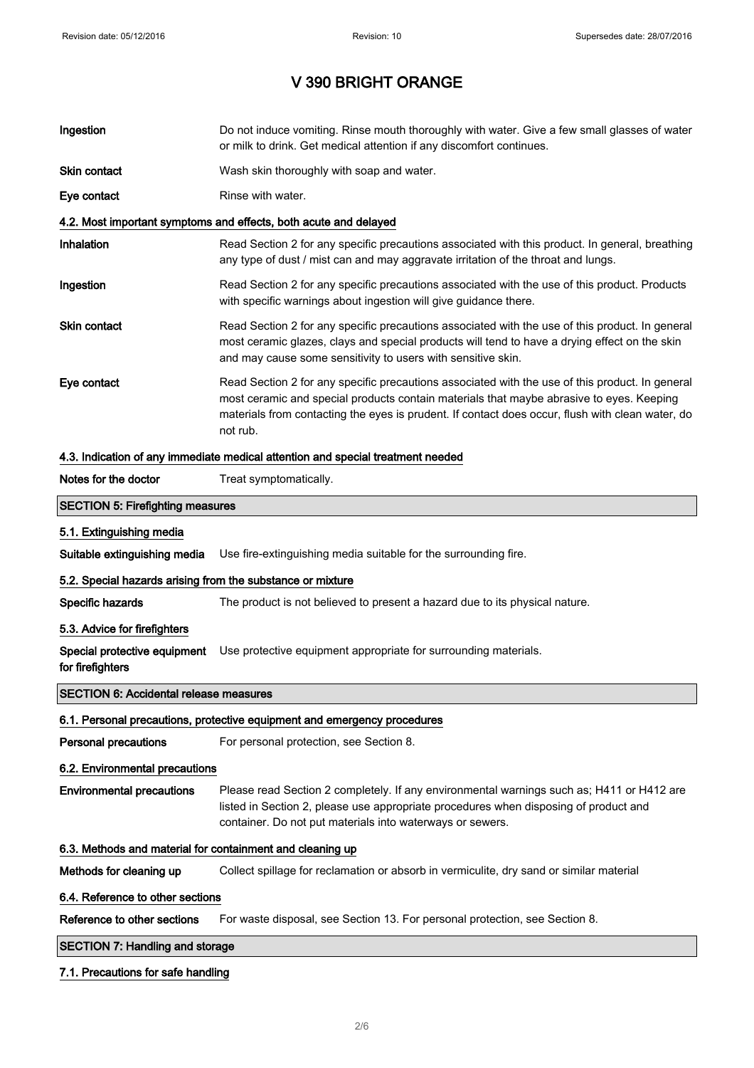# V 390 BRIGHT ORANGE

| | |
|---|---|
| **Ingestion** | Do not induce vomiting. Rinse mouth thoroughly with water. Give a few small glasses of water or milk to drink. Get medical attention if any discomfort continues. |
| **Skin contact** | Wash skin thoroughly with soap and water. |
| **Eye contact** | Rinse with water. |

### 4.2. Most important symptoms and effects, both acute and delayed

| | |
|---|---|
| **Inhalation** | Read Section 2 for any specific precautions associated with this product. In general, breathing any type of dust / mist can and may aggravate irritation of the throat and lungs. |
| **Ingestion** | Read Section 2 for any specific precautions associated with the use of this product. Products with specific warnings about ingestion will give guidance there. |
| **Skin contact** | Read Section 2 for any specific precautions associated with the use of this product. In general most ceramic glazes, clays and special products will tend to have a drying effect on the skin and may cause some sensitivity to users with sensitive skin. |
| **Eye contact** | Read Section 2 for any specific precautions associated with the use of this product. In general most ceramic and special products contain materials that maybe abrasive to eyes. Keeping materials from contacting the eyes is prudent. If contact does occur, flush with clean water, do not rub. |

### 4.3. Indication of any immediate medical attention and special treatment needed

| | |
|---|---|
| **Notes for the doctor** | Treat symptomatically. |

## SECTION 5: Firefighting measures

### 5.1. Extinguishing media

| | |
|---|---|
| **Suitable extinguishing media** | Use fire-extinguishing media suitable for the surrounding fire. |

### 5.2. Special hazards arising from the substance or mixture

| | |
|---|---|
| **Specific hazards** | The product is not believed to present a hazard due to its physical nature. |

### 5.3. Advice for firefighters

| | |
|---|---|
| **Special protective equipment for firefighters** | Use protective equipment appropriate for surrounding materials. |

## SECTION 6: Accidental release measures

### 6.1. Personal precautions, protective equipment and emergency procedures

| | |
|---|---|
| **Personal precautions** | For personal protection, see Section 8. |

### 6.2. Environmental precautions

| | |
|---|---|
| **Environmental precautions** | Please read Section 2 completely. If any environmental warnings such as; H411 or H412 are listed in Section 2, please use appropriate procedures when disposing of product and container. Do not put materials into waterways or sewers. |

### 6.3. Methods and material for containment and cleaning up

| | |
|---|---|
| **Methods for cleaning up** | Collect spillage for reclamation or absorb in vermiculite, dry sand or similar material |

### 6.4. Reference to other sections

| | |
|---|---|
| **Reference to other sections** | For waste disposal, see Section 13. For personal protection, see Section 8. |

## SECTION 7: Handling and storage

### 7.1. Precautions for safe handling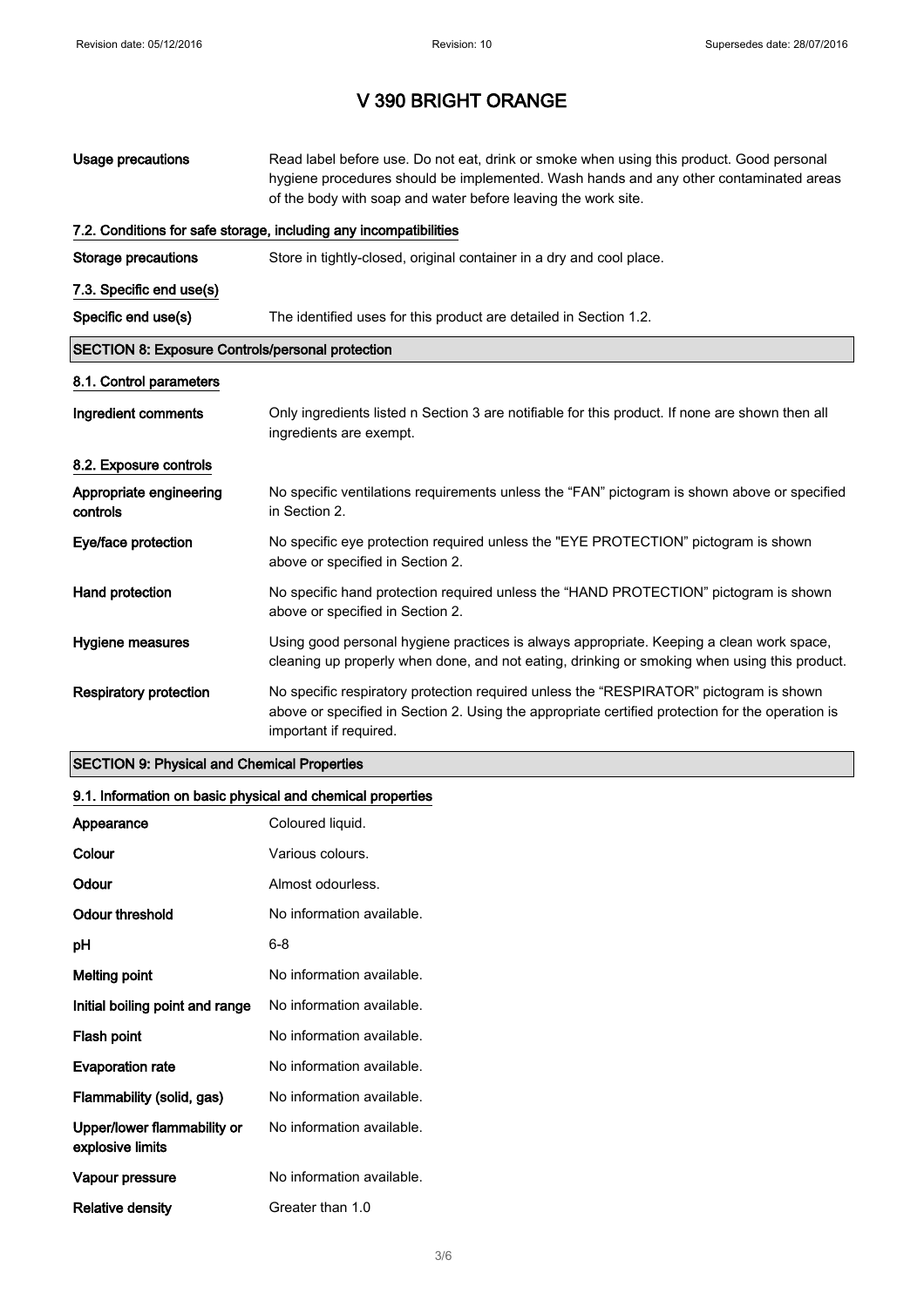# V 390 BRIGHT ORANGE

| | |
|---|---|
| **Usage precautions** | Read label before use. Do not eat, drink or smoke when using this product. Good personal hygiene procedures should be implemented. Wash hands and any other contaminated areas of the body with soap and water before leaving the work site. |

### 7.2. Conditions for safe storage, including any incompatibilities

| | |
|---|---|
| **Storage precautions** | Store in tightly-closed, original container in a dry and cool place. |

### 7.3. Specific end use(s)

| | |
|---|---|
| **Specific end use(s)** | The identified uses for this product are detailed in Section 1.2. |

## SECTION 8: Exposure Controls/personal protection

### 8.1. Control parameters

| | |
|---|---|
| **Ingredient comments** | Only ingredients listed n Section 3 are notifiable for this product. If none are shown then all ingredients are exempt. |

### 8.2. Exposure controls

| | |
|---|---|
| **Appropriate engineering controls** | No specific ventilations requirements unless the “FAN” pictogram is shown above or specified in Section 2. |
| **Eye/face protection** | No specific eye protection required unless the "EYE PROTECTION” pictogram is shown above or specified in Section 2. |
| **Hand protection** | No specific hand protection required unless the “HAND PROTECTION” pictogram is shown above or specified in Section 2. |
| **Hygiene measures** | Using good personal hygiene practices is always appropriate. Keeping a clean work space, cleaning up properly when done, and not eating, drinking or smoking when using this product. |
| **Respiratory protection** | No specific respiratory protection required unless the “RESPIRATOR” pictogram is shown above or specified in Section 2. Using the appropriate certified protection for the operation is important if required. |

## SECTION 9: Physical and Chemical Properties

### 9.1. Information on basic physical and chemical properties

| | |
|---|---|
| **Appearance** | Coloured liquid. |
| **Colour** | Various colours. |
| **Odour** | Almost odourless. |
| **Odour threshold** | No information available. |
| **pH** | 6-8 |
| **Melting point** | No information available. |
| **Initial boiling point and range** | No information available. |
| **Flash point** | No information available. |
| **Evaporation rate** | No information available. |
| **Flammability (solid, gas)** | No information available. |
| **Upper/lower flammability or explosive limits** | No information available. |
| **Vapour pressure** | No information available. |
| **Relative density** | Greater than 1.0 |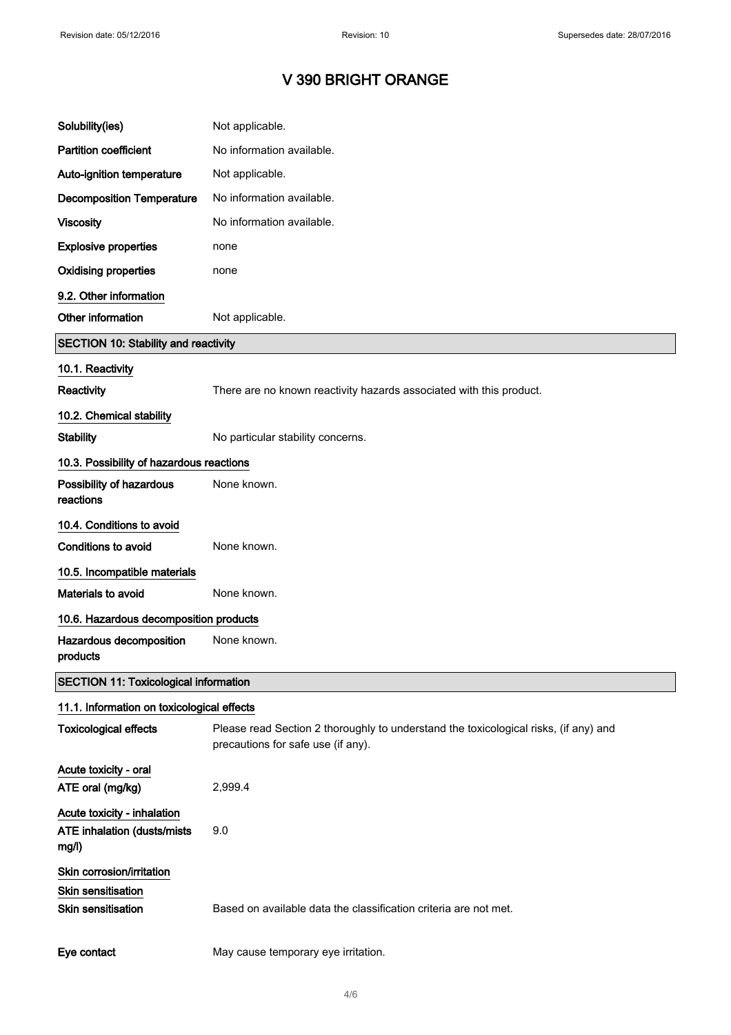| | |
|---|---|
| **Solubility(ies)** | Not applicable. |
| **Partition coefficient** | No information available. |
| **Auto-ignition temperature** | Not applicable. |
| **Decomposition Temperature** | No information available. |
| **Viscosity** | No information available. |
| **Explosive properties** | none |
| **Oxidising properties** | none |

### 9.2. Other information

| | |
|---|---|
| **Other information** | Not applicable. |

## SECTION 10: Stability and reactivity

### 10.1. Reactivity

| | |
|---|---|
| **Reactivity** | There are no known reactivity hazards associated with this product. |

### 10.2. Chemical stability

| | |
|---|---|
| **Stability** | No particular stability concerns. |

### 10.3. Possibility of hazardous reactions

| | |
|---|---|
| **Possibility of hazardous reactions** | None known. |

### 10.4. Conditions to avoid

| | |
|---|---|
| **Conditions to avoid** | None known. |

### 10.5. Incompatible materials

| | |
|---|---|
| **Materials to avoid** | None known. |

### 10.6. Hazardous decomposition products

| | |
|---|---|
| **Hazardous decomposition products** | None known. |

## SECTION 11: Toxicological information

### 11.1. Information on toxicological effects

| | |
|---|---|
| **Toxicological effects** | Please read Section 2 thoroughly to understand the toxicological risks, (if any) and precautions for safe use (if any). |

**Acute toxicity - oral**

| | |
|---|---|
| **ATE oral (mg/kg)** | 2,999.4 |

**Acute toxicity - inhalation**

| | |
|---|---|
| **ATE inhalation (dusts/mists mg/l)** | 9.0 |

**Skin corrosion/irritation**

**Skin sensitisation**

| | |
|---|---|
| **Skin sensitisation** | Based on available data the classification criteria are not met. |
| **Eye contact** | May cause temporary eye irritation. |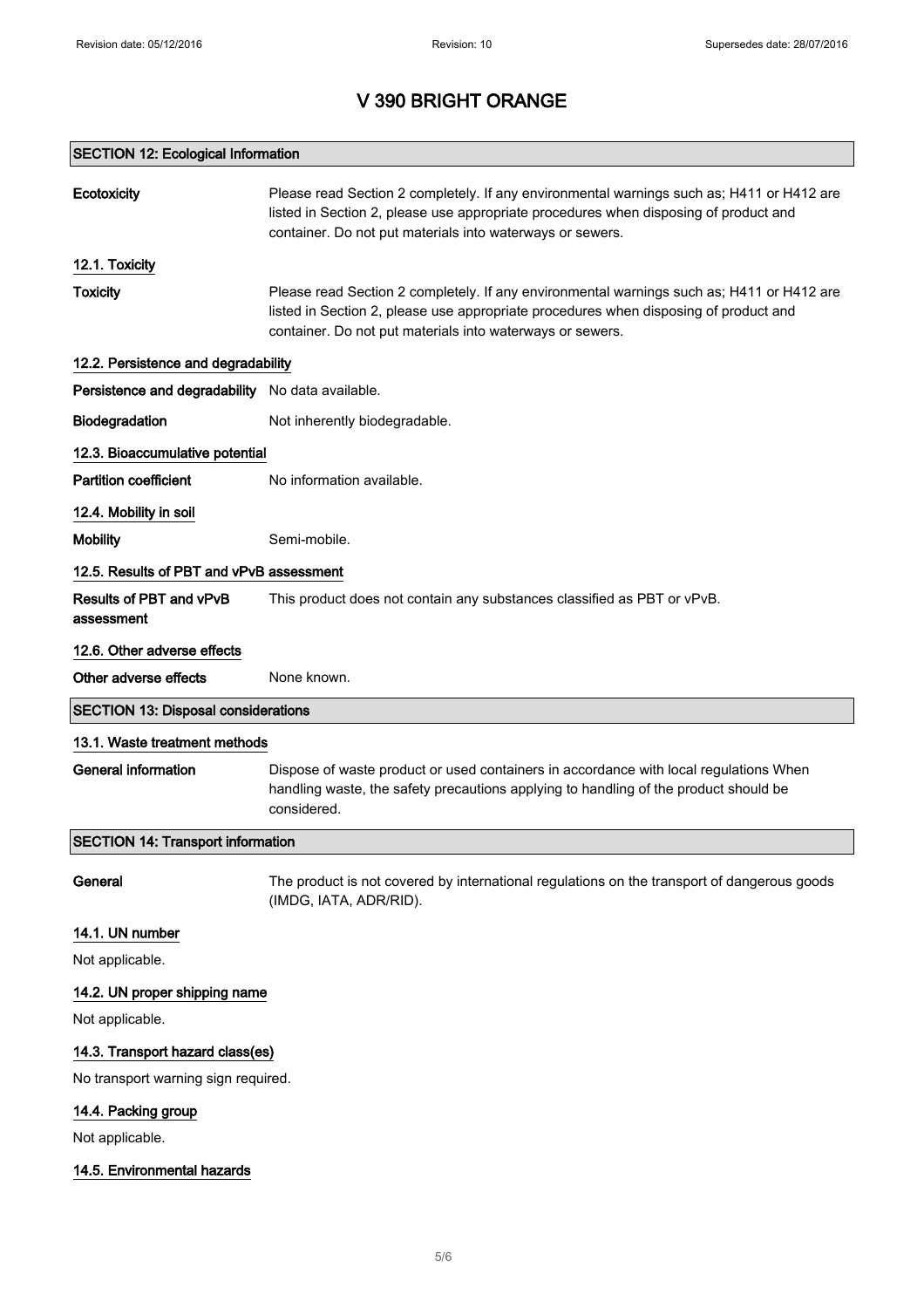# V 390 BRIGHT ORANGE

## SECTION 12: Ecological Information

**Ecotoxicity** Please read Section 2 completely. If any environmental warnings such as; H411 or H412 are listed in Section 2, please use appropriate procedures when disposing of product and container. Do not put materials into waterways or sewers.

### 12.1. Toxicity

**Toxicity** Please read Section 2 completely. If any environmental warnings such as; H411 or H412 are listed in Section 2, please use appropriate procedures when disposing of product and container. Do not put materials into waterways or sewers.

### 12.2. Persistence and degradability

**Persistence and degradability** No data available.

**Biodegradation** Not inherently biodegradable.

### 12.3. Bioaccumulative potential

**Partition coefficient** No information available.

### 12.4. Mobility in soil

**Mobility** Semi-mobile.

### 12.5. Results of PBT and vPvB assessment

**Results of PBT and vPvB assessment** This product does not contain any substances classified as PBT or vPvB.

### 12.6. Other adverse effects

**Other adverse effects** None known.

## SECTION 13: Disposal considerations

### 13.1. Waste treatment methods

**General information** Dispose of waste product or used containers in accordance with local regulations When handling waste, the safety precautions applying to handling of the product should be considered.

## SECTION 14: Transport information

**General** The product is not covered by international regulations on the transport of dangerous goods (IMDG, IATA, ADR/RID).

### 14.1. UN number

Not applicable.

### 14.2. UN proper shipping name

Not applicable.

### 14.3. Transport hazard class(es)

No transport warning sign required.

### 14.4. Packing group

Not applicable.

### 14.5. Environmental hazards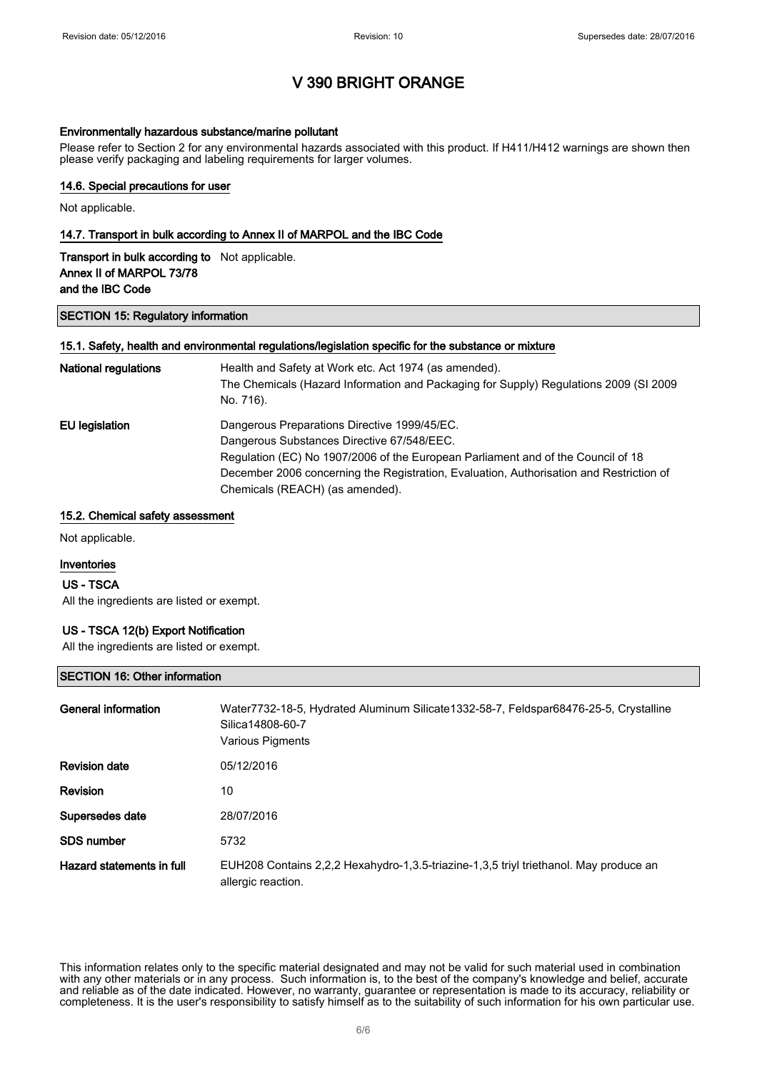# V 390 BRIGHT ORANGE

**Environmentally hazardous substance/marine pollutant**

Please refer to Section 2 for any environmental hazards associated with this product. If H411/H412 warnings are shown then please verify packaging and labeling requirements for larger volumes.

### 14.6. Special precautions for user

Not applicable.

### 14.7. Transport in bulk according to Annex II of MARPOL and the IBC Code

**Transport in bulk according to Annex II of MARPOL 73/78 and the IBC Code** Not applicable.

## SECTION 15: Regulatory information

### 15.1. Safety, health and environmental regulations/legislation specific for the substance or mixture

| | |
|---|---|
| **National regulations** | Health and Safety at Work etc. Act 1974 (as amended). The Chemicals (Hazard Information and Packaging for Supply) Regulations 2009 (SI 2009 No. 716). |
| **EU legislation** | Dangerous Preparations Directive 1999/45/EC. Dangerous Substances Directive 67/548/EEC. Regulation (EC) No 1907/2006 of the European Parliament and of the Council of 18 December 2006 concerning the Registration, Evaluation, Authorisation and Restriction of Chemicals (REACH) (as amended). |

### 15.2. Chemical safety assessment

Not applicable.

### Inventories

**US - TSCA**

All the ingredients are listed or exempt.

**US - TSCA 12(b) Export Notification**

All the ingredients are listed or exempt.

## SECTION 16: Other information

| | |
|---|---|
| **General information** | Water7732-18-5, Hydrated Aluminum Silicate1332-58-7, Feldspar68476-25-5, Crystalline Silica14808-60-7 Various Pigments |
| **Revision date** | 05/12/2016 |
| **Revision** | 10 |
| **Supersedes date** | 28/07/2016 |
| **SDS number** | 5732 |
| **Hazard statements in full** | EUH208 Contains 2,2,2 Hexahydro-1,3.5-triazine-1,3,5 triyl triethanol. May produce an allergic reaction. |

This information relates only to the specific material designated and may not be valid for such material used in combination with any other materials or in any process. Such information is, to the best of the company's knowledge and belief, accurate and reliable as of the date indicated. However, no warranty, guarantee or representation is made to its accuracy, reliability or completeness. It is the user's responsibility to satisfy himself as to the suitability of such information for his own particular use.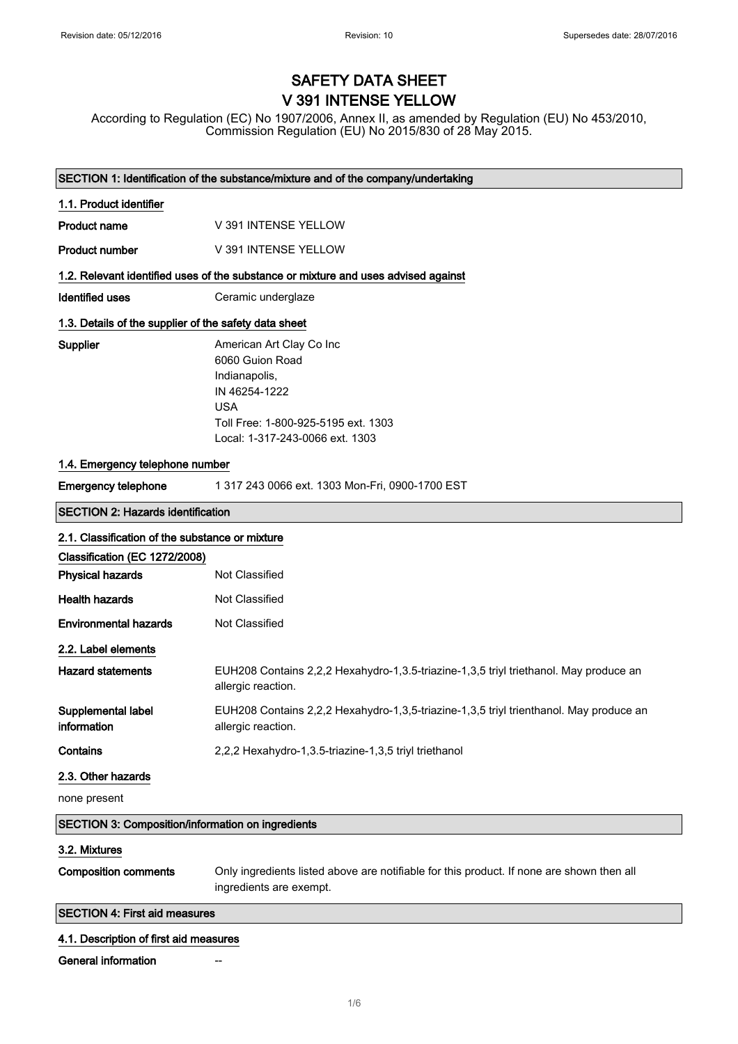Revision date: 05/12/2016 Revision: 10 Supersedes date: 28/07/2016

# SAFETY DATA SHEET
# V 391 INTENSE YELLOW

According to Regulation (EC) No 1907/2006, Annex II, as amended by Regulation (EU) No 453/2010, Commission Regulation (EU) No 2015/830 of 28 May 2015.

## SECTION 1: Identification of the substance/mixture and of the company/undertaking

### 1.1. Product identifier

**Product name** V 391 INTENSE YELLOW

**Product number** V 391 INTENSE YELLOW

### 1.2. Relevant identified uses of the substance or mixture and uses advised against

**Identified uses** Ceramic underglaze

### 1.3. Details of the supplier of the safety data sheet

**Supplier**
American Art Clay Co Inc
6060 Guion Road
Indianapolis,
IN 46254-1222
USA
Toll Free: 1-800-925-5195 ext. 1303
Local: 1-317-243-0066 ext. 1303

### 1.4. Emergency telephone number

**Emergency telephone** 1 317 243 0066 ext. 1303 Mon-Fri, 0900-1700 EST

## SECTION 2: Hazards identification

### 2.1. Classification of the substance or mixture

**Classification (EC 1272/2008)**

**Physical hazards** Not Classified

**Health hazards** Not Classified

**Environmental hazards** Not Classified

### 2.2. Label elements

**Hazard statements** EUH208 Contains 2,2,2 Hexahydro-1,3.5-triazine-1,3,5 triyl triethanol. May produce an allergic reaction.

**Supplemental label information** EUH208 Contains 2,2,2 Hexahydro-1,3,5-triazine-1,3,5 triyl trienthanol. May produce an allergic reaction.

**Contains** 2,2,2 Hexahydro-1,3.5-triazine-1,3,5 triyl triethanol

### 2.3. Other hazards

none present

## SECTION 3: Composition/information on ingredients

### 3.2. Mixtures

**Composition comments** Only ingredients listed above are notifiable for this product. If none are shown then all ingredients are exempt.

## SECTION 4: First aid measures

### 4.1. Description of first aid measures

**General information** --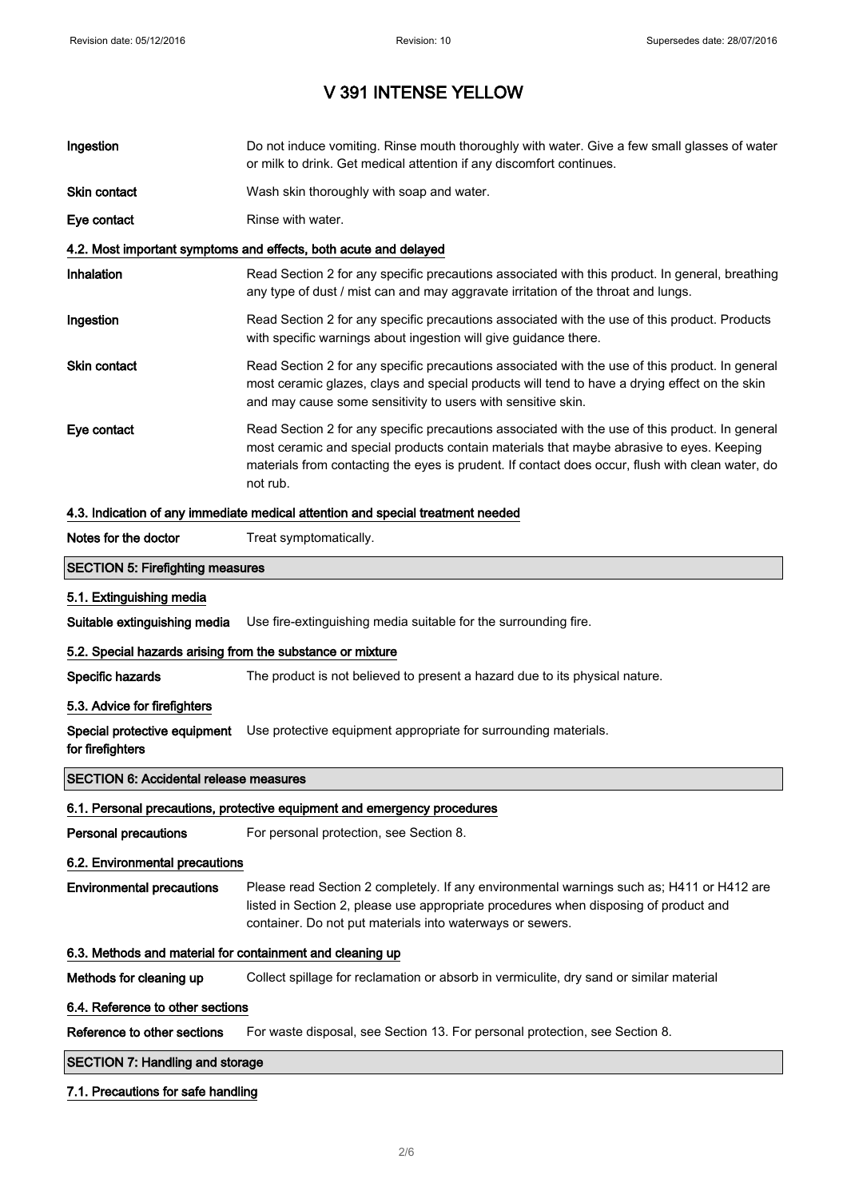# V 391 INTENSE YELLOW

| | |
|---|---|
| **Ingestion** | Do not induce vomiting. Rinse mouth thoroughly with water. Give a few small glasses of water or milk to drink. Get medical attention if any discomfort continues. |
| **Skin contact** | Wash skin thoroughly with soap and water. |
| **Eye contact** | Rinse with water. |

### 4.2. Most important symptoms and effects, both acute and delayed

| | |
|---|---|
| **Inhalation** | Read Section 2 for any specific precautions associated with this product. In general, breathing any type of dust / mist can and may aggravate irritation of the throat and lungs. |
| **Ingestion** | Read Section 2 for any specific precautions associated with the use of this product. Products with specific warnings about ingestion will give guidance there. |
| **Skin contact** | Read Section 2 for any specific precautions associated with the use of this product. In general most ceramic glazes, clays and special products will tend to have a drying effect on the skin and may cause some sensitivity to users with sensitive skin. |
| **Eye contact** | Read Section 2 for any specific precautions associated with the use of this product. In general most ceramic and special products contain materials that maybe abrasive to eyes. Keeping materials from contacting the eyes is prudent. If contact does occur, flush with clean water, do not rub. |

### 4.3. Indication of any immediate medical attention and special treatment needed

| | |
|---|---|
| **Notes for the doctor** | Treat symptomatically. |

## SECTION 5: Firefighting measures

### 5.1. Extinguishing media

| | |
|---|---|
| **Suitable extinguishing media** | Use fire-extinguishing media suitable for the surrounding fire. |

### 5.2. Special hazards arising from the substance or mixture

| | |
|---|---|
| **Specific hazards** | The product is not believed to present a hazard due to its physical nature. |

### 5.3. Advice for firefighters

| | |
|---|---|
| **Special protective equipment for firefighters** | Use protective equipment appropriate for surrounding materials. |

## SECTION 6: Accidental release measures

### 6.1. Personal precautions, protective equipment and emergency procedures

| | |
|---|---|
| **Personal precautions** | For personal protection, see Section 8. |

### 6.2. Environmental precautions

| | |
|---|---|
| **Environmental precautions** | Please read Section 2 completely. If any environmental warnings such as; H411 or H412 are listed in Section 2, please use appropriate procedures when disposing of product and container. Do not put materials into waterways or sewers. |

### 6.3. Methods and material for containment and cleaning up

| | |
|---|---|
| **Methods for cleaning up** | Collect spillage for reclamation or absorb in vermiculite, dry sand or similar material |

### 6.4. Reference to other sections

| | |
|---|---|
| **Reference to other sections** | For waste disposal, see Section 13. For personal protection, see Section 8. |

## SECTION 7: Handling and storage

### 7.1. Precautions for safe handling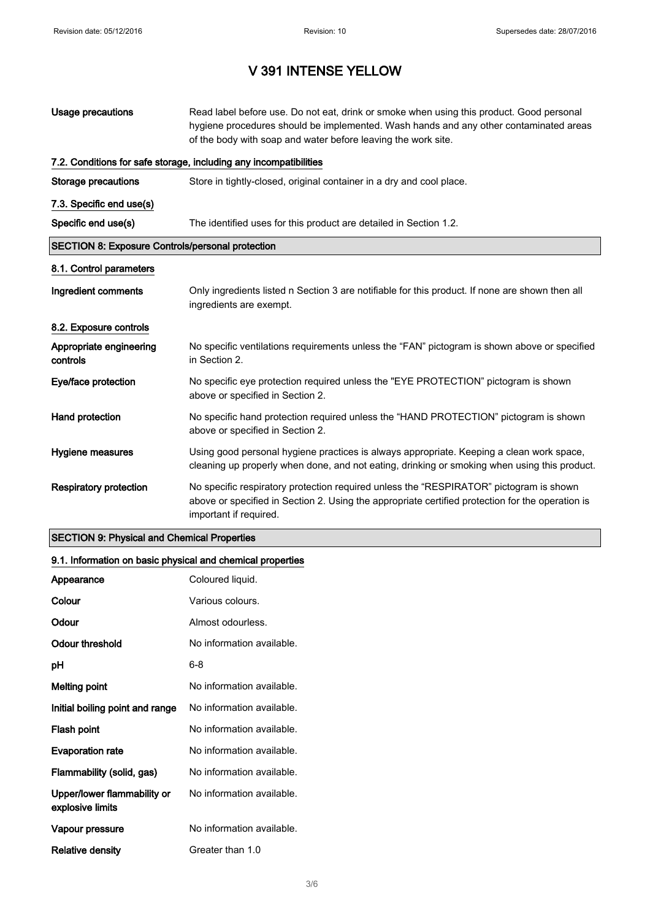# V 391 INTENSE YELLOW

| | |
|---|---|
| **Usage precautions** | Read label before use. Do not eat, drink or smoke when using this product. Good personal hygiene procedures should be implemented. Wash hands and any other contaminated areas of the body with soap and water before leaving the work site. |

### 7.2. Conditions for safe storage, including any incompatibilities

| | |
|---|---|
| **Storage precautions** | Store in tightly-closed, original container in a dry and cool place. |

### 7.3. Specific end use(s)

| | |
|---|---|
| **Specific end use(s)** | The identified uses for this product are detailed in Section 1.2. |

## SECTION 8: Exposure Controls/personal protection

### 8.1. Control parameters

| | |
|---|---|
| **Ingredient comments** | Only ingredients listed n Section 3 are notifiable for this product. If none are shown then all ingredients are exempt. |

### 8.2. Exposure controls

| | |
|---|---|
| **Appropriate engineering controls** | No specific ventilations requirements unless the "FAN" pictogram is shown above or specified in Section 2. |
| **Eye/face protection** | No specific eye protection required unless the "EYE PROTECTION" pictogram is shown above or specified in Section 2. |
| **Hand protection** | No specific hand protection required unless the "HAND PROTECTION" pictogram is shown above or specified in Section 2. |
| **Hygiene measures** | Using good personal hygiene practices is always appropriate. Keeping a clean work space, cleaning up properly when done, and not eating, drinking or smoking when using this product. |
| **Respiratory protection** | No specific respiratory protection required unless the "RESPIRATOR" pictogram is shown above or specified in Section 2. Using the appropriate certified protection for the operation is important if required. |

## SECTION 9: Physical and Chemical Properties

### 9.1. Information on basic physical and chemical properties

| | |
|---|---|
| **Appearance** | Coloured liquid. |
| **Colour** | Various colours. |
| **Odour** | Almost odourless. |
| **Odour threshold** | No information available. |
| **pH** | 6-8 |
| **Melting point** | No information available. |
| **Initial boiling point and range** | No information available. |
| **Flash point** | No information available. |
| **Evaporation rate** | No information available. |
| **Flammability (solid, gas)** | No information available. |
| **Upper/lower flammability or explosive limits** | No information available. |
| **Vapour pressure** | No information available. |
| **Relative density** | Greater than 1.0 |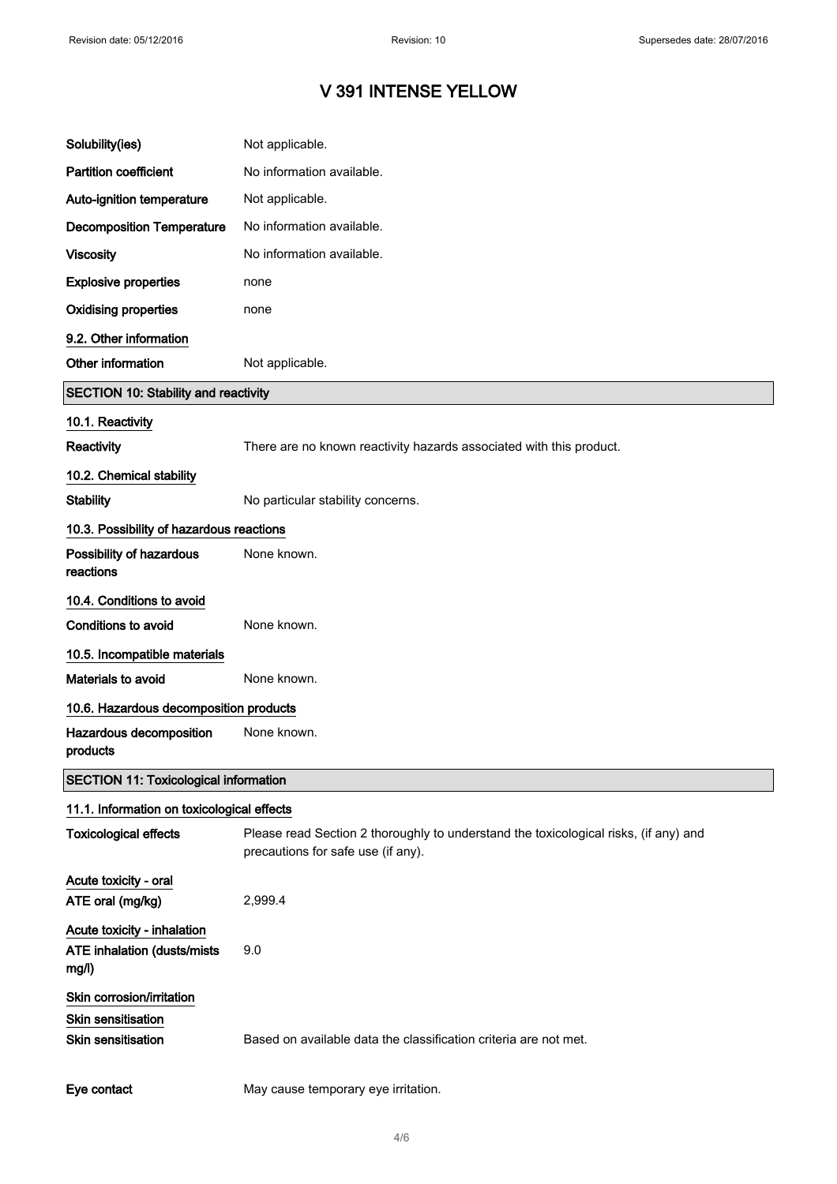# V 391 INTENSE YELLOW

| | |
|---|---|
| **Solubility(ies)** | Not applicable. |
| **Partition coefficient** | No information available. |
| **Auto-ignition temperature** | Not applicable. |
| **Decomposition Temperature** | No information available. |
| **Viscosity** | No information available. |
| **Explosive properties** | none |
| **Oxidising properties** | none |

### 9.2. Other information

| | |
|---|---|
| **Other information** | Not applicable. |

## SECTION 10: Stability and reactivity

### 10.1. Reactivity

| | |
|---|---|
| **Reactivity** | There are no known reactivity hazards associated with this product. |

### 10.2. Chemical stability

| | |
|---|---|
| **Stability** | No particular stability concerns. |

### 10.3. Possibility of hazardous reactions

| | |
|---|---|
| **Possibility of hazardous reactions** | None known. |

### 10.4. Conditions to avoid

| | |
|---|---|
| **Conditions to avoid** | None known. |

### 10.5. Incompatible materials

| | |
|---|---|
| **Materials to avoid** | None known. |

### 10.6. Hazardous decomposition products

| | |
|---|---|
| **Hazardous decomposition products** | None known. |

## SECTION 11: Toxicological information

### 11.1. Information on toxicological effects

| | |
|---|---|
| **Toxicological effects** | Please read Section 2 thoroughly to understand the toxicological risks, (if any) and precautions for safe use (if any). |

**Acute toxicity - oral**

| | |
|---|---|
| **ATE oral (mg/kg)** | 2,999.4 |

**Acute toxicity - inhalation**

| | |
|---|---|
| **ATE inhalation (dusts/mists mg/l)** | 9.0 |

**Skin corrosion/irritation**

**Skin sensitisation**

| | |
|---|---|
| **Skin sensitisation** | Based on available data the classification criteria are not met. |

| | |
|---|---|
| **Eye contact** | May cause temporary eye irritation. |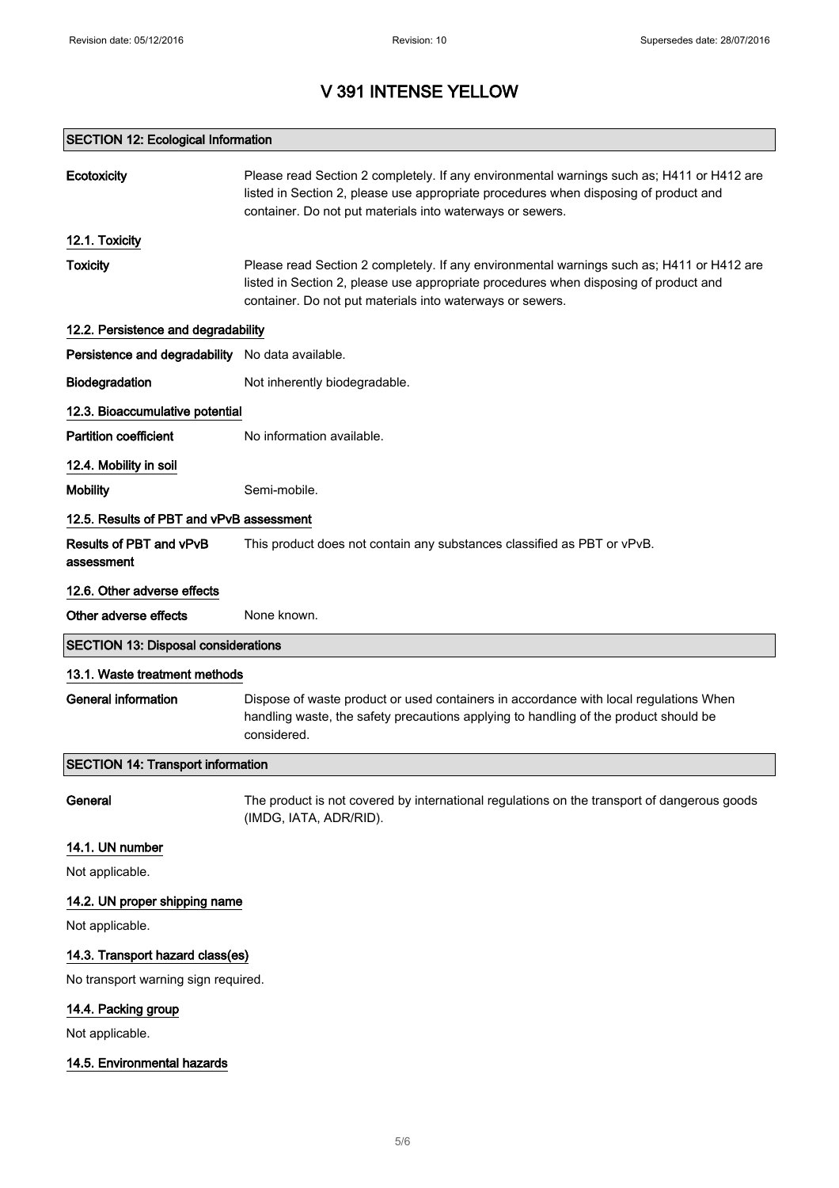# V 391 INTENSE YELLOW

## SECTION 12: Ecological Information

**Ecotoxicity** Please read Section 2 completely. If any environmental warnings such as; H411 or H412 are listed in Section 2, please use appropriate procedures when disposing of product and container. Do not put materials into waterways or sewers.

### 12.1. Toxicity

**Toxicity** Please read Section 2 completely. If any environmental warnings such as; H411 or H412 are listed in Section 2, please use appropriate procedures when disposing of product and container. Do not put materials into waterways or sewers.

### 12.2. Persistence and degradability

**Persistence and degradability** No data available.

**Biodegradation** Not inherently biodegradable.

### 12.3. Bioaccumulative potential

**Partition coefficient** No information available.

### 12.4. Mobility in soil

**Mobility** Semi-mobile.

### 12.5. Results of PBT and vPvB assessment

**Results of PBT and vPvB assessment** This product does not contain any substances classified as PBT or vPvB.

### 12.6. Other adverse effects

**Other adverse effects** None known.

## SECTION 13: Disposal considerations

### 13.1. Waste treatment methods

**General information** Dispose of waste product or used containers in accordance with local regulations When handling waste, the safety precautions applying to handling of the product should be considered.

## SECTION 14: Transport information

**General** The product is not covered by international regulations on the transport of dangerous goods (IMDG, IATA, ADR/RID).

### 14.1. UN number

Not applicable.

### 14.2. UN proper shipping name

Not applicable.

### 14.3. Transport hazard class(es)

No transport warning sign required.

### 14.4. Packing group

Not applicable.

### 14.5. Environmental hazards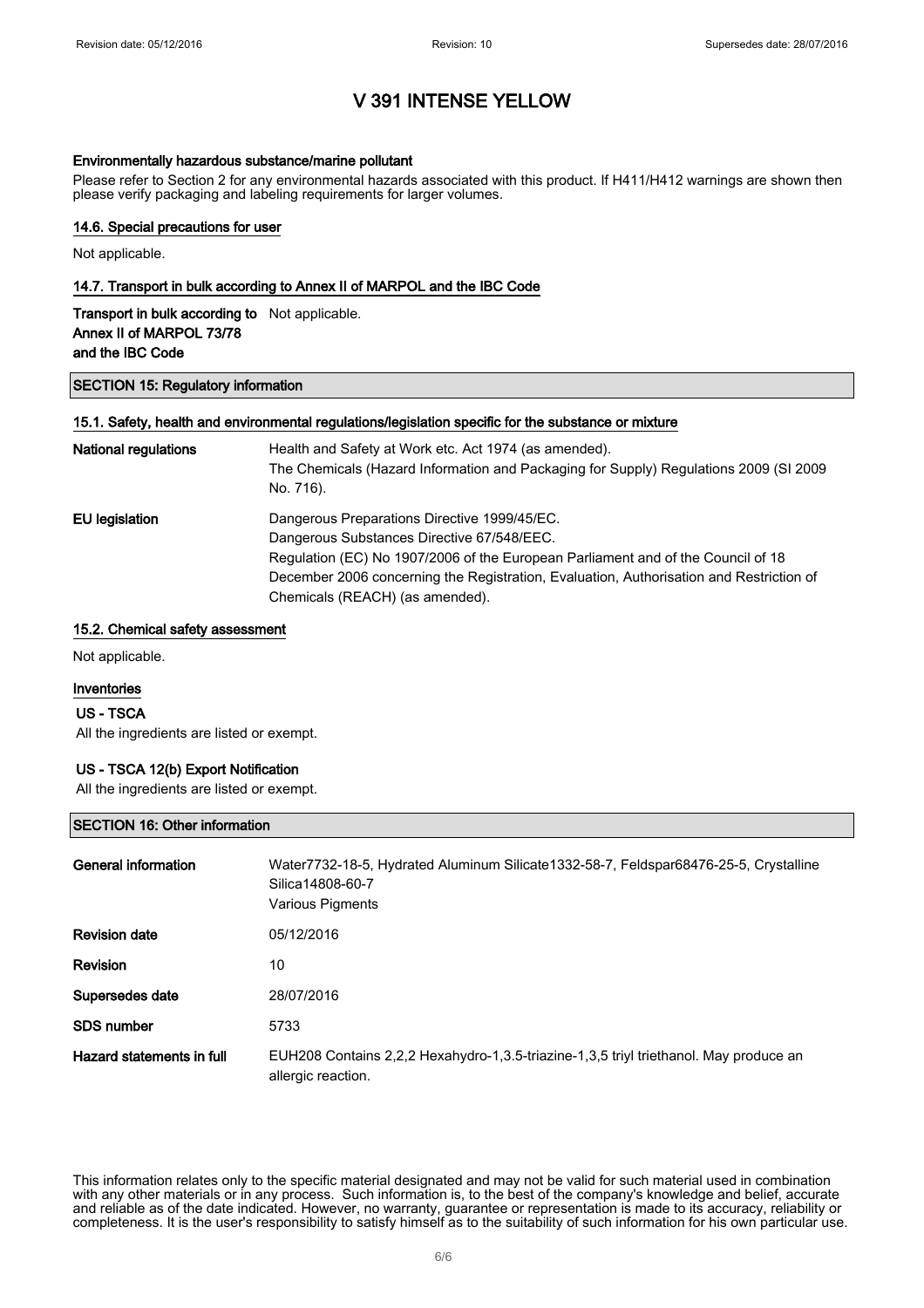# V 391 INTENSE YELLOW

#### Environmentally hazardous substance/marine pollutant

Please refer to Section 2 for any environmental hazards associated with this product. If H411/H412 warnings are shown then please verify packaging and labeling requirements for larger volumes.

#### 14.6. Special precautions for user

Not applicable.

#### 14.7. Transport in bulk according to Annex II of MARPOL and the IBC Code

| | |
|---|---|
| **Transport in bulk according to Annex II of MARPOL 73/78 and the IBC Code** | Not applicable. |

## SECTION 15: Regulatory information

#### 15.1. Safety, health and environmental regulations/legislation specific for the substance or mixture

| | |
|---|---|
| **National regulations** | Health and Safety at Work etc. Act 1974 (as amended). The Chemicals (Hazard Information and Packaging for Supply) Regulations 2009 (SI 2009 No. 716). |
| **EU legislation** | Dangerous Preparations Directive 1999/45/EC. Dangerous Substances Directive 67/548/EEC. Regulation (EC) No 1907/2006 of the European Parliament and of the Council of 18 December 2006 concerning the Registration, Evaluation, Authorisation and Restriction of Chemicals (REACH) (as amended). |

#### 15.2. Chemical safety assessment

Not applicable.

#### Inventories

**US - TSCA**

All the ingredients are listed or exempt.

**US - TSCA 12(b) Export Notification**

All the ingredients are listed or exempt.

## SECTION 16: Other information

| | |
|---|---|
| **General information** | Water7732-18-5, Hydrated Aluminum Silicate1332-58-7, Feldspar68476-25-5, Crystalline Silica14808-60-7 Various Pigments |
| **Revision date** | 05/12/2016 |
| **Revision** | 10 |
| **Supersedes date** | 28/07/2016 |
| **SDS number** | 5733 |
| **Hazard statements in full** | EUH208 Contains 2,2,2 Hexahydro-1,3.5-triazine-1,3,5 triyl triethanol. May produce an allergic reaction. |

This information relates only to the specific material designated and may not be valid for such material used in combination with any other materials or in any process. Such information is, to the best of the company's knowledge and belief, accurate and reliable as of the date indicated. However, no warranty, guarantee or representation is made to its accuracy, reliability or completeness. It is the user's responsibility to satisfy himself as to the suitability of such information for his own particular use.